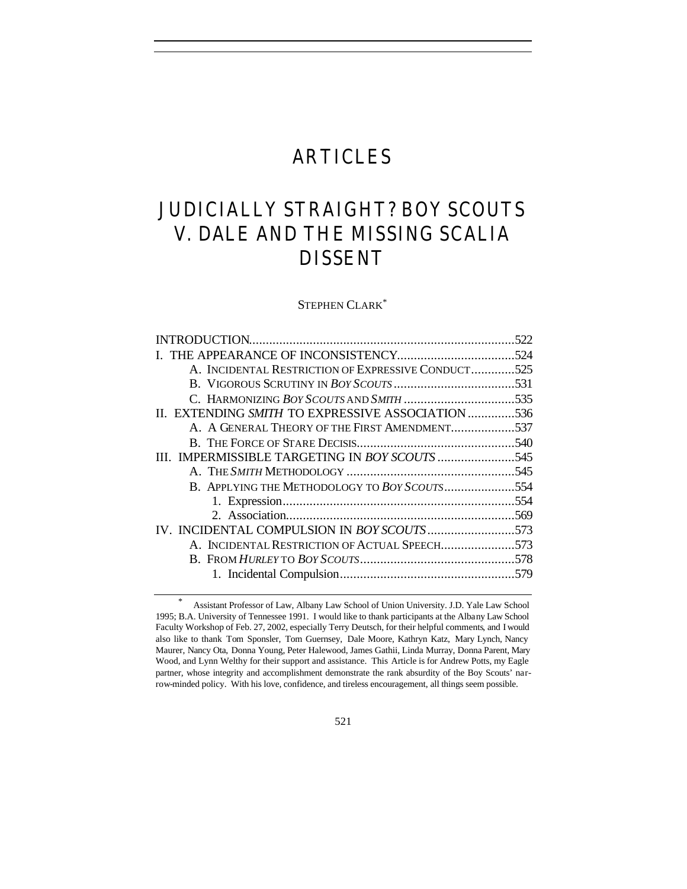# ARTICLES

# JUDICIALLY STRAIGHT? BOY SCOUTS V. DALE AND THE MISSING SCALIA DISSENT

STEPHEN CLARK*

| | |
|---|---|
| INTRODUCTION | 522 |
| I. THE APPEARANCE OF INCONSISTENCY | 524 |
| A. INCIDENTAL RESTRICTION OF EXPRESSIVE CONDUCT | 525 |
| B. VIGOROUS SCRUTINY IN *BOY SCOUTS* | 531 |
| C. HARMONIZING *BOY SCOUTS* AND *SMITH* | 535 |
| II. EXTENDING *SMITH* TO EXPRESSIVE ASSOCIATION | 536 |
| A. A GENERAL THEORY OF THE FIRST AMENDMENT | 537 |
| B. THE FORCE OF STARE DECISIS | 540 |
| III. IMPERMISSIBLE TARGETING IN *BOY SCOUTS* | 545 |
| A. THE *SMITH* METHODOLOGY | 545 |
| B. APPLYING THE METHODOLOGY TO *BOY SCOUTS* | 554 |
| 1. Expression | 554 |
| 2. Association | 569 |
| IV. INCIDENTAL COMPULSION IN *BOY SCOUTS* | 573 |
| A. INCIDENTAL RESTRICTION OF ACTUAL SPEECH | 573 |
| B. FROM *HURLEY* TO *BOY SCOUTS* | 578 |
| 1. Incidental Compulsion | 579 |

\* Assistant Professor of Law, Albany Law School of Union University. J.D. Yale Law School 1995; B.A. University of Tennessee 1991. I would like to thank participants at the Albany Law School Faculty Workshop of Feb. 27, 2002, especially Terry Deutsch, for their helpful comments, and I would also like to thank Tom Sponsler, Tom Guernsey, Dale Moore, Kathryn Katz, Mary Lynch, Nancy Maurer, Nancy Ota, Donna Young, Peter Halewood, James Gathii, Linda Murray, Donna Parent, Mary Wood, and Lynn Welthy for their support and assistance. This Article is for Andrew Potts, my Eagle partner, whose integrity and accomplishment demonstrate the rank absurdity of the Boy Scouts' narrow-minded policy. With his love, confidence, and tireless encouragement, all things seem possible.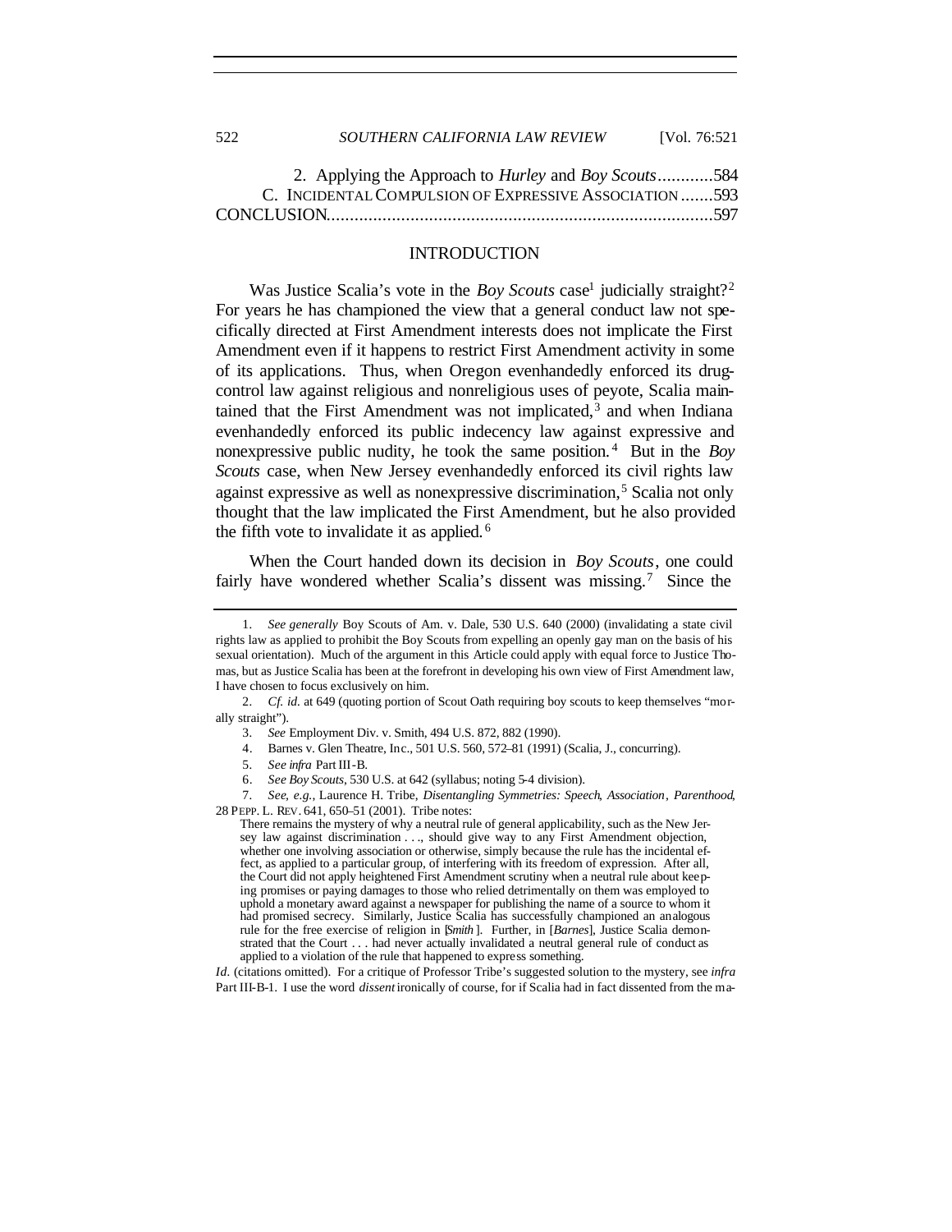2. Applying the Approach to *Hurley* and *Boy Scouts*............584

C. INCIDENTAL COMPULSION OF EXPRESSIVE ASSOCIATION .......593

CONCLUSION..................................................................................597

## INTRODUCTION

Was Justice Scalia's vote in the *Boy Scouts* case[1] judicially straight?[2] For years he has championed the view that a general conduct law not specifically directed at First Amendment interests does not implicate the First Amendment even if it happens to restrict First Amendment activity in some of its applications. Thus, when Oregon evenhandedly enforced its drug-control law against religious and nonreligious uses of peyote, Scalia maintained that the First Amendment was not implicated,[3] and when Indiana evenhandedly enforced its public indecency law against expressive and nonexpressive public nudity, he took the same position.[4] But in the *Boy Scouts* case, when New Jersey evenhandedly enforced its civil rights law against expressive as well as nonexpressive discrimination,[5] Scalia not only thought that the law implicated the First Amendment, but he also provided the fifth vote to invalidate it as applied.[6]

When the Court handed down its decision in *Boy Scouts*, one could fairly have wondered whether Scalia's dissent was missing.[7] Since the

---

1. *See generally* Boy Scouts of Am. v. Dale, 530 U.S. 640 (2000) (invalidating a state civil rights law as applied to prohibit the Boy Scouts from expelling an openly gay man on the basis of his sexual orientation). Much of the argument in this Article could apply with equal force to Justice Thomas, but as Justice Scalia has been at the forefront in developing his own view of First Amendment law, I have chosen to focus exclusively on him.

2. *Cf. id.* at 649 (quoting portion of Scout Oath requiring boy scouts to keep themselves "morally straight").

3. *See* Employment Div. v. Smith, 494 U.S. 872, 882 (1990).

4. Barnes v. Glen Theatre, Inc., 501 U.S. 560, 572–81 (1991) (Scalia, J., concurring).

5. *See infra* Part III-B.

6. *See Boy Scouts*, 530 U.S. at 642 (syllabus; noting 5-4 division).

7. *See, e.g.*, Laurence H. Tribe, *Disentangling Symmetries: Speech, Association, Parenthood*, 28 PEPP. L. REV. 641, 650–51 (2001). Tribe notes:

> There remains the mystery of why a neutral rule of general applicability, such as the New Jersey law against discrimination . . ., should give way to any First Amendment objection, whether one involving association or otherwise, simply because the rule has the incidental effect, as applied to a particular group, of interfering with its freedom of expression. After all, the Court did not apply heightened First Amendment scrutiny when a neutral rule about keeping promises or paying damages to those who relied detrimentally on them was employed to uphold a monetary award against a newspaper for publishing the name of a source to whom it had promised secrecy. Similarly, Justice Scalia has successfully championed an analogous rule for the free exercise of religion in [*Smith*]. Further, in [*Barnes*], Justice Scalia demonstrated that the Court . . . had never actually invalidated a neutral general rule of conduct as applied to a violation of the rule that happened to express something.

*Id.* (citations omitted). For a critique of Professor Tribe's suggested solution to the mystery, see *infra* Part III-B-1. I use the word *dissent* ironically of course, for if Scalia had in fact dissented from the ma-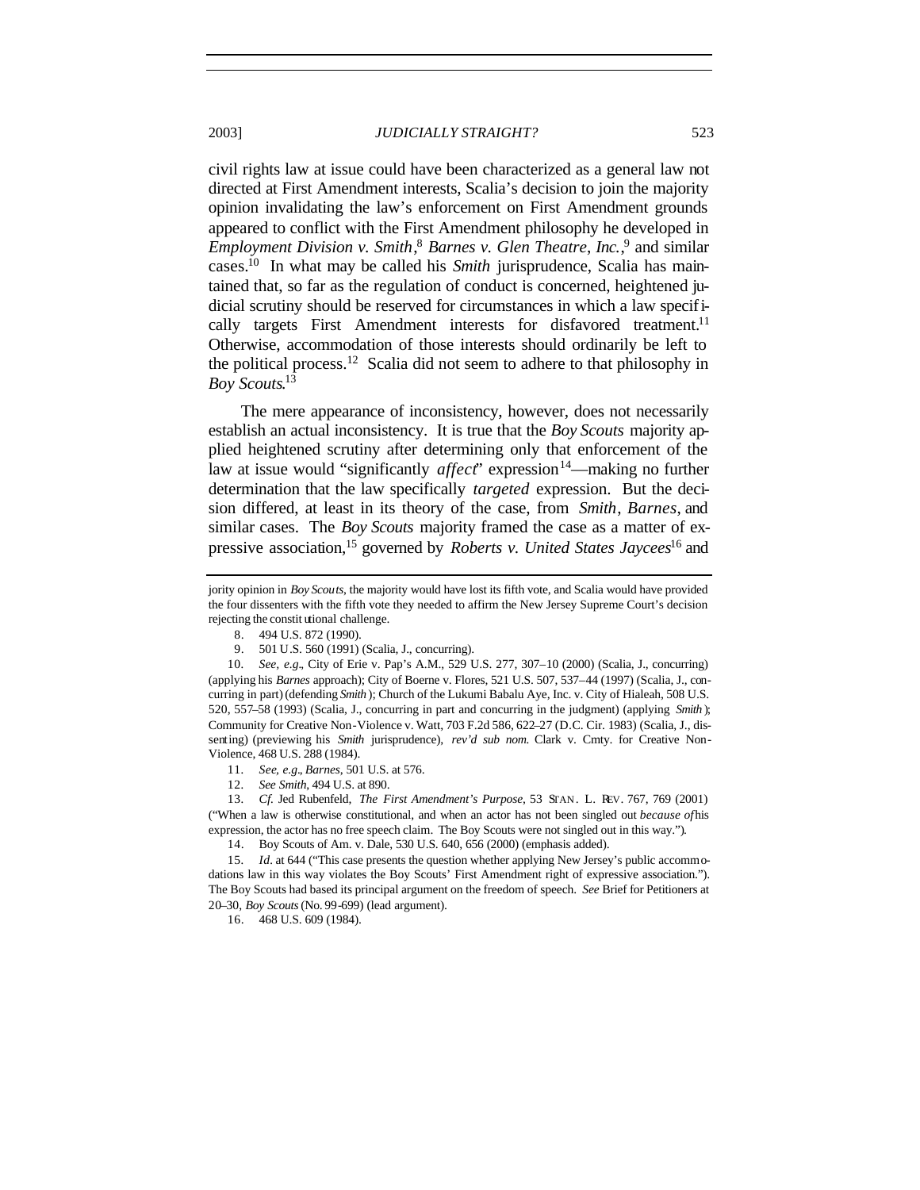civil rights law at issue could have been characterized as a general law not directed at First Amendment interests, Scalia's decision to join the majority opinion invalidating the law's enforcement on First Amendment grounds appeared to conflict with the First Amendment philosophy he developed in *Employment Division v. Smith*,[8] *Barnes v. Glen Theatre, Inc.*,[9] and similar cases.[10] In what may be called his *Smith* jurisprudence, Scalia has maintained that, so far as the regulation of conduct is concerned, heightened judicial scrutiny should be reserved for circumstances in which a law specifically targets First Amendment interests for disfavored treatment.[11] Otherwise, accommodation of those interests should ordinarily be left to the political process.[12] Scalia did not seem to adhere to that philosophy in *Boy Scouts*.[13]

The mere appearance of inconsistency, however, does not necessarily establish an actual inconsistency. It is true that the *Boy Scouts* majority applied heightened scrutiny after determining only that enforcement of the law at issue would "significantly *affect*" expression[14]—making no further determination that the law specifically *targeted* expression. But the decision differed, at least in its theory of the case, from *Smith*, *Barnes*, and similar cases. The *Boy Scouts* majority framed the case as a matter of expressive association,[15] governed by *Roberts v. United States Jaycees*[16] and

---

jority opinion in *Boy Scouts*, the majority would have lost its fifth vote, and Scalia would have provided the four dissenters with the fifth vote they needed to affirm the New Jersey Supreme Court's decision rejecting the constitutional challenge.

8. 494 U.S. 872 (1990).

9. 501 U.S. 560 (1991) (Scalia, J., concurring).

10. *See, e.g.*, City of Erie v. Pap's A.M., 529 U.S. 277, 307–10 (2000) (Scalia, J., concurring) (applying his *Barnes* approach); City of Boerne v. Flores, 521 U.S. 507, 537–44 (1997) (Scalia, J., concurring in part) (defending *Smith*); Church of the Lukumi Babalu Aye, Inc. v. City of Hialeah, 508 U.S. 520, 557–58 (1993) (Scalia, J., concurring in part and concurring in the judgment) (applying *Smith*); Community for Creative Non-Violence v. Watt, 703 F.2d 586, 622–27 (D.C. Cir. 1983) (Scalia, J., dissenting) (previewing his *Smith* jurisprudence), *rev'd sub nom.* Clark v. Cmty. for Creative Non-Violence, 468 U.S. 288 (1984).

11. *See, e.g.*, *Barnes*, 501 U.S. at 576.

12. *See Smith*, 494 U.S. at 890.

13. *Cf.* Jed Rubenfeld, *The First Amendment's Purpose*, 53 STAN. L. REV. 767, 769 (2001) ("When a law is otherwise constitutional, and when an actor has not been singled out *because of* his expression, the actor has no free speech claim. The Boy Scouts were not singled out in this way.").

14. Boy Scouts of Am. v. Dale, 530 U.S. 640, 656 (2000) (emphasis added).

15. *Id.* at 644 ("This case presents the question whether applying New Jersey's public accommodations law in this way violates the Boy Scouts' First Amendment right of expressive association."). The Boy Scouts had based its principal argument on the freedom of speech. *See* Brief for Petitioners at 20–30, *Boy Scouts* (No. 99-699) (lead argument).

16. 468 U.S. 609 (1984).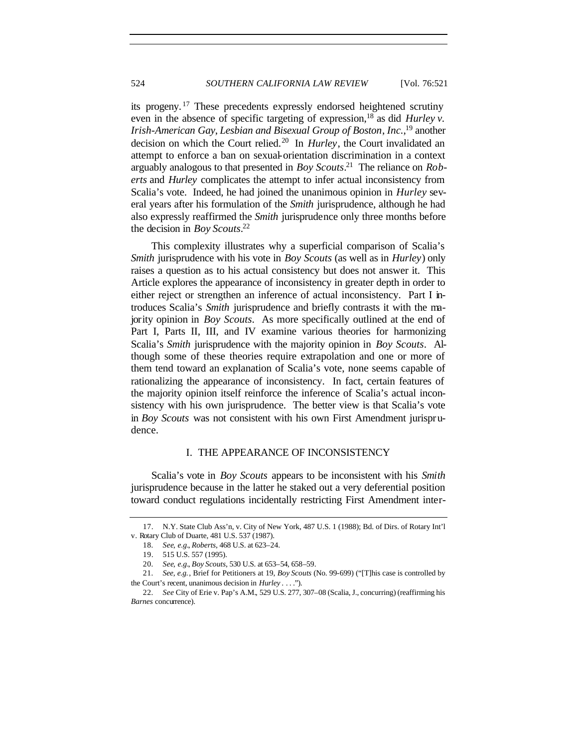its progeny.[17] These precedents expressly endorsed heightened scrutiny even in the absence of specific targeting of expression,[18] as did *Hurley v. Irish-American Gay, Lesbian and Bisexual Group of Boston, Inc.*,[19] another decision on which the Court relied.[20] In *Hurley*, the Court invalidated an attempt to enforce a ban on sexual-orientation discrimination in a context arguably analogous to that presented in *Boy Scouts*.[21] The reliance on *Roberts* and *Hurley* complicates the attempt to infer actual inconsistency from Scalia's vote. Indeed, he had joined the unanimous opinion in *Hurley* several years after his formulation of the *Smith* jurisprudence, although he had also expressly reaffirmed the *Smith* jurisprudence only three months before the decision in *Boy Scouts*.[22]

This complexity illustrates why a superficial comparison of Scalia's *Smith* jurisprudence with his vote in *Boy Scouts* (as well as in *Hurley*) only raises a question as to his actual consistency but does not answer it. This Article explores the appearance of inconsistency in greater depth in order to either reject or strengthen an inference of actual inconsistency. Part I introduces Scalia's *Smith* jurisprudence and briefly contrasts it with the majority opinion in *Boy Scouts*. As more specifically outlined at the end of Part I, Parts II, III, and IV examine various theories for harmonizing Scalia's *Smith* jurisprudence with the majority opinion in *Boy Scouts*. Although some of these theories require extrapolation and one or more of them tend toward an explanation of Scalia's vote, none seems capable of rationalizing the appearance of inconsistency. In fact, certain features of the majority opinion itself reinforce the inference of Scalia's actual inconsistency with his own jurisprudence. The better view is that Scalia's vote in *Boy Scouts* was not consistent with his own First Amendment jurisprudence.

## I. THE APPEARANCE OF INCONSISTENCY

Scalia's vote in *Boy Scouts* appears to be inconsistent with his *Smith* jurisprudence because in the latter he staked out a very deferential position toward conduct regulations incidentally restricting First Amendment inter-

---

17. N.Y. State Club Ass'n, v. City of New York, 487 U.S. 1 (1988); Bd. of Dirs. of Rotary Int'l v. Rotary Club of Duarte, 481 U.S. 537 (1987).

18. *See, e.g.*, *Roberts*, 468 U.S. at 623–24.

19. 515 U.S. 557 (1995).

20. *See, e.g.*, *Boy Scouts*, 530 U.S. at 653–54, 658–59.

21. *See, e.g.*, Brief for Petitioners at 19, *Boy Scouts* (No. 99-699) ("[T]his case is controlled by the Court's recent, unanimous decision in *Hurley* . . . .").

22. *See* City of Erie v. Pap's A.M., 529 U.S. 277, 307–08 (Scalia, J., concurring) (reaffirming his *Barnes* concurrence).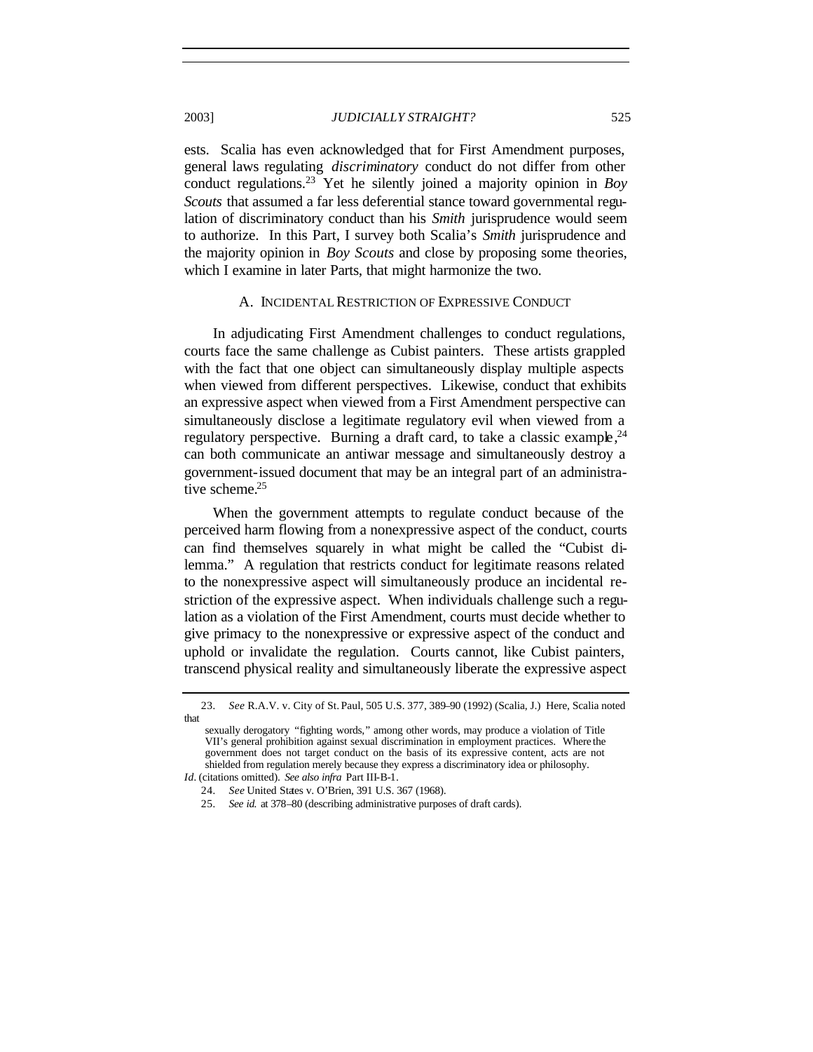ests. Scalia has even acknowledged that for First Amendment purposes, general laws regulating *discriminatory* conduct do not differ from other conduct regulations.[23] Yet he silently joined a majority opinion in *Boy Scouts* that assumed a far less deferential stance toward governmental regulation of discriminatory conduct than his *Smith* jurisprudence would seem to authorize. In this Part, I survey both Scalia's *Smith* jurisprudence and the majority opinion in *Boy Scouts* and close by proposing some theories, which I examine in later Parts, that might harmonize the two.

### A. INCIDENTAL RESTRICTION OF EXPRESSIVE CONDUCT

In adjudicating First Amendment challenges to conduct regulations, courts face the same challenge as Cubist painters. These artists grappled with the fact that one object can simultaneously display multiple aspects when viewed from different perspectives. Likewise, conduct that exhibits an expressive aspect when viewed from a First Amendment perspective can simultaneously disclose a legitimate regulatory evil when viewed from a regulatory perspective. Burning a draft card, to take a classic example,[24] can both communicate an antiwar message and simultaneously destroy a government-issued document that may be an integral part of an administrative scheme.[25]

When the government attempts to regulate conduct because of the perceived harm flowing from a nonexpressive aspect of the conduct, courts can find themselves squarely in what might be called the "Cubist dilemma." A regulation that restricts conduct for legitimate reasons related to the nonexpressive aspect will simultaneously produce an incidental restriction of the expressive aspect. When individuals challenge such a regulation as a violation of the First Amendment, courts must decide whether to give primacy to the nonexpressive or expressive aspect of the conduct and uphold or invalidate the regulation. Courts cannot, like Cubist painters, transcend physical reality and simultaneously liberate the expressive aspect

---

23. *See* R.A.V. v. City of St. Paul, 505 U.S. 377, 389–90 (1992) (Scalia, J.) Here, Scalia noted that

> sexually derogatory "fighting words," among other words, may produce a violation of Title VII's general prohibition against sexual discrimination in employment practices. Where the government does not target conduct on the basis of its expressive content, acts are not shielded from regulation merely because they express a discriminatory idea or philosophy.

*Id*. (citations omitted). *See also infra* Part III-B-1.

24. *See* United States v. O'Brien, 391 U.S. 367 (1968).

25. *See id.* at 378–80 (describing administrative purposes of draft cards).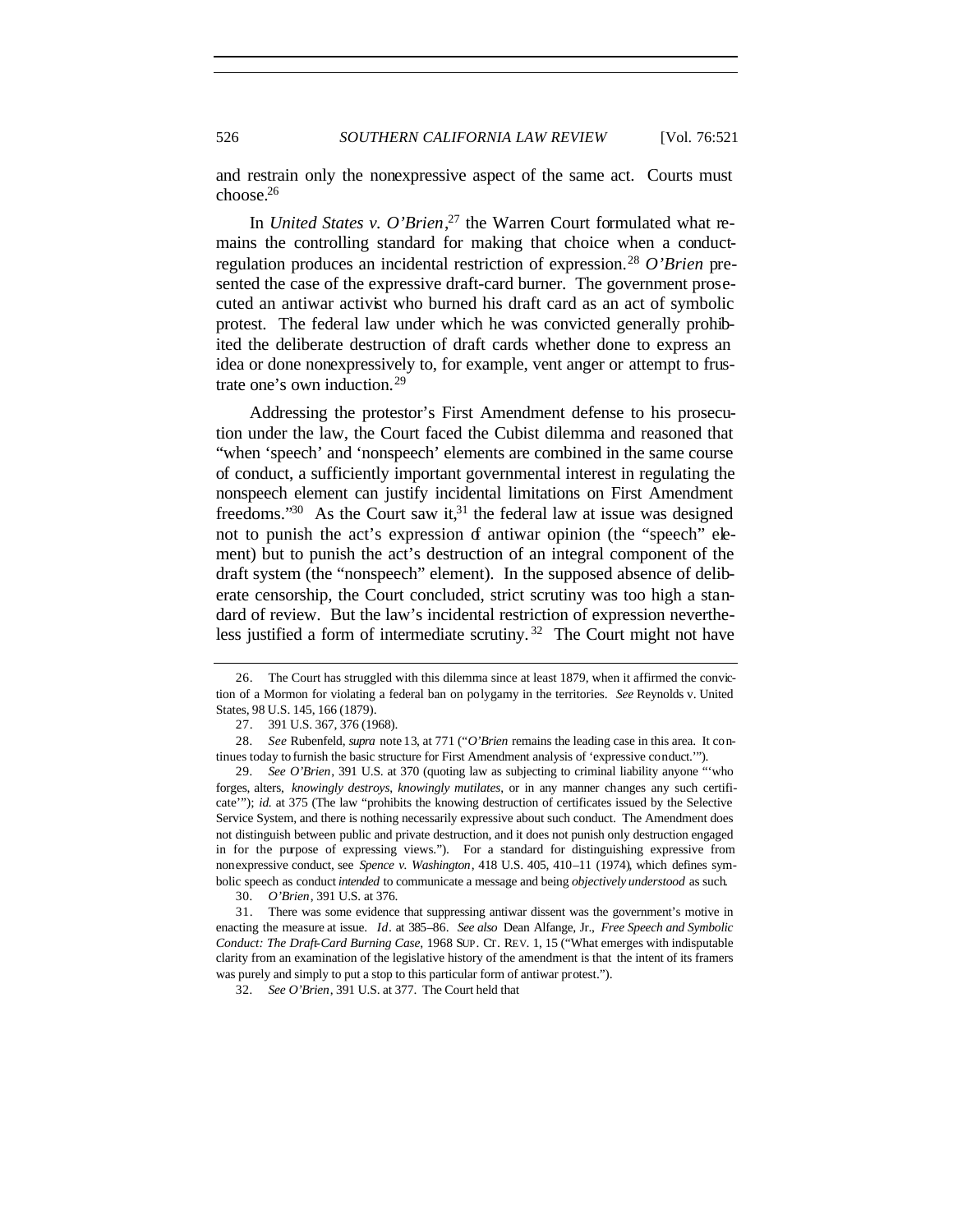and restrain only the nonexpressive aspect of the same act. Courts must choose.[26]

In *United States v. O'Brien*,[27] the Warren Court formulated what remains the controlling standard for making that choice when a conduct-regulation produces an incidental restriction of expression.[28] *O'Brien* presented the case of the expressive draft-card burner. The government prosecuted an antiwar activist who burned his draft card as an act of symbolic protest. The federal law under which he was convicted generally prohibited the deliberate destruction of draft cards whether done to express an idea or done nonexpressively to, for example, vent anger or attempt to frustrate one's own induction.[29]

Addressing the protestor's First Amendment defense to his prosecution under the law, the Court faced the Cubist dilemma and reasoned that "when 'speech' and 'nonspeech' elements are combined in the same course of conduct, a sufficiently important governmental interest in regulating the nonspeech element can justify incidental limitations on First Amendment freedoms."[30] As the Court saw it,[31] the federal law at issue was designed not to punish the act's expression of antiwar opinion (the "speech" element) but to punish the act's destruction of an integral component of the draft system (the "nonspeech" element). In the supposed absence of deliberate censorship, the Court concluded, strict scrutiny was too high a standard of review. But the law's incidental restriction of expression nevertheless justified a form of intermediate scrutiny.[32] The Court might not have

26. The Court has struggled with this dilemma since at least 1879, when it affirmed the conviction of a Mormon for violating a federal ban on polygamy in the territories. *See* Reynolds v. United States, 98 U.S. 145, 166 (1879).

27. 391 U.S. 367, 376 (1968).

28. *See* Rubenfeld, *supra* note 13, at 771 ("*O'Brien* remains the leading case in this area. It continues today to furnish the basic structure for First Amendment analysis of 'expressive conduct.'").

29. *See O'Brien*, 391 U.S. at 370 (quoting law as subjecting to criminal liability anyone "'who forges, alters, *knowingly destroys*, *knowingly mutilates*, or in any manner changes any such certificate'"); *id.* at 375 (The law "prohibits the knowing destruction of certificates issued by the Selective Service System, and there is nothing necessarily expressive about such conduct. The Amendment does not distinguish between public and private destruction, and it does not punish only destruction engaged in for the purpose of expressing views."). For a standard for distinguishing expressive from nonexpressive conduct, see *Spence v. Washington*, 418 U.S. 405, 410–11 (1974), which defines symbolic speech as conduct *intended* to communicate a message and being *objectively understood* as such.

30. *O'Brien*, 391 U.S. at 376.

31. There was some evidence that suppressing antiwar dissent was the government's motive in enacting the measure at issue. *Id*. at 385–86. *See also* Dean Alfange, Jr., *Free Speech and Symbolic Conduct: The Draft-Card Burning Case*, 1968 SUP. CT. REV. 1, 15 ("What emerges with indisputable clarity from an examination of the legislative history of the amendment is that the intent of its framers was purely and simply to put a stop to this particular form of antiwar protest.").

32. *See O'Brien*, 391 U.S. at 377. The Court held that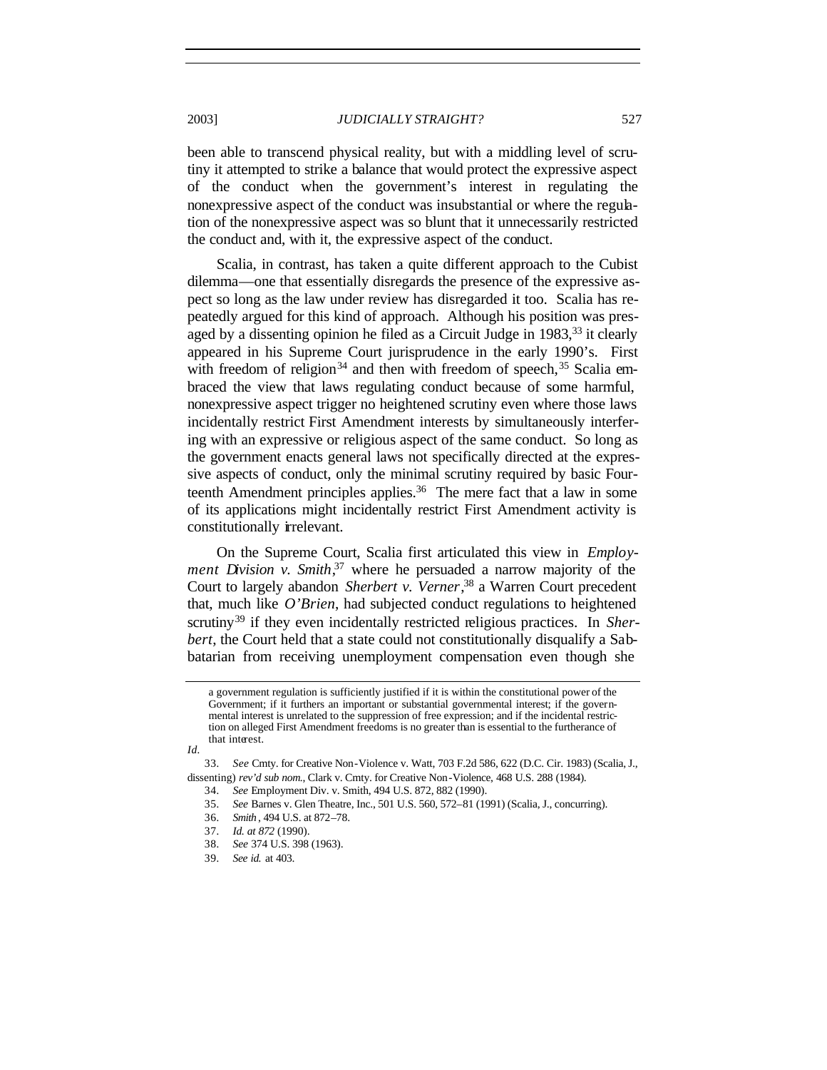been able to transcend physical reality, but with a middling level of scrutiny it attempted to strike a balance that would protect the expressive aspect of the conduct when the government's interest in regulating the nonexpressive aspect of the conduct was insubstantial or where the regulation of the nonexpressive aspect was so blunt that it unnecessarily restricted the conduct and, with it, the expressive aspect of the conduct.

Scalia, in contrast, has taken a quite different approach to the Cubist dilemma—one that essentially disregards the presence of the expressive aspect so long as the law under review has disregarded it too. Scalia has repeatedly argued for this kind of approach. Although his position was presaged by a dissenting opinion he filed as a Circuit Judge in 1983,[33] it clearly appeared in his Supreme Court jurisprudence in the early 1990's. First with freedom of religion[34] and then with freedom of speech,[35] Scalia embraced the view that laws regulating conduct because of some harmful, nonexpressive aspect trigger no heightened scrutiny even where those laws incidentally restrict First Amendment interests by simultaneously interfering with an expressive or religious aspect of the same conduct. So long as the government enacts general laws not specifically directed at the expressive aspects of conduct, only the minimal scrutiny required by basic Fourteenth Amendment principles applies.[36] The mere fact that a law in some of its applications might incidentally restrict First Amendment activity is constitutionally irrelevant.

On the Supreme Court, Scalia first articulated this view in *Employment Division v. Smith*,[37] where he persuaded a narrow majority of the Court to largely abandon *Sherbert v. Verner*,[38] a Warren Court precedent that, much like *O'Brien*, had subjected conduct regulations to heightened scrutiny[39] if they even incidentally restricted religious practices. In *Sherbert*, the Court held that a state could not constitutionally disqualify a Sabbatarian from receiving unemployment compensation even though she

---

> a government regulation is sufficiently justified if it is within the constitutional power of the Government; if it furthers an important or substantial governmental interest; if the governmental interest is unrelated to the suppression of free expression; and if the incidental restriction on alleged First Amendment freedoms is no greater than is essential to the furtherance of that interest.

*Id.*

33. *See* Cmty. for Creative Non-Violence v. Watt, 703 F.2d 586, 622 (D.C. Cir. 1983) (Scalia, J., dissenting) *rev'd sub nom.*, Clark v. Cmty. for Creative Non-Violence, 468 U.S. 288 (1984).

34. *See* Employment Div. v. Smith, 494 U.S. 872, 882 (1990).

35. *See* Barnes v. Glen Theatre, Inc., 501 U.S. 560, 572–81 (1991) (Scalia, J., concurring).

36. *Smith*, 494 U.S. at 872–78.

37. *Id. at 872* (1990).

38. *See* 374 U.S. 398 (1963).

39. *See id.* at 403.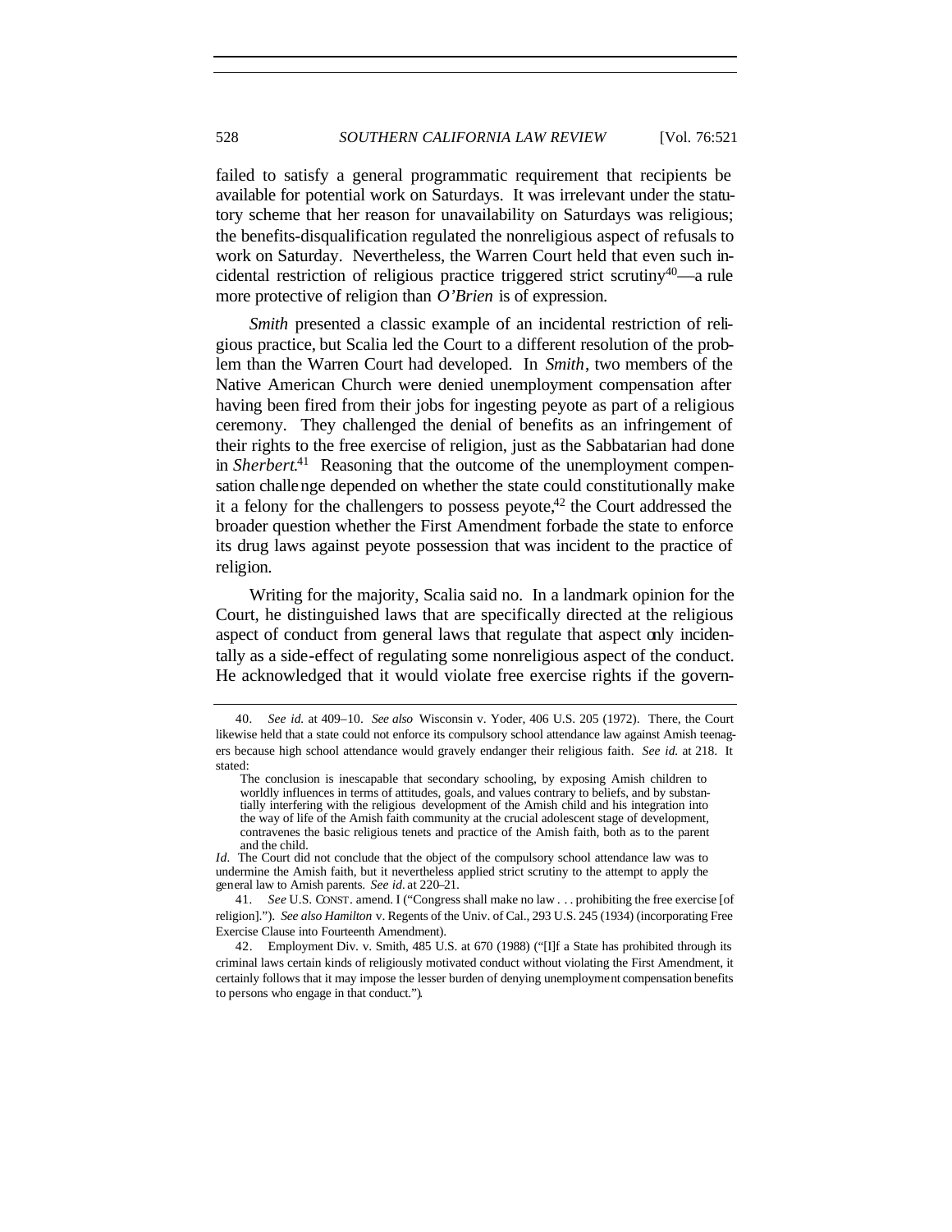failed to satisfy a general programmatic requirement that recipients be available for potential work on Saturdays. It was irrelevant under the statutory scheme that her reason for unavailability on Saturdays was religious; the benefits-disqualification regulated the nonreligious aspect of refusals to work on Saturday. Nevertheless, the Warren Court held that even such incidental restriction of religious practice triggered strict scrutiny[40]—a rule more protective of religion than *O'Brien* is of expression.

*Smith* presented a classic example of an incidental restriction of religious practice, but Scalia led the Court to a different resolution of the problem than the Warren Court had developed. In *Smith*, two members of the Native American Church were denied unemployment compensation after having been fired from their jobs for ingesting peyote as part of a religious ceremony. They challenged the denial of benefits as an infringement of their rights to the free exercise of religion, just as the Sabbatarian had done in *Sherbert*.[41] Reasoning that the outcome of the unemployment compensation challenge depended on whether the state could constitutionally make it a felony for the challengers to possess peyote,[42] the Court addressed the broader question whether the First Amendment forbade the state to enforce its drug laws against peyote possession that was incident to the practice of religion.

Writing for the majority, Scalia said no. In a landmark opinion for the Court, he distinguished laws that are specifically directed at the religious aspect of conduct from general laws that regulate that aspect only incidentally as a side-effect of regulating some nonreligious aspect of the conduct. He acknowledged that it would violate free exercise rights if the govern-

---

40. *See id.* at 409–10. *See also* Wisconsin v. Yoder, 406 U.S. 205 (1972). There, the Court likewise held that a state could not enforce its compulsory school attendance law against Amish teenagers because high school attendance would gravely endanger their religious faith. *See id.* at 218. It stated:

> The conclusion is inescapable that secondary schooling, by exposing Amish children to worldly influences in terms of attitudes, goals, and values contrary to beliefs, and by substantially interfering with the religious development of the Amish child and his integration into the way of life of the Amish faith community at the crucial adolescent stage of development, contravenes the basic religious tenets and practice of the Amish faith, both as to the parent and the child.

*Id*. The Court did not conclude that the object of the compulsory school attendance law was to undermine the Amish faith, but it nevertheless applied strict scrutiny to the attempt to apply the general law to Amish parents. *See id.* at 220–21.

41. *See* U.S. CONST. amend. I ("Congress shall make no law . . . prohibiting the free exercise [of religion]."). *See also Hamilton* v. Regents of the Univ. of Cal., 293 U.S. 245 (1934) (incorporating Free Exercise Clause into Fourteenth Amendment).

42. Employment Div. v. Smith, 485 U.S. at 670 (1988) ("[I]f a State has prohibited through its criminal laws certain kinds of religiously motivated conduct without violating the First Amendment, it certainly follows that it may impose the lesser burden of denying unemployment compensation benefits to persons who engage in that conduct.").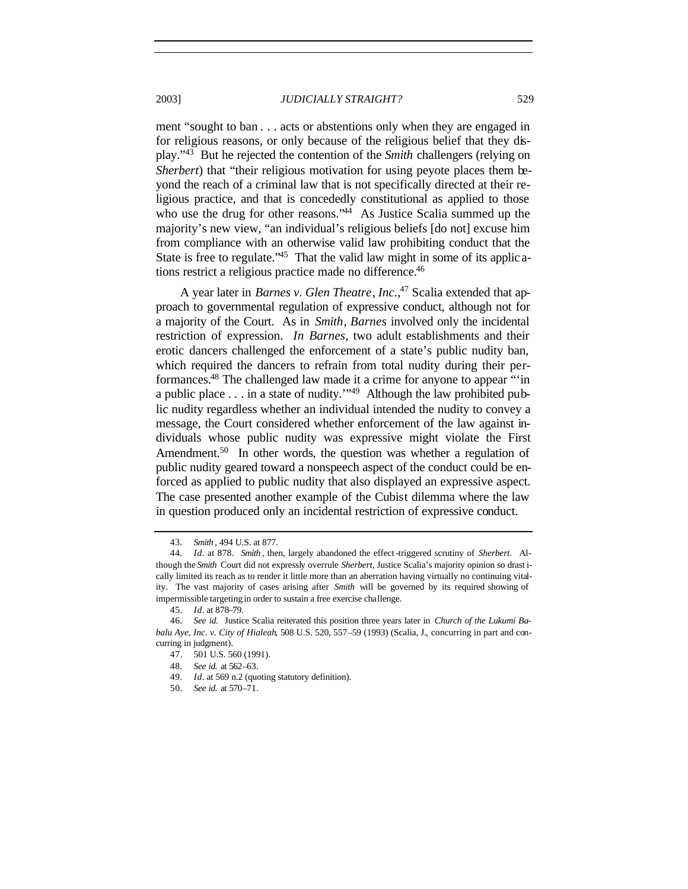ment "sought to ban . . . acts or abstentions only when they are engaged in for religious reasons, or only because of the religious belief that they display."[43] But he rejected the contention of the *Smith* challengers (relying on *Sherbert*) that "their religious motivation for using peyote places them beyond the reach of a criminal law that is not specifically directed at their religious practice, and that is concededly constitutional as applied to those who use the drug for other reasons."[44] As Justice Scalia summed up the majority's new view, "an individual's religious beliefs [do not] excuse him from compliance with an otherwise valid law prohibiting conduct that the State is free to regulate."[45] That the valid law might in some of its applications restrict a religious practice made no difference.[46]

A year later in *Barnes v. Glen Theatre, Inc.*,[47] Scalia extended that approach to governmental regulation of expressive conduct, although not for a majority of the Court. As in *Smith*, *Barnes* involved only the incidental restriction of expression. *In Barnes*, two adult establishments and their erotic dancers challenged the enforcement of a state's public nudity ban, which required the dancers to refrain from total nudity during their performances.[48] The challenged law made it a crime for anyone to appear "'in a public place . . . in a state of nudity.'"[49] Although the law prohibited public nudity regardless whether an individual intended the nudity to convey a message, the Court considered whether enforcement of the law against individuals whose public nudity was expressive might violate the First Amendment.[50] In other words, the question was whether a regulation of public nudity geared toward a nonspeech aspect of the conduct could be enforced as applied to public nudity that also displayed an expressive aspect. The case presented another example of the Cubist dilemma where the law in question produced only an incidental restriction of expressive conduct.

---

43. *Smith*, 494 U.S. at 877.

44. *Id*. at 878. *Smith*, then, largely abandoned the effect-triggered scrutiny of *Sherbert*. Although the *Smith* Court did not expressly overrule *Sherbert*, Justice Scalia's majority opinion so drastically limited its reach as to render it little more than an aberration having virtually no continuing vitality. The vast majority of cases arising after *Smith* will be governed by its required showing of impermissible targeting in order to sustain a free exercise challenge.

45. *Id*. at 878–79.

46. *See id.* Justice Scalia reiterated this position three years later in *Church of the Lukumi Babalu Aye, Inc. v. City of Hialeah*, 508 U.S. 520, 557–59 (1993) (Scalia, J., concurring in part and concurring in judgment).

47. 501 U.S. 560 (1991).

48. *See id.* at 562–63.

49. *Id*. at 569 n.2 (quoting statutory definition).

50. *See id.* at 570–71.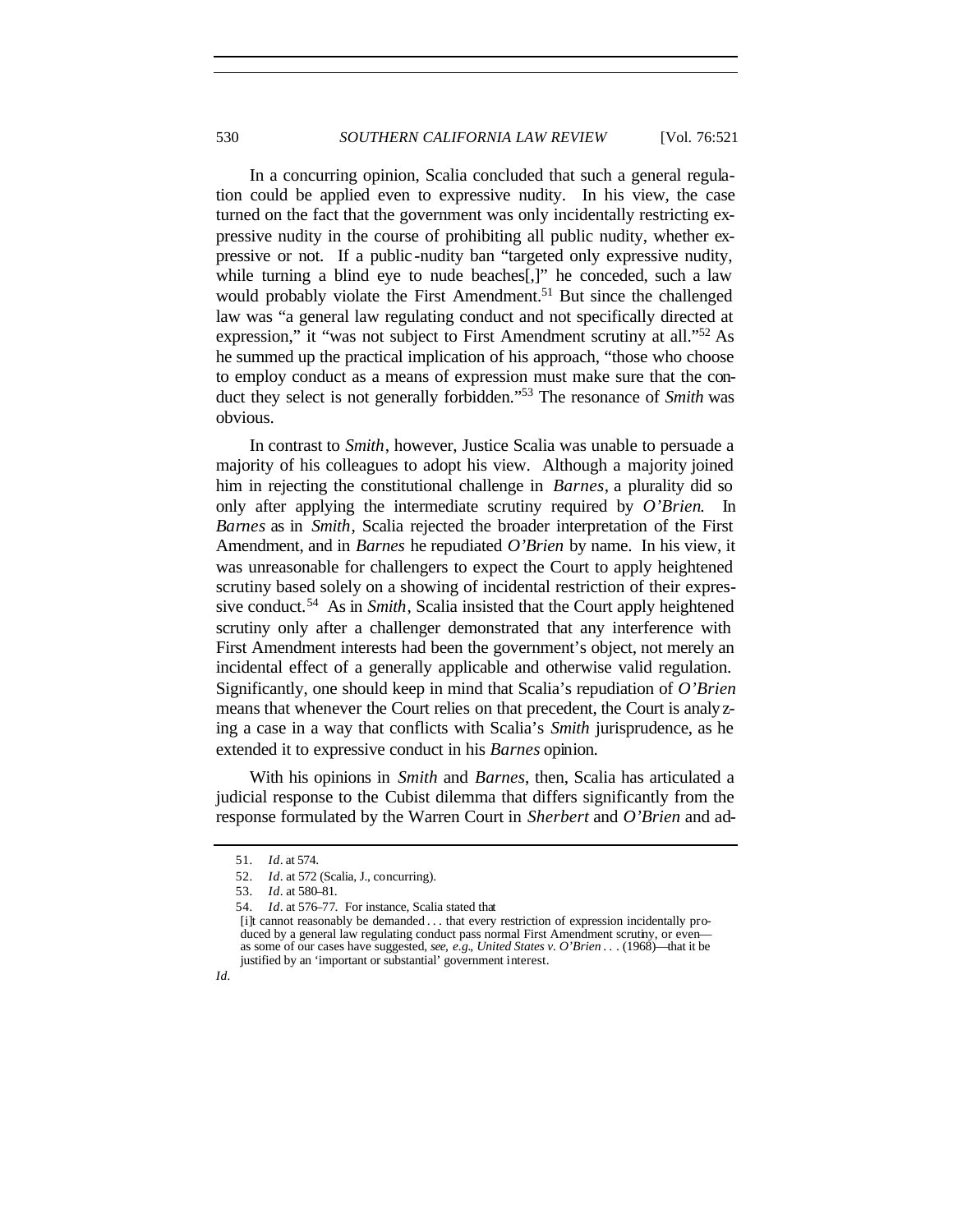In a concurring opinion, Scalia concluded that such a general regulation could be applied even to expressive nudity. In his view, the case turned on the fact that the government was only incidentally restricting expressive nudity in the course of prohibiting all public nudity, whether expressive or not. If a public-nudity ban "targeted only expressive nudity, while turning a blind eye to nude beaches[,]" he conceded, such a law would probably violate the First Amendment.[51] But since the challenged law was "a general law regulating conduct and not specifically directed at expression," it "was not subject to First Amendment scrutiny at all."[52] As he summed up the practical implication of his approach, "those who choose to employ conduct as a means of expression must make sure that the conduct they select is not generally forbidden."[53] The resonance of *Smith* was obvious.

In contrast to *Smith*, however, Justice Scalia was unable to persuade a majority of his colleagues to adopt his view. Although a majority joined him in rejecting the constitutional challenge in *Barnes*, a plurality did so only after applying the intermediate scrutiny required by *O'Brien*. In *Barnes* as in *Smith*, Scalia rejected the broader interpretation of the First Amendment, and in *Barnes* he repudiated *O'Brien* by name. In his view, it was unreasonable for challengers to expect the Court to apply heightened scrutiny based solely on a showing of incidental restriction of their expressive conduct.[54] As in *Smith*, Scalia insisted that the Court apply heightened scrutiny only after a challenger demonstrated that any interference with First Amendment interests had been the government's object, not merely an incidental effect of a generally applicable and otherwise valid regulation. Significantly, one should keep in mind that Scalia's repudiation of *O'Brien* means that whenever the Court relies on that precedent, the Court is analyzing a case in a way that conflicts with Scalia's *Smith* jurisprudence, as he extended it to expressive conduct in his *Barnes* opinion.

With his opinions in *Smith* and *Barnes*, then, Scalia has articulated a judicial response to the Cubist dilemma that differs significantly from the response formulated by the Warren Court in *Sherbert* and *O'Brien* and ad-

---

51. *Id*. at 574.

52. *Id*. at 572 (Scalia, J., concurring).

53. *Id*. at 580–81.

54. *Id*. at 576–77. For instance, Scalia stated that

> [i]t cannot reasonably be demanded . . . that every restriction of expression incidentally produced by a general law regulating conduct pass normal First Amendment scrutiny, or even—as some of our cases have suggested, *see, e.g*., *United States v. O'Brien* . . . (1968)—that it be justified by an 'important or substantial' government interest.

*Id*.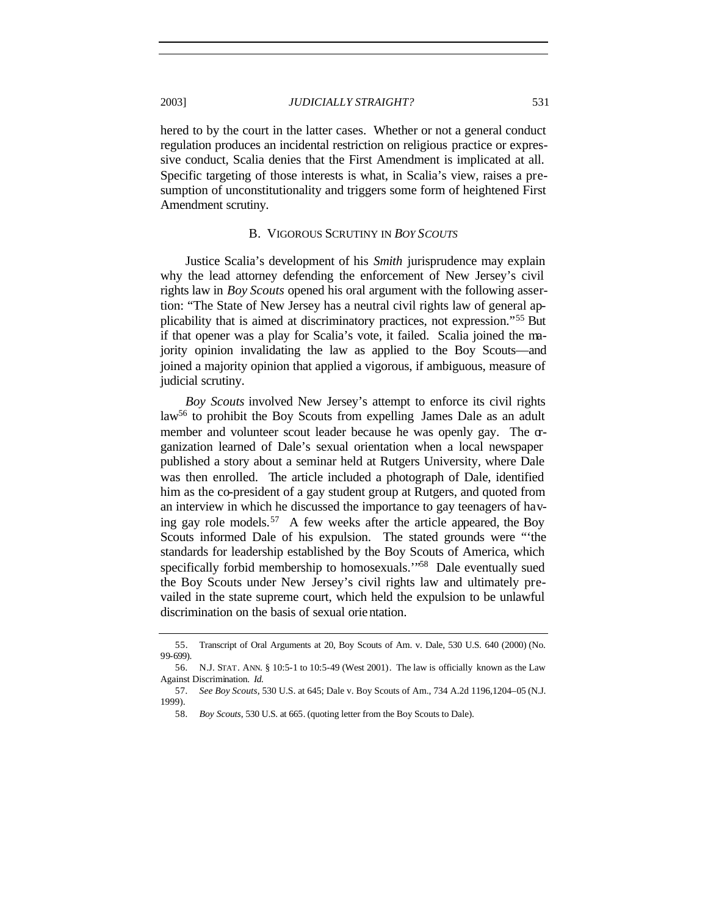hered to by the court in the latter cases. Whether or not a general conduct regulation produces an incidental restriction on religious practice or expressive conduct, Scalia denies that the First Amendment is implicated at all. Specific targeting of those interests is what, in Scalia's view, raises a presumption of unconstitutionality and triggers some form of heightened First Amendment scrutiny.

### B. VIGOROUS SCRUTINY IN *BOY SCOUTS*

Justice Scalia's development of his *Smith* jurisprudence may explain why the lead attorney defending the enforcement of New Jersey's civil rights law in *Boy Scouts* opened his oral argument with the following assertion: "The State of New Jersey has a neutral civil rights law of general applicability that is aimed at discriminatory practices, not expression."[55] But if that opener was a play for Scalia's vote, it failed. Scalia joined the majority opinion invalidating the law as applied to the Boy Scouts—and joined a majority opinion that applied a vigorous, if ambiguous, measure of judicial scrutiny.

*Boy Scouts* involved New Jersey's attempt to enforce its civil rights law[56] to prohibit the Boy Scouts from expelling James Dale as an adult member and volunteer scout leader because he was openly gay. The organization learned of Dale's sexual orientation when a local newspaper published a story about a seminar held at Rutgers University, where Dale was then enrolled. The article included a photograph of Dale, identified him as the co-president of a gay student group at Rutgers, and quoted from an interview in which he discussed the importance to gay teenagers of having gay role models.[57] A few weeks after the article appeared, the Boy Scouts informed Dale of his expulsion. The stated grounds were "'the standards for leadership established by the Boy Scouts of America, which specifically forbid membership to homosexuals.'"[58] Dale eventually sued the Boy Scouts under New Jersey's civil rights law and ultimately prevailed in the state supreme court, which held the expulsion to be unlawful discrimination on the basis of sexual orientation.

---

55. Transcript of Oral Arguments at 20, Boy Scouts of Am. v. Dale, 530 U.S. 640 (2000) (No. 99-699).

56. N.J. STAT. ANN. § 10:5-1 to 10:5-49 (West 2001). The law is officially known as the Law Against Discrimination. *Id.*

57. *See Boy Scouts*, 530 U.S. at 645; Dale v. Boy Scouts of Am., 734 A.2d 1196,1204–05 (N.J. 1999).

58. *Boy Scouts*, 530 U.S. at 665. (quoting letter from the Boy Scouts to Dale).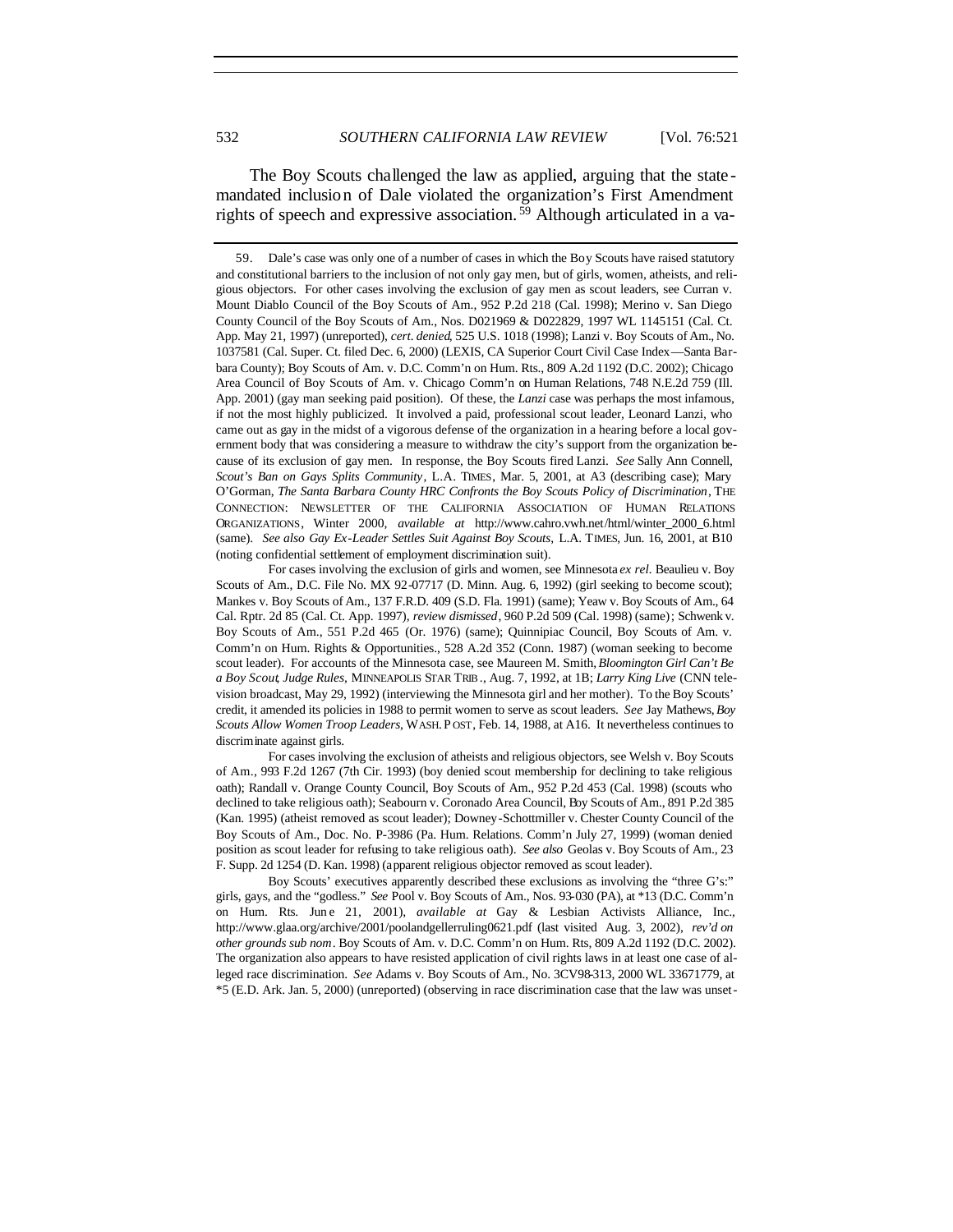The Boy Scouts challenged the law as applied, arguing that the state-mandated inclusion of Dale violated the organization's First Amendment rights of speech and expressive association.[59] Although articulated in a va-

---

59. Dale's case was only one of a number of cases in which the Boy Scouts have raised statutory and constitutional barriers to the inclusion of not only gay men, but of girls, women, atheists, and religious objectors. For other cases involving the exclusion of gay men as scout leaders, see Curran v. Mount Diablo Council of the Boy Scouts of Am., 952 P.2d 218 (Cal. 1998); Merino v. San Diego County Council of the Boy Scouts of Am., Nos. D021969 & D022829, 1997 WL 1145151 (Cal. Ct. App. May 21, 1997) (unreported), *cert. denied*, 525 U.S. 1018 (1998); Lanzi v. Boy Scouts of Am., No. 1037581 (Cal. Super. Ct. filed Dec. 6, 2000) (LEXIS, CA Superior Court Civil Case Index—Santa Barbara County); Boy Scouts of Am. v. D.C. Comm'n on Hum. Rts., 809 A.2d 1192 (D.C. 2002); Chicago Area Council of Boy Scouts of Am. v. Chicago Comm'n on Human Relations, 748 N.E.2d 759 (Ill. App. 2001) (gay man seeking paid position). Of these, the *Lanzi* case was perhaps the most infamous, if not the most highly publicized. It involved a paid, professional scout leader, Leonard Lanzi, who came out as gay in the midst of a vigorous defense of the organization in a hearing before a local government body that was considering a measure to withdraw the city's support from the organization because of its exclusion of gay men. In response, the Boy Scouts fired Lanzi. *See* Sally Ann Connell, *Scout's Ban on Gays Splits Community*, L.A. TIMES, Mar. 5, 2001, at A3 (describing case); Mary O'Gorman, *The Santa Barbara County HRC Confronts the Boy Scouts Policy of Discrimination*, THE CONNECTION: NEWSLETTER OF THE CALIFORNIA ASSOCIATION OF HUMAN RELATIONS ORGANIZATIONS, Winter 2000, *available at* http://www.cahro.vwh.net/html/winter_2000_6.html (same). *See also Gay Ex-Leader Settles Suit Against Boy Scouts*, L.A. TIMES, Jun. 16, 2001, at B10 (noting confidential settlement of employment discrimination suit).

For cases involving the exclusion of girls and women, see Minnesota *ex rel.* Beaulieu v. Boy Scouts of Am., D.C. File No. MX 92-07717 (D. Minn. Aug. 6, 1992) (girl seeking to become scout); Mankes v. Boy Scouts of Am., 137 F.R.D. 409 (S.D. Fla. 1991) (same); Yeaw v. Boy Scouts of Am., 64 Cal. Rptr. 2d 85 (Cal. Ct. App. 1997), *review dismissed*, 960 P.2d 509 (Cal. 1998) (same); Schwenk v. Boy Scouts of Am., 551 P.2d 465 (Or. 1976) (same); Quinnipiac Council, Boy Scouts of Am. v. Comm'n on Hum. Rights & Opportunities., 528 A.2d 352 (Conn. 1987) (woman seeking to become scout leader). For accounts of the Minnesota case, see Maureen M. Smith, *Bloomington Girl Can't Be a Boy Scout, Judge Rules*, MINNEAPOLIS STAR TRIB., Aug. 7, 1992, at 1B; *Larry King Live* (CNN television broadcast, May 29, 1992) (interviewing the Minnesota girl and her mother). To the Boy Scouts' credit, it amended its policies in 1988 to permit women to serve as scout leaders. *See* Jay Mathews, *Boy Scouts Allow Women Troop Leaders*, WASH. POST, Feb. 14, 1988, at A16. It nevertheless continues to discriminate against girls.

For cases involving the exclusion of atheists and religious objectors, see Welsh v. Boy Scouts of Am., 993 F.2d 1267 (7th Cir. 1993) (boy denied scout membership for declining to take religious oath); Randall v. Orange County Council, Boy Scouts of Am., 952 P.2d 453 (Cal. 1998) (scouts who declined to take religious oath); Seabourn v. Coronado Area Council, Boy Scouts of Am., 891 P.2d 385 (Kan. 1995) (atheist removed as scout leader); Downey-Schottmiller v. Chester County Council of the Boy Scouts of Am., Doc. No. P-3986 (Pa. Hum. Relations. Comm'n July 27, 1999) (woman denied position as scout leader for refusing to take religious oath). *See also* Geolas v. Boy Scouts of Am., 23 F. Supp. 2d 1254 (D. Kan. 1998) (apparent religious objector removed as scout leader).

Boy Scouts' executives apparently described these exclusions as involving the "three G's:" girls, gays, and the "godless." *See* Pool v. Boy Scouts of Am., Nos. 93-030 (PA), at *13 (D.C. Comm'n on Hum. Rts. June 21, 2001), *available at* Gay & Lesbian Activists Alliance, Inc., http://www.glaa.org/archive/2001/poolandgellerruling0621.pdf (last visited Aug. 3, 2002), *rev'd on other grounds sub nom*. Boy Scouts of Am. v. D.C. Comm'n on Hum. Rts, 809 A.2d 1192 (D.C. 2002). The organization also appears to have resisted application of civil rights laws in at least one case of alleged race discrimination. *See* Adams v. Boy Scouts of Am., No. 3CV98-313, 2000 WL 33671779, at *5 (E.D. Ark. Jan. 5, 2000) (unreported) (observing in race discrimination case that the law was unset-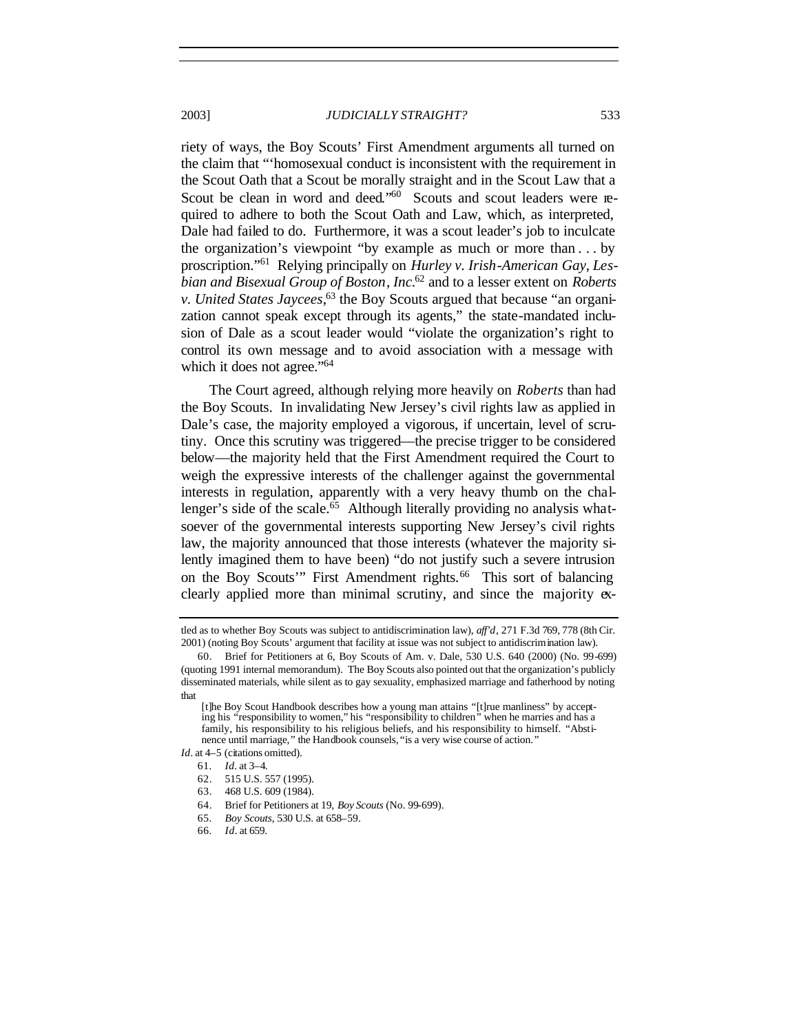riety of ways, the Boy Scouts' First Amendment arguments all turned on the claim that "'homosexual conduct is inconsistent with the requirement in the Scout Oath that a Scout be morally straight and in the Scout Law that a Scout be clean in word and deed."[60] Scouts and scout leaders were required to adhere to both the Scout Oath and Law, which, as interpreted, Dale had failed to do. Furthermore, it was a scout leader's job to inculcate the organization's viewpoint "by example as much or more than . . . by proscription."[61] Relying principally on *Hurley v. Irish-American Gay, Lesbian and Bisexual Group of Boston, Inc.*[62] and to a lesser extent on *Roberts v. United States Jaycees*,[63] the Boy Scouts argued that because "an organization cannot speak except through its agents," the state-mandated inclusion of Dale as a scout leader would "violate the organization's right to control its own message and to avoid association with a message with which it does not agree."[64]

The Court agreed, although relying more heavily on *Roberts* than had the Boy Scouts. In invalidating New Jersey's civil rights law as applied in Dale's case, the majority employed a vigorous, if uncertain, level of scrutiny. Once this scrutiny was triggered—the precise trigger to be considered below—the majority held that the First Amendment required the Court to weigh the expressive interests of the challenger against the governmental interests in regulation, apparently with a very heavy thumb on the challenger's side of the scale.[65] Although literally providing no analysis whatsoever of the governmental interests supporting New Jersey's civil rights law, the majority announced that those interests (whatever the majority silently imagined them to have been) "do not justify such a severe intrusion on the Boy Scouts'" First Amendment rights.[66] This sort of balancing clearly applied more than minimal scrutiny, and since the majority ex-

---

tled as to whether Boy Scouts was subject to antidiscrimination law), *aff'd*, 271 F.3d 769, 778 (8th Cir. 2001) (noting Boy Scouts' argument that facility at issue was not subject to antidiscrimination law).

60. Brief for Petitioners at 6, Boy Scouts of Am. v. Dale, 530 U.S. 640 (2000) (No. 99-699) (quoting 1991 internal memorandum). The Boy Scouts also pointed out that the organization's publicly disseminated materials, while silent as to gay sexuality, emphasized marriage and fatherhood by noting that

> [t]he Boy Scout Handbook describes how a young man attains "[t]rue manliness" by accepting his "responsibility to women," his "responsibility to children" when he marries and has a family, his responsibility to his religious beliefs, and his responsibility to himself. "Abstinence until marriage," the Handbook counsels, "is a very wise course of action."

*Id.* at 4–5 (citations omitted).

61. *Id.* at 3–4.

62. 515 U.S. 557 (1995).

63. 468 U.S. 609 (1984).

64. Brief for Petitioners at 19, *Boy Scouts* (No. 99-699).

65. *Boy Scouts*, 530 U.S. at 658–59.

66. *Id.* at 659.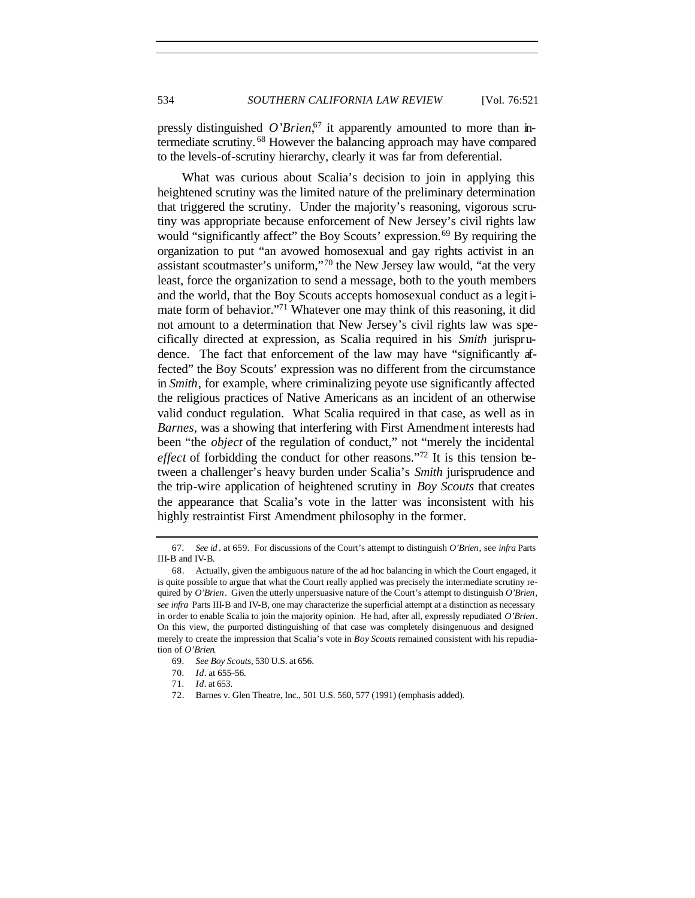pressly distinguished *O'Brien*,[67] it apparently amounted to more than intermediate scrutiny.[68] However the balancing approach may have compared to the levels-of-scrutiny hierarchy, clearly it was far from deferential.

What was curious about Scalia's decision to join in applying this heightened scrutiny was the limited nature of the preliminary determination that triggered the scrutiny. Under the majority's reasoning, vigorous scrutiny was appropriate because enforcement of New Jersey's civil rights law would "significantly affect" the Boy Scouts' expression.[69] By requiring the organization to put "an avowed homosexual and gay rights activist in an assistant scoutmaster's uniform,"[70] the New Jersey law would, "at the very least, force the organization to send a message, both to the youth members and the world, that the Boy Scouts accepts homosexual conduct as a legitimate form of behavior."[71] Whatever one may think of this reasoning, it did not amount to a determination that New Jersey's civil rights law was specifically directed at expression, as Scalia required in his *Smith* jurisprudence. The fact that enforcement of the law may have "significantly affected" the Boy Scouts' expression was no different from the circumstance in *Smith*, for example, where criminalizing peyote use significantly affected the religious practices of Native Americans as an incident of an otherwise valid conduct regulation. What Scalia required in that case, as well as in *Barnes*, was a showing that interfering with First Amendment interests had been "the *object* of the regulation of conduct," not "merely the incidental *effect* of forbidding the conduct for other reasons."[72] It is this tension between a challenger's heavy burden under Scalia's *Smith* jurisprudence and the trip-wire application of heightened scrutiny in *Boy Scouts* that creates the appearance that Scalia's vote in the latter was inconsistent with his highly restraintist First Amendment philosophy in the former.

---

67. *See id*. at 659. For discussions of the Court's attempt to distinguish *O'Brien*, see *infra* Parts III-B and IV-B.

68. Actually, given the ambiguous nature of the ad hoc balancing in which the Court engaged, it is quite possible to argue that what the Court really applied was precisely the intermediate scrutiny required by *O'Brien*. Given the utterly unpersuasive nature of the Court's attempt to distinguish *O'Brien*, *see infra* Parts III-B and IV-B, one may characterize the superficial attempt at a distinction as necessary in order to enable Scalia to join the majority opinion. He had, after all, expressly repudiated *O'Brien*. On this view, the purported distinguishing of that case was completely disingenuous and designed merely to create the impression that Scalia's vote in *Boy Scouts* remained consistent with his repudiation of *O'Brien*.

69. *See Boy Scouts*, 530 U.S. at 656.

70. *Id*. at 655–56.

71. *Id*. at 653.

72. Barnes v. Glen Theatre, Inc., 501 U.S. 560, 577 (1991) (emphasis added).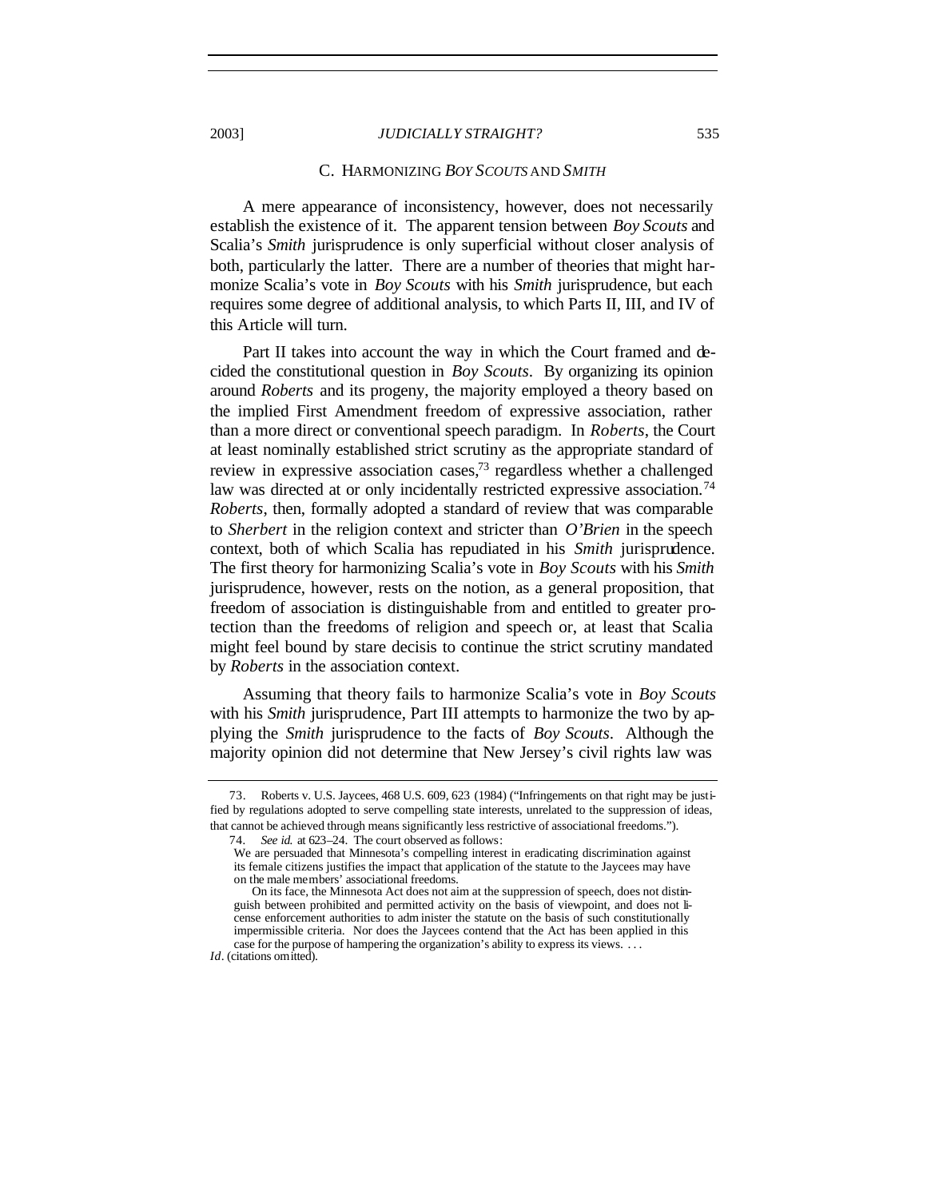### C. HARMONIZING *BOY SCOUTS* AND *SMITH*

A mere appearance of inconsistency, however, does not necessarily establish the existence of it. The apparent tension between *Boy Scouts* and Scalia's *Smith* jurisprudence is only superficial without closer analysis of both, particularly the latter. There are a number of theories that might harmonize Scalia's vote in *Boy Scouts* with his *Smith* jurisprudence, but each requires some degree of additional analysis, to which Parts II, III, and IV of this Article will turn.

Part II takes into account the way in which the Court framed and decided the constitutional question in *Boy Scouts*. By organizing its opinion around *Roberts* and its progeny, the majority employed a theory based on the implied First Amendment freedom of expressive association, rather than a more direct or conventional speech paradigm. In *Roberts*, the Court at least nominally established strict scrutiny as the appropriate standard of review in expressive association cases,[73] regardless whether a challenged law was directed at or only incidentally restricted expressive association.[74] *Roberts*, then, formally adopted a standard of review that was comparable to *Sherbert* in the religion context and stricter than *O'Brien* in the speech context, both of which Scalia has repudiated in his *Smith* jurisprudence. The first theory for harmonizing Scalia's vote in *Boy Scouts* with his *Smith* jurisprudence, however, rests on the notion, as a general proposition, that freedom of association is distinguishable from and entitled to greater protection than the freedoms of religion and speech or, at least that Scalia might feel bound by stare decisis to continue the strict scrutiny mandated by *Roberts* in the association context.

Assuming that theory fails to harmonize Scalia's vote in *Boy Scouts* with his *Smith* jurisprudence, Part III attempts to harmonize the two by applying the *Smith* jurisprudence to the facts of *Boy Scouts*. Although the majority opinion did not determine that New Jersey's civil rights law was

---

73. Roberts v. U.S. Jaycees, 468 U.S. 609, 623 (1984) ("Infringements on that right may be justified by regulations adopted to serve compelling state interests, unrelated to the suppression of ideas, that cannot be achieved through means significantly less restrictive of associational freedoms.").

74. *See id.* at 623–24. The court observed as follows:

> We are persuaded that Minnesota's compelling interest in eradicating discrimination against its female citizens justifies the impact that application of the statute to the Jaycees may have on the male members' associational freedoms.
>
> On its face, the Minnesota Act does not aim at the suppression of speech, does not distinguish between prohibited and permitted activity on the basis of viewpoint, and does not license enforcement authorities to administer the statute on the basis of such constitutionally impermissible criteria. Nor does the Jaycees contend that the Act has been applied in this case for the purpose of hampering the organization's ability to express its views. . . .

*Id*. (citations omitted).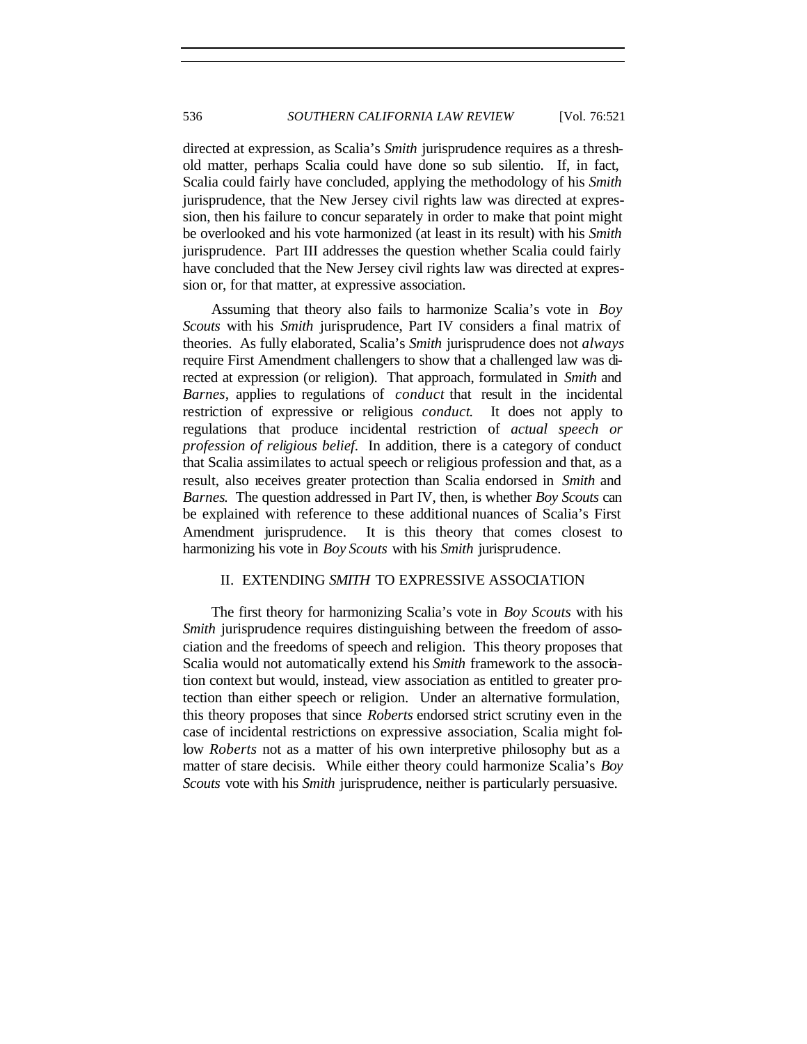directed at expression, as Scalia's *Smith* jurisprudence requires as a threshold matter, perhaps Scalia could have done so sub silentio. If, in fact, Scalia could fairly have concluded, applying the methodology of his *Smith* jurisprudence, that the New Jersey civil rights law was directed at expression, then his failure to concur separately in order to make that point might be overlooked and his vote harmonized (at least in its result) with his *Smith* jurisprudence. Part III addresses the question whether Scalia could fairly have concluded that the New Jersey civil rights law was directed at expression or, for that matter, at expressive association.

Assuming that theory also fails to harmonize Scalia's vote in *Boy Scouts* with his *Smith* jurisprudence, Part IV considers a final matrix of theories. As fully elaborated, Scalia's *Smith* jurisprudence does not *always* require First Amendment challengers to show that a challenged law was directed at expression (or religion). That approach, formulated in *Smith* and *Barnes*, applies to regulations of *conduct* that result in the incidental restriction of expressive or religious *conduct*. It does not apply to regulations that produce incidental restriction of *actual speech or profession of religious belief*. In addition, there is a category of conduct that Scalia assimilates to actual speech or religious profession and that, as a result, also receives greater protection than Scalia endorsed in *Smith* and *Barnes*. The question addressed in Part IV, then, is whether *Boy Scouts* can be explained with reference to these additional nuances of Scalia's First Amendment jurisprudence. It is this theory that comes closest to harmonizing his vote in *Boy Scouts* with his *Smith* jurisprudence.

## II. EXTENDING *SMITH* TO EXPRESSIVE ASSOCIATION

The first theory for harmonizing Scalia's vote in *Boy Scouts* with his *Smith* jurisprudence requires distinguishing between the freedom of association and the freedoms of speech and religion. This theory proposes that Scalia would not automatically extend his *Smith* framework to the association context but would, instead, view association as entitled to greater protection than either speech or religion. Under an alternative formulation, this theory proposes that since *Roberts* endorsed strict scrutiny even in the case of incidental restrictions on expressive association, Scalia might follow *Roberts* not as a matter of his own interpretive philosophy but as a matter of stare decisis. While either theory could harmonize Scalia's *Boy Scouts* vote with his *Smith* jurisprudence, neither is particularly persuasive.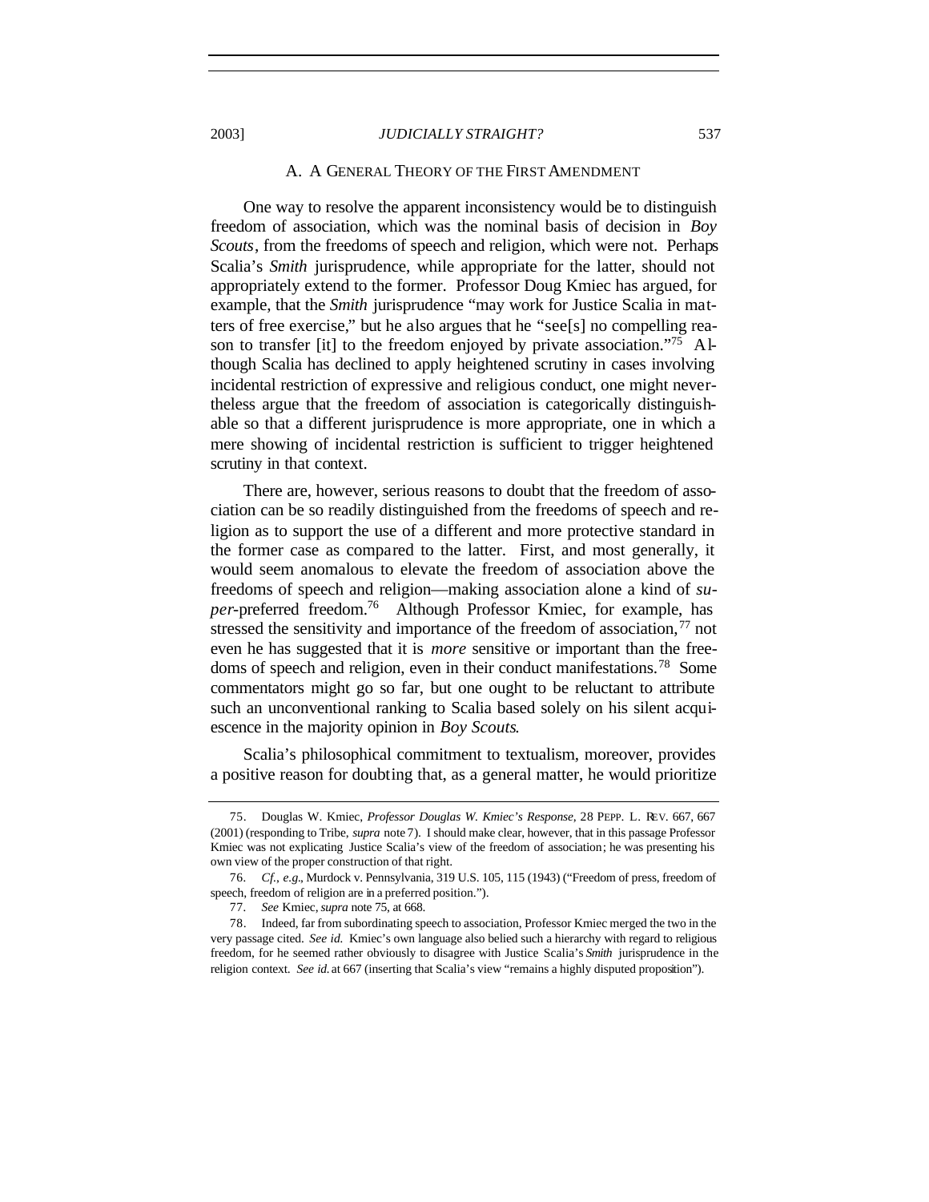### A. A General Theory of the First Amendment

One way to resolve the apparent inconsistency would be to distinguish freedom of association, which was the nominal basis of decision in *Boy Scouts*, from the freedoms of speech and religion, which were not. Perhaps Scalia's *Smith* jurisprudence, while appropriate for the latter, should not appropriately extend to the former. Professor Doug Kmiec has argued, for example, that the *Smith* jurisprudence "may work for Justice Scalia in matters of free exercise," but he also argues that he "see[s] no compelling reason to transfer [it] to the freedom enjoyed by private association."[75] Although Scalia has declined to apply heightened scrutiny in cases involving incidental restriction of expressive and religious conduct, one might nevertheless argue that the freedom of association is categorically distinguishable so that a different jurisprudence is more appropriate, one in which a mere showing of incidental restriction is sufficient to trigger heightened scrutiny in that context.

There are, however, serious reasons to doubt that the freedom of association can be so readily distinguished from the freedoms of speech and religion as to support the use of a different and more protective standard in the former case as compared to the latter. First, and most generally, it would seem anomalous to elevate the freedom of association above the freedoms of speech and religion—making association alone a kind of *super*-preferred freedom.[76] Although Professor Kmiec, for example, has stressed the sensitivity and importance of the freedom of association,[77] not even he has suggested that it is *more* sensitive or important than the freedoms of speech and religion, even in their conduct manifestations.[78] Some commentators might go so far, but one ought to be reluctant to attribute such an unconventional ranking to Scalia based solely on his silent acquiescence in the majority opinion in *Boy Scouts*.

Scalia's philosophical commitment to textualism, moreover, provides a positive reason for doubting that, as a general matter, he would prioritize

---

75. Douglas W. Kmiec, *Professor Douglas W. Kmiec's Response*, 28 PEPP. L. REV. 667, 667 (2001) (responding to Tribe, *supra* note 7). I should make clear, however, that in this passage Professor Kmiec was not explicating Justice Scalia's view of the freedom of association; he was presenting his own view of the proper construction of that right.

76. *Cf., e.g.*, Murdock v. Pennsylvania, 319 U.S. 105, 115 (1943) ("Freedom of press, freedom of speech, freedom of religion are in a preferred position.").

77. *See* Kmiec, *supra* note 75, at 668.

78. Indeed, far from subordinating speech to association, Professor Kmiec merged the two in the very passage cited. *See id.* Kmiec's own language also belied such a hierarchy with regard to religious freedom, for he seemed rather obviously to disagree with Justice Scalia's *Smith* jurisprudence in the religion context. *See id.* at 667 (inserting that Scalia's view "remains a highly disputed proposition").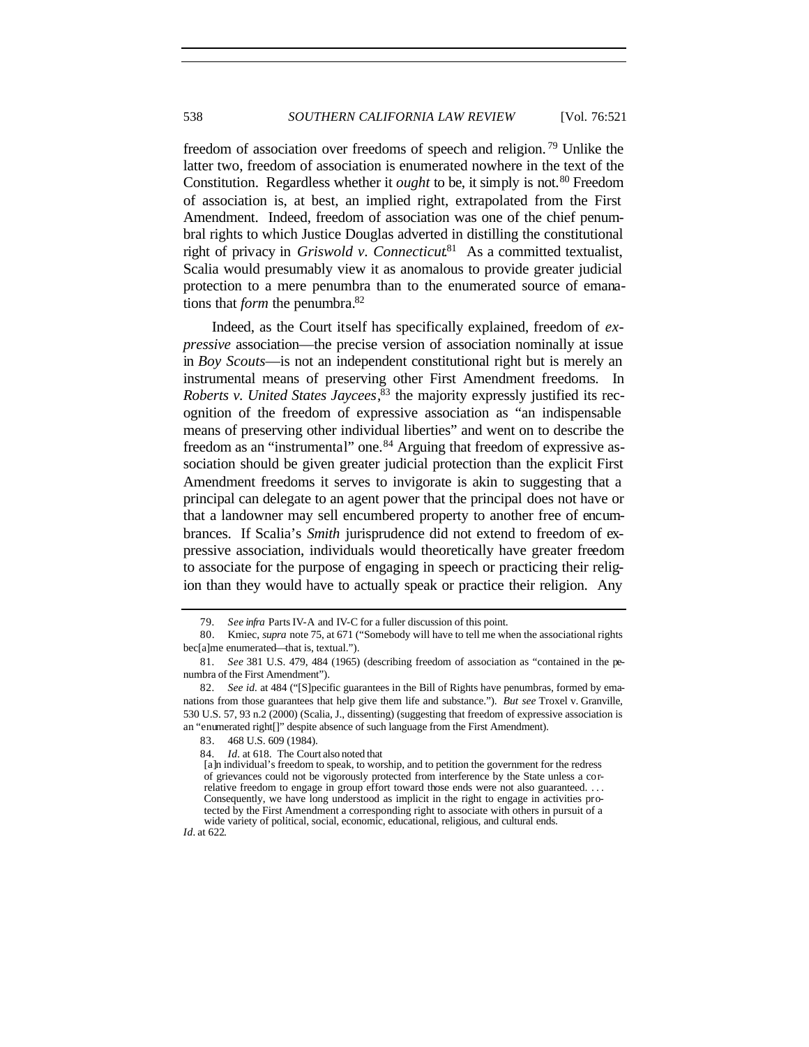freedom of association over freedoms of speech and religion.[79] Unlike the latter two, freedom of association is enumerated nowhere in the text of the Constitution. Regardless whether it *ought* to be, it simply is not.[80] Freedom of association is, at best, an implied right, extrapolated from the First Amendment. Indeed, freedom of association was one of the chief penumbral rights to which Justice Douglas adverted in distilling the constitutional right of privacy in *Griswold v. Connecticut*.[81] As a committed textualist, Scalia would presumably view it as anomalous to provide greater judicial protection to a mere penumbra than to the enumerated source of emanations that *form* the penumbra.[82]

Indeed, as the Court itself has specifically explained, freedom of *expressive* association—the precise version of association nominally at issue in *Boy Scouts*—is not an independent constitutional right but is merely an instrumental means of preserving other First Amendment freedoms. In *Roberts v. United States Jaycees*,[83] the majority expressly justified its recognition of the freedom of expressive association as "an indispensable means of preserving other individual liberties" and went on to describe the freedom as an "instrumental" one.[84] Arguing that freedom of expressive association should be given greater judicial protection than the explicit First Amendment freedoms it serves to invigorate is akin to suggesting that a principal can delegate to an agent power that the principal does not have or that a landowner may sell encumbered property to another free of encumbrances. If Scalia's *Smith* jurisprudence did not extend to freedom of expressive association, individuals would theoretically have greater freedom to associate for the purpose of engaging in speech or practicing their religion than they would have to actually speak or practice their religion. Any

---

79. *See infra* Parts IV-A and IV-C for a fuller discussion of this point.

80. Kmiec, *supra* note 75, at 671 ("Somebody will have to tell me when the associational rights bec[a]me enumerated—that is, textual.").

81. *See* 381 U.S. 479, 484 (1965) (describing freedom of association as "contained in the penumbra of the First Amendment").

82. *See id.* at 484 ("[S]pecific guarantees in the Bill of Rights have penumbras, formed by emanations from those guarantees that help give them life and substance."). *But see* Troxel v. Granville, 530 U.S. 57, 93 n.2 (2000) (Scalia, J., dissenting) (suggesting that freedom of expressive association is an "enumerated right[]" despite absence of such language from the First Amendment).

83. 468 U.S. 609 (1984).

84. *Id.* at 618. The Court also noted that

> [a]n individual's freedom to speak, to worship, and to petition the government for the redress of grievances could not be vigorously protected from interference by the State unless a correlative freedom to engage in group effort toward those ends were not also guaranteed. . . . Consequently, we have long understood as implicit in the right to engage in activities protected by the First Amendment a corresponding right to associate with others in pursuit of a wide variety of political, social, economic, educational, religious, and cultural ends.

*Id.* at 622.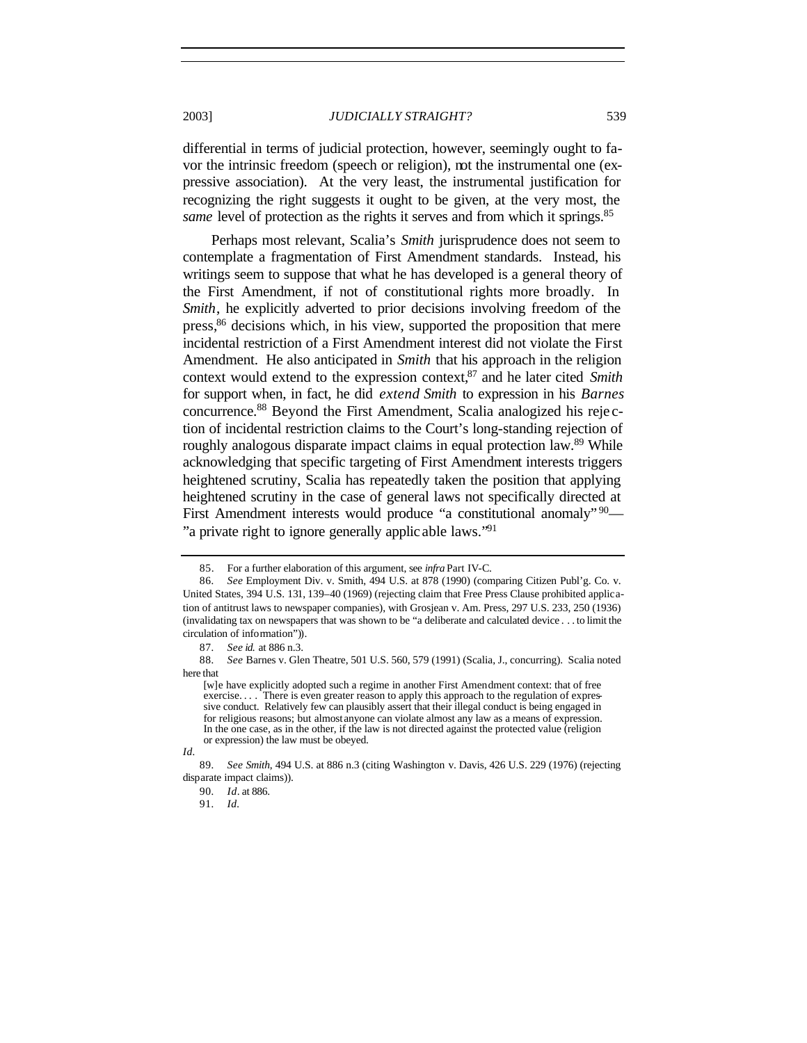differential in terms of judicial protection, however, seemingly ought to favor the intrinsic freedom (speech or religion), not the instrumental one (expressive association). At the very least, the instrumental justification for recognizing the right suggests it ought to be given, at the very most, the *same* level of protection as the rights it serves and from which it springs.[85]

Perhaps most relevant, Scalia's *Smith* jurisprudence does not seem to contemplate a fragmentation of First Amendment standards. Instead, his writings seem to suppose that what he has developed is a general theory of the First Amendment, if not of constitutional rights more broadly. In *Smith*, he explicitly adverted to prior decisions involving freedom of the press,[86] decisions which, in his view, supported the proposition that mere incidental restriction of a First Amendment interest did not violate the First Amendment. He also anticipated in *Smith* that his approach in the religion context would extend to the expression context,[87] and he later cited *Smith* for support when, in fact, he did *extend Smith* to expression in his *Barnes* concurrence.[88] Beyond the First Amendment, Scalia analogized his rejection of incidental restriction claims to the Court's long-standing rejection of roughly analogous disparate impact claims in equal protection law.[89] While acknowledging that specific targeting of First Amendment interests triggers heightened scrutiny, Scalia has repeatedly taken the position that applying heightened scrutiny in the case of general laws not specifically directed at First Amendment interests would produce "a constitutional anomaly"[90]—"a private right to ignore generally applicable laws."[91]

---

85. For a further elaboration of this argument, see *infra* Part IV-C.

86. *See* Employment Div. v. Smith, 494 U.S. at 878 (1990) (comparing Citizen Publ'g. Co. v. United States, 394 U.S. 131, 139–40 (1969) (rejecting claim that Free Press Clause prohibited application of antitrust laws to newspaper companies), with Grosjean v. Am. Press, 297 U.S. 233, 250 (1936) (invalidating tax on newspapers that was shown to be "a deliberate and calculated device . . . to limit the circulation of information")).

87. *See id.* at 886 n.3.

88. *See* Barnes v. Glen Theatre, 501 U.S. 560, 579 (1991) (Scalia, J., concurring). Scalia noted here that

> [w]e have explicitly adopted such a regime in another First Amendment context: that of free exercise. . . . There is even greater reason to apply this approach to the regulation of expressive conduct. Relatively few can plausibly assert that their illegal conduct is being engaged in for religious reasons; but almost anyone can violate almost any law as a means of expression. In the one case, as in the other, if the law is not directed against the protected value (religion or expression) the law must be obeyed.

*Id.*

89. *See Smith*, 494 U.S. at 886 n.3 (citing Washington v. Davis, 426 U.S. 229 (1976) (rejecting disparate impact claims)).

90. *Id.* at 886.

91. *Id.*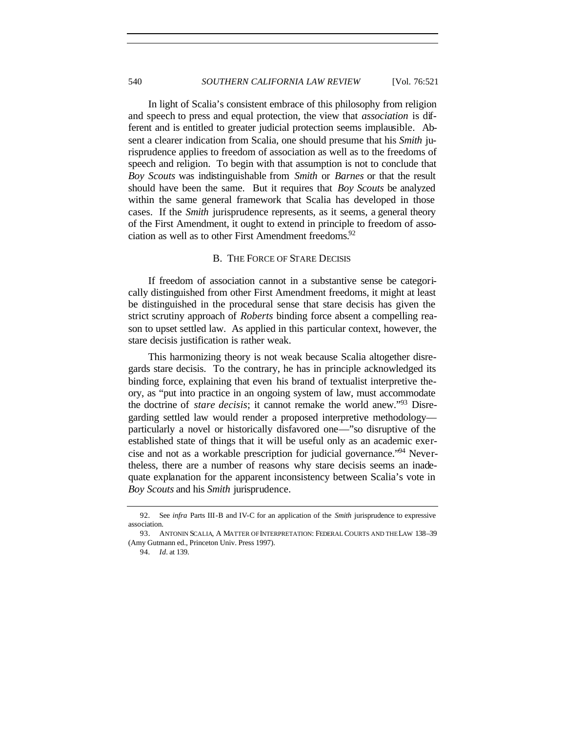In light of Scalia's consistent embrace of this philosophy from religion and speech to press and equal protection, the view that *association* is different and is entitled to greater judicial protection seems implausible. Absent a clearer indication from Scalia, one should presume that his *Smith* jurisprudence applies to freedom of association as well as to the freedoms of speech and religion. To begin with that assumption is not to conclude that *Boy Scouts* was indistinguishable from *Smith* or *Barnes* or that the result should have been the same. But it requires that *Boy Scouts* be analyzed within the same general framework that Scalia has developed in those cases. If the *Smith* jurisprudence represents, as it seems, a general theory of the First Amendment, it ought to extend in principle to freedom of association as well as to other First Amendment freedoms.[92]

### B. THE FORCE OF STARE DECISIS

If freedom of association cannot in a substantive sense be categorically distinguished from other First Amendment freedoms, it might at least be distinguished in the procedural sense that stare decisis has given the strict scrutiny approach of *Roberts* binding force absent a compelling reason to upset settled law. As applied in this particular context, however, the stare decisis justification is rather weak.

This harmonizing theory is not weak because Scalia altogether disregards stare decisis. To the contrary, he has in principle acknowledged its binding force, explaining that even his brand of textualist interpretive theory, as "put into practice in an ongoing system of law, must accommodate the doctrine of *stare decisis*; it cannot remake the world anew."[93] Disregarding settled law would render a proposed interpretive methodology—particularly a novel or historically disfavored one—"so disruptive of the established state of things that it will be useful only as an academic exercise and not as a workable prescription for judicial governance."[94] Nevertheless, there are a number of reasons why stare decisis seems an inadequate explanation for the apparent inconsistency between Scalia's vote in *Boy Scouts* and his *Smith* jurisprudence.

---

92. See *infra* Parts III-B and IV-C for an application of the *Smith* jurisprudence to expressive association.

93. ANTONIN SCALIA, A MATTER OF INTERPRETATION: FEDERAL COURTS AND THE LAW 138–39 (Amy Gutmann ed., Princeton Univ. Press 1997).

94. *Id*. at 139.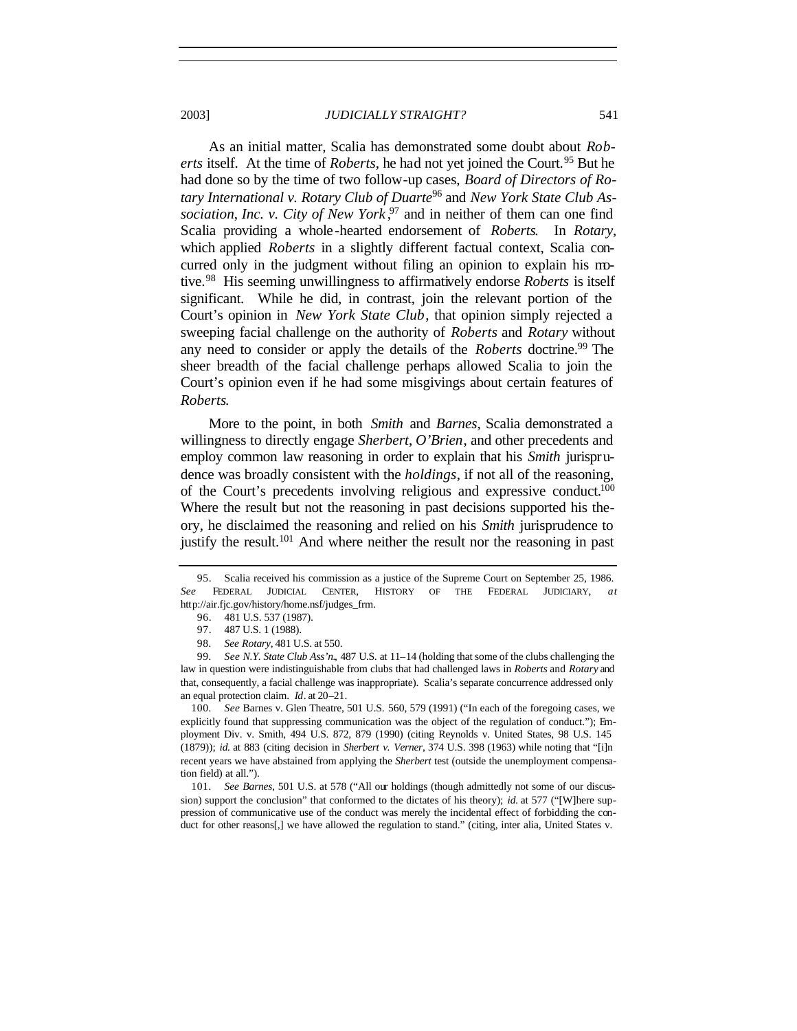As an initial matter, Scalia has demonstrated some doubt about *Roberts* itself. At the time of *Roberts*, he had not yet joined the Court.[95] But he had done so by the time of two follow-up cases, *Board of Directors of Rotary International v. Rotary Club of Duarte*[96] and *New York State Club Association, Inc. v. City of New York*,[97] and in neither of them can one find Scalia providing a whole-hearted endorsement of *Roberts*. In *Rotary*, which applied *Roberts* in a slightly different factual context, Scalia concurred only in the judgment without filing an opinion to explain his motive.[98] His seeming unwillingness to affirmatively endorse *Roberts* is itself significant. While he did, in contrast, join the relevant portion of the Court's opinion in *New York State Club*, that opinion simply rejected a sweeping facial challenge on the authority of *Roberts* and *Rotary* without any need to consider or apply the details of the *Roberts* doctrine.[99] The sheer breadth of the facial challenge perhaps allowed Scalia to join the Court's opinion even if he had some misgivings about certain features of *Roberts*.

More to the point, in both *Smith* and *Barnes*, Scalia demonstrated a willingness to directly engage *Sherbert*, *O'Brien*, and other precedents and employ common law reasoning in order to explain that his *Smith* jurisprudence was broadly consistent with the *holdings*, if not all of the reasoning, of the Court's precedents involving religious and expressive conduct.[100] Where the result but not the reasoning in past decisions supported his theory, he disclaimed the reasoning and relied on his *Smith* jurisprudence to justify the result.[101] And where neither the result nor the reasoning in past

---

95. Scalia received his commission as a justice of the Supreme Court on September 25, 1986. *See* FEDERAL JUDICIAL CENTER, HISTORY OF THE FEDERAL JUDICIARY, *at* http://air.fjc.gov/history/home.nsf/judges_frm.

96. 481 U.S. 537 (1987).

97. 487 U.S. 1 (1988).

98. *See Rotary*, 481 U.S. at 550.

99. *See N.Y. State Club Ass'n*, 487 U.S. at 11–14 (holding that some of the clubs challenging the law in question were indistinguishable from clubs that had challenged laws in *Roberts* and *Rotary* and that, consequently, a facial challenge was inappropriate). Scalia's separate concurrence addressed only an equal protection claim. *Id.* at 20–21.

100. *See* Barnes v. Glen Theatre, 501 U.S. 560, 579 (1991) ("In each of the foregoing cases, we explicitly found that suppressing communication was the object of the regulation of conduct."); Employment Div. v. Smith, 494 U.S. 872, 879 (1990) (citing Reynolds v. United States, 98 U.S. 145 (1879)); *id.* at 883 (citing decision in *Sherbert v. Verner*, 374 U.S. 398 (1963) while noting that "[i]n recent years we have abstained from applying the *Sherbert* test (outside the unemployment compensation field) at all.").

101. *See Barnes*, 501 U.S. at 578 ("All our holdings (though admittedly not some of our discussion) support the conclusion" that conformed to the dictates of his theory); *id.* at 577 ("[W]here suppression of communicative use of the conduct was merely the incidental effect of forbidding the conduct for other reasons[,] we have allowed the regulation to stand." (citing, inter alia, United States v.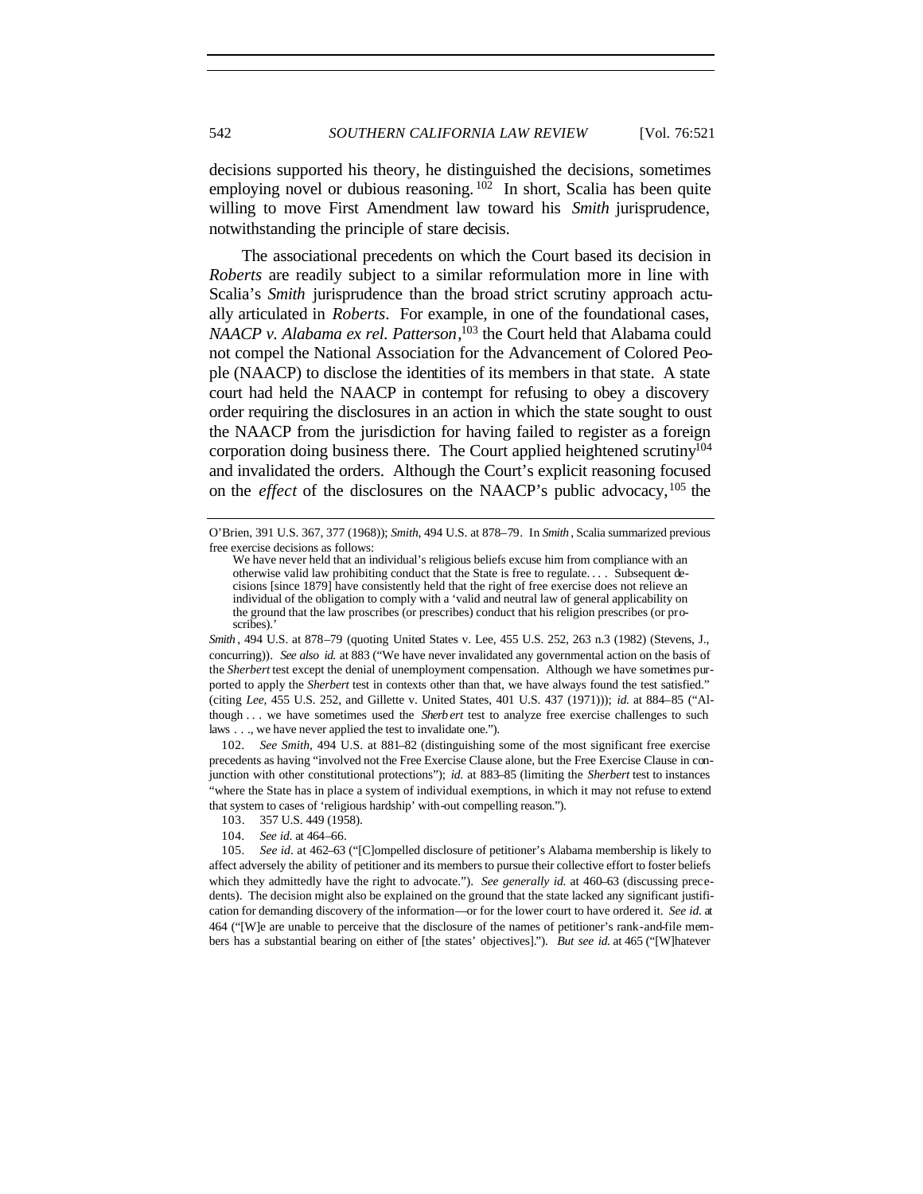decisions supported his theory, he distinguished the decisions, sometimes employing novel or dubious reasoning.[102] In short, Scalia has been quite willing to move First Amendment law toward his *Smith* jurisprudence, notwithstanding the principle of stare decisis.

The associational precedents on which the Court based its decision in *Roberts* are readily subject to a similar reformulation more in line with Scalia's *Smith* jurisprudence than the broad strict scrutiny approach actually articulated in *Roberts*. For example, in one of the foundational cases, *NAACP v. Alabama ex rel. Patterson*,[103] the Court held that Alabama could not compel the National Association for the Advancement of Colored People (NAACP) to disclose the identities of its members in that state. A state court had held the NAACP in contempt for refusing to obey a discovery order requiring the disclosures in an action in which the state sought to oust the NAACP from the jurisdiction for having failed to register as a foreign corporation doing business there. The Court applied heightened scrutiny[104] and invalidated the orders. Although the Court's explicit reasoning focused on the *effect* of the disclosures on the NAACP's public advocacy,[105] the

---

O'Brien, 391 U.S. 367, 377 (1968)); *Smith*, 494 U.S. at 878–79. In *Smith*, Scalia summarized previous free exercise decisions as follows:

> We have never held that an individual's religious beliefs excuse him from compliance with an otherwise valid law prohibiting conduct that the State is free to regulate. . . . Subsequent decisions [since 1879] have consistently held that the right of free exercise does not relieve an individual of the obligation to comply with a 'valid and neutral law of general applicability on the ground that the law proscribes (or prescribes) conduct that his religion prescribes (or proscribes).'

*Smith*, 494 U.S. at 878–79 (quoting United States v. Lee, 455 U.S. 252, 263 n.3 (1982) (Stevens, J., concurring)). *See also id.* at 883 ("We have never invalidated any governmental action on the basis of the *Sherbert* test except the denial of unemployment compensation. Although we have sometimes purported to apply the *Sherbert* test in contexts other than that, we have always found the test satisfied." (citing *Lee*, 455 U.S. 252, and Gillette v. United States, 401 U.S. 437 (1971))); *id.* at 884–85 ("Although . . . we have sometimes used the *Sherbert* test to analyze free exercise challenges to such laws . . ., we have never applied the test to invalidate one.").

102. *See Smith*, 494 U.S. at 881–82 (distinguishing some of the most significant free exercise precedents as having "involved not the Free Exercise Clause alone, but the Free Exercise Clause in conjunction with other constitutional protections"); *id.* at 883–85 (limiting the *Sherbert* test to instances "where the State has in place a system of individual exemptions, in which it may not refuse to extend that system to cases of 'religious hardship' with-out compelling reason.").

103. 357 U.S. 449 (1958).

104. *See id.* at 464–66.

105. *See id.* at 462–63 ("[C]ompelled disclosure of petitioner's Alabama membership is likely to affect adversely the ability of petitioner and its members to pursue their collective effort to foster beliefs which they admittedly have the right to advocate."). *See generally id.* at 460–63 (discussing precedents). The decision might also be explained on the ground that the state lacked any significant justification for demanding discovery of the information—or for the lower court to have ordered it. *See id.* at 464 ("[W]e are unable to perceive that the disclosure of the names of petitioner's rank-and-file members has a substantial bearing on either of [the states' objectives]."). *But see id.* at 465 ("[W]hatever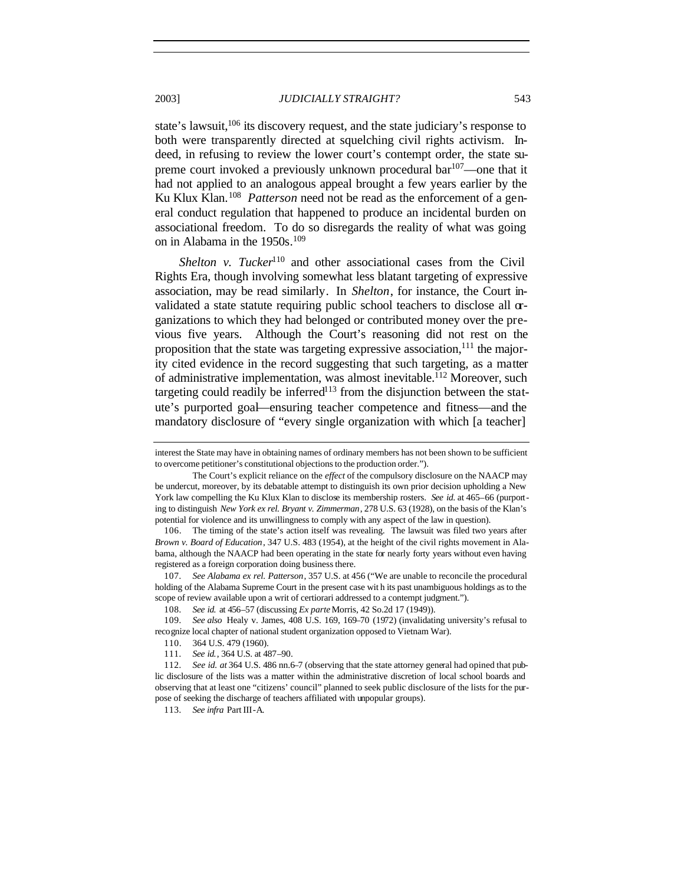state's lawsuit,[106] its discovery request, and the state judiciary's response to both were transparently directed at squelching civil rights activism. Indeed, in refusing to review the lower court's contempt order, the state supreme court invoked a previously unknown procedural bar[107]—one that it had not applied to an analogous appeal brought a few years earlier by the Ku Klux Klan.[108] *Patterson* need not be read as the enforcement of a general conduct regulation that happened to produce an incidental burden on associational freedom. To do so disregards the reality of what was going on in Alabama in the 1950s.[109]

*Shelton v. Tucker*[110] and other associational cases from the Civil Rights Era, though involving somewhat less blatant targeting of expressive association, may be read similarly. In *Shelton*, for instance, the Court invalidated a state statute requiring public school teachers to disclose all organizations to which they had belonged or contributed money over the previous five years. Although the Court's reasoning did not rest on the proposition that the state was targeting expressive association,[111] the majority cited evidence in the record suggesting that such targeting, as a matter of administrative implementation, was almost inevitable.[112] Moreover, such targeting could readily be inferred[113] from the disjunction between the statute's purported goal—ensuring teacher competence and fitness—and the mandatory disclosure of "every single organization with which [a teacher]

---

interest the State may have in obtaining names of ordinary members has not been shown to be sufficient to overcome petitioner's constitutional objections to the production order.").

The Court's explicit reliance on the *effect* of the compulsory disclosure on the NAACP may be undercut, moreover, by its debatable attempt to distinguish its own prior decision upholding a New York law compelling the Ku Klux Klan to disclose its membership rosters. *See id.* at 465–66 (purporting to distinguish *New York ex rel. Bryant v. Zimmerman*, 278 U.S. 63 (1928), on the basis of the Klan's potential for violence and its unwillingness to comply with any aspect of the law in question).

106. The timing of the state's action itself was revealing. The lawsuit was filed two years after *Brown v. Board of Education*, 347 U.S. 483 (1954), at the height of the civil rights movement in Alabama, although the NAACP had been operating in the state for nearly forty years without even having registered as a foreign corporation doing business there.

107. *See Alabama ex rel. Patterson*, 357 U.S. at 456 ("We are unable to reconcile the procedural holding of the Alabama Supreme Court in the present case with its past unambiguous holdings as to the scope of review available upon a writ of certiorari addressed to a contempt judgment.").

108. *See id.* at 456–57 (discussing *Ex parte* Morris, 42 So.2d 17 (1949)).

109. *See also* Healy v. James, 408 U.S. 169, 169–70 (1972) (invalidating university's refusal to recognize local chapter of national student organization opposed to Vietnam War).

110. 364 U.S. 479 (1960).

111. *See id.*, 364 U.S. at 487–90.

112. *See id. at* 364 U.S. 486 nn.6–7 (observing that the state attorney general had opined that public disclosure of the lists was a matter within the administrative discretion of local school boards and observing that at least one "citizens' council" planned to seek public disclosure of the lists for the purpose of seeking the discharge of teachers affiliated with unpopular groups).

113. *See infra* Part III-A.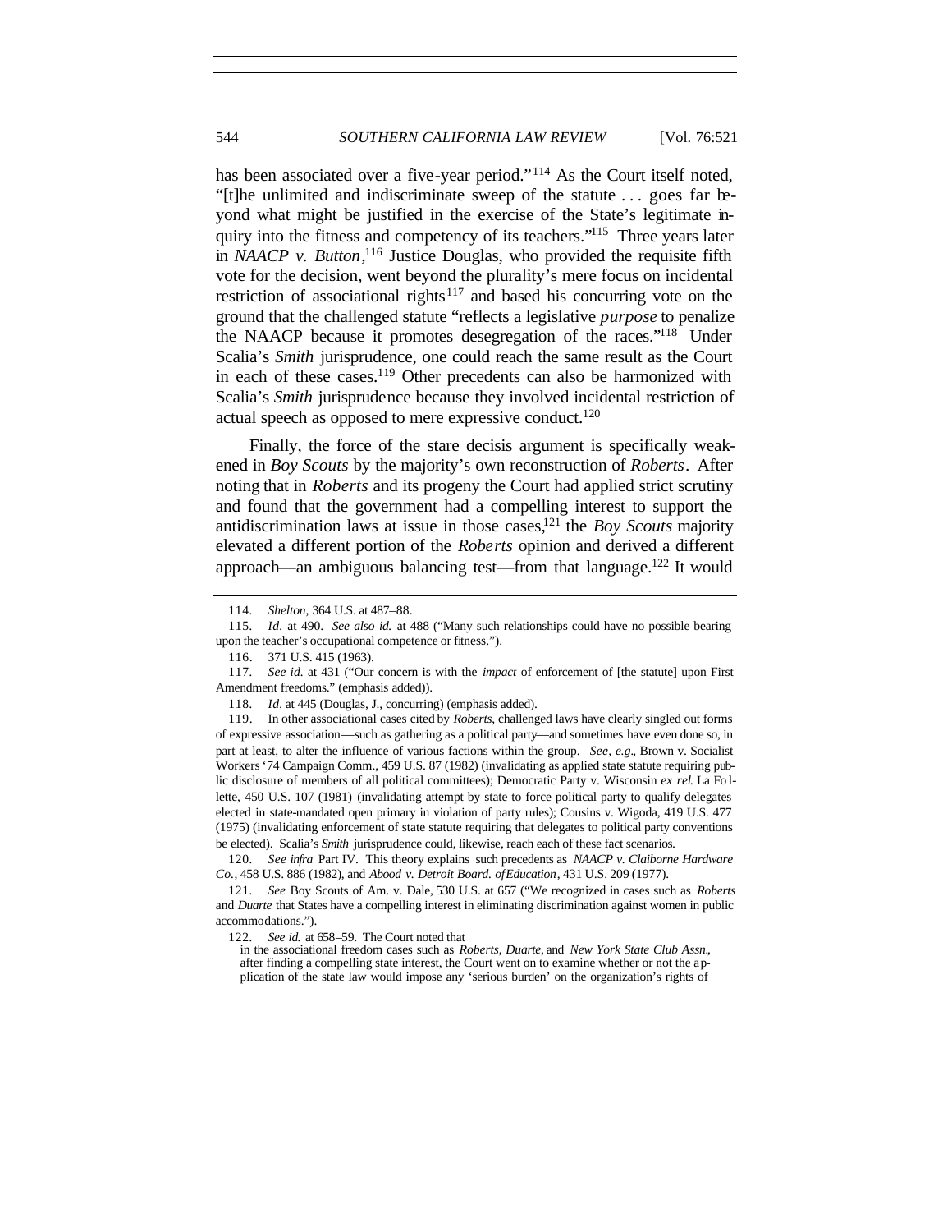has been associated over a five-year period."[114] As the Court itself noted, "[t]he unlimited and indiscriminate sweep of the statute . . . goes far beyond what might be justified in the exercise of the State's legitimate inquiry into the fitness and competency of its teachers."[115] Three years later in *NAACP v. Button*,[116] Justice Douglas, who provided the requisite fifth vote for the decision, went beyond the plurality's mere focus on incidental restriction of associational rights[117] and based his concurring vote on the ground that the challenged statute "reflects a legislative *purpose* to penalize the NAACP because it promotes desegregation of the races."[118] Under Scalia's *Smith* jurisprudence, one could reach the same result as the Court in each of these cases.[119] Other precedents can also be harmonized with Scalia's *Smith* jurisprudence because they involved incidental restriction of actual speech as opposed to mere expressive conduct.[120]

Finally, the force of the stare decisis argument is specifically weakened in *Boy Scouts* by the majority's own reconstruction of *Roberts*. After noting that in *Roberts* and its progeny the Court had applied strict scrutiny and found that the government had a compelling interest to support the antidiscrimination laws at issue in those cases,[121] the *Boy Scouts* majority elevated a different portion of the *Roberts* opinion and derived a different approach—an ambiguous balancing test—from that language.[122] It would

---

114. *Shelton*, 364 U.S. at 487–88.

115. *Id*. at 490. *See also id.* at 488 ("Many such relationships could have no possible bearing upon the teacher's occupational competence or fitness.").

116. 371 U.S. 415 (1963).

117. *See id*. at 431 ("Our concern is with the *impact* of enforcement of [the statute] upon First Amendment freedoms." (emphasis added)).

118. *Id*. at 445 (Douglas, J., concurring) (emphasis added).

119. In other associational cases cited by *Roberts*, challenged laws have clearly singled out forms of expressive association—such as gathering as a political party—and sometimes have even done so, in part at least, to alter the influence of various factions within the group. *See, e.g*., Brown v. Socialist Workers '74 Campaign Comm., 459 U.S. 87 (1982) (invalidating as applied state statute requiring public disclosure of members of all political committees); Democratic Party v. Wisconsin *ex rel.* La Follette, 450 U.S. 107 (1981) (invalidating attempt by state to force political party to qualify delegates elected in state-mandated open primary in violation of party rules); Cousins v. Wigoda, 419 U.S. 477 (1975) (invalidating enforcement of state statute requiring that delegates to political party conventions be elected). Scalia's *Smith* jurisprudence could, likewise, reach each of these fact scenarios.

120. *See infra* Part IV. This theory explains such precedents as *NAACP v. Claiborne Hardware Co.*, 458 U.S. 886 (1982), and *Abood v. Detroit Board. of Education*, 431 U.S. 209 (1977).

121. *See* Boy Scouts of Am. v. Dale, 530 U.S. at 657 ("We recognized in cases such as *Roberts* and *Duarte* that States have a compelling interest in eliminating discrimination against women in public accommodations.").

122. *See id.* at 658–59. The Court noted that

> in the associational freedom cases such as *Roberts, Duarte*, and *New York State Club Assn*., after finding a compelling state interest, the Court went on to examine whether or not the application of the state law would impose any 'serious burden' on the organization's rights of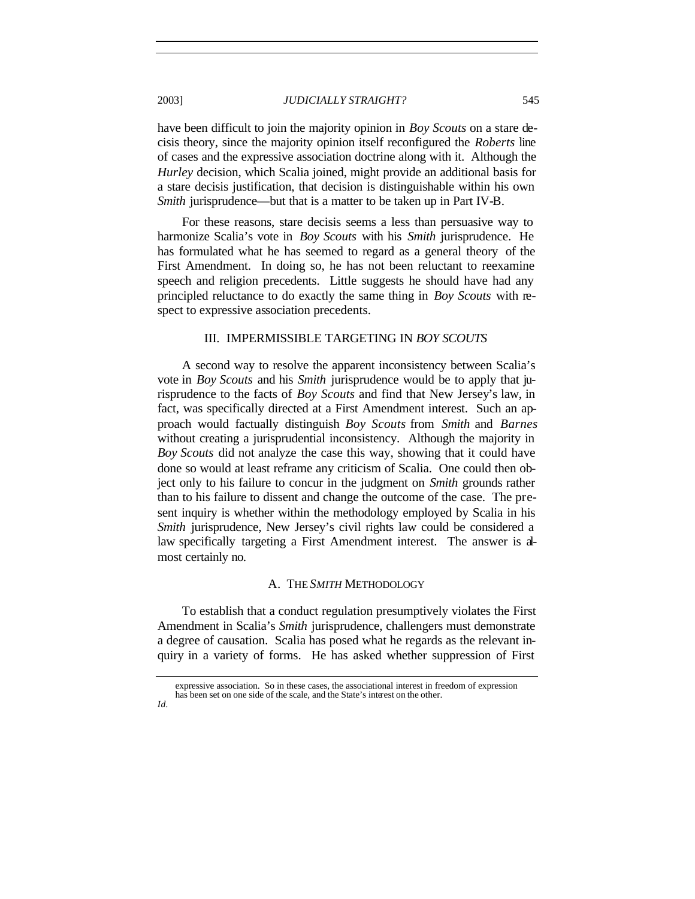have been difficult to join the majority opinion in *Boy Scouts* on a stare decisis theory, since the majority opinion itself reconfigured the *Roberts* line of cases and the expressive association doctrine along with it. Although the *Hurley* decision, which Scalia joined, might provide an additional basis for a stare decisis justification, that decision is distinguishable within his own *Smith* jurisprudence—but that is a matter to be taken up in Part IV-B.

For these reasons, stare decisis seems a less than persuasive way to harmonize Scalia's vote in *Boy Scouts* with his *Smith* jurisprudence. He has formulated what he has seemed to regard as a general theory of the First Amendment. In doing so, he has not been reluctant to reexamine speech and religion precedents. Little suggests he should have had any principled reluctance to do exactly the same thing in *Boy Scouts* with respect to expressive association precedents.

## III. IMPERMISSIBLE TARGETING IN *BOY SCOUTS*

A second way to resolve the apparent inconsistency between Scalia's vote in *Boy Scouts* and his *Smith* jurisprudence would be to apply that jurisprudence to the facts of *Boy Scouts* and find that New Jersey's law, in fact, was specifically directed at a First Amendment interest. Such an approach would factually distinguish *Boy Scouts* from *Smith* and *Barnes* without creating a jurisprudential inconsistency. Although the majority in *Boy Scouts* did not analyze the case this way, showing that it could have done so would at least reframe any criticism of Scalia. One could then object only to his failure to concur in the judgment on *Smith* grounds rather than to his failure to dissent and change the outcome of the case. The present inquiry is whether within the methodology employed by Scalia in his *Smith* jurisprudence, New Jersey's civil rights law could be considered a law specifically targeting a First Amendment interest. The answer is almost certainly no.

### A. THE *SMITH* METHODOLOGY

To establish that a conduct regulation presumptively violates the First Amendment in Scalia's *Smith* jurisprudence, challengers must demonstrate a degree of causation. Scalia has posed what he regards as the relevant inquiry in a variety of forms. He has asked whether suppression of First

---

expressive association. So in these cases, the associational interest in freedom of expression has been set on one side of the scale, and the State's interest on the other.

*Id.*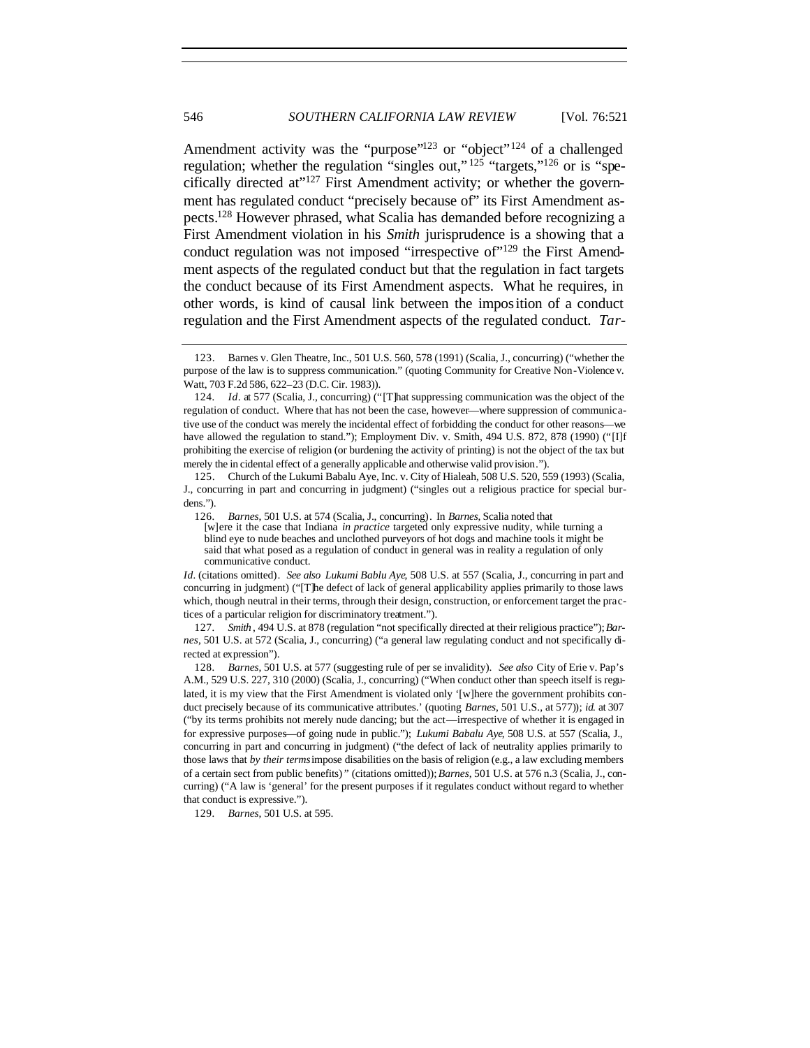Amendment activity was the "purpose"[123] or "object"[124] of a challenged regulation; whether the regulation "singles out,"[125] "targets,"[126] or is "specifically directed at"[127] First Amendment activity; or whether the government has regulated conduct "precisely because of" its First Amendment aspects.[128] However phrased, what Scalia has demanded before recognizing a First Amendment violation in his *Smith* jurisprudence is a showing that a conduct regulation was not imposed "irrespective of"[129] the First Amendment aspects of the regulated conduct but that the regulation in fact targets the conduct because of its First Amendment aspects. What he requires, in other words, is kind of causal link between the imposition of a conduct regulation and the First Amendment aspects of the regulated conduct. *Tar-*

---

123. Barnes v. Glen Theatre, Inc., 501 U.S. 560, 578 (1991) (Scalia, J., concurring) ("whether the purpose of the law is to suppress communication." (quoting Community for Creative Non-Violence v. Watt, 703 F.2d 586, 622–23 (D.C. Cir. 1983)).

124. *Id*. at 577 (Scalia, J., concurring) ("[T]hat suppressing communication was the object of the regulation of conduct. Where that has not been the case, however—where suppression of communicative use of the conduct was merely the incidental effect of forbidding the conduct for other reasons—we have allowed the regulation to stand."); Employment Div. v. Smith, 494 U.S. 872, 878 (1990) ("[I]f prohibiting the exercise of religion (or burdening the activity of printing) is not the object of the tax but merely the incidental effect of a generally applicable and otherwise valid provision.").

125. Church of the Lukumi Babalu Aye, Inc. v. City of Hialeah, 508 U.S. 520, 559 (1993) (Scalia, J., concurring in part and concurring in judgment) ("singles out a religious practice for special burdens.").

126. *Barnes*, 501 U.S. at 574 (Scalia, J., concurring). In *Barnes*, Scalia noted that

> [w]ere it the case that Indiana *in practice* targeted only expressive nudity, while turning a blind eye to nude beaches and unclothed purveyors of hot dogs and machine tools it might be said that what posed as a regulation of conduct in general was in reality a regulation of only communicative conduct.

*Id*. (citations omitted). *See also Lukumi Bablu Aye*, 508 U.S. at 557 (Scalia, J., concurring in part and concurring in judgment) ("[T]he defect of lack of general applicability applies primarily to those laws which, though neutral in their terms, through their design, construction, or enforcement target the practices of a particular religion for discriminatory treatment.").

127. *Smith*, 494 U.S. at 878 (regulation "not specifically directed at their religious practice"); *Barnes*, 501 U.S. at 572 (Scalia, J., concurring) ("a general law regulating conduct and not specifically directed at expression").

128. *Barnes*, 501 U.S. at 577 (suggesting rule of per se invalidity). *See also* City of Erie v. Pap's A.M., 529 U.S. 227, 310 (2000) (Scalia, J., concurring) ("When conduct other than speech itself is regulated, it is my view that the First Amendment is violated only '[w]here the government prohibits conduct precisely because of its communicative attributes.' (quoting *Barnes*, 501 U.S., at 577)); *id.* at 307 ("by its terms prohibits not merely nude dancing; but the act—irrespective of whether it is engaged in for expressive purposes—of going nude in public."); *Lukumi Babalu Aye*, 508 U.S. at 557 (Scalia, J., concurring in part and concurring in judgment) ("the defect of lack of neutrality applies primarily to those laws that *by their terms* impose disabilities on the basis of religion (e.g., a law excluding members of a certain sect from public benefits)" (citations omitted)); *Barnes*, 501 U.S. at 576 n.3 (Scalia, J., concurring) ("A law is 'general' for the present purposes if it regulates conduct without regard to whether that conduct is expressive.").

129. *Barnes*, 501 U.S. at 595.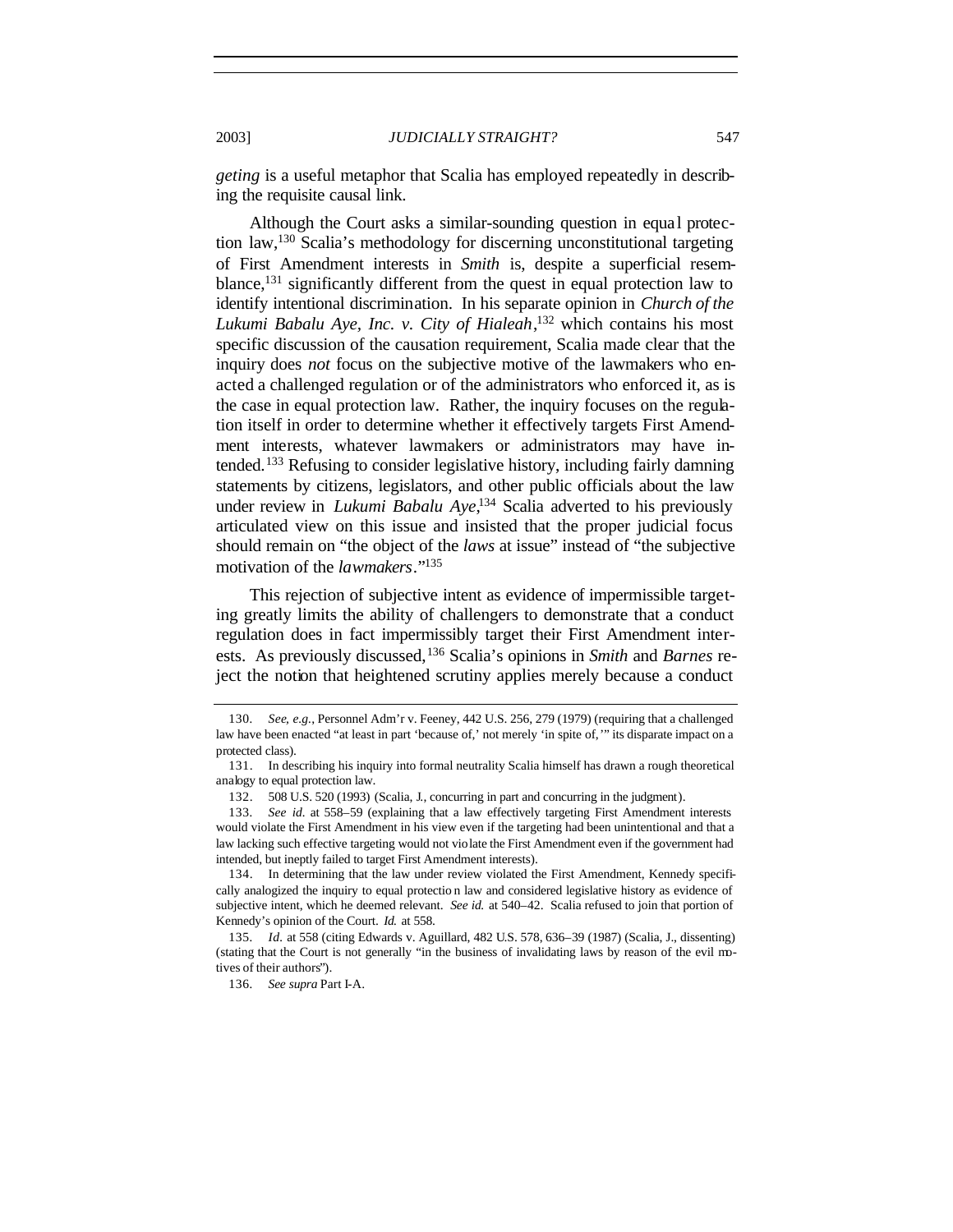*geting* is a useful metaphor that Scalia has employed repeatedly in describing the requisite causal link.

Although the Court asks a similar-sounding question in equal protection law,[130] Scalia's methodology for discerning unconstitutional targeting of First Amendment interests in *Smith* is, despite a superficial resemblance,[131] significantly different from the quest in equal protection law to identify intentional discrimination. In his separate opinion in *Church of the Lukumi Babalu Aye, Inc. v. City of Hialeah*,[132] which contains his most specific discussion of the causation requirement, Scalia made clear that the inquiry does *not* focus on the subjective motive of the lawmakers who enacted a challenged regulation or of the administrators who enforced it, as is the case in equal protection law. Rather, the inquiry focuses on the regulation itself in order to determine whether it effectively targets First Amendment interests, whatever lawmakers or administrators may have intended.[133] Refusing to consider legislative history, including fairly damning statements by citizens, legislators, and other public officials about the law under review in *Lukumi Babalu Aye*,[134] Scalia adverted to his previously articulated view on this issue and insisted that the proper judicial focus should remain on "the object of the *laws* at issue" instead of "the subjective motivation of the *lawmakers*."[135]

This rejection of subjective intent as evidence of impermissible targeting greatly limits the ability of challengers to demonstrate that a conduct regulation does in fact impermissibly target their First Amendment interests. As previously discussed,[136] Scalia's opinions in *Smith* and *Barnes* reject the notion that heightened scrutiny applies merely because a conduct

---

130. *See, e.g.*, Personnel Adm'r v. Feeney, 442 U.S. 256, 279 (1979) (requiring that a challenged law have been enacted "at least in part 'because of,' not merely 'in spite of,'" its disparate impact on a protected class).

131. In describing his inquiry into formal neutrality Scalia himself has drawn a rough theoretical analogy to equal protection law.

132. 508 U.S. 520 (1993) (Scalia, J., concurring in part and concurring in the judgment).

133. *See id.* at 558–59 (explaining that a law effectively targeting First Amendment interests would violate the First Amendment in his view even if the targeting had been unintentional and that a law lacking such effective targeting would not violate the First Amendment even if the government had intended, but ineptly failed to target First Amendment interests).

134. In determining that the law under review violated the First Amendment, Kennedy specifically analogized the inquiry to equal protection law and considered legislative history as evidence of subjective intent, which he deemed relevant. *See id.* at 540–42. Scalia refused to join that portion of Kennedy's opinion of the Court. *Id.* at 558.

135. *Id.* at 558 (citing Edwards v. Aguillard, 482 U.S. 578, 636–39 (1987) (Scalia, J., dissenting) (stating that the Court is not generally "in the business of invalidating laws by reason of the evil motives of their authors").

136. *See supra* Part I-A.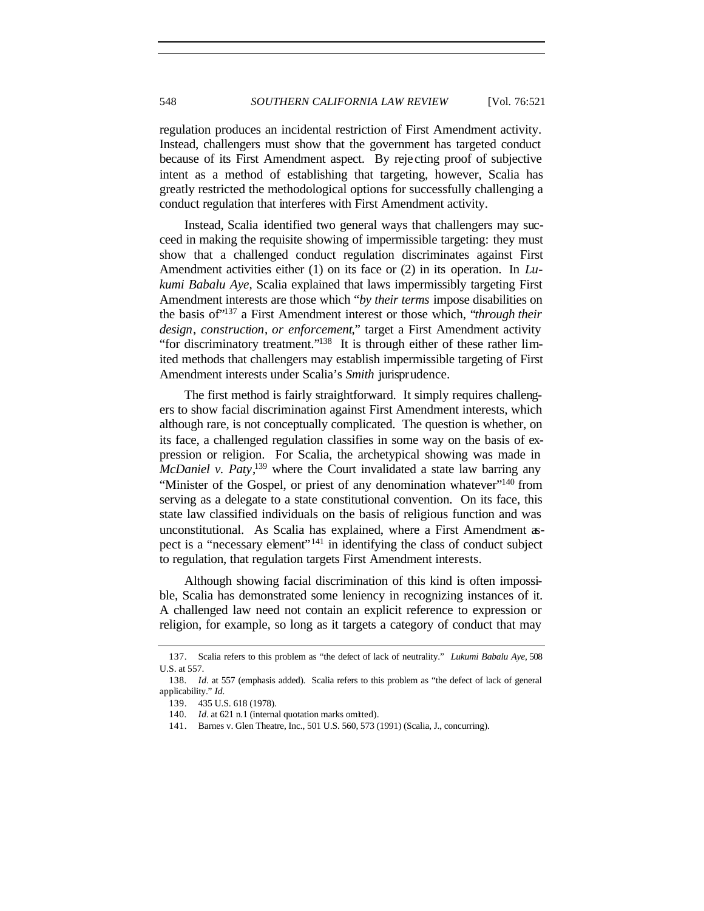regulation produces an incidental restriction of First Amendment activity. Instead, challengers must show that the government has targeted conduct because of its First Amendment aspect. By rejecting proof of subjective intent as a method of establishing that targeting, however, Scalia has greatly restricted the methodological options for successfully challenging a conduct regulation that interferes with First Amendment activity.

Instead, Scalia identified two general ways that challengers may succeed in making the requisite showing of impermissible targeting: they must show that a challenged conduct regulation discriminates against First Amendment activities either (1) on its face or (2) in its operation. In *Lukumi Babalu Aye*, Scalia explained that laws impermissibly targeting First Amendment interests are those which "*by their terms* impose disabilities on the basis of"[137] a First Amendment interest or those which, "*through their design*, *construction*, *or enforcement*," target a First Amendment activity "for discriminatory treatment."[138] It is through either of these rather limited methods that challengers may establish impermissible targeting of First Amendment interests under Scalia's *Smith* jurisprudence.

The first method is fairly straightforward. It simply requires challengers to show facial discrimination against First Amendment interests, which although rare, is not conceptually complicated. The question is whether, on its face, a challenged regulation classifies in some way on the basis of expression or religion. For Scalia, the archetypical showing was made in *McDaniel v. Paty*,[139] where the Court invalidated a state law barring any "Minister of the Gospel, or priest of any denomination whatever"[140] from serving as a delegate to a state constitutional convention. On its face, this state law classified individuals on the basis of religious function and was unconstitutional. As Scalia has explained, where a First Amendment aspect is a "necessary element"[141] in identifying the class of conduct subject to regulation, that regulation targets First Amendment interests.

Although showing facial discrimination of this kind is often impossible, Scalia has demonstrated some leniency in recognizing instances of it. A challenged law need not contain an explicit reference to expression or religion, for example, so long as it targets a category of conduct that may

---

137. Scalia refers to this problem as "the defect of lack of neutrality." *Lukumi Babalu Aye*, 508 U.S. at 557.

138. *Id*. at 557 (emphasis added). Scalia refers to this problem as "the defect of lack of general applicability." *Id.*

139. 435 U.S. 618 (1978).

140. *Id*. at 621 n.1 (internal quotation marks omitted).

141. Barnes v. Glen Theatre, Inc., 501 U.S. 560, 573 (1991) (Scalia, J., concurring).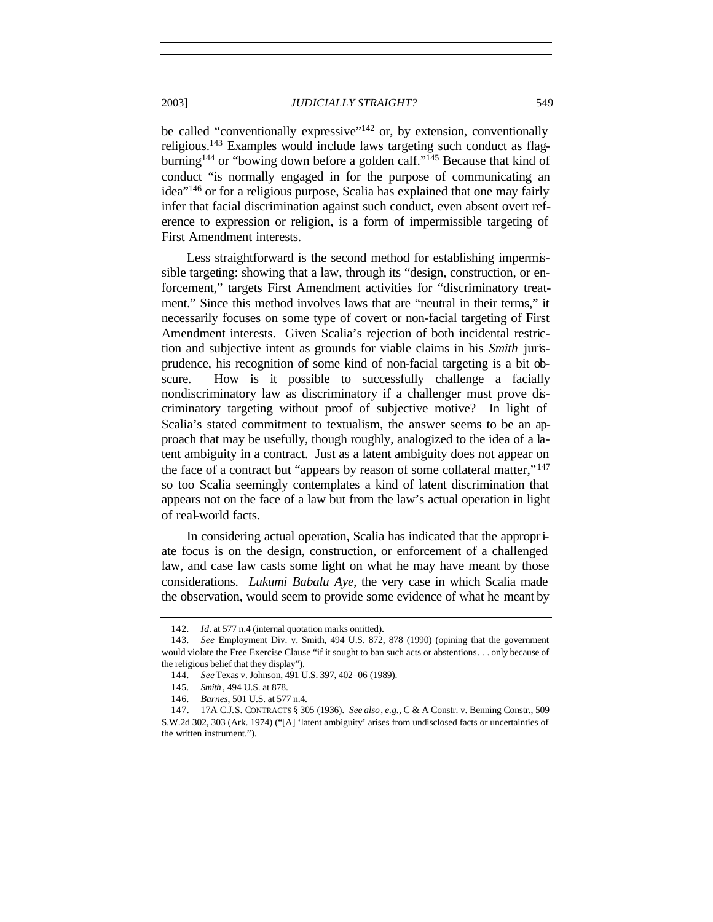be called "conventionally expressive"[142] or, by extension, conventionally religious.[143] Examples would include laws targeting such conduct as flag-burning[144] or "bowing down before a golden calf."[145] Because that kind of conduct "is normally engaged in for the purpose of communicating an idea"[146] or for a religious purpose, Scalia has explained that one may fairly infer that facial discrimination against such conduct, even absent overt reference to expression or religion, is a form of impermissible targeting of First Amendment interests.

Less straightforward is the second method for establishing impermissible targeting: showing that a law, through its "design, construction, or enforcement," targets First Amendment activities for "discriminatory treatment." Since this method involves laws that are "neutral in their terms," it necessarily focuses on some type of covert or non-facial targeting of First Amendment interests. Given Scalia's rejection of both incidental restriction and subjective intent as grounds for viable claims in his *Smith* jurisprudence, his recognition of some kind of non-facial targeting is a bit obscure. How is it possible to successfully challenge a facially nondiscriminatory law as discriminatory if a challenger must prove discriminatory targeting without proof of subjective motive? In light of Scalia's stated commitment to textualism, the answer seems to be an approach that may be usefully, though roughly, analogized to the idea of a latent ambiguity in a contract. Just as a latent ambiguity does not appear on the face of a contract but "appears by reason of some collateral matter,"[147] so too Scalia seemingly contemplates a kind of latent discrimination that appears not on the face of a law but from the law's actual operation in light of real-world facts.

In considering actual operation, Scalia has indicated that the appropriate focus is on the design, construction, or enforcement of a challenged law, and case law casts some light on what he may have meant by those considerations. *Lukumi Babalu Aye*, the very case in which Scalia made the observation, would seem to provide some evidence of what he meant by

---

142. *Id.* at 577 n.4 (internal quotation marks omitted).

143. *See* Employment Div. v. Smith, 494 U.S. 872, 878 (1990) (opining that the government would violate the Free Exercise Clause "if it sought to ban such acts or abstentions. . . only because of the religious belief that they display").

144. *See* Texas v. Johnson, 491 U.S. 397, 402–06 (1989).

145. *Smith*, 494 U.S. at 878.

146. *Barnes*, 501 U.S. at 577 n.4.

147. 17A C.J.S. CONTRACTS § 305 (1936). *See also*, *e.g.*, C & A Constr. v. Benning Constr., 509 S.W.2d 302, 303 (Ark. 1974) ("[A] 'latent ambiguity' arises from undisclosed facts or uncertainties of the written instrument.").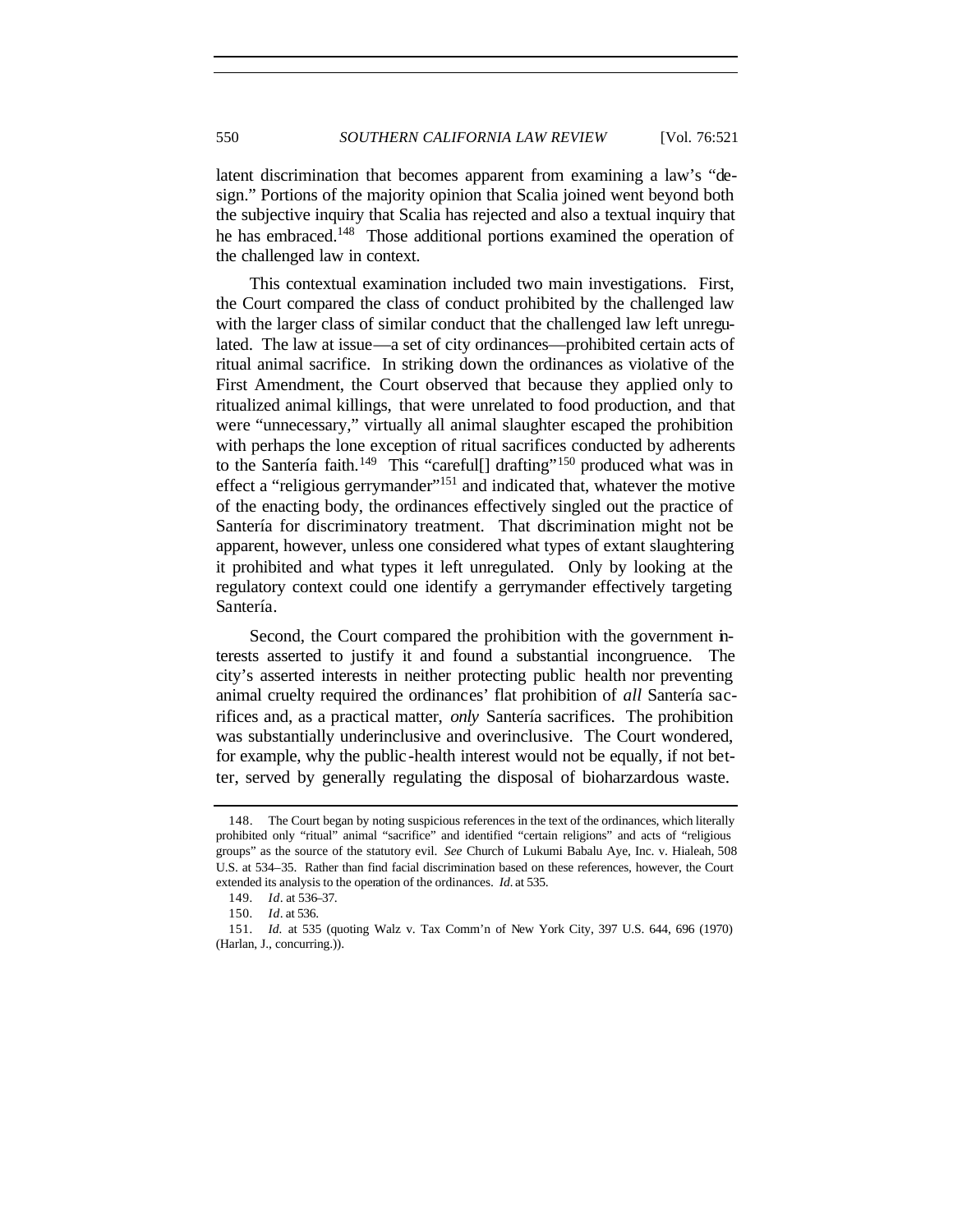latent discrimination that becomes apparent from examining a law's "design." Portions of the majority opinion that Scalia joined went beyond both the subjective inquiry that Scalia has rejected and also a textual inquiry that he has embraced.[148] Those additional portions examined the operation of the challenged law in context.

This contextual examination included two main investigations. First, the Court compared the class of conduct prohibited by the challenged law with the larger class of similar conduct that the challenged law left unregulated. The law at issue—a set of city ordinances—prohibited certain acts of ritual animal sacrifice. In striking down the ordinances as violative of the First Amendment, the Court observed that because they applied only to ritualized animal killings, that were unrelated to food production, and that were "unnecessary," virtually all animal slaughter escaped the prohibition with perhaps the lone exception of ritual sacrifices conducted by adherents to the Santería faith.[149] This "careful[] drafting"[150] produced what was in effect a "religious gerrymander"[151] and indicated that, whatever the motive of the enacting body, the ordinances effectively singled out the practice of Santería for discriminatory treatment. That discrimination might not be apparent, however, unless one considered what types of extant slaughtering it prohibited and what types it left unregulated. Only by looking at the regulatory context could one identify a gerrymander effectively targeting Santería.

Second, the Court compared the prohibition with the government interests asserted to justify it and found a substantial incongruence. The city's asserted interests in neither protecting public health nor preventing animal cruelty required the ordinances' flat prohibition of *all* Santería sacrifices and, as a practical matter, *only* Santería sacrifices. The prohibition was substantially underinclusive and overinclusive. The Court wondered, for example, why the public-health interest would not be equally, if not better, served by generally regulating the disposal of bioharzardous waste.

---

148. The Court began by noting suspicious references in the text of the ordinances, which literally prohibited only "ritual" animal "sacrifice" and identified "certain religions" and acts of "religious groups" as the source of the statutory evil. *See* Church of Lukumi Babalu Aye, Inc. v. Hialeah, 508 U.S. at 534–35. Rather than find facial discrimination based on these references, however, the Court extended its analysis to the operation of the ordinances. *Id.* at 535.

149. *Id*. at 536–37.

150. *Id*. at 536.

151. *Id.* at 535 (quoting Walz v. Tax Comm'n of New York City, 397 U.S. 644, 696 (1970) (Harlan, J., concurring.)).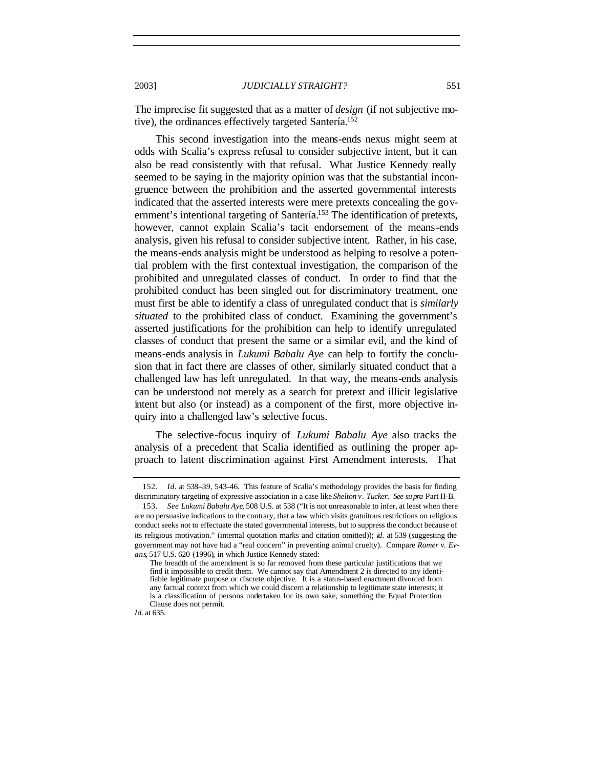The imprecise fit suggested that as a matter of *design* (if not subjective motive), the ordinances effectively targeted Santería.[152]

This second investigation into the means-ends nexus might seem at odds with Scalia's express refusal to consider subjective intent, but it can also be read consistently with that refusal. What Justice Kennedy really seemed to be saying in the majority opinion was that the substantial incongruence between the prohibition and the asserted governmental interests indicated that the asserted interests were mere pretexts concealing the government's intentional targeting of Santería.[153] The identification of pretexts, however, cannot explain Scalia's tacit endorsement of the means-ends analysis, given his refusal to consider subjective intent. Rather, in his case, the means-ends analysis might be understood as helping to resolve a potential problem with the first contextual investigation, the comparison of the prohibited and unregulated classes of conduct. In order to find that the prohibited conduct has been singled out for discriminatory treatment, one must first be able to identify a class of unregulated conduct that is *similarly situated* to the prohibited class of conduct. Examining the government's asserted justifications for the prohibition can help to identify unregulated classes of conduct that present the same or a similar evil, and the kind of means-ends analysis in *Lukumi Babalu Aye* can help to fortify the conclusion that in fact there are classes of other, similarly situated conduct that a challenged law has left unregulated. In that way, the means-ends analysis can be understood not merely as a search for pretext and illicit legislative intent but also (or instead) as a component of the first, more objective inquiry into a challenged law's selective focus.

The selective-focus inquiry of *Lukumi Babalu Aye* also tracks the analysis of a precedent that Scalia identified as outlining the proper approach to latent discrimination against First Amendment interests. That

---

152. *Id*. at 538–39, 543–46. This feature of Scalia's methodology provides the basis for finding discriminatory targeting of expressive association in a case like *Shelton v. Tucker*. *See supra* Part II-B.

153. *See Lukumi Babalu Aye*, 508 U.S. at 538 ("It is not unreasonable to infer, at least when there are no persuasive indications to the contrary, that a law which visits gratuitous restrictions on religious conduct seeks not to effectuate the stated governmental interests, but to suppress the conduct because of its religious motivation." (internal quotation marks and citation omitted)); *id.* at 539 (suggesting the government may not have had a "real concern" in preventing animal cruelty). Compare *Romer v. Evans*, 517 U.S. 620 (1996), in which Justice Kennedy stated:

> The breadth of the amendment is so far removed from these particular justifications that we find it impossible to credit them. We cannot say that Amendment 2 is directed to any identifiable legitimate purpose or discrete objective. It is a status-based enactment divorced from any factual context from which we could discern a relationship to legitimate state interests; it is a classification of persons undertaken for its own sake, something the Equal Protection Clause does not permit.

*Id*. at 635.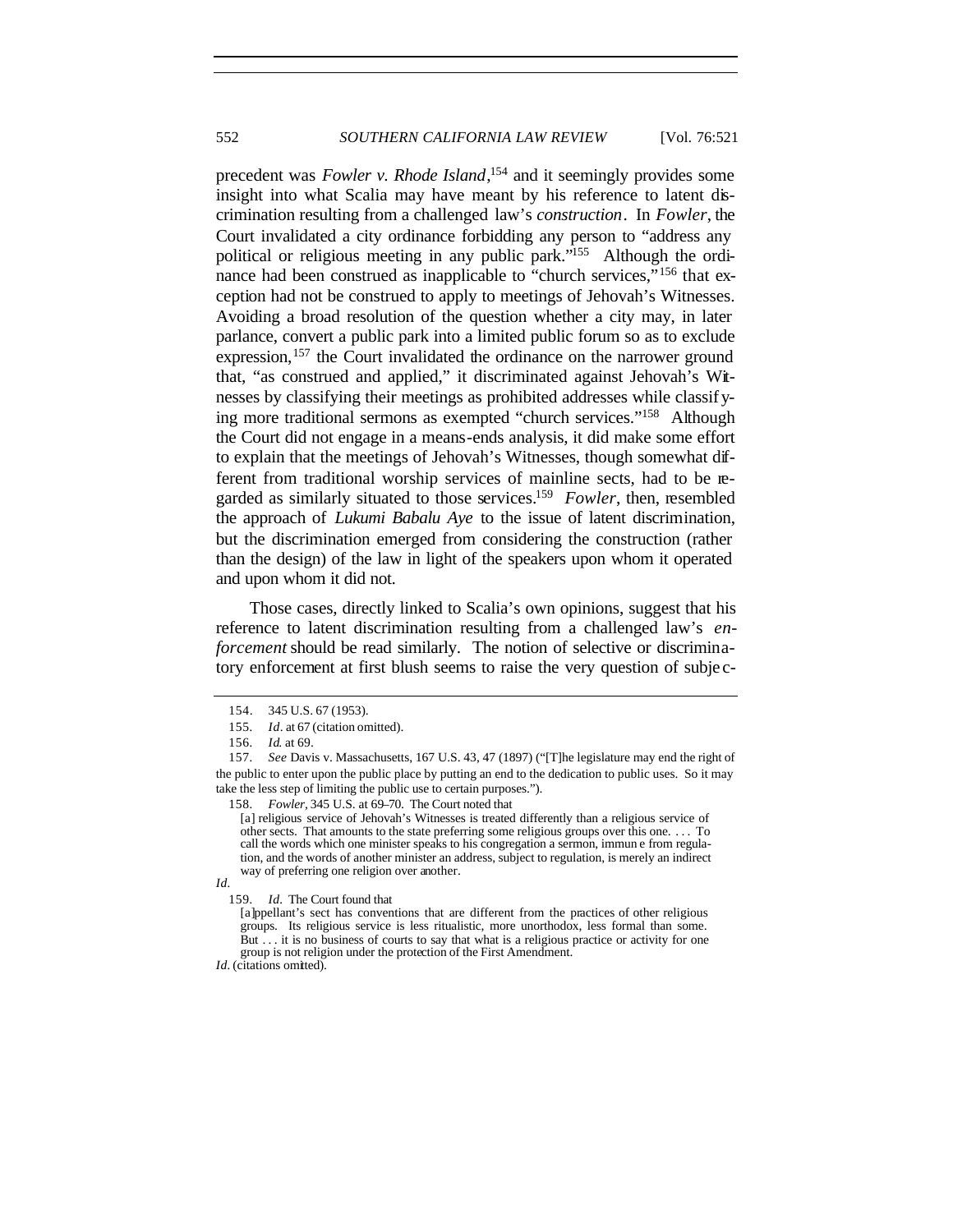precedent was *Fowler v. Rhode Island*,[154] and it seemingly provides some insight into what Scalia may have meant by his reference to latent discrimination resulting from a challenged law's *construction*. In *Fowler*, the Court invalidated a city ordinance forbidding any person to "address any political or religious meeting in any public park."[155] Although the ordinance had been construed as inapplicable to "church services,"[156] that exception had not be construed to apply to meetings of Jehovah's Witnesses. Avoiding a broad resolution of the question whether a city may, in later parlance, convert a public park into a limited public forum so as to exclude expression,[157] the Court invalidated the ordinance on the narrower ground that, "as construed and applied," it discriminated against Jehovah's Witnesses by classifying their meetings as prohibited addresses while classifying more traditional sermons as exempted "church services."[158] Although the Court did not engage in a means-ends analysis, it did make some effort to explain that the meetings of Jehovah's Witnesses, though somewhat different from traditional worship services of mainline sects, had to be regarded as similarly situated to those services.[159] *Fowler*, then, resembled the approach of *Lukumi Babalu Aye* to the issue of latent discrimination, but the discrimination emerged from considering the construction (rather than the design) of the law in light of the speakers upon whom it operated and upon whom it did not.

Those cases, directly linked to Scalia's own opinions, suggest that his reference to latent discrimination resulting from a challenged law's *enforcement* should be read similarly. The notion of selective or discriminatory enforcement at first blush seems to raise the very question of subjec-

---

154. 345 U.S. 67 (1953).

155. *Id*. at 67 (citation omitted).

156. *Id*. at 69.

157. *See* Davis v. Massachusetts, 167 U.S. 43, 47 (1897) ("[T]he legislature may end the right of the public to enter upon the public place by putting an end to the dedication to public uses. So it may take the less step of limiting the public use to certain purposes.").

158. *Fowler*, 345 U.S. at 69–70. The Court noted that

> [a] religious service of Jehovah's Witnesses is treated differently than a religious service of other sects. That amounts to the state preferring some religious groups over this one. . . . To call the words which one minister speaks to his congregation a sermon, immune from regulation, and the words of another minister an address, subject to regulation, is merely an indirect way of preferring one religion over another.

*Id*.

159. *Id*. The Court found that

> [a]ppellant's sect has conventions that are different from the practices of other religious groups. Its religious service is less ritualistic, more unorthodox, less formal than some. But . . . it is no business of courts to say that what is a religious practice or activity for one group is not religion under the protection of the First Amendment.

*Id*. (citations omitted).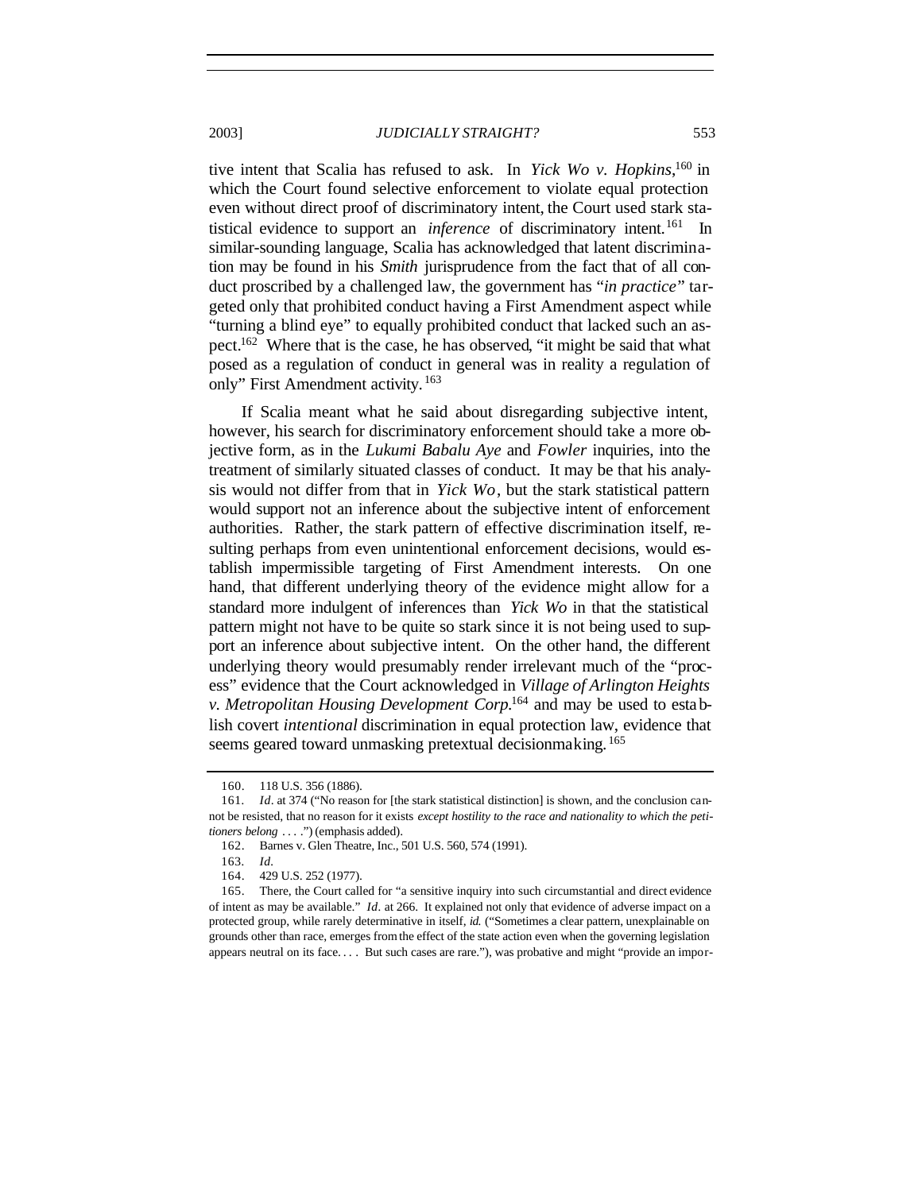tive intent that Scalia has refused to ask. In *Yick Wo v. Hopkins*,[160] in which the Court found selective enforcement to violate equal protection even without direct proof of discriminatory intent, the Court used stark statistical evidence to support an *inference* of discriminatory intent.[161] In similar-sounding language, Scalia has acknowledged that latent discrimination may be found in his *Smith* jurisprudence from the fact that of all conduct proscribed by a challenged law, the government has "*in practice*" targeted only that prohibited conduct having a First Amendment aspect while "turning a blind eye" to equally prohibited conduct that lacked such an aspect.[162] Where that is the case, he has observed, "it might be said that what posed as a regulation of conduct in general was in reality a regulation of only" First Amendment activity.[163]

If Scalia meant what he said about disregarding subjective intent, however, his search for discriminatory enforcement should take a more objective form, as in the *Lukumi Babalu Aye* and *Fowler* inquiries, into the treatment of similarly situated classes of conduct. It may be that his analysis would not differ from that in *Yick Wo*, but the stark statistical pattern would support not an inference about the subjective intent of enforcement authorities. Rather, the stark pattern of effective discrimination itself, resulting perhaps from even unintentional enforcement decisions, would establish impermissible targeting of First Amendment interests. On one hand, that different underlying theory of the evidence might allow for a standard more indulgent of inferences than *Yick Wo* in that the statistical pattern might not have to be quite so stark since it is not being used to support an inference about subjective intent. On the other hand, the different underlying theory would presumably render irrelevant much of the "process" evidence that the Court acknowledged in *Village of Arlington Heights v. Metropolitan Housing Development Corp.*[164] and may be used to establish covert *intentional* discrimination in equal protection law, evidence that seems geared toward unmasking pretextual decisionmaking.[165]

---

160. 118 U.S. 356 (1886).

161. *Id*. at 374 ("No reason for [the stark statistical distinction] is shown, and the conclusion cannot be resisted, that no reason for it exists *except hostility to the race and nationality to which the petitioners belong* . . . .") (emphasis added).

162. Barnes v. Glen Theatre, Inc., 501 U.S. 560, 574 (1991).

163. *Id*.

164. 429 U.S. 252 (1977).

165. There, the Court called for "a sensitive inquiry into such circumstantial and direct evidence of intent as may be available." *Id*. at 266. It explained not only that evidence of adverse impact on a protected group, while rarely determinative in itself, *id.* ("Sometimes a clear pattern, unexplainable on grounds other than race, emerges from the effect of the state action even when the governing legislation appears neutral on its face. . . . But such cases are rare."), was probative and might "provide an impor-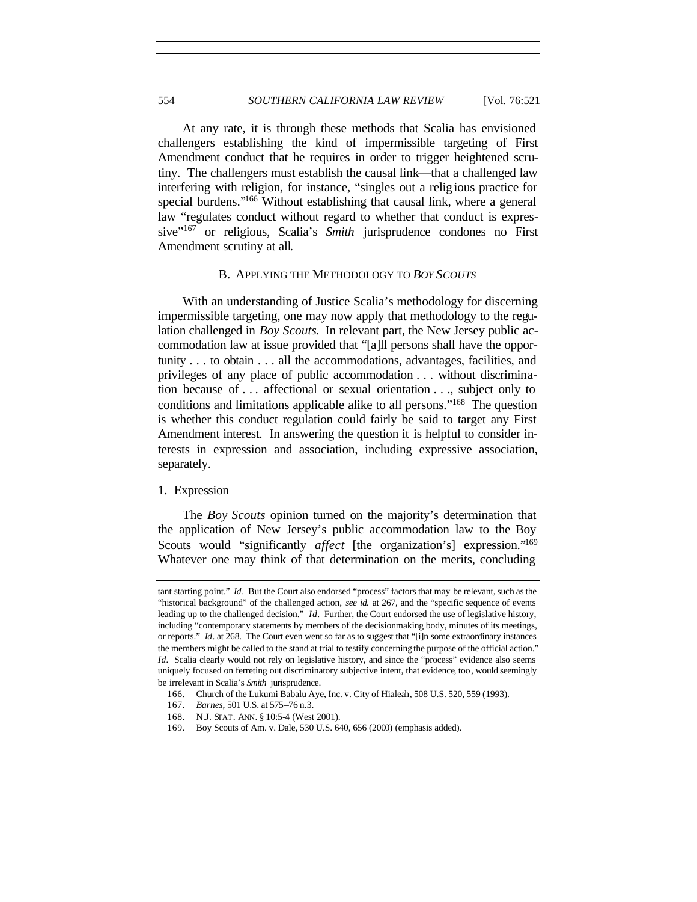At any rate, it is through these methods that Scalia has envisioned challengers establishing the kind of impermissible targeting of First Amendment conduct that he requires in order to trigger heightened scrutiny. The challengers must establish the causal link—that a challenged law interfering with religion, for instance, "singles out a religious practice for special burdens."[166] Without establishing that causal link, where a general law "regulates conduct without regard to whether that conduct is expressive"[167] or religious, Scalia's *Smith* jurisprudence condones no First Amendment scrutiny at all.

### B. Applying the Methodology to *Boy Scouts*

With an understanding of Justice Scalia's methodology for discerning impermissible targeting, one may now apply that methodology to the regulation challenged in *Boy Scouts*. In relevant part, the New Jersey public accommodation law at issue provided that "[a]ll persons shall have the opportunity . . . to obtain . . . all the accommodations, advantages, facilities, and privileges of any place of public accommodation . . . without discrimination because of . . . affectional or sexual orientation . . ., subject only to conditions and limitations applicable alike to all persons."[168] The question is whether this conduct regulation could fairly be said to target any First Amendment interest. In answering the question it is helpful to consider interests in expression and association, including expressive association, separately.

#### 1. Expression

The *Boy Scouts* opinion turned on the majority's determination that the application of New Jersey's public accommodation law to the Boy Scouts would "significantly *affect* [the organization's] expression."[169] Whatever one may think of that determination on the merits, concluding

---

tant starting point." *Id.* But the Court also endorsed "process" factors that may be relevant, such as the "historical background" of the challenged action, *see id.* at 267, and the "specific sequence of events leading up to the challenged decision." *Id*. Further, the Court endorsed the use of legislative history, including "contemporary statements by members of the decisionmaking body, minutes of its meetings, or reports." *Id*. at 268. The Court even went so far as to suggest that "[i]n some extraordinary instances the members might be called to the stand at trial to testify concerning the purpose of the official action." *Id*. Scalia clearly would not rely on legislative history, and since the "process" evidence also seems uniquely focused on ferreting out discriminatory subjective intent, that evidence, too, would seemingly be irrelevant in Scalia's *Smith* jurisprudence.

166. Church of the Lukumi Babalu Aye, Inc. v. City of Hialeah, 508 U.S. 520, 559 (1993).

167. *Barnes*, 501 U.S. at 575–76 n.3.

168. N.J. STAT. ANN. § 10:5-4 (West 2001).

169. Boy Scouts of Am. v. Dale, 530 U.S. 640, 656 (2000) (emphasis added).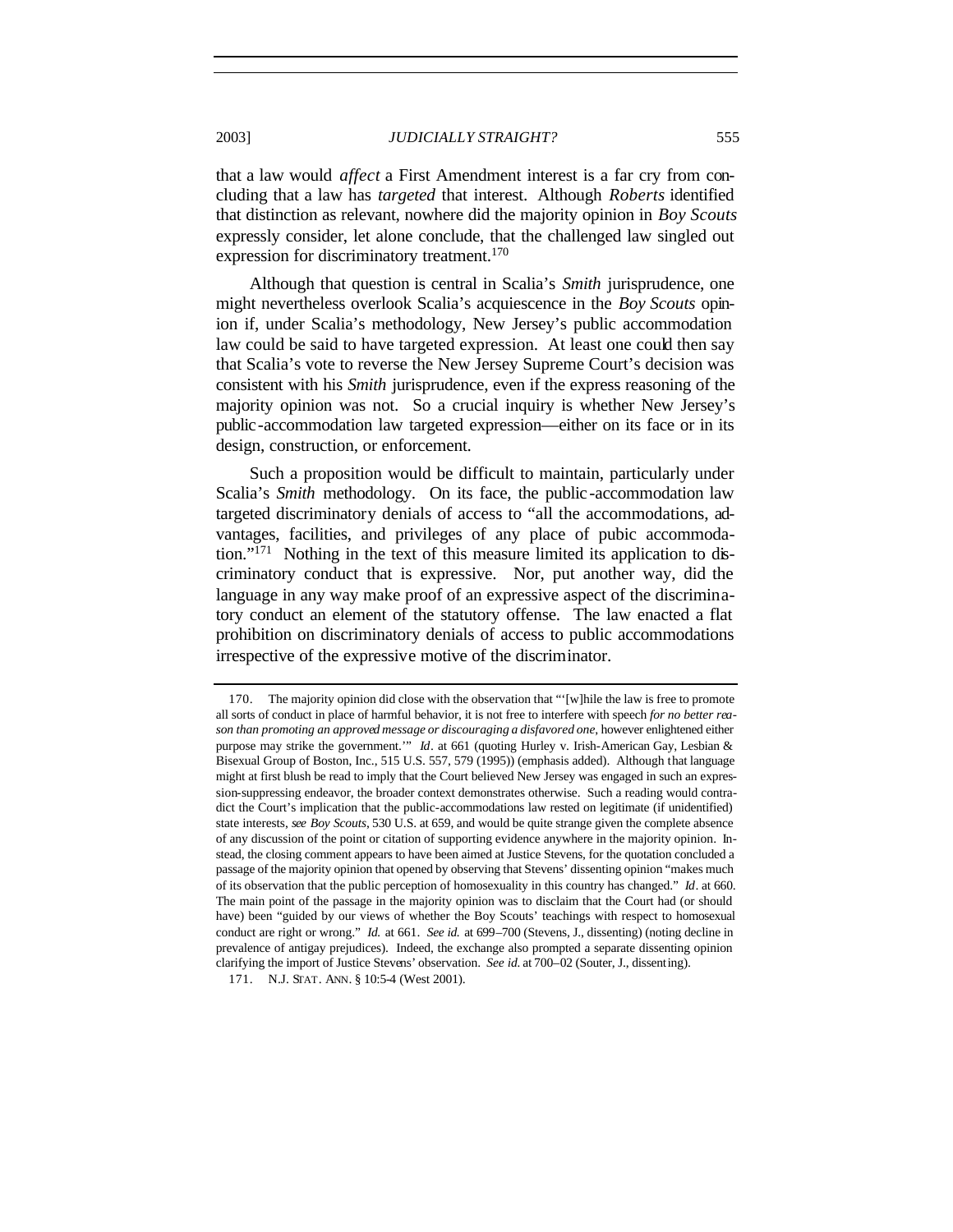that a law would *affect* a First Amendment interest is a far cry from concluding that a law has *targeted* that interest. Although *Roberts* identified that distinction as relevant, nowhere did the majority opinion in *Boy Scouts* expressly consider, let alone conclude, that the challenged law singled out expression for discriminatory treatment.[170]

Although that question is central in Scalia's *Smith* jurisprudence, one might nevertheless overlook Scalia's acquiescence in the *Boy Scouts* opinion if, under Scalia's methodology, New Jersey's public accommodation law could be said to have targeted expression. At least one could then say that Scalia's vote to reverse the New Jersey Supreme Court's decision was consistent with his *Smith* jurisprudence, even if the express reasoning of the majority opinion was not. So a crucial inquiry is whether New Jersey's public-accommodation law targeted expression—either on its face or in its design, construction, or enforcement.

Such a proposition would be difficult to maintain, particularly under Scalia's *Smith* methodology. On its face, the public-accommodation law targeted discriminatory denials of access to "all the accommodations, advantages, facilities, and privileges of any place of pubic accommodation."[171] Nothing in the text of this measure limited its application to discriminatory conduct that is expressive. Nor, put another way, did the language in any way make proof of an expressive aspect of the discriminatory conduct an element of the statutory offense. The law enacted a flat prohibition on discriminatory denials of access to public accommodations irrespective of the expressive motive of the discriminator.

---

170. The majority opinion did close with the observation that "'[w]hile the law is free to promote all sorts of conduct in place of harmful behavior, it is not free to interfere with speech *for no better reason than promoting an approved message or discouraging a disfavored one*, however enlightened either purpose may strike the government.'" *Id*. at 661 (quoting Hurley v. Irish-American Gay, Lesbian & Bisexual Group of Boston, Inc., 515 U.S. 557, 579 (1995)) (emphasis added). Although that language might at first blush be read to imply that the Court believed New Jersey was engaged in such an expression-suppressing endeavor, the broader context demonstrates otherwise. Such a reading would contradict the Court's implication that the public-accommodations law rested on legitimate (if unidentified) state interests, *see Boy Scouts*, 530 U.S. at 659, and would be quite strange given the complete absence of any discussion of the point or citation of supporting evidence anywhere in the majority opinion. Instead, the closing comment appears to have been aimed at Justice Stevens, for the quotation concluded a passage of the majority opinion that opened by observing that Stevens' dissenting opinion "makes much of its observation that the public perception of homosexuality in this country has changed." *Id*. at 660. The main point of the passage in the majority opinion was to disclaim that the Court had (or should have) been "guided by our views of whether the Boy Scouts' teachings with respect to homosexual conduct are right or wrong." *Id.* at 661. *See id.* at 699–700 (Stevens, J., dissenting) (noting decline in prevalence of antigay prejudices). Indeed, the exchange also prompted a separate dissenting opinion clarifying the import of Justice Stevens' observation. *See id.* at 700–02 (Souter, J., dissenting).

171. N.J. STAT. ANN. § 10:5-4 (West 2001).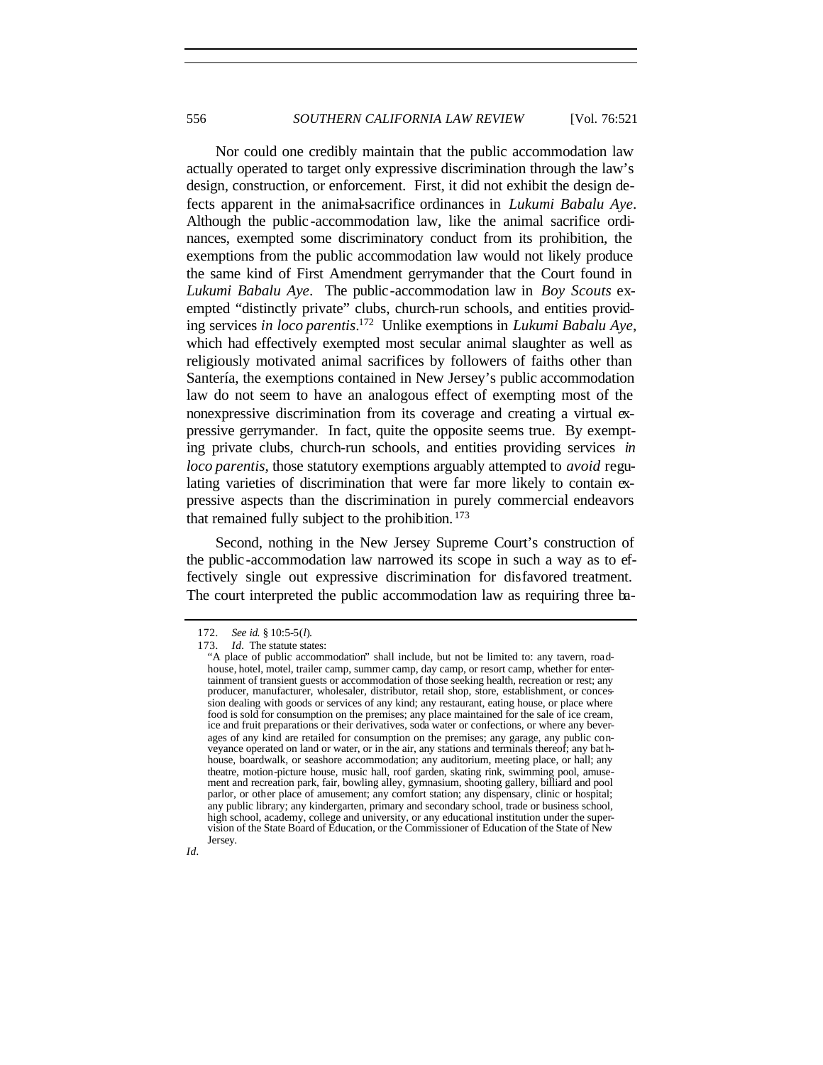Nor could one credibly maintain that the public accommodation law actually operated to target only expressive discrimination through the law's design, construction, or enforcement. First, it did not exhibit the design defects apparent in the animal-sacrifice ordinances in *Lukumi Babalu Aye*. Although the public-accommodation law, like the animal sacrifice ordinances, exempted some discriminatory conduct from its prohibition, the exemptions from the public accommodation law would not likely produce the same kind of First Amendment gerrymander that the Court found in *Lukumi Babalu Aye*. The public-accommodation law in *Boy Scouts* exempted "distinctly private" clubs, church-run schools, and entities providing services *in loco parentis*.[172] Unlike exemptions in *Lukumi Babalu Aye*, which had effectively exempted most secular animal slaughter as well as religiously motivated animal sacrifices by followers of faiths other than Santería, the exemptions contained in New Jersey's public accommodation law do not seem to have an analogous effect of exempting most of the nonexpressive discrimination from its coverage and creating a virtual expressive gerrymander. In fact, quite the opposite seems true. By exempting private clubs, church-run schools, and entities providing services *in loco parentis*, those statutory exemptions arguably attempted to *avoid* regulating varieties of discrimination that were far more likely to contain expressive aspects than the discrimination in purely commercial endeavors that remained fully subject to the prohibition.[173]

Second, nothing in the New Jersey Supreme Court's construction of the public-accommodation law narrowed its scope in such a way as to effectively single out expressive discrimination for disfavored treatment. The court interpreted the public accommodation law as requiring three ba-

---

172. *See id.* § 10:5-5(*l*).

173. *Id*. The statute states:

> "A place of public accommodation" shall include, but not be limited to: any tavern, roadhouse, hotel, motel, trailer camp, summer camp, day camp, or resort camp, whether for entertainment of transient guests or accommodation of those seeking health, recreation or rest; any producer, manufacturer, wholesaler, distributor, retail shop, store, establishment, or concession dealing with goods or services of any kind; any restaurant, eating house, or place where food is sold for consumption on the premises; any place maintained for the sale of ice cream, ice and fruit preparations or their derivatives, soda water or confections, or where any beverages of any kind are retailed for consumption on the premises; any garage, any public conveyance operated on land or water, or in the air, any stations and terminals thereof; any bathhouse, boardwalk, or seashore accommodation; any auditorium, meeting place, or hall; any theatre, motion-picture house, music hall, roof garden, skating rink, swimming pool, amusement and recreation park, fair, bowling alley, gymnasium, shooting gallery, billiard and pool parlor, or other place of amusement; any comfort station; any dispensary, clinic or hospital; any public library; any kindergarten, primary and secondary school, trade or business school, high school, academy, college and university, or any educational institution under the supervision of the State Board of Education, or the Commissioner of Education of the State of New Jersey.

*Id*.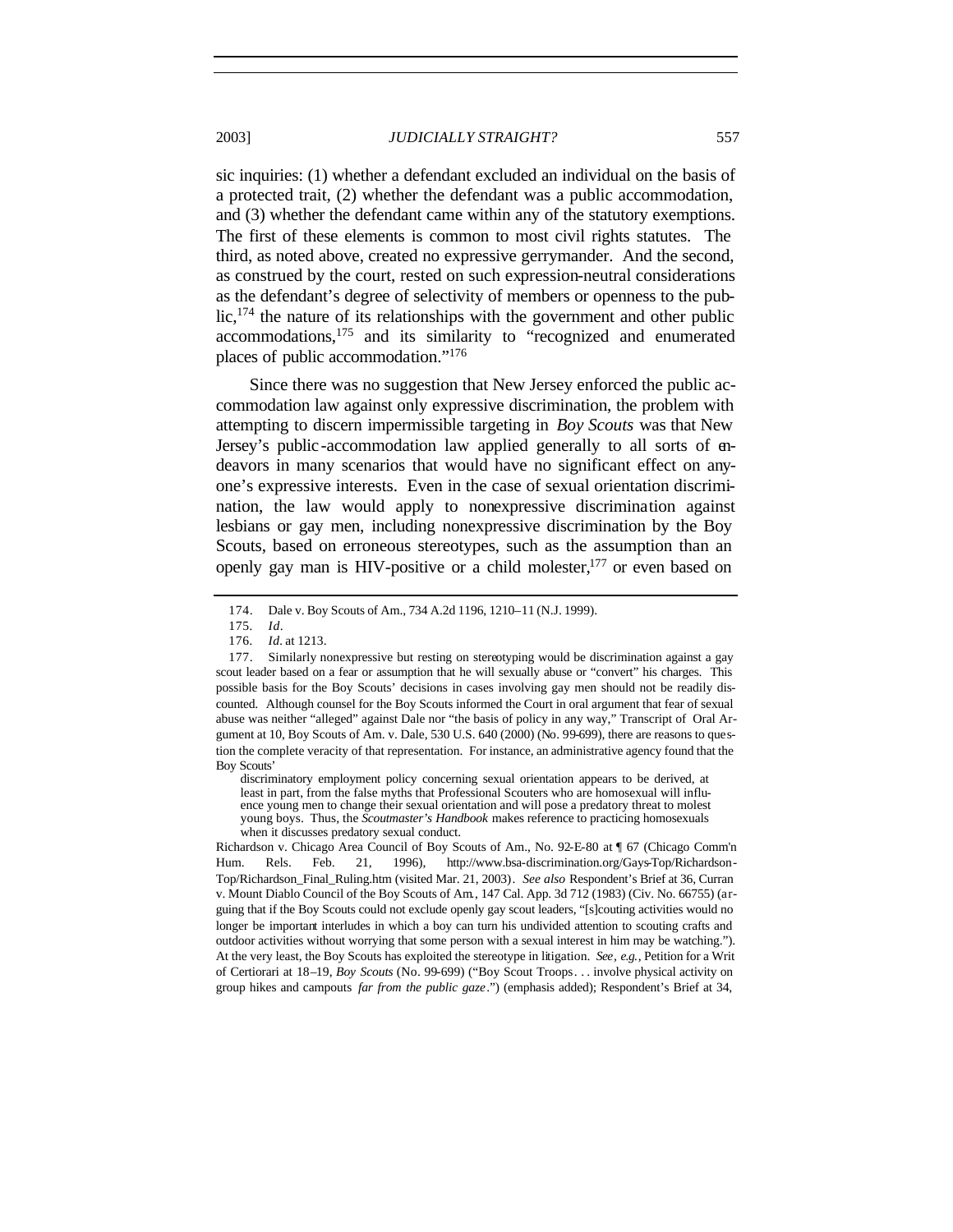sic inquiries: (1) whether a defendant excluded an individual on the basis of a protected trait, (2) whether the defendant was a public accommodation, and (3) whether the defendant came within any of the statutory exemptions. The first of these elements is common to most civil rights statutes. The third, as noted above, created no expressive gerrymander. And the second, as construed by the court, rested on such expression-neutral considerations as the defendant's degree of selectivity of members or openness to the public,[174] the nature of its relationships with the government and other public accommodations,[175] and its similarity to "recognized and enumerated places of public accommodation."[176]

Since there was no suggestion that New Jersey enforced the public accommodation law against only expressive discrimination, the problem with attempting to discern impermissible targeting in *Boy Scouts* was that New Jersey's public-accommodation law applied generally to all sorts of endeavors in many scenarios that would have no significant effect on anyone's expressive interests. Even in the case of sexual orientation discrimination, the law would apply to nonexpressive discrimination against lesbians or gay men, including nonexpressive discrimination by the Boy Scouts, based on erroneous stereotypes, such as the assumption than an openly gay man is HIV-positive or a child molester,[177] or even based on

---

174. Dale v. Boy Scouts of Am., 734 A.2d 1196, 1210–11 (N.J. 1999).

175. *Id*.

176. *Id*. at 1213.

177. Similarly nonexpressive but resting on stereotyping would be discrimination against a gay scout leader based on a fear or assumption that he will sexually abuse or "convert" his charges. This possible basis for the Boy Scouts' decisions in cases involving gay men should not be readily discounted. Although counsel for the Boy Scouts informed the Court in oral argument that fear of sexual abuse was neither "alleged" against Dale nor "the basis of policy in any way," Transcript of Oral Argument at 10, Boy Scouts of Am. v. Dale, 530 U.S. 640 (2000) (No. 99-699), there are reasons to question the complete veracity of that representation. For instance, an administrative agency found that the Boy Scouts'

> discriminatory employment policy concerning sexual orientation appears to be derived, at least in part, from the false myths that Professional Scouters who are homosexual will influence young men to change their sexual orientation and will pose a predatory threat to molest young boys. Thus, the *Scoutmaster's Handbook* makes reference to practicing homosexuals when it discusses predatory sexual conduct.

Richardson v. Chicago Area Council of Boy Scouts of Am., No. 92-E-80 at ¶ 67 (Chicago Comm'n Hum. Rels. Feb. 21, 1996), http://www.bsa-discrimination.org/Gays-Top/Richardson-Top/Richardson_Final_Ruling.htm (visited Mar. 21, 2003). *See also* Respondent's Brief at 36, Curran v. Mount Diablo Council of the Boy Scouts of Am., 147 Cal. App. 3d 712 (1983) (Civ. No. 66755) (arguing that if the Boy Scouts could not exclude openly gay scout leaders, "[s]couting activities would no longer be important interludes in which a boy can turn his undivided attention to scouting crafts and outdoor activities without worrying that some person with a sexual interest in him may be watching."). At the very least, the Boy Scouts has exploited the stereotype in litigation. *See, e.g.*, Petition for a Writ of Certiorari at 18–19, *Boy Scouts* (No. 99-699) ("Boy Scout Troops . . . involve physical activity on group hikes and campouts *far from the public gaze*.") (emphasis added); Respondent's Brief at 34,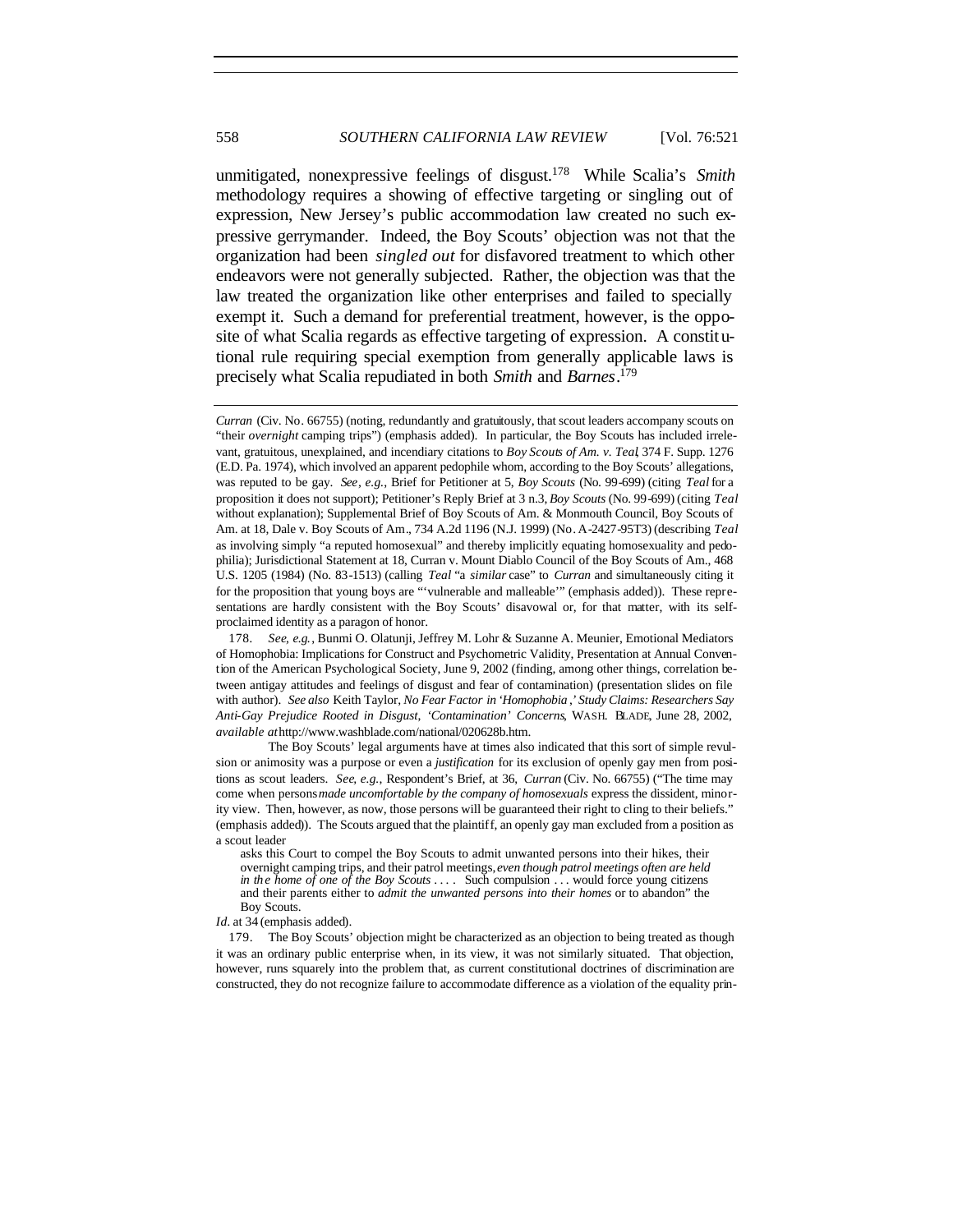unmitigated, nonexpressive feelings of disgust.[178] While Scalia's *Smith* methodology requires a showing of effective targeting or singling out of expression, New Jersey's public accommodation law created no such expressive gerrymander. Indeed, the Boy Scouts' objection was not that the organization had been *singled out* for disfavored treatment to which other endeavors were not generally subjected. Rather, the objection was that the law treated the organization like other enterprises and failed to specially exempt it. Such a demand for preferential treatment, however, is the opposite of what Scalia regards as effective targeting of expression. A constitutional rule requiring special exemption from generally applicable laws is precisely what Scalia repudiated in both *Smith* and *Barnes*.[179]

---

*Curran* (Civ. No. 66755) (noting, redundantly and gratuitously, that scout leaders accompany scouts on "their *overnight* camping trips") (emphasis added). In particular, the Boy Scouts has included irrelevant, gratuitous, unexplained, and incendiary citations to *Boy Scouts of Am. v. Teal*, 374 F. Supp. 1276 (E.D. Pa. 1974), which involved an apparent pedophile whom, according to the Boy Scouts' allegations, was reputed to be gay. *See, e.g.*, Brief for Petitioner at 5, *Boy Scouts* (No. 99-699) (citing *Teal* for a proposition it does not support); Petitioner's Reply Brief at 3 n.3, *Boy Scouts* (No. 99-699) (citing *Teal* without explanation); Supplemental Brief of Boy Scouts of Am. & Monmouth Council, Boy Scouts of Am. at 18, Dale v. Boy Scouts of Am., 734 A.2d 1196 (N.J. 1999) (No. A-2427-95T3) (describing *Teal* as involving simply "a reputed homosexual" and thereby implicitly equating homosexuality and pedophilia); Jurisdictional Statement at 18, Curran v. Mount Diablo Council of the Boy Scouts of Am., 468 U.S. 1205 (1984) (No. 83-1513) (calling *Teal* "a *similar* case" to *Curran* and simultaneously citing it for the proposition that young boys are "'vulnerable and malleable'" (emphasis added)). These representations are hardly consistent with the Boy Scouts' disavowal or, for that matter, with its self-proclaimed identity as a paragon of honor.

178. *See, e.g.*, Bunmi O. Olatunji, Jeffrey M. Lohr & Suzanne A. Meunier, Emotional Mediators of Homophobia: Implications for Construct and Psychometric Validity, Presentation at Annual Convention of the American Psychological Society, June 9, 2002 (finding, among other things, correlation between antigay attitudes and feelings of disgust and fear of contamination) (presentation slides on file with author). *See also* Keith Taylor, *No Fear Factor in 'Homophobia,' Study Claims: Researchers Say Anti-Gay Prejudice Rooted in Disgust, 'Contamination' Concerns*, WASH. BLADE, June 28, 2002, *available at* http://www.washblade.com/national/020628b.htm.

The Boy Scouts' legal arguments have at times also indicated that this sort of simple revulsion or animosity was a purpose or even a *justification* for its exclusion of openly gay men from positions as scout leaders. *See, e.g.*, Respondent's Brief, at 36, *Curran* (Civ. No. 66755) ("The time may come when persons *made uncomfortable by the company of homosexuals* express the dissident, minority view. Then, however, as now, those persons will be guaranteed their right to cling to their beliefs." (emphasis added)). The Scouts argued that the plaintiff, an openly gay man excluded from a position as a scout leader

> asks this Court to compel the Boy Scouts to admit unwanted persons into their hikes, their overnight camping trips, and their patrol meetings, *even though patrol meetings often are held in the home of one of the Boy Scouts* . . . . Such compulsion . . . would force young citizens and their parents either to *admit the unwanted persons into their homes* or to abandon" the Boy Scouts.

*Id.* at 34 (emphasis added).

179. The Boy Scouts' objection might be characterized as an objection to being treated as though it was an ordinary public enterprise when, in its view, it was not similarly situated. That objection, however, runs squarely into the problem that, as current constitutional doctrines of discrimination are constructed, they do not recognize failure to accommodate difference as a violation of the equality prin-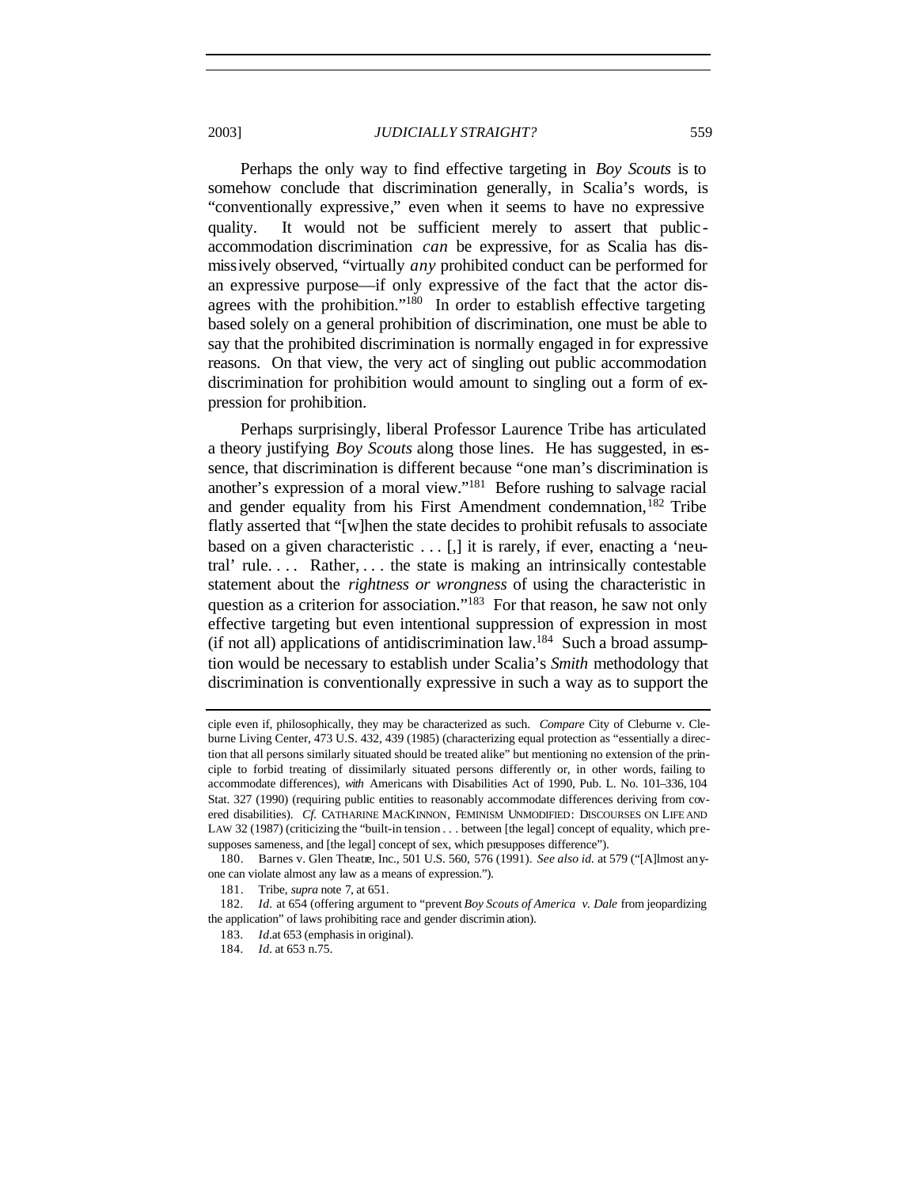Perhaps the only way to find effective targeting in *Boy Scouts* is to somehow conclude that discrimination generally, in Scalia's words, is "conventionally expressive," even when it seems to have no expressive quality. It would not be sufficient merely to assert that public-accommodation discrimination *can* be expressive, for as Scalia has dismissively observed, "virtually *any* prohibited conduct can be performed for an expressive purpose—if only expressive of the fact that the actor disagrees with the prohibition."[180] In order to establish effective targeting based solely on a general prohibition of discrimination, one must be able to say that the prohibited discrimination is normally engaged in for expressive reasons. On that view, the very act of singling out public accommodation discrimination for prohibition would amount to singling out a form of expression for prohibition.

Perhaps surprisingly, liberal Professor Laurence Tribe has articulated a theory justifying *Boy Scouts* along those lines. He has suggested, in essence, that discrimination is different because "one man's discrimination is another's expression of a moral view."[181] Before rushing to salvage racial and gender equality from his First Amendment condemnation,[182] Tribe flatly asserted that "[w]hen the state decides to prohibit refusals to associate based on a given characteristic . . . [,] it is rarely, if ever, enacting a 'neutral' rule. . . . Rather, . . . the state is making an intrinsically contestable statement about the *rightness or wrongness* of using the characteristic in question as a criterion for association."[183] For that reason, he saw not only effective targeting but even intentional suppression of expression in most (if not all) applications of antidiscrimination law.[184] Such a broad assumption would be necessary to establish under Scalia's *Smith* methodology that discrimination is conventionally expressive in such a way as to support the

---

ciple even if, philosophically, they may be characterized as such. *Compare* City of Cleburne v. Cleburne Living Center, 473 U.S. 432, 439 (1985) (characterizing equal protection as "essentially a direction that all persons similarly situated should be treated alike" but mentioning no extension of the principle to forbid treating of dissimilarly situated persons differently or, in other words, failing to accommodate differences), *with* Americans with Disabilities Act of 1990, Pub. L. No. 101–336, 104 Stat. 327 (1990) (requiring public entities to reasonably accommodate differences deriving from covered disabilities). *Cf.* CATHARINE MACKINNON, FEMINISM UNMODIFIED: DISCOURSES ON LIFE AND LAW 32 (1987) (criticizing the "built-in tension . . . between [the legal] concept of equality, which presupposes sameness, and [the legal] concept of sex, which presupposes difference").

180. Barnes v. Glen Theatre, Inc., 501 U.S. 560, 576 (1991). *See also id.* at 579 ("[A]lmost anyone can violate almost any law as a means of expression.").

181. Tribe, *supra* note 7, at 651.

182. *Id.* at 654 (offering argument to "prevent *Boy Scouts of America v. Dale* from jeopardizing the application" of laws prohibiting race and gender discrimination).

183. *Id.* at 653 (emphasis in original).

184. *Id.* at 653 n.75.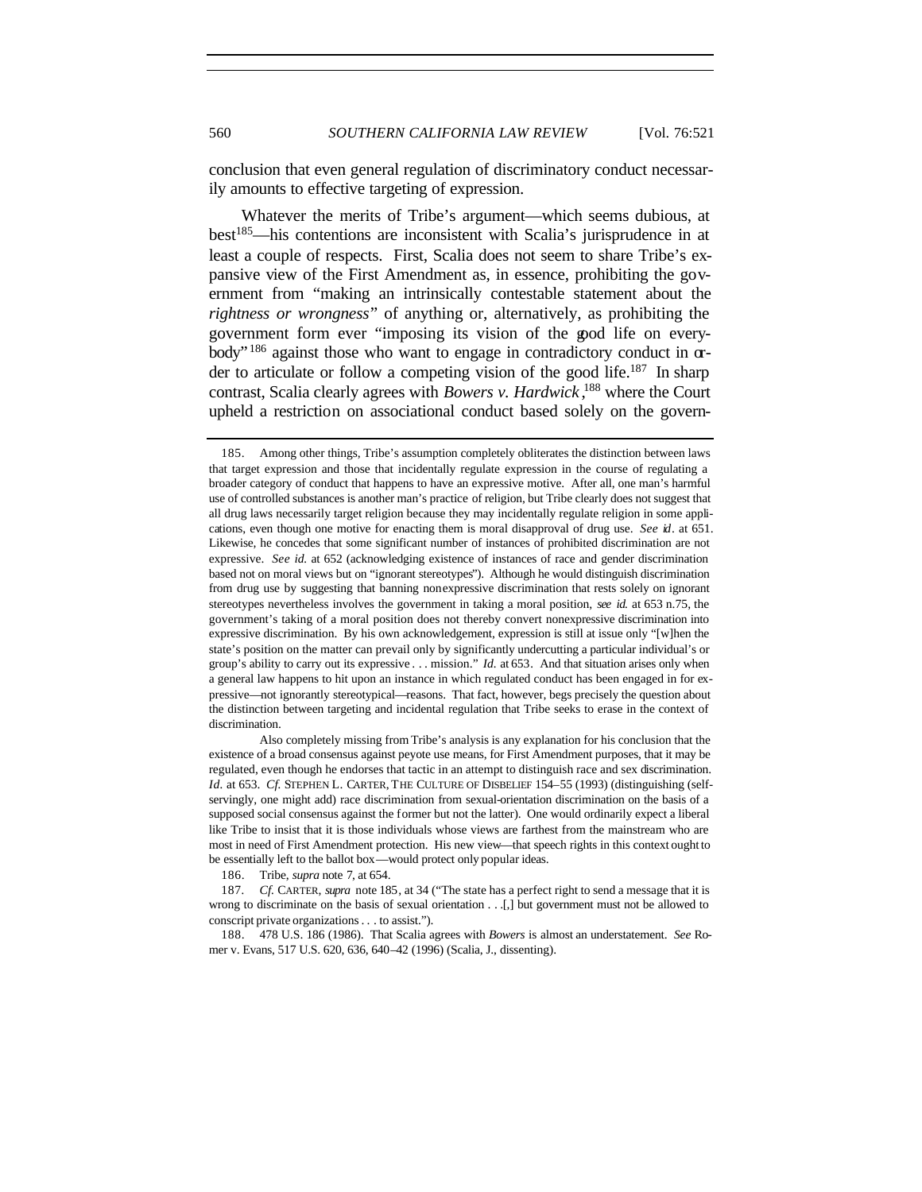conclusion that even general regulation of discriminatory conduct necessarily amounts to effective targeting of expression.

Whatever the merits of Tribe's argument—which seems dubious, at best[185]—his contentions are inconsistent with Scalia's jurisprudence in at least a couple of respects. First, Scalia does not seem to share Tribe's expansive view of the First Amendment as, in essence, prohibiting the government from "making an intrinsically contestable statement about the *rightness or wrongness*" of anything or, alternatively, as prohibiting the government form ever "imposing its vision of the good life on everybody"[186] against those who want to engage in contradictory conduct in order to articulate or follow a competing vision of the good life.[187] In sharp contrast, Scalia clearly agrees with *Bowers v. Hardwick*,[188] where the Court upheld a restriction on associational conduct based solely on the govern-

---

185. Among other things, Tribe's assumption completely obliterates the distinction between laws that target expression and those that incidentally regulate expression in the course of regulating a broader category of conduct that happens to have an expressive motive. After all, one man's harmful use of controlled substances is another man's practice of religion, but Tribe clearly does not suggest that all drug laws necessarily target religion because they may incidentally regulate religion in some applications, even though one motive for enacting them is moral disapproval of drug use. *See id.* at 651. Likewise, he concedes that some significant number of instances of prohibited discrimination are not expressive. *See id.* at 652 (acknowledging existence of instances of race and gender discrimination based not on moral views but on "ignorant stereotypes"). Although he would distinguish discrimination from drug use by suggesting that banning nonexpressive discrimination that rests solely on ignorant stereotypes nevertheless involves the government in taking a moral position, *see id.* at 653 n.75, the government's taking of a moral position does not thereby convert nonexpressive discrimination into expressive discrimination. By his own acknowledgement, expression is still at issue only "[w]hen the state's position on the matter can prevail only by significantly undercutting a particular individual's or group's ability to carry out its expressive . . . mission." *Id.* at 653. And that situation arises only when a general law happens to hit upon an instance in which regulated conduct has been engaged in for expressive—not ignorantly stereotypical—reasons. That fact, however, begs precisely the question about the distinction between targeting and incidental regulation that Tribe seeks to erase in the context of discrimination.

Also completely missing from Tribe's analysis is any explanation for his conclusion that the existence of a broad consensus against peyote use means, for First Amendment purposes, that it may be regulated, even though he endorses that tactic in an attempt to distinguish race and sex discrimination. *Id.* at 653. *Cf.* STEPHEN L. CARTER, THE CULTURE OF DISBELIEF 154–55 (1993) (distinguishing (self-servingly, one might add) race discrimination from sexual-orientation discrimination on the basis of a supposed social consensus against the former but not the latter). One would ordinarily expect a liberal like Tribe to insist that it is those individuals whose views are farthest from the mainstream who are most in need of First Amendment protection. His new view—that speech rights in this context ought to be essentially left to the ballot box—would protect only popular ideas.

186. Tribe, *supra* note 7, at 654.

187. *Cf.* CARTER, *supra* note 185, at 34 ("The state has a perfect right to send a message that it is wrong to discriminate on the basis of sexual orientation . . .[,] but government must not be allowed to conscript private organizations . . . to assist.").

188. 478 U.S. 186 (1986). That Scalia agrees with *Bowers* is almost an understatement. *See* Romer v. Evans, 517 U.S. 620, 636, 640–42 (1996) (Scalia, J., dissenting).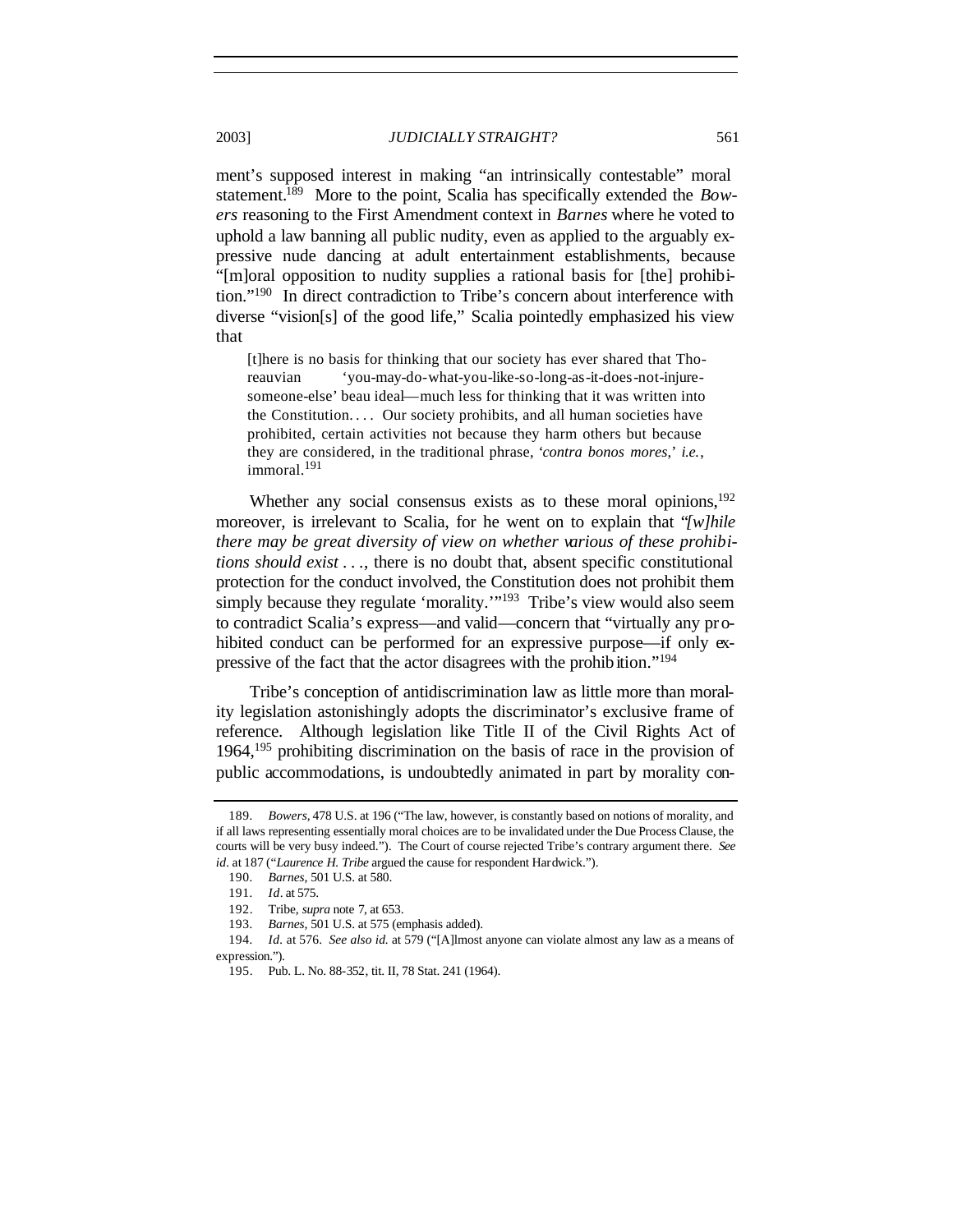ment's supposed interest in making "an intrinsically contestable" moral statement.[189] More to the point, Scalia has specifically extended the *Bowers* reasoning to the First Amendment context in *Barnes* where he voted to uphold a law banning all public nudity, even as applied to the arguably expressive nude dancing at adult entertainment establishments, because "[m]oral opposition to nudity supplies a rational basis for [the] prohibition."[190] In direct contradiction to Tribe's concern about interference with diverse "vision[s] of the good life," Scalia pointedly emphasized his view that

> [t]here is no basis for thinking that our society has ever shared that Thoreauvian 'you-may-do-what-you-like-so-long-as-it-does-not-injure-someone-else' beau ideal—much less for thinking that it was written into the Constitution. . . . Our society prohibits, and all human societies have prohibited, certain activities not because they harm others but because they are considered, in the traditional phrase, '*contra bonos mores*,' *i.e.*, immoral.[191]

Whether any social consensus exists as to these moral opinions,[192] moreover, is irrelevant to Scalia, for he went on to explain that "*[w]hile there may be great diversity of view on whether various of these prohibitions should exist . . .*, there is no doubt that, absent specific constitutional protection for the conduct involved, the Constitution does not prohibit them simply because they regulate 'morality.'"[193] Tribe's view would also seem to contradict Scalia's express—and valid—concern that "virtually any prohibited conduct can be performed for an expressive purpose—if only expressive of the fact that the actor disagrees with the prohibition."[194]

Tribe's conception of antidiscrimination law as little more than morality legislation astonishingly adopts the discriminator's exclusive frame of reference. Although legislation like Title II of the Civil Rights Act of 1964,[195] prohibiting discrimination on the basis of race in the provision of public accommodations, is undoubtedly animated in part by morality con-

---

189. *Bowers*, 478 U.S. at 196 ("The law, however, is constantly based on notions of morality, and if all laws representing essentially moral choices are to be invalidated under the Due Process Clause, the courts will be very busy indeed."). The Court of course rejected Tribe's contrary argument there. *See id*. at 187 ("*Laurence H. Tribe* argued the cause for respondent Hardwick.").

190. *Barnes*, 501 U.S. at 580.

191. *Id*. at 575.

192. Tribe, *supra* note 7, at 653.

193. *Barnes*, 501 U.S. at 575 (emphasis added).

194. *Id.* at 576. *See also id.* at 579 ("[A]lmost anyone can violate almost any law as a means of expression.").

195. Pub. L. No. 88-352, tit. II, 78 Stat. 241 (1964).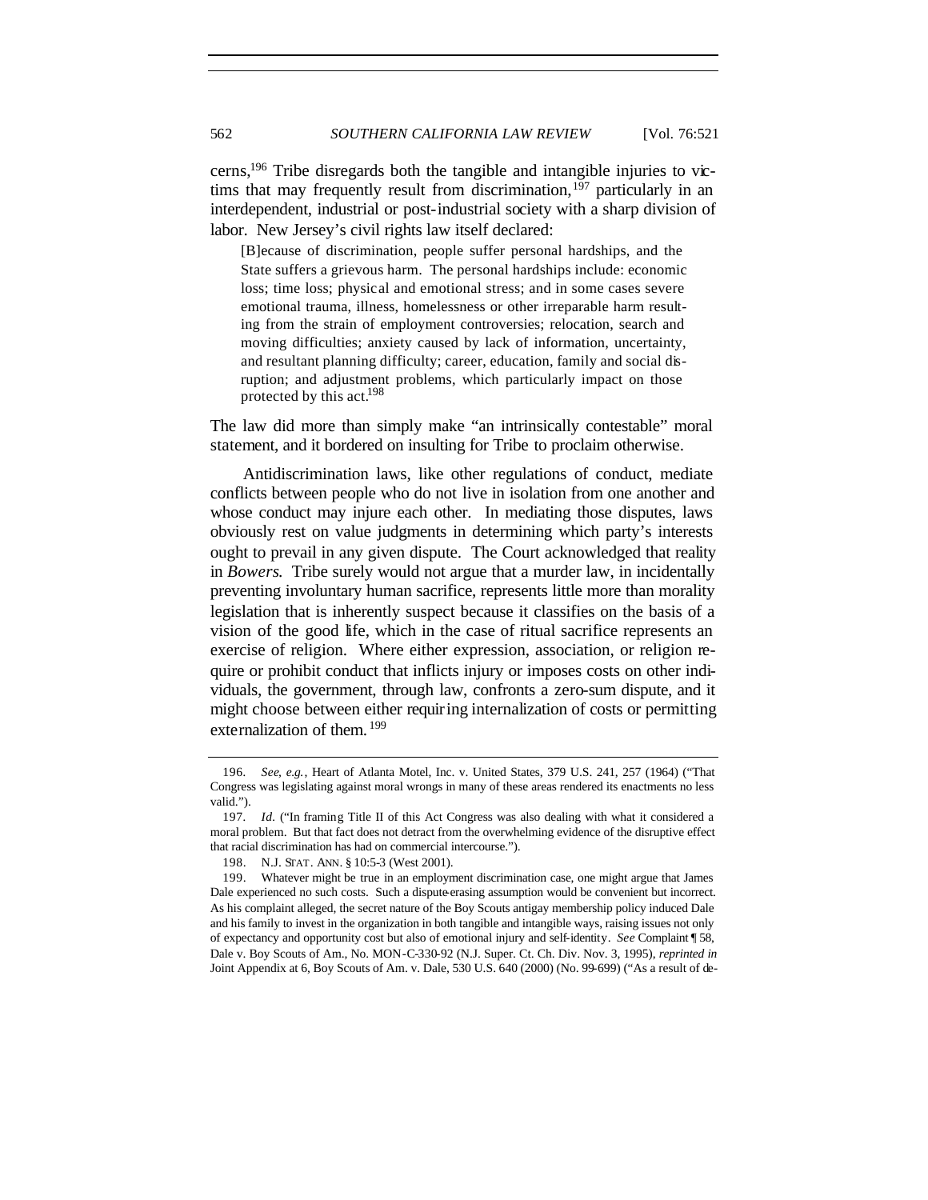cerns,[196] Tribe disregards both the tangible and intangible injuries to victims that may frequently result from discrimination,[197] particularly in an interdependent, industrial or post-industrial society with a sharp division of labor. New Jersey's civil rights law itself declared:

> [B]ecause of discrimination, people suffer personal hardships, and the State suffers a grievous harm. The personal hardships include: economic loss; time loss; physical and emotional stress; and in some cases severe emotional trauma, illness, homelessness or other irreparable harm resulting from the strain of employment controversies; relocation, search and moving difficulties; anxiety caused by lack of information, uncertainty, and resultant planning difficulty; career, education, family and social disruption; and adjustment problems, which particularly impact on those protected by this act.[198]

The law did more than simply make "an intrinsically contestable" moral statement, and it bordered on insulting for Tribe to proclaim otherwise.

Antidiscrimination laws, like other regulations of conduct, mediate conflicts between people who do not live in isolation from one another and whose conduct may injure each other. In mediating those disputes, laws obviously rest on value judgments in determining which party's interests ought to prevail in any given dispute. The Court acknowledged that reality in *Bowers*. Tribe surely would not argue that a murder law, in incidentally preventing involuntary human sacrifice, represents little more than morality legislation that is inherently suspect because it classifies on the basis of a vision of the good life, which in the case of ritual sacrifice represents an exercise of religion. Where either expression, association, or religion require or prohibit conduct that inflicts injury or imposes costs on other individuals, the government, through law, confronts a zero-sum dispute, and it might choose between either requiring internalization of costs or permitting externalization of them.[199]

---

196. *See, e.g.*, Heart of Atlanta Motel, Inc. v. United States, 379 U.S. 241, 257 (1964) ("That Congress was legislating against moral wrongs in many of these areas rendered its enactments no less valid.").

197. *Id.* ("In framing Title II of this Act Congress was also dealing with what it considered a moral problem. But that fact does not detract from the overwhelming evidence of the disruptive effect that racial discrimination has had on commercial intercourse.").

198. N.J. STAT. ANN. § 10:5-3 (West 2001).

199. Whatever might be true in an employment discrimination case, one might argue that James Dale experienced no such costs. Such a dispute-erasing assumption would be convenient but incorrect. As his complaint alleged, the secret nature of the Boy Scouts antigay membership policy induced Dale and his family to invest in the organization in both tangible and intangible ways, raising issues not only of expectancy and opportunity cost but also of emotional injury and self-identity. *See* Complaint ¶ 58, Dale v. Boy Scouts of Am., No. MON-C-330-92 (N.J. Super. Ct. Ch. Div. Nov. 3, 1995), *reprinted in* Joint Appendix at 6, Boy Scouts of Am. v. Dale, 530 U.S. 640 (2000) (No. 99-699) ("As a result of de-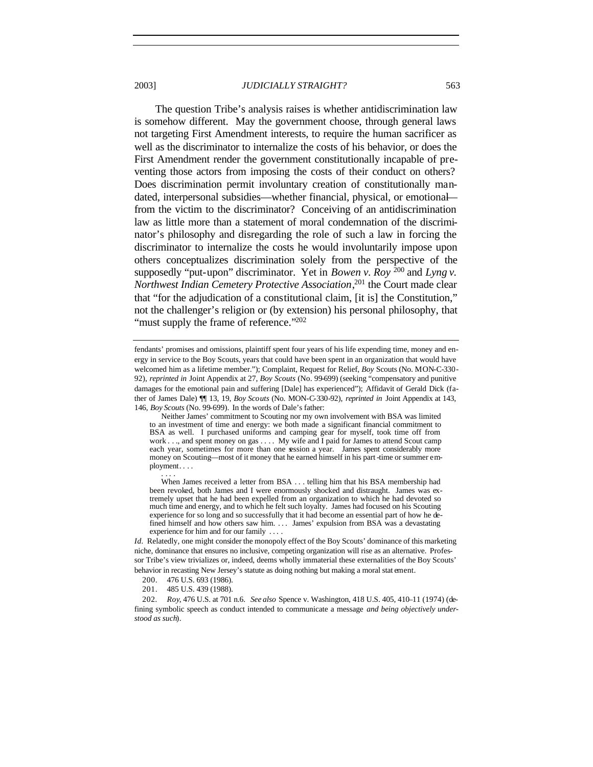The question Tribe's analysis raises is whether antidiscrimination law is somehow different. May the government choose, through general laws not targeting First Amendment interests, to require the human sacrificer as well as the discriminator to internalize the costs of his behavior, or does the First Amendment render the government constitutionally incapable of preventing those actors from imposing the costs of their conduct on others? Does discrimination permit involuntary creation of constitutionally mandated, interpersonal subsidies—whether financial, physical, or emotional—from the victim to the discriminator? Conceiving of an antidiscrimination law as little more than a statement of moral condemnation of the discriminator's philosophy and disregarding the role of such a law in forcing the discriminator to internalize the costs he would involuntarily impose upon others conceptualizes discrimination solely from the perspective of the supposedly "put-upon" discriminator. Yet in *Bowen v. Roy*[200] and *Lyng v. Northwest Indian Cemetery Protective Association*,[201] the Court made clear that "for the adjudication of a constitutional claim, [it is] the Constitution," not the challenger's religion or (by extension) his personal philosophy, that "must supply the frame of reference."[202]

---

fendants' promises and omissions, plaintiff spent four years of his life expending time, money and energy in service to the Boy Scouts, years that could have been spent in an organization that would have welcomed him as a lifetime member."); Complaint, Request for Relief, *Boy* Scouts (No. MON-C-330-92), *reprinted in* Joint Appendix at 27, *Boy Scouts* (No. 99-699) (seeking "compensatory and punitive damages for the emotional pain and suffering [Dale] has experienced"); Affidavit of Gerald Dick (father of James Dale) ¶¶ 13, 19, *Boy Scouts* (No. MON-C-330-92), *reprinted in* Joint Appendix at 143, 146, *Boy Scouts* (No. 99-699). In the words of Dale's father:

> Neither James' commitment to Scouting nor my own involvement with BSA was limited to an investment of time and energy: we both made a significant financial commitment to BSA as well. I purchased uniforms and camping gear for myself, took time off from work . . ., and spent money on gas . . . . My wife and I paid for James to attend Scout camp each year, sometimes for more than one session a year. James spent considerably more money on Scouting—most of it money that he earned himself in his part-time or summer employment . . . .
>
> . . . .
>
> When James received a letter from BSA . . . telling him that his BSA membership had been revoked, both James and I were enormously shocked and distraught. James was extremely upset that he had been expelled from an organization to which he had devoted so much time and energy, and to which he felt such loyalty. James had focused on his Scouting experience for so long and so successfully that it had become an essential part of how he defined himself and how others saw him. . . . James' expulsion from BSA was a devastating experience for him and for our family . . . .

*Id.* Relatedly, one might consider the monopoly effect of the Boy Scouts' dominance of this marketing niche, dominance that ensures no inclusive, competing organization will rise as an alternative. Professor Tribe's view trivializes or, indeed, deems wholly immaterial these externalities of the Boy Scouts' behavior in recasting New Jersey's statute as doing nothing but making a moral statement.

200. 476 U.S. 693 (1986).

201. 485 U.S. 439 (1988).

202. *Roy*, 476 U.S. at 701 n.6. *See also* Spence v. Washington, 418 U.S. 405, 410–11 (1974) (defining symbolic speech as conduct intended to communicate a message *and being objectively understood as such*).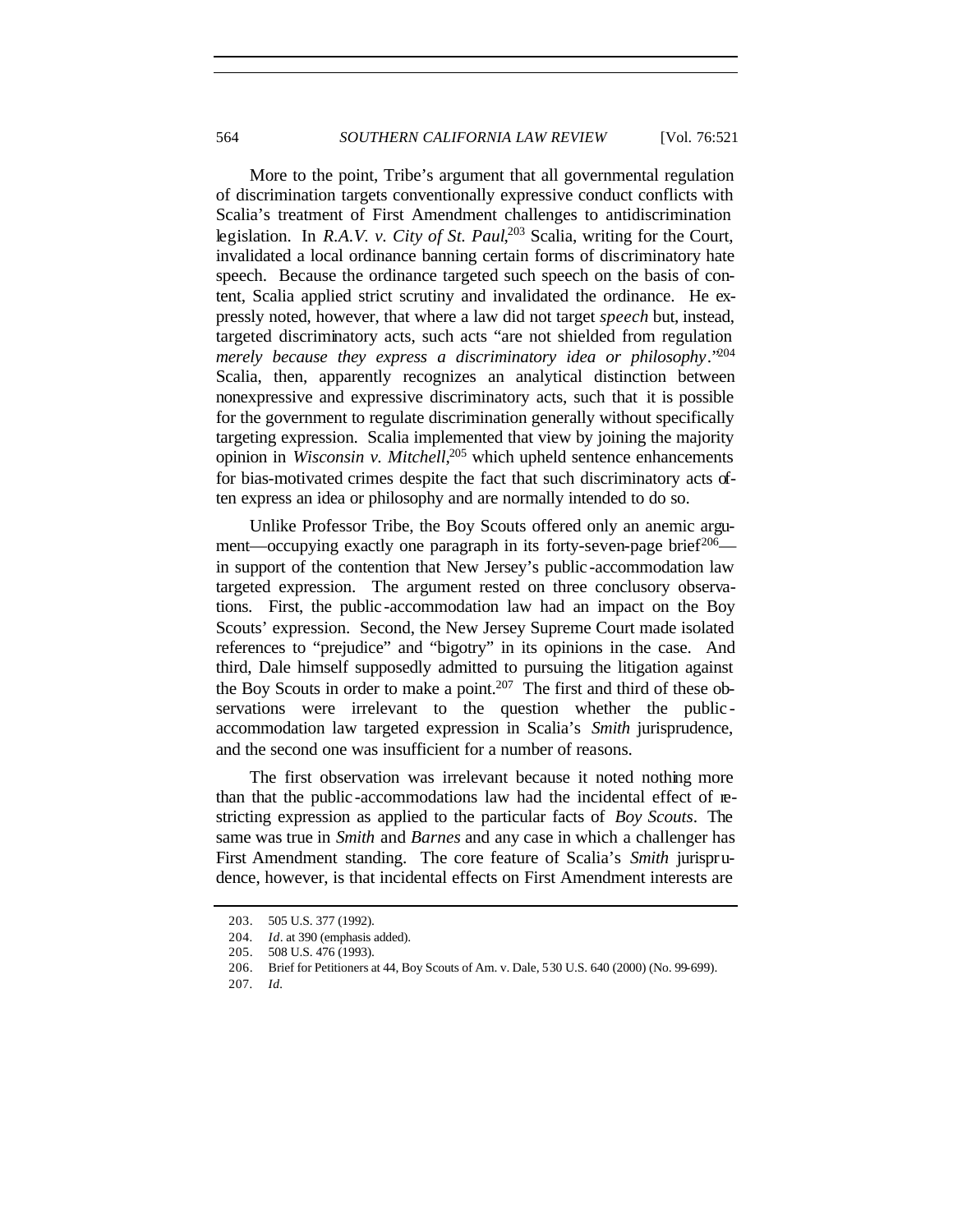More to the point, Tribe's argument that all governmental regulation of discrimination targets conventionally expressive conduct conflicts with Scalia's treatment of First Amendment challenges to antidiscrimination legislation. In *R.A.V. v. City of St. Paul*,[203] Scalia, writing for the Court, invalidated a local ordinance banning certain forms of discriminatory hate speech. Because the ordinance targeted such speech on the basis of content, Scalia applied strict scrutiny and invalidated the ordinance. He expressly noted, however, that where a law did not target *speech* but, instead, targeted discriminatory acts, such acts "are not shielded from regulation *merely because they express a discriminatory idea or philosophy*."[204] Scalia, then, apparently recognizes an analytical distinction between nonexpressive and expressive discriminatory acts, such that it is possible for the government to regulate discrimination generally without specifically targeting expression. Scalia implemented that view by joining the majority opinion in *Wisconsin v. Mitchell*,[205] which upheld sentence enhancements for bias-motivated crimes despite the fact that such discriminatory acts often express an idea or philosophy and are normally intended to do so.

Unlike Professor Tribe, the Boy Scouts offered only an anemic argument—occupying exactly one paragraph in its forty-seven-page brief[206]—in support of the contention that New Jersey's public-accommodation law targeted expression. The argument rested on three conclusory observations. First, the public-accommodation law had an impact on the Boy Scouts' expression. Second, the New Jersey Supreme Court made isolated references to "prejudice" and "bigotry" in its opinions in the case. And third, Dale himself supposedly admitted to pursuing the litigation against the Boy Scouts in order to make a point.[207] The first and third of these observations were irrelevant to the question whether the public-accommodation law targeted expression in Scalia's *Smith* jurisprudence, and the second one was insufficient for a number of reasons.

The first observation was irrelevant because it noted nothing more than that the public-accommodations law had the incidental effect of restricting expression as applied to the particular facts of *Boy Scouts*. The same was true in *Smith* and *Barnes* and any case in which a challenger has First Amendment standing. The core feature of Scalia's *Smith* jurisprudence, however, is that incidental effects on First Amendment interests are

---

203. 505 U.S. 377 (1992).

204. *Id*. at 390 (emphasis added).

205. 508 U.S. 476 (1993).

206. Brief for Petitioners at 44, Boy Scouts of Am. v. Dale, 530 U.S. 640 (2000) (No. 99-699).

207. *Id*.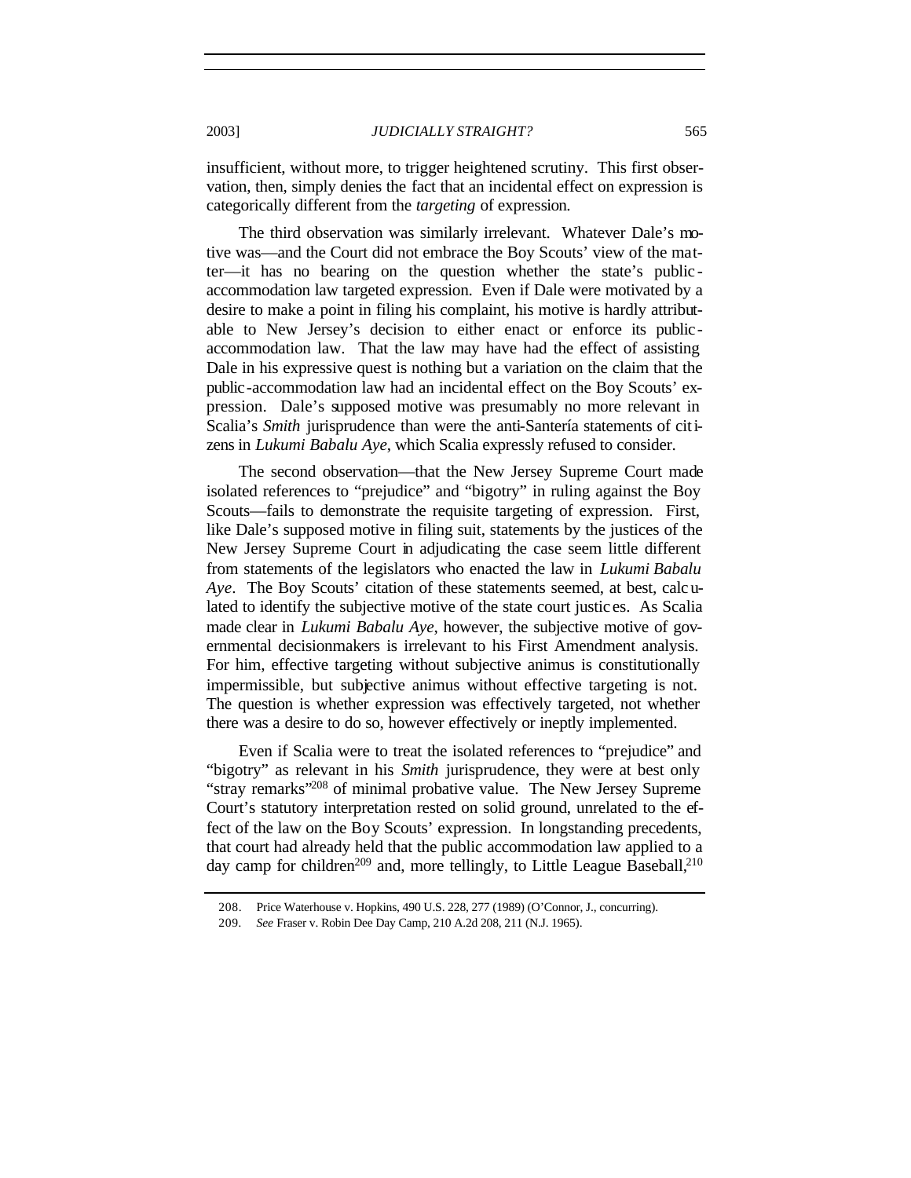insufficient, without more, to trigger heightened scrutiny. This first observation, then, simply denies the fact that an incidental effect on expression is categorically different from the *targeting* of expression.

The third observation was similarly irrelevant. Whatever Dale's motive was—and the Court did not embrace the Boy Scouts' view of the matter—it has no bearing on the question whether the state's public-accommodation law targeted expression. Even if Dale were motivated by a desire to make a point in filing his complaint, his motive is hardly attributable to New Jersey's decision to either enact or enforce its public-accommodation law. That the law may have had the effect of assisting Dale in his expressive quest is nothing but a variation on the claim that the public-accommodation law had an incidental effect on the Boy Scouts' expression. Dale's supposed motive was presumably no more relevant in Scalia's *Smith* jurisprudence than were the anti-Santería statements of citizens in *Lukumi Babalu Aye*, which Scalia expressly refused to consider.

The second observation—that the New Jersey Supreme Court made isolated references to "prejudice" and "bigotry" in ruling against the Boy Scouts—fails to demonstrate the requisite targeting of expression. First, like Dale's supposed motive in filing suit, statements by the justices of the New Jersey Supreme Court in adjudicating the case seem little different from statements of the legislators who enacted the law in *Lukumi Babalu Aye*. The Boy Scouts' citation of these statements seemed, at best, calculated to identify the subjective motive of the state court justices. As Scalia made clear in *Lukumi Babalu Aye*, however, the subjective motive of governmental decisionmakers is irrelevant to his First Amendment analysis. For him, effective targeting without subjective animus is constitutionally impermissible, but subjective animus without effective targeting is not. The question is whether expression was effectively targeted, not whether there was a desire to do so, however effectively or ineptly implemented.

Even if Scalia were to treat the isolated references to "prejudice" and "bigotry" as relevant in his *Smith* jurisprudence, they were at best only "stray remarks"[208] of minimal probative value. The New Jersey Supreme Court's statutory interpretation rested on solid ground, unrelated to the effect of the law on the Boy Scouts' expression. In longstanding precedents, that court had already held that the public accommodation law applied to a day camp for children[209] and, more tellingly, to Little League Baseball,[210]

208. Price Waterhouse v. Hopkins, 490 U.S. 228, 277 (1989) (O'Connor, J., concurring).

209. *See* Fraser v. Robin Dee Day Camp, 210 A.2d 208, 211 (N.J. 1965).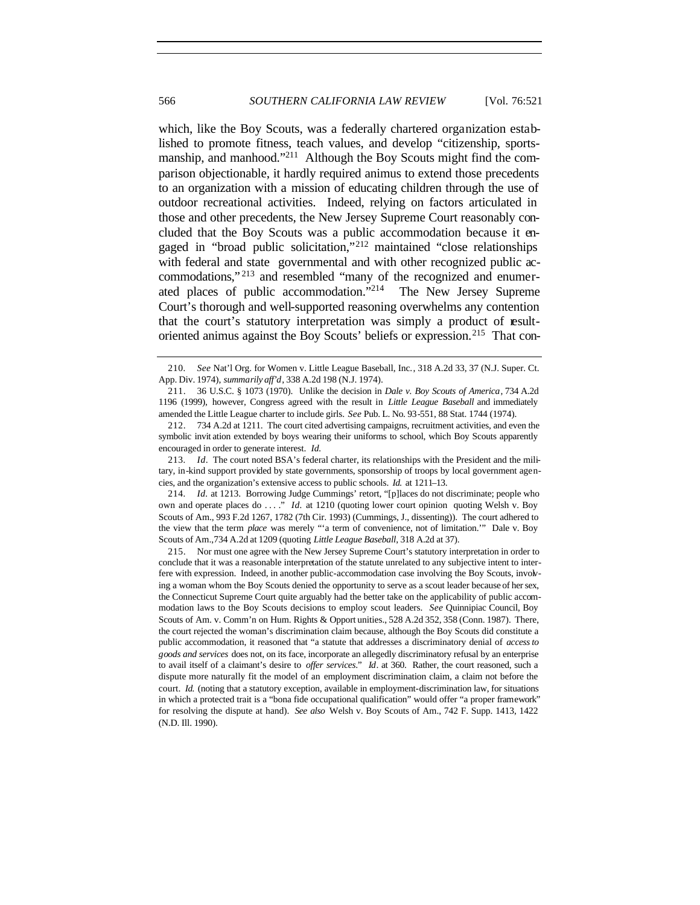which, like the Boy Scouts, was a federally chartered organization established to promote fitness, teach values, and develop "citizenship, sportsmanship, and manhood."[211] Although the Boy Scouts might find the comparison objectionable, it hardly required animus to extend those precedents to an organization with a mission of educating children through the use of outdoor recreational activities. Indeed, relying on factors articulated in those and other precedents, the New Jersey Supreme Court reasonably concluded that the Boy Scouts was a public accommodation because it engaged in "broad public solicitation,"[212] maintained "close relationships with federal and state governmental and with other recognized public accommodations,"[213] and resembled "many of the recognized and enumerated places of public accommodation."[214] The New Jersey Supreme Court's thorough and well-supported reasoning overwhelms any contention that the court's statutory interpretation was simply a product of result-oriented animus against the Boy Scouts' beliefs or expression.[215] That con-

---

210. *See* Nat'l Org. for Women v. Little League Baseball, Inc., 318 A.2d 33, 37 (N.J. Super. Ct. App. Div. 1974), *summarily aff'd*, 338 A.2d 198 (N.J. 1974).

211. 36 U.S.C. § 1073 (1970). Unlike the decision in *Dale v. Boy Scouts of America*, 734 A.2d 1196 (1999), however, Congress agreed with the result in *Little League Baseball* and immediately amended the Little League charter to include girls. *See* Pub. L. No. 93-551, 88 Stat. 1744 (1974).

212. 734 A.2d at 1211. The court cited advertising campaigns, recruitment activities, and even the symbolic invitation extended by boys wearing their uniforms to school, which Boy Scouts apparently encouraged in order to generate interest. *Id.*

213. *Id*. The court noted BSA's federal charter, its relationships with the President and the military, in-kind support provided by state governments, sponsorship of troops by local government agencies, and the organization's extensive access to public schools. *Id.* at 1211–13.

214. *Id*. at 1213. Borrowing Judge Cummings' retort, "[p]laces do not discriminate; people who own and operate places do . . . ." *Id*. at 1210 (quoting lower court opinion quoting Welsh v. Boy Scouts of Am., 993 F.2d 1267, 1782 (7th Cir. 1993) (Cummings, J., dissenting)). The court adhered to the view that the term *place* was merely "'a term of convenience, not of limitation.'" Dale v. Boy Scouts of Am.,734 A.2d at 1209 (quoting *Little League Baseball*, 318 A.2d at 37).

215. Nor must one agree with the New Jersey Supreme Court's statutory interpretation in order to conclude that it was a reasonable interpretation of the statute unrelated to any subjective intent to interfere with expression. Indeed, in another public-accommodation case involving the Boy Scouts, involving a woman whom the Boy Scouts denied the opportunity to serve as a scout leader because of her sex, the Connecticut Supreme Court quite arguably had the better take on the applicability of public accommodation laws to the Boy Scouts decisions to employ scout leaders. *See* Quinnipiac Council, Boy Scouts of Am. v. Comm'n on Hum. Rights & Opportunities, 528 A.2d 352, 358 (Conn. 1987). There, the court rejected the woman's discrimination claim because, although the Boy Scouts did constitute a public accommodation, it reasoned that "a statute that addresses a discriminatory denial of *access to goods and services* does not, on its face, incorporate an allegedly discriminatory refusal by an enterprise to avail itself of a claimant's desire to *offer services*." *Id*. at 360. Rather, the court reasoned, such a dispute more naturally fit the model of an employment discrimination claim, a claim not before the court. *Id.* (noting that a statutory exception, available in employment-discrimination law, for situations in which a protected trait is a "bona fide occupational qualification" would offer "a proper framework" for resolving the dispute at hand). *See also* Welsh v. Boy Scouts of Am., 742 F. Supp. 1413, 1422 (N.D. Ill. 1990).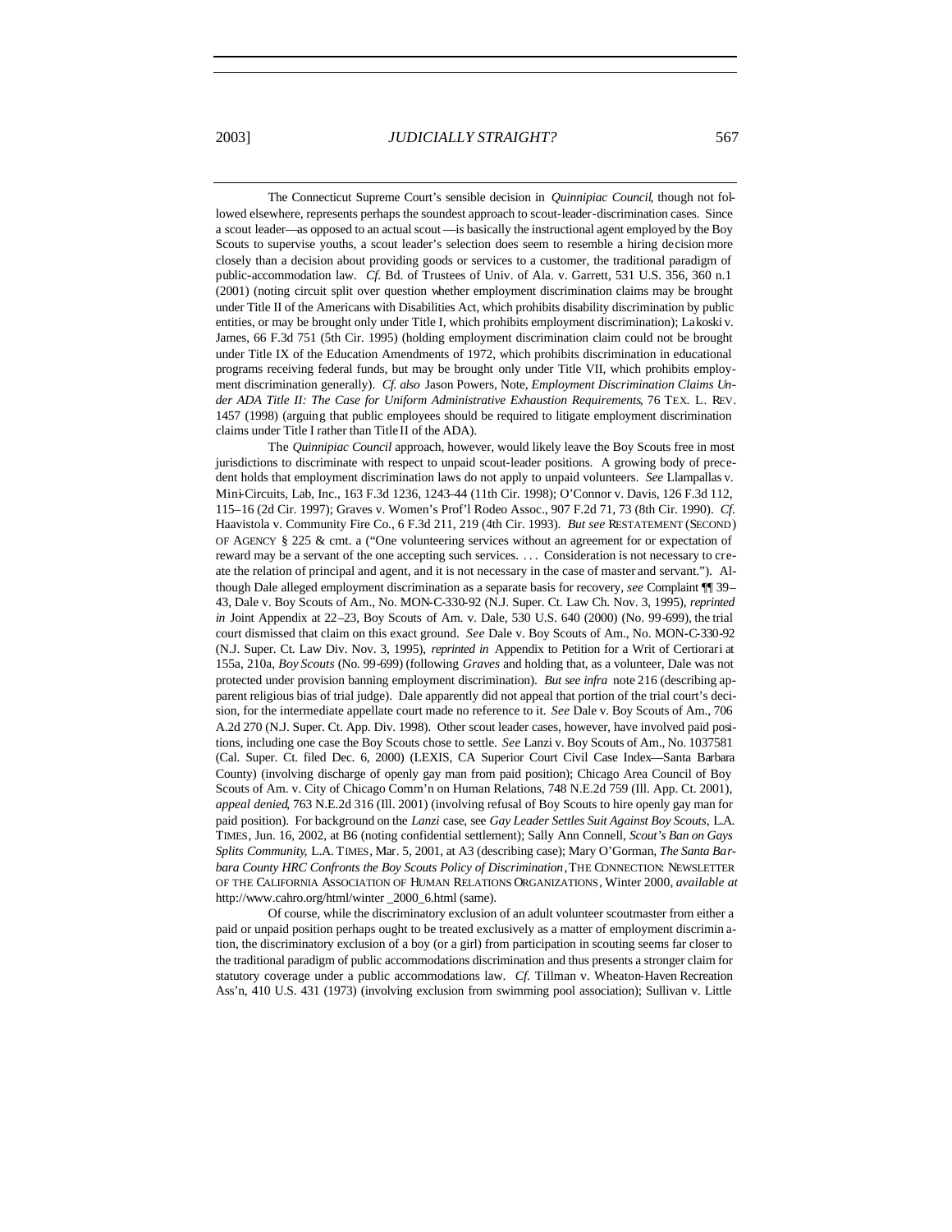The Connecticut Supreme Court's sensible decision in *Quinnipiac Council*, though not followed elsewhere, represents perhaps the soundest approach to scout-leader-discrimination cases. Since a scout leader—as opposed to an actual scout—is basically the instructional agent employed by the Boy Scouts to supervise youths, a scout leader's selection does seem to resemble a hiring decision more closely than a decision about providing goods or services to a customer, the traditional paradigm of public-accommodation law. *Cf.* Bd. of Trustees of Univ. of Ala. v. Garrett, 531 U.S. 356, 360 n.1 (2001) (noting circuit split over question whether employment discrimination claims may be brought under Title II of the Americans with Disabilities Act, which prohibits disability discrimination by public entities, or may be brought only under Title I, which prohibits employment discrimination); Lakoski v. James, 66 F.3d 751 (5th Cir. 1995) (holding employment discrimination claim could not be brought under Title IX of the Education Amendments of 1972, which prohibits discrimination in educational programs receiving federal funds, but may be brought only under Title VII, which prohibits employment discrimination generally). *Cf. also* Jason Powers, Note, *Employment Discrimination Claims Under ADA Title II: The Case for Uniform Administrative Exhaustion Requirements*, 76 TEX. L. REV. 1457 (1998) (arguing that public employees should be required to litigate employment discrimination claims under Title I rather than Title II of the ADA).

The *Quinnipiac Council* approach, however, would likely leave the Boy Scouts free in most jurisdictions to discriminate with respect to unpaid scout-leader positions. A growing body of precedent holds that employment discrimination laws do not apply to unpaid volunteers. *See* Llampallas v. Mini-Circuits, Lab, Inc., 163 F.3d 1236, 1243–44 (11th Cir. 1998); O'Connor v. Davis, 126 F.3d 112, 115–16 (2d Cir. 1997); Graves v. Women's Prof'l Rodeo Assoc., 907 F.2d 71, 73 (8th Cir. 1990). *Cf.* Haavistola v. Community Fire Co., 6 F.3d 211, 219 (4th Cir. 1993). *But see* RESTATEMENT (SECOND) OF AGENCY § 225 & cmt. a ("One volunteering services without an agreement for or expectation of reward may be a servant of the one accepting such services. . . . Consideration is not necessary to create the relation of principal and agent, and it is not necessary in the case of master and servant."). Although Dale alleged employment discrimination as a separate basis for recovery, *see* Complaint ¶¶ 39–43, Dale v. Boy Scouts of Am., No. MON-C-330-92 (N.J. Super. Ct. Law Ch. Nov. 3, 1995), *reprinted in* Joint Appendix at 22–23, Boy Scouts of Am. v. Dale, 530 U.S. 640 (2000) (No. 99-699), the trial court dismissed that claim on this exact ground. *See* Dale v. Boy Scouts of Am., No. MON-C-330-92 (N.J. Super. Ct. Law Div. Nov. 3, 1995), *reprinted in* Appendix to Petition for a Writ of Certiorari at 155a, 210a, *Boy Scouts* (No. 99-699) (following *Graves* and holding that, as a volunteer, Dale was not protected under provision banning employment discrimination). *But see infra* note 216 (describing apparent religious bias of trial judge). Dale apparently did not appeal that portion of the trial court's decision, for the intermediate appellate court made no reference to it. *See* Dale v. Boy Scouts of Am., 706 A.2d 270 (N.J. Super. Ct. App. Div. 1998). Other scout leader cases, however, have involved paid positions, including one case the Boy Scouts chose to settle. *See* Lanzi v. Boy Scouts of Am., No. 1037581 (Cal. Super. Ct. filed Dec. 6, 2000) (LEXIS, CA Superior Court Civil Case Index—Santa Barbara County) (involving discharge of openly gay man from paid position); Chicago Area Council of Boy Scouts of Am. v. City of Chicago Comm'n on Human Relations, 748 N.E.2d 759 (Ill. App. Ct. 2001), *appeal denied*, 763 N.E.2d 316 (Ill. 2001) (involving refusal of Boy Scouts to hire openly gay man for paid position). For background on the *Lanzi* case, see *Gay Leader Settles Suit Against Boy Scouts*, L.A. TIMES, Jun. 16, 2002, at B6 (noting confidential settlement); Sally Ann Connell, *Scout's Ban on Gays Splits Community*, L.A. TIMES, Mar. 5, 2001, at A3 (describing case); Mary O'Gorman, *The Santa Barbara County HRC Confronts the Boy Scouts Policy of Discrimination*, THE CONNECTION: NEWSLETTER OF THE CALIFORNIA ASSOCIATION OF HUMAN RELATIONS ORGANIZATIONS, Winter 2000, *available at* http://www.cahro.org/html/winter _2000_6.html (same).

Of course, while the discriminatory exclusion of an adult volunteer scoutmaster from either a paid or unpaid position perhaps ought to be treated exclusively as a matter of employment discrimination, the discriminatory exclusion of a boy (or a girl) from participation in scouting seems far closer to the traditional paradigm of public accommodations discrimination and thus presents a stronger claim for statutory coverage under a public accommodations law. *Cf.* Tillman v. Wheaton-Haven Recreation Ass'n, 410 U.S. 431 (1973) (involving exclusion from swimming pool association); Sullivan v. Little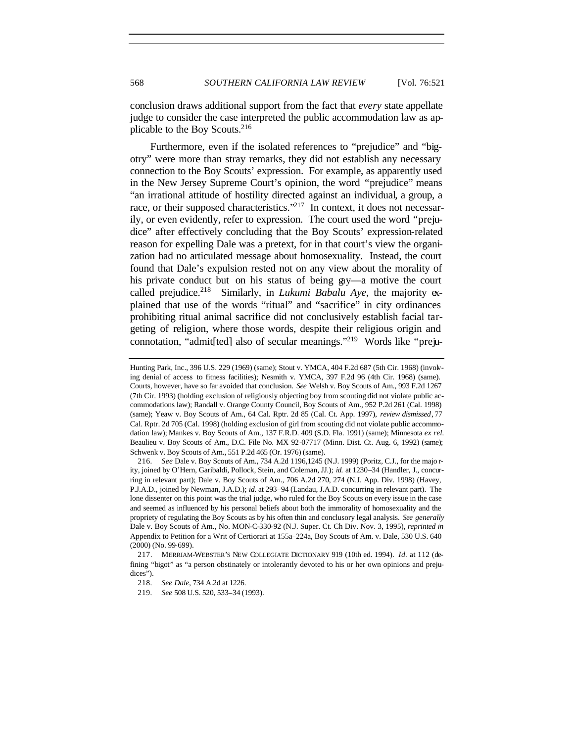conclusion draws additional support from the fact that *every* state appellate judge to consider the case interpreted the public accommodation law as applicable to the Boy Scouts.[216]

Furthermore, even if the isolated references to "prejudice" and "bigotry" were more than stray remarks, they did not establish any necessary connection to the Boy Scouts' expression. For example, as apparently used in the New Jersey Supreme Court's opinion, the word "prejudice" means "an irrational attitude of hostility directed against an individual, a group, a race, or their supposed characteristics."[217] In context, it does not necessarily, or even evidently, refer to expression. The court used the word "prejudice" after effectively concluding that the Boy Scouts' expression-related reason for expelling Dale was a pretext, for in that court's view the organization had no articulated message about homosexuality. Instead, the court found that Dale's expulsion rested not on any view about the morality of his private conduct but on his status of being gay—a motive the court called prejudice.[218] Similarly, in *Lukumi Babalu Aye*, the majority explained that use of the words "ritual" and "sacrifice" in city ordinances prohibiting ritual animal sacrifice did not conclusively establish facial targeting of religion, where those words, despite their religious origin and connotation, "admit[ted] also of secular meanings."[219] Words like "preju-

---

Hunting Park, Inc., 396 U.S. 229 (1969) (same); Stout v. YMCA, 404 F.2d 687 (5th Cir. 1968) (involving denial of access to fitness facilities); Nesmith v. YMCA, 397 F.2d 96 (4th Cir. 1968) (same). Courts, however, have so far avoided that conclusion. *See* Welsh v. Boy Scouts of Am., 993 F.2d 1267 (7th Cir. 1993) (holding exclusion of religiously objecting boy from scouting did not violate public accommodations law); Randall v. Orange County Council, Boy Scouts of Am., 952 P.2d 261 (Cal. 1998) (same); Yeaw v. Boy Scouts of Am., 64 Cal. Rptr. 2d 85 (Cal. Ct. App. 1997), *review dismissed*, 77 Cal. Rptr. 2d 705 (Cal. 1998) (holding exclusion of girl from scouting did not violate public accommodation law); Mankes v. Boy Scouts of Am., 137 F.R.D. 409 (S.D. Fla. 1991) (same); Minnesota *ex rel.* Beaulieu v. Boy Scouts of Am., D.C. File No. MX 92-07717 (Minn. Dist. Ct. Aug. 6, 1992) (same); Schwenk v. Boy Scouts of Am., 551 P.2d 465 (Or. 1976) (same).

216. *See* Dale v. Boy Scouts of Am., 734 A.2d 1196,1245 (N.J. 1999) (Poritz, C.J., for the majority, joined by O'Hern, Garibaldi, Pollock, Stein, and Coleman, JJ.); *id.* at 1230–34 (Handler, J., concurring in relevant part); Dale v. Boy Scouts of Am., 706 A.2d 270, 274 (N.J. App. Div. 1998) (Havey, P.J.A.D., joined by Newman, J.A.D.); *id.* at 293–94 (Landau, J.A.D. concurring in relevant part). The lone dissenter on this point was the trial judge, who ruled for the Boy Scouts on every issue in the case and seemed as influenced by his personal beliefs about both the immorality of homosexuality and the propriety of regulating the Boy Scouts as by his often thin and conclusory legal analysis. *See generally* Dale v. Boy Scouts of Am., No. MON-C-330-92 (N.J. Super. Ct. Ch Div. Nov. 3, 1995), *reprinted in* Appendix to Petition for a Writ of Certiorari at 155a–224a, Boy Scouts of Am. v. Dale, 530 U.S. 640 (2000) (No. 99-699).

217. MERRIAM-WEBSTER'S NEW COLLEGIATE DICTIONARY 919 (10th ed. 1994). *Id.* at 112 (defining "bigot" as "a person obstinately or intolerantly devoted to his or her own opinions and prejudices").

218. *See Dale*, 734 A.2d at 1226.

219. *See* 508 U.S. 520, 533–34 (1993).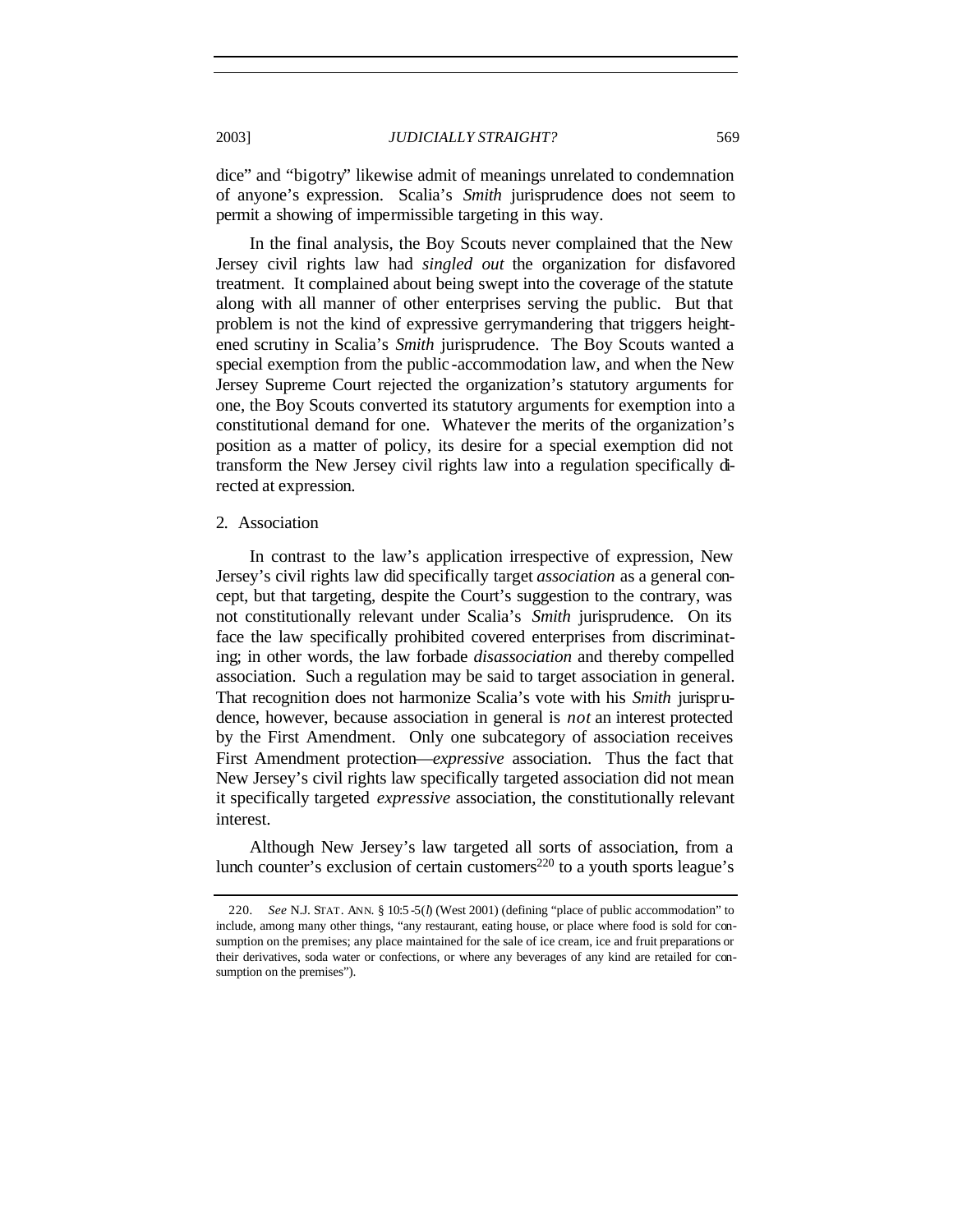dice" and "bigotry" likewise admit of meanings unrelated to condemnation of anyone's expression. Scalia's *Smith* jurisprudence does not seem to permit a showing of impermissible targeting in this way.

In the final analysis, the Boy Scouts never complained that the New Jersey civil rights law had *singled out* the organization for disfavored treatment. It complained about being swept into the coverage of the statute along with all manner of other enterprises serving the public. But that problem is not the kind of expressive gerrymandering that triggers heightened scrutiny in Scalia's *Smith* jurisprudence. The Boy Scouts wanted a special exemption from the public-accommodation law, and when the New Jersey Supreme Court rejected the organization's statutory arguments for one, the Boy Scouts converted its statutory arguments for exemption into a constitutional demand for one. Whatever the merits of the organization's position as a matter of policy, its desire for a special exemption did not transform the New Jersey civil rights law into a regulation specifically directed at expression.

### 2. Association

In contrast to the law's application irrespective of expression, New Jersey's civil rights law did specifically target *association* as a general concept, but that targeting, despite the Court's suggestion to the contrary, was not constitutionally relevant under Scalia's *Smith* jurisprudence. On its face the law specifically prohibited covered enterprises from discriminating; in other words, the law forbade *disassociation* and thereby compelled association. Such a regulation may be said to target association in general. That recognition does not harmonize Scalia's vote with his *Smith* jurisprudence, however, because association in general is *not* an interest protected by the First Amendment. Only one subcategory of association receives First Amendment protection—*expressive* association. Thus the fact that New Jersey's civil rights law specifically targeted association did not mean it specifically targeted *expressive* association, the constitutionally relevant interest.

Although New Jersey's law targeted all sorts of association, from a lunch counter's exclusion of certain customers[220] to a youth sports league's

---

220. *See* N.J. STAT. ANN. § 10:5-5(*l*) (West 2001) (defining "place of public accommodation" to include, among many other things, "any restaurant, eating house, or place where food is sold for consumption on the premises; any place maintained for the sale of ice cream, ice and fruit preparations or their derivatives, soda water or confections, or where any beverages of any kind are retailed for consumption on the premises").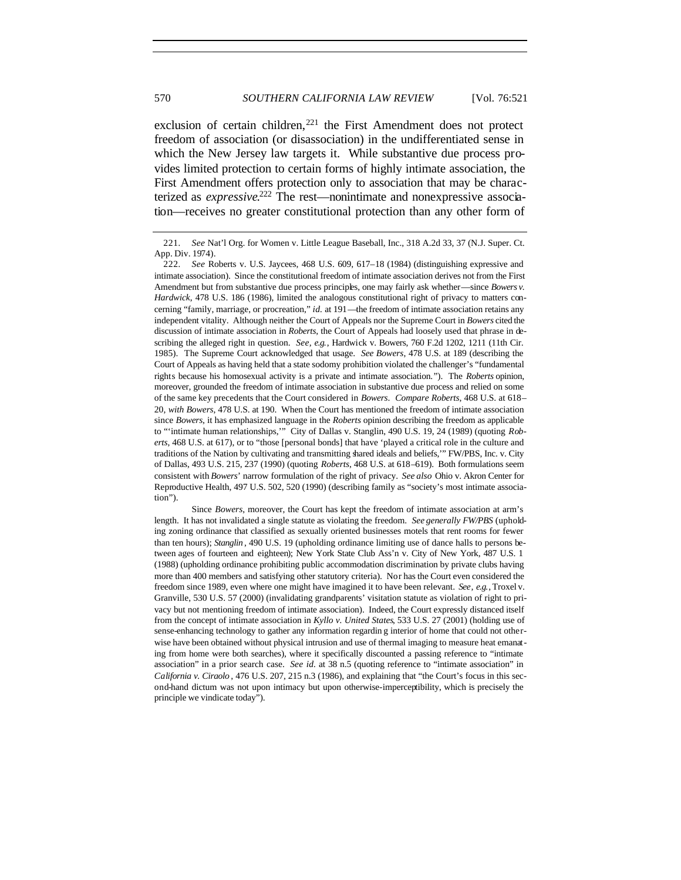exclusion of certain children,[221] the First Amendment does not protect freedom of association (or disassociation) in the undifferentiated sense in which the New Jersey law targets it. While substantive due process provides limited protection to certain forms of highly intimate association, the First Amendment offers protection only to association that may be characterized as *expressive*.[222] The rest—nonintimate and nonexpressive association—receives no greater constitutional protection than any other form of

---

221. *See* Nat'l Org. for Women v. Little League Baseball, Inc., 318 A.2d 33, 37 (N.J. Super. Ct. App. Div. 1974).

222. *See* Roberts v. U.S. Jaycees, 468 U.S. 609, 617–18 (1984) (distinguishing expressive and intimate association). Since the constitutional freedom of intimate association derives not from the First Amendment but from substantive due process principles, one may fairly ask whether—since *Bowers v. Hardwick*, 478 U.S. 186 (1986), limited the analogous constitutional right of privacy to matters concerning "family, marriage, or procreation," *id.* at 191—the freedom of intimate association retains any independent vitality. Although neither the Court of Appeals nor the Supreme Court in *Bowers* cited the discussion of intimate association in *Roberts*, the Court of Appeals had loosely used that phrase in describing the alleged right in question. *See, e.g.*, Hardwick v. Bowers, 760 F.2d 1202, 1211 (11th Cir. 1985). The Supreme Court acknowledged that usage. *See Bowers*, 478 U.S. at 189 (describing the Court of Appeals as having held that a state sodomy prohibition violated the challenger's "fundamental rights because his homosexual activity is a private and intimate association."). The *Roberts* opinion, moreover, grounded the freedom of intimate association in substantive due process and relied on some of the same key precedents that the Court considered in *Bowers*. *Compare Roberts*, 468 U.S. at 618–20, *with Bowers*, 478 U.S. at 190. When the Court has mentioned the freedom of intimate association since *Bowers*, it has emphasized language in the *Roberts* opinion describing the freedom as applicable to "'intimate human relationships,'" City of Dallas v. Stanglin, 490 U.S. 19, 24 (1989) (quoting *Roberts*, 468 U.S. at 617), or to "those [personal bonds] that have 'played a critical role in the culture and traditions of the Nation by cultivating and transmitting shared ideals and beliefs,'" FW/PBS, Inc. v. City of Dallas, 493 U.S. 215, 237 (1990) (quoting *Roberts*, 468 U.S. at 618–619). Both formulations seem consistent with *Bowers*' narrow formulation of the right of privacy. *See also* Ohio v. Akron Center for Reproductive Health, 497 U.S. 502, 520 (1990) (describing family as "society's most intimate association").

Since *Bowers*, moreover, the Court has kept the freedom of intimate association at arm's length. It has not invalidated a single statute as violating the freedom. *See generally FW/PBS* (upholding zoning ordinance that classified as sexually oriented businesses motels that rent rooms for fewer than ten hours); *Stanglin*, 490 U.S. 19 (upholding ordinance limiting use of dance halls to persons between ages of fourteen and eighteen); New York State Club Ass'n v. City of New York, 487 U.S. 1 (1988) (upholding ordinance prohibiting public accommodation discrimination by private clubs having more than 400 members and satisfying other statutory criteria). Nor has the Court even considered the freedom since 1989, even where one might have imagined it to have been relevant. *See, e.g.*, Troxel v. Granville, 530 U.S. 57 (2000) (invalidating grandparents' visitation statute as violation of right to privacy but not mentioning freedom of intimate association). Indeed, the Court expressly distanced itself from the concept of intimate association in *Kyllo v. United States*, 533 U.S. 27 (2001) (holding use of sense-enhancing technology to gather any information regarding interior of home that could not otherwise have been obtained without physical intrusion and use of thermal imaging to measure heat emanating from home were both searches), where it specifically discounted a passing reference to "intimate association" in a prior search case. *See id.* at 38 n.5 (quoting reference to "intimate association" in *California v. Ciraolo*, 476 U.S. 207, 215 n.3 (1986), and explaining that "the Court's focus in this second-hand dictum was not upon intimacy but upon otherwise-imperceptibility, which is precisely the principle we vindicate today").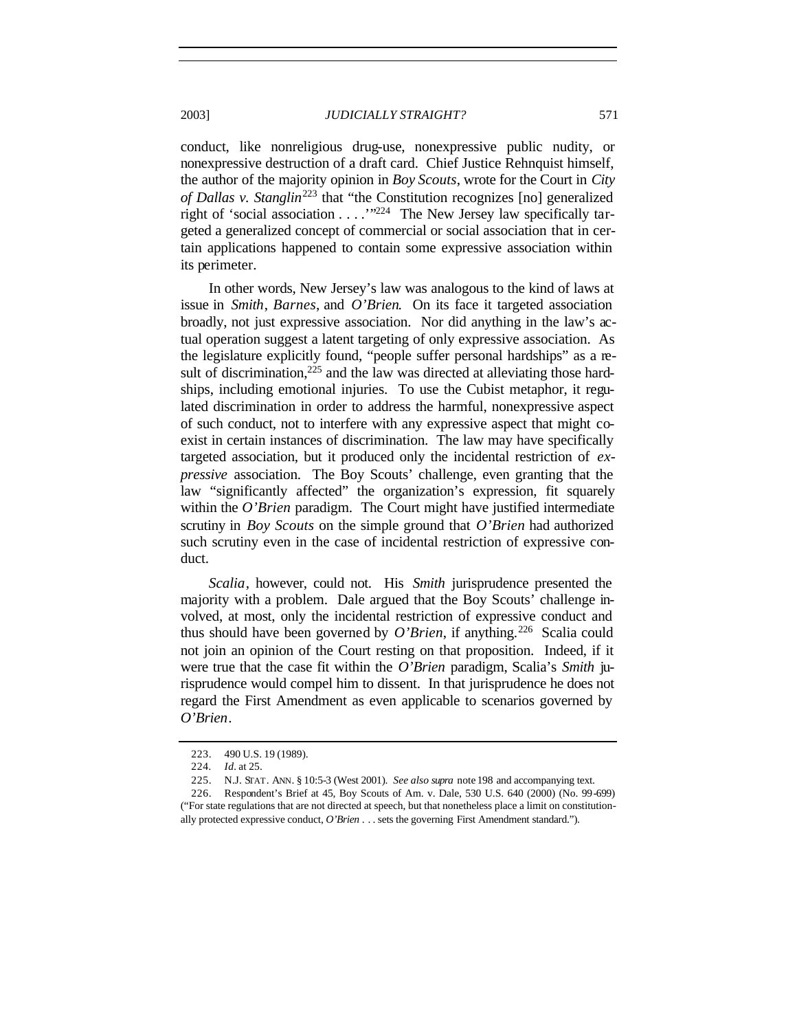conduct, like nonreligious drug-use, nonexpressive public nudity, or nonexpressive destruction of a draft card. Chief Justice Rehnquist himself, the author of the majority opinion in *Boy Scouts*, wrote for the Court in *City of Dallas v. Stanglin*[223] that "the Constitution recognizes [no] generalized right of 'social association . . . .'"[224] The New Jersey law specifically targeted a generalized concept of commercial or social association that in certain applications happened to contain some expressive association within its perimeter.

In other words, New Jersey's law was analogous to the kind of laws at issue in *Smith*, *Barnes*, and *O'Brien*. On its face it targeted association broadly, not just expressive association. Nor did anything in the law's actual operation suggest a latent targeting of only expressive association. As the legislature explicitly found, "people suffer personal hardships" as a result of discrimination,[225] and the law was directed at alleviating those hardships, including emotional injuries. To use the Cubist metaphor, it regulated discrimination in order to address the harmful, nonexpressive aspect of such conduct, not to interfere with any expressive aspect that might coexist in certain instances of discrimination. The law may have specifically targeted association, but it produced only the incidental restriction of *expressive* association. The Boy Scouts' challenge, even granting that the law "significantly affected" the organization's expression, fit squarely within the *O'Brien* paradigm. The Court might have justified intermediate scrutiny in *Boy Scouts* on the simple ground that *O'Brien* had authorized such scrutiny even in the case of incidental restriction of expressive conduct.

*Scalia*, however, could not. His *Smith* jurisprudence presented the majority with a problem. Dale argued that the Boy Scouts' challenge involved, at most, only the incidental restriction of expressive conduct and thus should have been governed by *O'Brien*, if anything.[226] Scalia could not join an opinion of the Court resting on that proposition. Indeed, if it were true that the case fit within the *O'Brien* paradigm, Scalia's *Smith* jurisprudence would compel him to dissent. In that jurisprudence he does not regard the First Amendment as even applicable to scenarios governed by *O'Brien*.

---

223. 490 U.S. 19 (1989).

224. *Id.* at 25.

225. N.J. STAT. ANN. § 10:5-3 (West 2001). *See also supra* note 198 and accompanying text.

226. Respondent's Brief at 45, Boy Scouts of Am. v. Dale, 530 U.S. 640 (2000) (No. 99-699) ("For state regulations that are not directed at speech, but that nonetheless place a limit on constitutionally protected expressive conduct, *O'Brien* . . . sets the governing First Amendment standard.").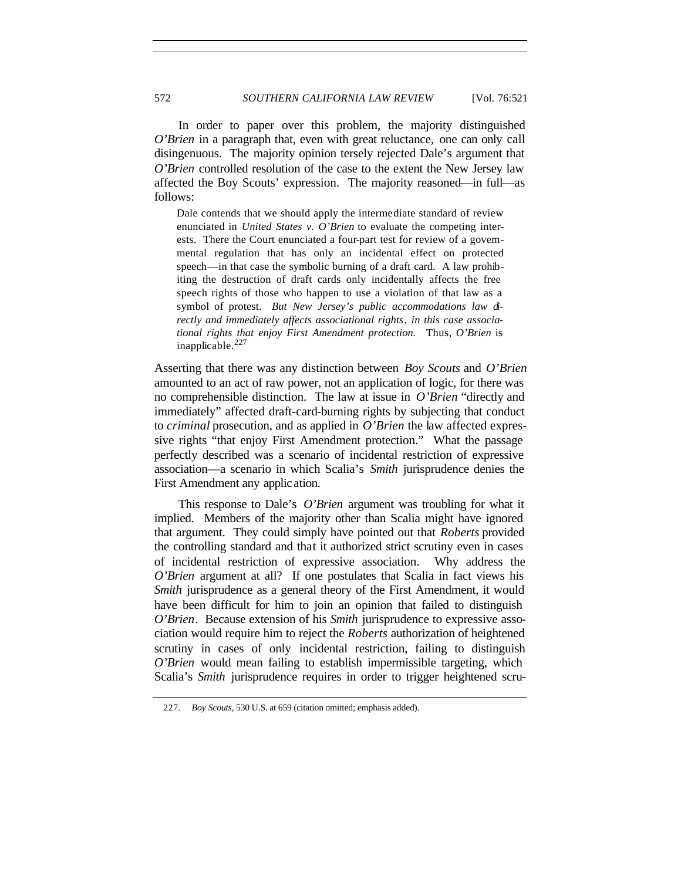In order to paper over this problem, the majority distinguished *O'Brien* in a paragraph that, even with great reluctance, one can only call disingenuous. The majority opinion tersely rejected Dale's argument that *O'Brien* controlled resolution of the case to the extent the New Jersey law affected the Boy Scouts' expression. The majority reasoned—in full—as follows:

> Dale contends that we should apply the intermediate standard of review enunciated in *United States v. O'Brien* to evaluate the competing interests. There the Court enunciated a four-part test for review of a governmental regulation that has only an incidental effect on protected speech—in that case the symbolic burning of a draft card. A law prohibiting the destruction of draft cards only incidentally affects the free speech rights of those who happen to use a violation of that law as a symbol of protest. *But New Jersey's public accommodations law directly and immediately affects associational rights, in this case associational rights that enjoy First Amendment protection.* Thus, *O'Brien* is inapplicable.[227]

Asserting that there was any distinction between *Boy Scouts* and *O'Brien* amounted to an act of raw power, not an application of logic, for there was no comprehensible distinction. The law at issue in *O'Brien* "directly and immediately" affected draft-card-burning rights by subjecting that conduct to *criminal* prosecution, and as applied in *O'Brien* the law affected expressive rights "that enjoy First Amendment protection." What the passage perfectly described was a scenario of incidental restriction of expressive association—a scenario in which Scalia's *Smith* jurisprudence denies the First Amendment any application.

This response to Dale's *O'Brien* argument was troubling for what it implied. Members of the majority other than Scalia might have ignored that argument. They could simply have pointed out that *Roberts* provided the controlling standard and that it authorized strict scrutiny even in cases of incidental restriction of expressive association. Why address the *O'Brien* argument at all? If one postulates that Scalia in fact views his *Smith* jurisprudence as a general theory of the First Amendment, it would have been difficult for him to join an opinion that failed to distinguish *O'Brien*. Because extension of his *Smith* jurisprudence to expressive association would require him to reject the *Roberts* authorization of heightened scrutiny in cases of only incidental restriction, failing to distinguish *O'Brien* would mean failing to establish impermissible targeting, which Scalia's *Smith* jurisprudence requires in order to trigger heightened scru-

227. *Boy Scouts*, 530 U.S. at 659 (citation omitted; emphasis added).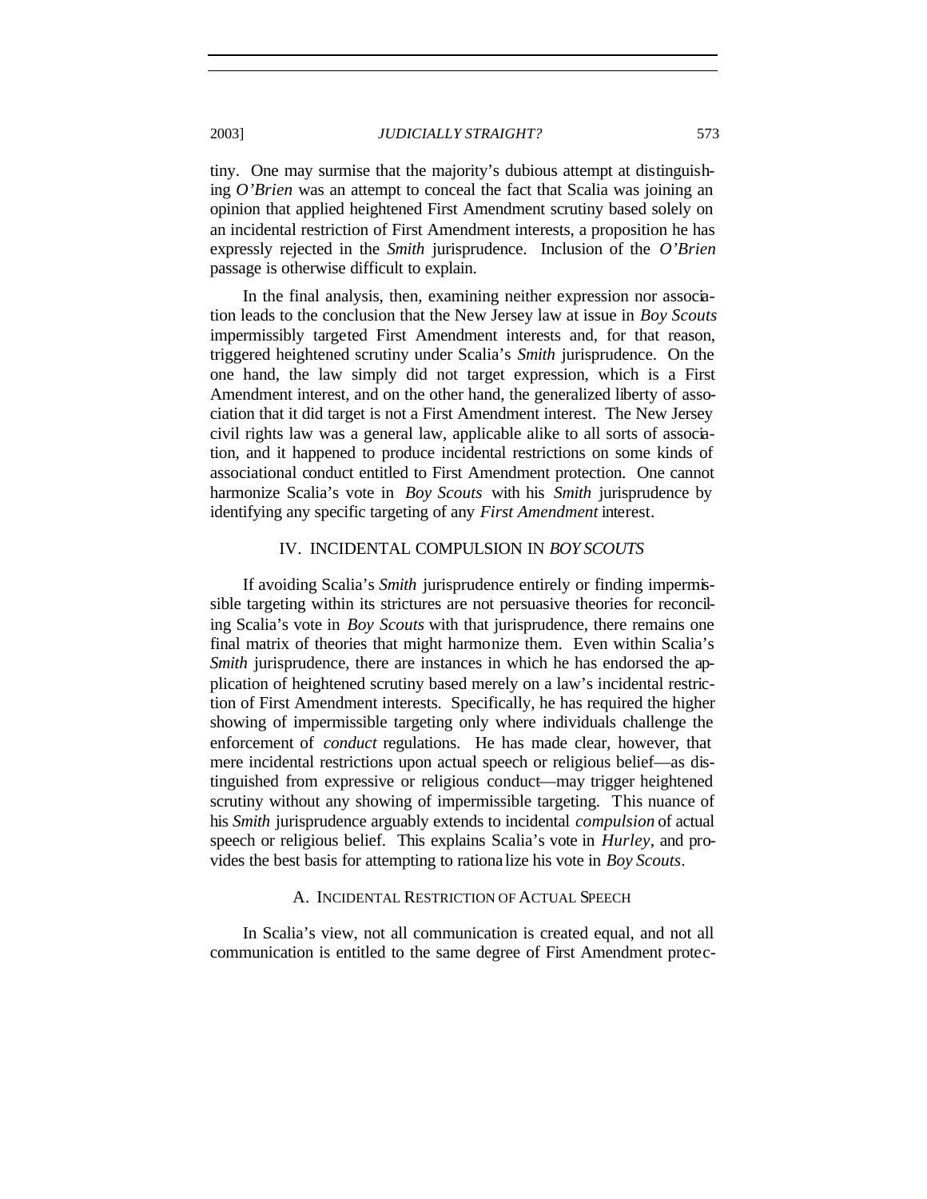tiny. One may surmise that the majority's dubious attempt at distinguishing *O'Brien* was an attempt to conceal the fact that Scalia was joining an opinion that applied heightened First Amendment scrutiny based solely on an incidental restriction of First Amendment interests, a proposition he has expressly rejected in the *Smith* jurisprudence. Inclusion of the *O'Brien* passage is otherwise difficult to explain.

In the final analysis, then, examining neither expression nor association leads to the conclusion that the New Jersey law at issue in *Boy Scouts* impermissibly targeted First Amendment interests and, for that reason, triggered heightened scrutiny under Scalia's *Smith* jurisprudence. On the one hand, the law simply did not target expression, which is a First Amendment interest, and on the other hand, the generalized liberty of association that it did target is not a First Amendment interest. The New Jersey civil rights law was a general law, applicable alike to all sorts of association, and it happened to produce incidental restrictions on some kinds of associational conduct entitled to First Amendment protection. One cannot harmonize Scalia's vote in *Boy Scouts* with his *Smith* jurisprudence by identifying any specific targeting of any *First Amendment* interest.

## IV. INCIDENTAL COMPULSION IN *BOY SCOUTS*

If avoiding Scalia's *Smith* jurisprudence entirely or finding impermissible targeting within its strictures are not persuasive theories for reconciling Scalia's vote in *Boy Scouts* with that jurisprudence, there remains one final matrix of theories that might harmonize them. Even within Scalia's *Smith* jurisprudence, there are instances in which he has endorsed the application of heightened scrutiny based merely on a law's incidental restriction of First Amendment interests. Specifically, he has required the higher showing of impermissible targeting only where individuals challenge the enforcement of *conduct* regulations. He has made clear, however, that mere incidental restrictions upon actual speech or religious belief—as distinguished from expressive or religious conduct—may trigger heightened scrutiny without any showing of impermissible targeting. This nuance of his *Smith* jurisprudence arguably extends to incidental *compulsion* of actual speech or religious belief. This explains Scalia's vote in *Hurley*, and provides the best basis for attempting to rationalize his vote in *Boy Scouts*.

### A. INCIDENTAL RESTRICTION OF ACTUAL SPEECH

In Scalia's view, not all communication is created equal, and not all communication is entitled to the same degree of First Amendment protec-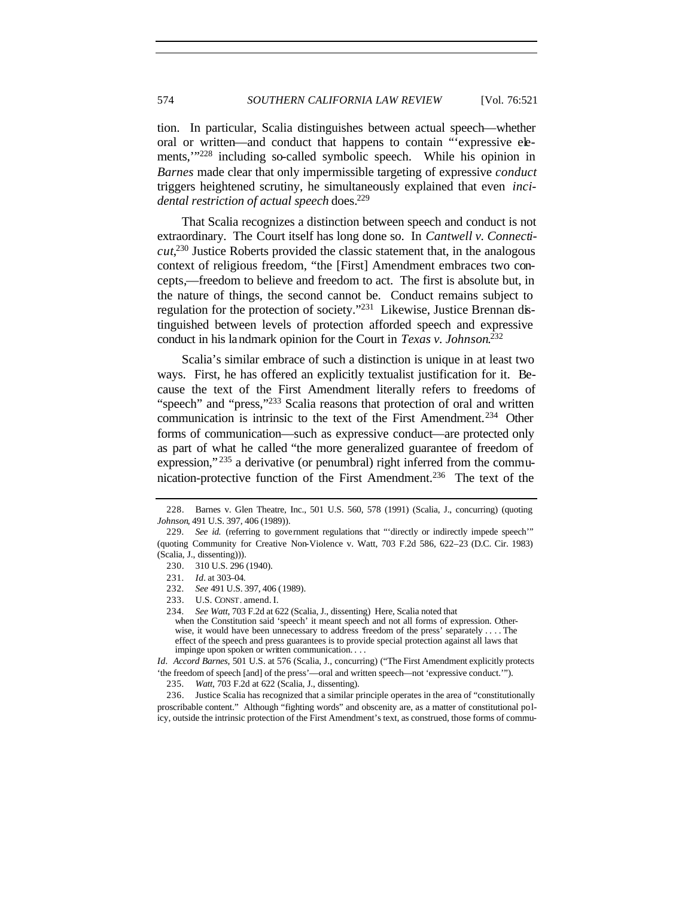tion. In particular, Scalia distinguishes between actual speech—whether oral or written—and conduct that happens to contain "'expressive elements,'"[228] including so-called symbolic speech. While his opinion in *Barnes* made clear that only impermissible targeting of expressive *conduct* triggers heightened scrutiny, he simultaneously explained that even *incidental restriction of actual speech* does.[229]

That Scalia recognizes a distinction between speech and conduct is not extraordinary. The Court itself has long done so. In *Cantwell v. Connecticut*,[230] Justice Roberts provided the classic statement that, in the analogous context of religious freedom, "the [First] Amendment embraces two concepts,—freedom to believe and freedom to act. The first is absolute but, in the nature of things, the second cannot be. Conduct remains subject to regulation for the protection of society."[231] Likewise, Justice Brennan distinguished between levels of protection afforded speech and expressive conduct in his landmark opinion for the Court in *Texas v. Johnson*.[232]

Scalia's similar embrace of such a distinction is unique in at least two ways. First, he has offered an explicitly textualist justification for it. Because the text of the First Amendment literally refers to freedoms of "speech" and "press,"[233] Scalia reasons that protection of oral and written communication is intrinsic to the text of the First Amendment.[234] Other forms of communication—such as expressive conduct—are protected only as part of what he called "the more generalized guarantee of freedom of expression,"[235] a derivative (or penumbral) right inferred from the communication-protective function of the First Amendment.[236] The text of the

---

228. Barnes v. Glen Theatre, Inc., 501 U.S. 560, 578 (1991) (Scalia, J., concurring) (quoting *Johnson*, 491 U.S. 397, 406 (1989)).

229. *See id.* (referring to government regulations that "'directly or indirectly impede speech'" (quoting Community for Creative Non-Violence v. Watt, 703 F.2d 586, 622–23 (D.C. Cir. 1983) (Scalia, J., dissenting))).

230. 310 U.S. 296 (1940).

231. *Id.* at 303–04.

232. *See* 491 U.S. 397, 406 (1989).

233. U.S. CONST. amend. I.

234. *See Watt*, 703 F.2d at 622 (Scalia, J., dissenting) Here, Scalia noted that

> when the Constitution said 'speech' it meant speech and not all forms of expression. Otherwise, it would have been unnecessary to address 'freedom of the press' separately . . . . The effect of the speech and press guarantees is to provide special protection against all laws that impinge upon spoken or written communication. . . .

*Id.* *Accord Barnes*, 501 U.S. at 576 (Scalia, J., concurring) ("The First Amendment explicitly protects 'the freedom of speech [and] of the press'—oral and written speech—not 'expressive conduct.'").

235. *Watt*, 703 F.2d at 622 (Scalia, J., dissenting).

236. Justice Scalia has recognized that a similar principle operates in the area of "constitutionally proscribable content." Although "fighting words" and obscenity are, as a matter of constitutional policy, outside the intrinsic protection of the First Amendment's text, as construed, those forms of commu-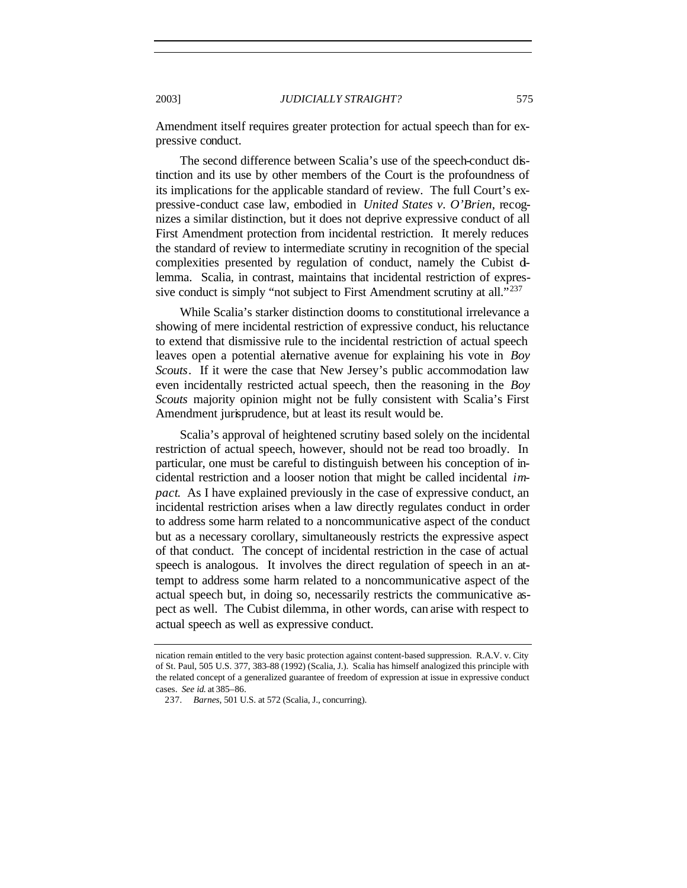Amendment itself requires greater protection for actual speech than for expressive conduct.

The second difference between Scalia's use of the speech-conduct distinction and its use by other members of the Court is the profoundness of its implications for the applicable standard of review. The full Court's expressive-conduct case law, embodied in *United States v. O'Brien*, recognizes a similar distinction, but it does not deprive expressive conduct of all First Amendment protection from incidental restriction. It merely reduces the standard of review to intermediate scrutiny in recognition of the special complexities presented by regulation of conduct, namely the Cubist dilemma. Scalia, in contrast, maintains that incidental restriction of expressive conduct is simply "not subject to First Amendment scrutiny at all."[237]

While Scalia's starker distinction dooms to constitutional irrelevance a showing of mere incidental restriction of expressive conduct, his reluctance to extend that dismissive rule to the incidental restriction of actual speech leaves open a potential alternative avenue for explaining his vote in *Boy Scouts*. If it were the case that New Jersey's public accommodation law even incidentally restricted actual speech, then the reasoning in the *Boy Scouts* majority opinion might not be fully consistent with Scalia's First Amendment jurisprudence, but at least its result would be.

Scalia's approval of heightened scrutiny based solely on the incidental restriction of actual speech, however, should not be read too broadly. In particular, one must be careful to distinguish between his conception of incidental restriction and a looser notion that might be called incidental *impact*. As I have explained previously in the case of expressive conduct, an incidental restriction arises when a law directly regulates conduct in order to address some harm related to a noncommunicative aspect of the conduct but as a necessary corollary, simultaneously restricts the expressive aspect of that conduct. The concept of incidental restriction in the case of actual speech is analogous. It involves the direct regulation of speech in an attempt to address some harm related to a noncommunicative aspect of the actual speech but, in doing so, necessarily restricts the communicative aspect as well. The Cubist dilemma, in other words, can arise with respect to actual speech as well as expressive conduct.

---

nication remain entitled to the very basic protection against content-based suppression. R.A.V. v. City of St. Paul, 505 U.S. 377, 383–88 (1992) (Scalia, J.). Scalia has himself analogized this principle with the related concept of a generalized guarantee of freedom of expression at issue in expressive conduct cases. *See id.* at 385–86.

237. *Barnes*, 501 U.S. at 572 (Scalia, J., concurring).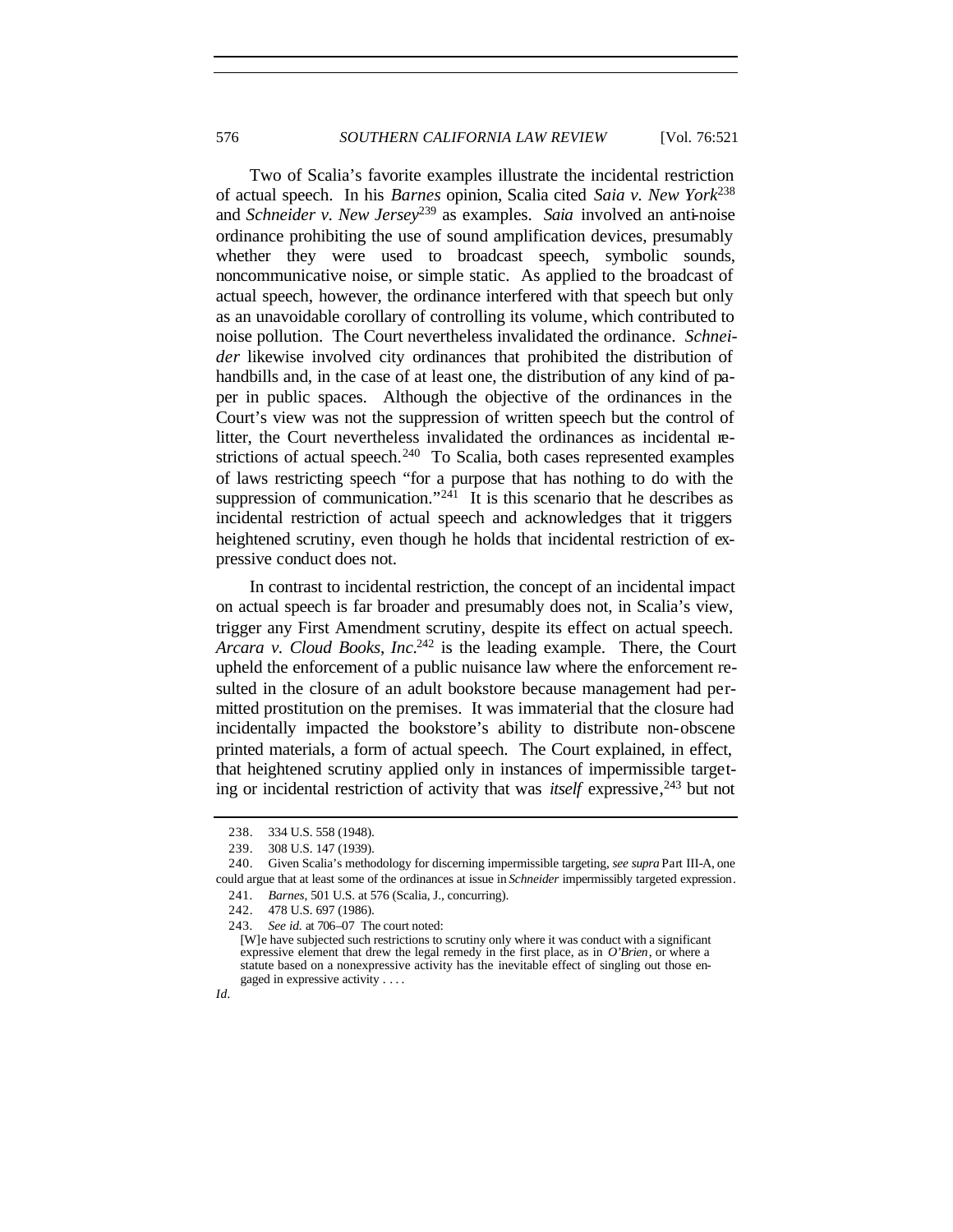Two of Scalia's favorite examples illustrate the incidental restriction of actual speech. In his *Barnes* opinion, Scalia cited *Saia v. New York*[238] and *Schneider v. New Jersey*[239] as examples. *Saia* involved an anti-noise ordinance prohibiting the use of sound amplification devices, presumably whether they were used to broadcast speech, symbolic sounds, noncommunicative noise, or simple static. As applied to the broadcast of actual speech, however, the ordinance interfered with that speech but only as an unavoidable corollary of controlling its volume, which contributed to noise pollution. The Court nevertheless invalidated the ordinance. *Schneider* likewise involved city ordinances that prohibited the distribution of handbills and, in the case of at least one, the distribution of any kind of paper in public spaces. Although the objective of the ordinances in the Court's view was not the suppression of written speech but the control of litter, the Court nevertheless invalidated the ordinances as incidental restrictions of actual speech.[240] To Scalia, both cases represented examples of laws restricting speech "for a purpose that has nothing to do with the suppression of communication."[241] It is this scenario that he describes as incidental restriction of actual speech and acknowledges that it triggers heightened scrutiny, even though he holds that incidental restriction of expressive conduct does not.

In contrast to incidental restriction, the concept of an incidental impact on actual speech is far broader and presumably does not, in Scalia's view, trigger any First Amendment scrutiny, despite its effect on actual speech. *Arcara v. Cloud Books, Inc.*[242] is the leading example. There, the Court upheld the enforcement of a public nuisance law where the enforcement resulted in the closure of an adult bookstore because management had permitted prostitution on the premises. It was immaterial that the closure had incidentally impacted the bookstore's ability to distribute non-obscene printed materials, a form of actual speech. The Court explained, in effect, that heightened scrutiny applied only in instances of impermissible targeting or incidental restriction of activity that was *itself* expressive,[243] but not

---

238. 334 U.S. 558 (1948).

239. 308 U.S. 147 (1939).

240. Given Scalia's methodology for discerning impermissible targeting, *see supra* Part III-A, one could argue that at least some of the ordinances at issue in *Schneider* impermissibly targeted expression.

241. *Barnes*, 501 U.S. at 576 (Scalia, J., concurring).

242. 478 U.S. 697 (1986).

243. *See id.* at 706–07 The court noted:

> [W]e have subjected such restrictions to scrutiny only where it was conduct with a significant expressive element that drew the legal remedy in the first place, as in *O'Brien*, or where a statute based on a nonexpressive activity has the inevitable effect of singling out those engaged in expressive activity . . . .

*Id.*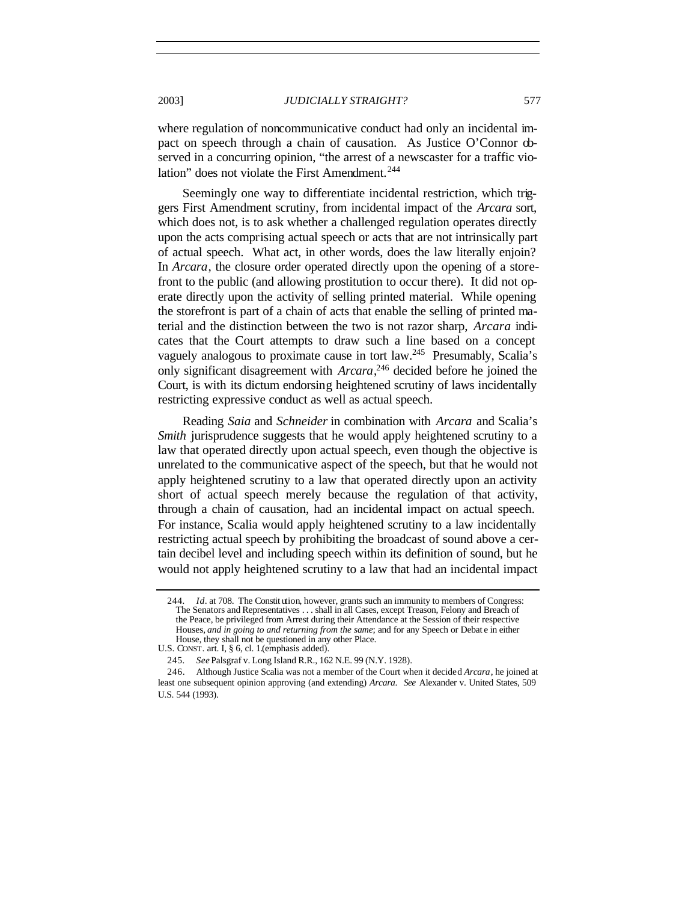where regulation of noncommunicative conduct had only an incidental impact on speech through a chain of causation. As Justice O'Connor observed in a concurring opinion, "the arrest of a newscaster for a traffic violation" does not violate the First Amendment.[244]

Seemingly one way to differentiate incidental restriction, which triggers First Amendment scrutiny, from incidental impact of the *Arcara* sort, which does not, is to ask whether a challenged regulation operates directly upon the acts comprising actual speech or acts that are not intrinsically part of actual speech. What act, in other words, does the law literally enjoin? In *Arcara*, the closure order operated directly upon the opening of a storefront to the public (and allowing prostitution to occur there). It did not operate directly upon the activity of selling printed material. While opening the storefront is part of a chain of acts that enable the selling of printed material and the distinction between the two is not razor sharp, *Arcara* indicates that the Court attempts to draw such a line based on a concept vaguely analogous to proximate cause in tort law.[245] Presumably, Scalia's only significant disagreement with *Arcara*,[246] decided before he joined the Court, is with its dictum endorsing heightened scrutiny of laws incidentally restricting expressive conduct as well as actual speech.

Reading *Saia* and *Schneider* in combination with *Arcara* and Scalia's *Smith* jurisprudence suggests that he would apply heightened scrutiny to a law that operated directly upon actual speech, even though the objective is unrelated to the communicative aspect of the speech, but that he would not apply heightened scrutiny to a law that operated directly upon an activity short of actual speech merely because the regulation of that activity, through a chain of causation, had an incidental impact on actual speech. For instance, Scalia would apply heightened scrutiny to a law incidentally restricting actual speech by prohibiting the broadcast of sound above a certain decibel level and including speech within its definition of sound, but he would not apply heightened scrutiny to a law that had an incidental impact

---

244. *Id*. at 708. The Constitution, however, grants such an immunity to members of Congress:

> The Senators and Representatives . . . shall in all Cases, except Treason, Felony and Breach of the Peace, be privileged from Arrest during their Attendance at the Session of their respective Houses, *and in going to and returning from the same*; and for any Speech or Debate in either House, they shall not be questioned in any other Place.

U.S. CONST. art. I, § 6, cl. 1 (emphasis added).

245. *See* Palsgraf v. Long Island R.R., 162 N.E. 99 (N.Y. 1928).

246. Although Justice Scalia was not a member of the Court when it decided *Arcara*, he joined at least one subsequent opinion approving (and extending) *Arcara*. *See* Alexander v. United States, 509 U.S. 544 (1993).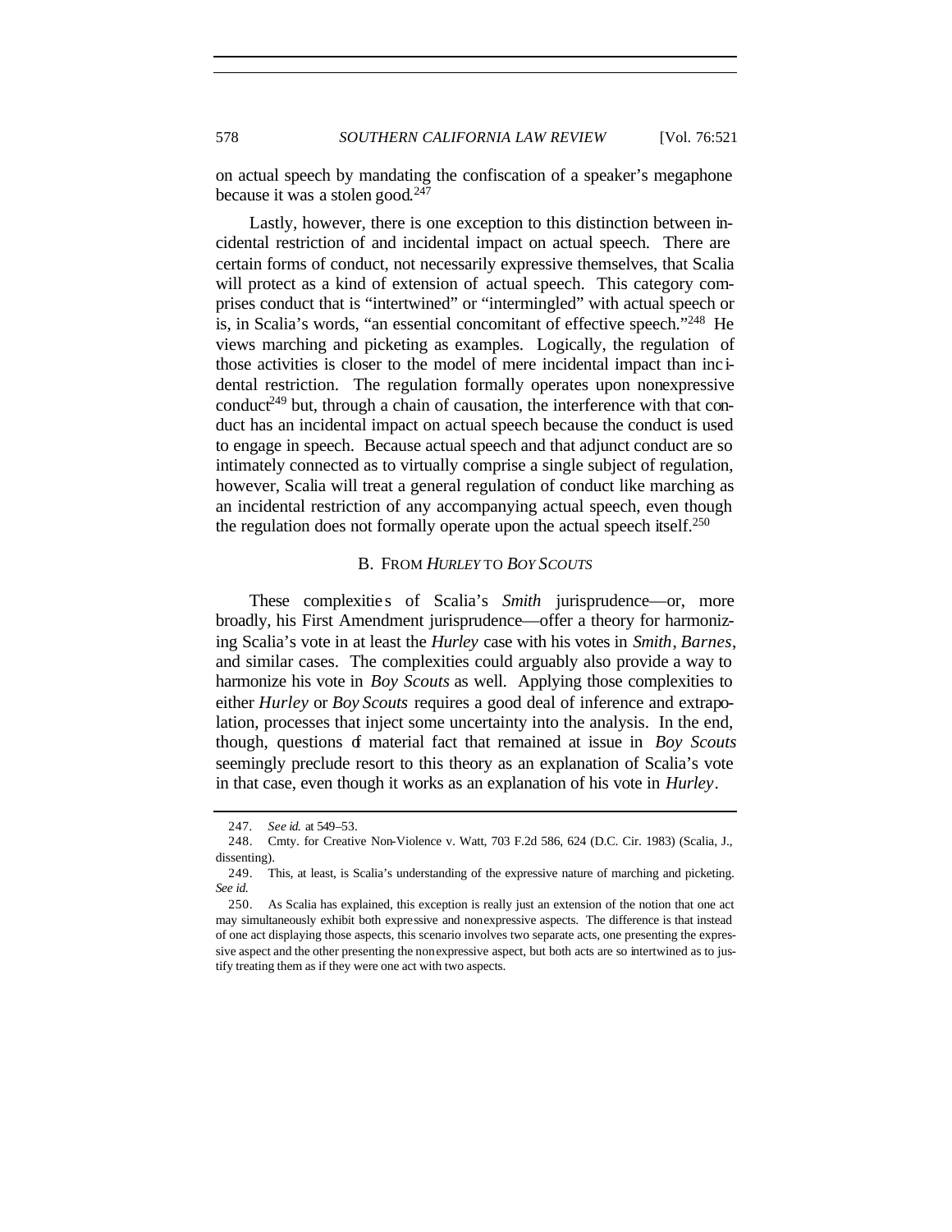on actual speech by mandating the confiscation of a speaker's megaphone because it was a stolen good.[247]

Lastly, however, there is one exception to this distinction between incidental restriction of and incidental impact on actual speech. There are certain forms of conduct, not necessarily expressive themselves, that Scalia will protect as a kind of extension of actual speech. This category comprises conduct that is "intertwined" or "intermingled" with actual speech or is, in Scalia's words, "an essential concomitant of effective speech."[248] He views marching and picketing as examples. Logically, the regulation of those activities is closer to the model of mere incidental impact than incidental restriction. The regulation formally operates upon nonexpressive conduct[249] but, through a chain of causation, the interference with that conduct has an incidental impact on actual speech because the conduct is used to engage in speech. Because actual speech and that adjunct conduct are so intimately connected as to virtually comprise a single subject of regulation, however, Scalia will treat a general regulation of conduct like marching as an incidental restriction of any accompanying actual speech, even though the regulation does not formally operate upon the actual speech itself.[250]

## B. FROM *HURLEY* TO *BOY SCOUTS*

These complexities of Scalia's *Smith* jurisprudence—or, more broadly, his First Amendment jurisprudence—offer a theory for harmonizing Scalia's vote in at least the *Hurley* case with his votes in *Smith*, *Barnes*, and similar cases. The complexities could arguably also provide a way to harmonize his vote in *Boy Scouts* as well. Applying those complexities to either *Hurley* or *Boy Scouts* requires a good deal of inference and extrapolation, processes that inject some uncertainty into the analysis. In the end, though, questions of material fact that remained at issue in *Boy Scouts* seemingly preclude resort to this theory as an explanation of Scalia's vote in that case, even though it works as an explanation of his vote in *Hurley*.

---

247. *See id.* at 549–53.

248. Cmty. for Creative Non-Violence v. Watt, 703 F.2d 586, 624 (D.C. Cir. 1983) (Scalia, J., dissenting).

249. This, at least, is Scalia's understanding of the expressive nature of marching and picketing. *See id.*

250. As Scalia has explained, this exception is really just an extension of the notion that one act may simultaneously exhibit both expressive and nonexpressive aspects. The difference is that instead of one act displaying those aspects, this scenario involves two separate acts, one presenting the expressive aspect and the other presenting the nonexpressive aspect, but both acts are so intertwined as to justify treating them as if they were one act with two aspects.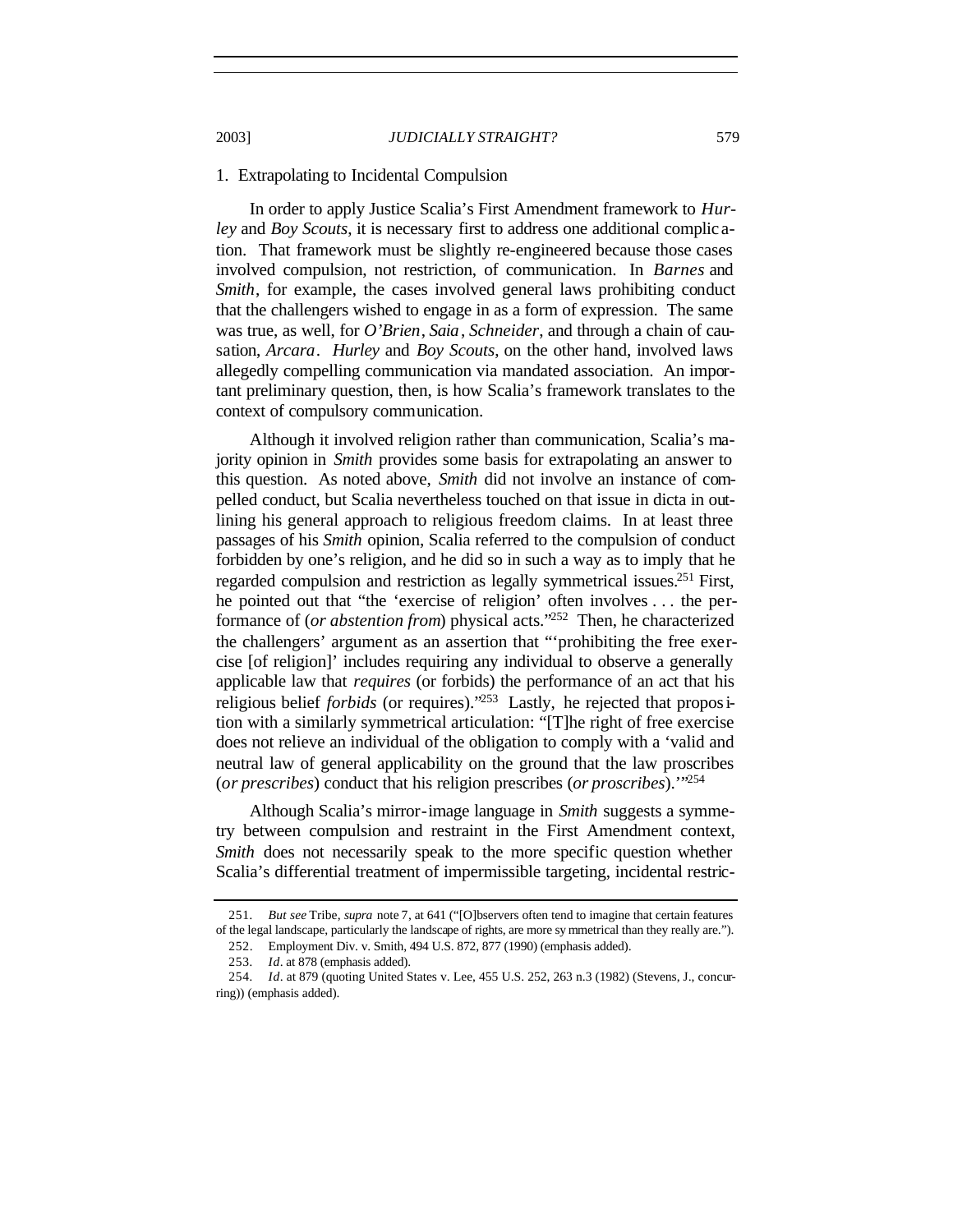### 1. Extrapolating to Incidental Compulsion

In order to apply Justice Scalia's First Amendment framework to *Hurley* and *Boy Scouts*, it is necessary first to address one additional complication. That framework must be slightly re-engineered because those cases involved compulsion, not restriction, of communication. In *Barnes* and *Smith*, for example, the cases involved general laws prohibiting conduct that the challengers wished to engage in as a form of expression. The same was true, as well, for *O'Brien*, *Saia*, *Schneider*, and through a chain of causation, *Arcara*. *Hurley* and *Boy Scouts*, on the other hand, involved laws allegedly compelling communication via mandated association. An important preliminary question, then, is how Scalia's framework translates to the context of compulsory communication.

Although it involved religion rather than communication, Scalia's majority opinion in *Smith* provides some basis for extrapolating an answer to this question. As noted above, *Smith* did not involve an instance of compelled conduct, but Scalia nevertheless touched on that issue in dicta in outlining his general approach to religious freedom claims. In at least three passages of his *Smith* opinion, Scalia referred to the compulsion of conduct forbidden by one's religion, and he did so in such a way as to imply that he regarded compulsion and restriction as legally symmetrical issues.[251] First, he pointed out that "the 'exercise of religion' often involves . . . the performance of (*or abstention from*) physical acts."[252] Then, he characterized the challengers' argument as an assertion that "'prohibiting the free exercise [of religion]' includes requiring any individual to observe a generally applicable law that *requires* (or forbids) the performance of an act that his religious belief *forbids* (or requires)."[253] Lastly, he rejected that proposition with a similarly symmetrical articulation: "[T]he right of free exercise does not relieve an individual of the obligation to comply with a 'valid and neutral law of general applicability on the ground that the law proscribes (*or prescribes*) conduct that his religion prescribes (*or proscribes*).'"[254]

Although Scalia's mirror-image language in *Smith* suggests a symmetry between compulsion and restraint in the First Amendment context, *Smith* does not necessarily speak to the more specific question whether Scalia's differential treatment of impermissible targeting, incidental restric-

---

251. *But see* Tribe, *supra* note 7, at 641 ("[O]bservers often tend to imagine that certain features of the legal landscape, particularly the landscape of rights, are more symmetrical than they really are.").

252. Employment Div. v. Smith, 494 U.S. 872, 877 (1990) (emphasis added).

253. *Id*. at 878 (emphasis added).

254. *Id*. at 879 (quoting United States v. Lee, 455 U.S. 252, 263 n.3 (1982) (Stevens, J., concurring)) (emphasis added).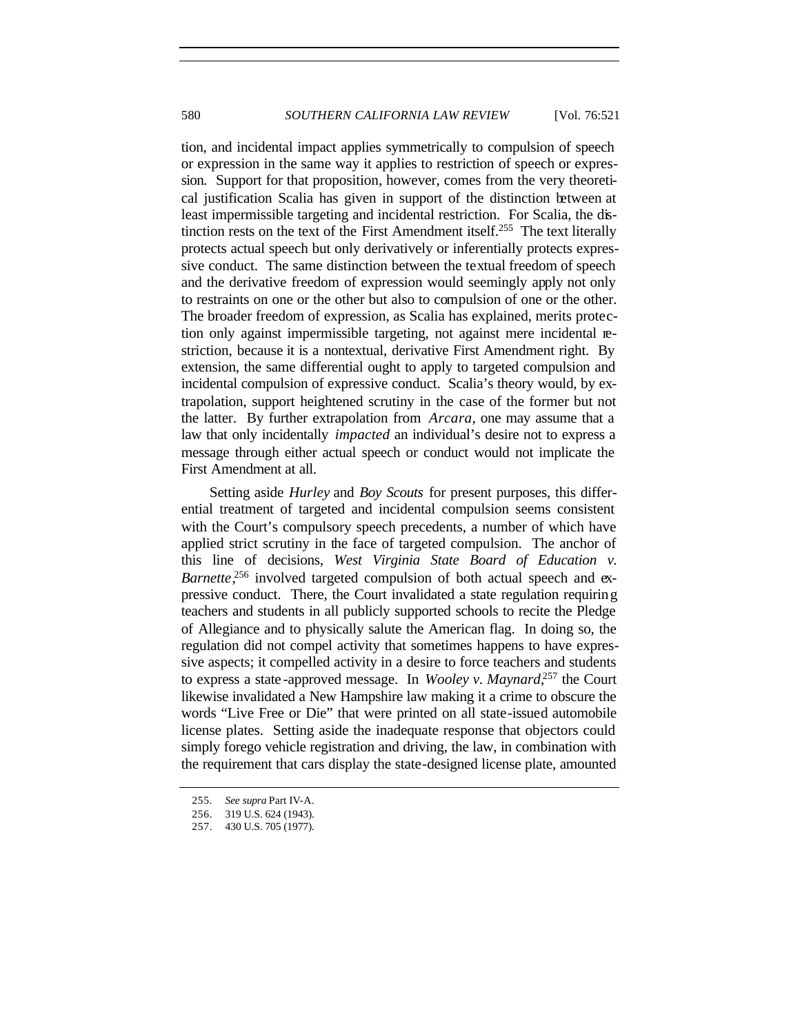tion, and incidental impact applies symmetrically to compulsion of speech or expression in the same way it applies to restriction of speech or expression. Support for that proposition, however, comes from the very theoretical justification Scalia has given in support of the distinction between at least impermissible targeting and incidental restriction. For Scalia, the distinction rests on the text of the First Amendment itself.[255] The text literally protects actual speech but only derivatively or inferentially protects expressive conduct. The same distinction between the textual freedom of speech and the derivative freedom of expression would seemingly apply not only to restraints on one or the other but also to compulsion of one or the other. The broader freedom of expression, as Scalia has explained, merits protection only against impermissible targeting, not against mere incidental restriction, because it is a nontextual, derivative First Amendment right. By extension, the same differential ought to apply to targeted compulsion and incidental compulsion of expressive conduct. Scalia's theory would, by extrapolation, support heightened scrutiny in the case of the former but not the latter. By further extrapolation from *Arcara*, one may assume that a law that only incidentally *impacted* an individual's desire not to express a message through either actual speech or conduct would not implicate the First Amendment at all.

Setting aside *Hurley* and *Boy Scouts* for present purposes, this differential treatment of targeted and incidental compulsion seems consistent with the Court's compulsory speech precedents, a number of which have applied strict scrutiny in the face of targeted compulsion. The anchor of this line of decisions, *West Virginia State Board of Education v. Barnette*,[256] involved targeted compulsion of both actual speech and expressive conduct. There, the Court invalidated a state regulation requiring teachers and students in all publicly supported schools to recite the Pledge of Allegiance and to physically salute the American flag. In doing so, the regulation did not compel activity that sometimes happens to have expressive aspects; it compelled activity in a desire to force teachers and students to express a state-approved message. In *Wooley v. Maynard*,[257] the Court likewise invalidated a New Hampshire law making it a crime to obscure the words "Live Free or Die" that were printed on all state-issued automobile license plates. Setting aside the inadequate response that objectors could simply forego vehicle registration and driving, the law, in combination with the requirement that cars display the state-designed license plate, amounted

255. *See supra* Part IV-A.

256. 319 U.S. 624 (1943).

257. 430 U.S. 705 (1977).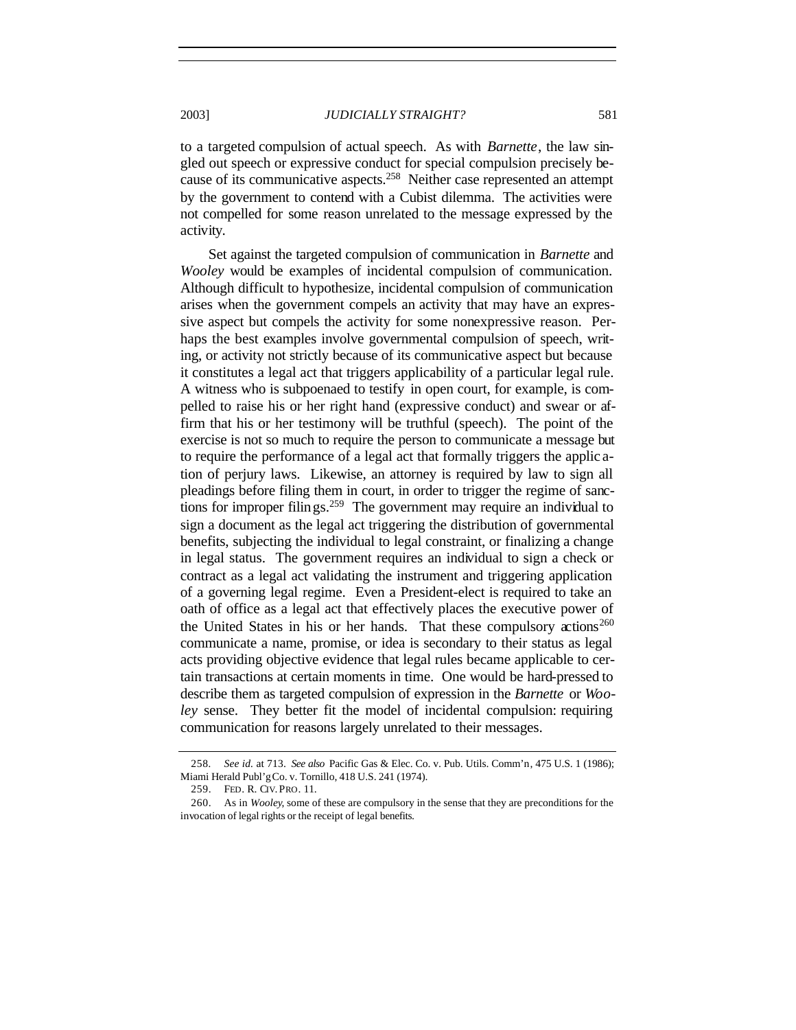to a targeted compulsion of actual speech. As with *Barnette*, the law singled out speech or expressive conduct for special compulsion precisely because of its communicative aspects.[258] Neither case represented an attempt by the government to contend with a Cubist dilemma. The activities were not compelled for some reason unrelated to the message expressed by the activity.

Set against the targeted compulsion of communication in *Barnette* and *Wooley* would be examples of incidental compulsion of communication. Although difficult to hypothesize, incidental compulsion of communication arises when the government compels an activity that may have an expressive aspect but compels the activity for some nonexpressive reason. Perhaps the best examples involve governmental compulsion of speech, writing, or activity not strictly because of its communicative aspect but because it constitutes a legal act that triggers applicability of a particular legal rule. A witness who is subpoenaed to testify in open court, for example, is compelled to raise his or her right hand (expressive conduct) and swear or affirm that his or her testimony will be truthful (speech). The point of the exercise is not so much to require the person to communicate a message but to require the performance of a legal act that formally triggers the application of perjury laws. Likewise, an attorney is required by law to sign all pleadings before filing them in court, in order to trigger the regime of sanctions for improper filings.[259] The government may require an individual to sign a document as the legal act triggering the distribution of governmental benefits, subjecting the individual to legal constraint, or finalizing a change in legal status. The government requires an individual to sign a check or contract as a legal act validating the instrument and triggering application of a governing legal regime. Even a President-elect is required to take an oath of office as a legal act that effectively places the executive power of the United States in his or her hands. That these compulsory actions[260] communicate a name, promise, or idea is secondary to their status as legal acts providing objective evidence that legal rules became applicable to certain transactions at certain moments in time. One would be hard-pressed to describe them as targeted compulsion of expression in the *Barnette* or *Wooley* sense. They better fit the model of incidental compulsion: requiring communication for reasons largely unrelated to their messages.

---

258. *See id.* at 713. *See also* Pacific Gas & Elec. Co. v. Pub. Utils. Comm'n, 475 U.S. 1 (1986); Miami Herald Publ'g Co. v. Tornillo, 418 U.S. 241 (1974).

259. FED. R. CIV. PRO. 11.

260. As in *Wooley*, some of these are compulsory in the sense that they are preconditions for the invocation of legal rights or the receipt of legal benefits.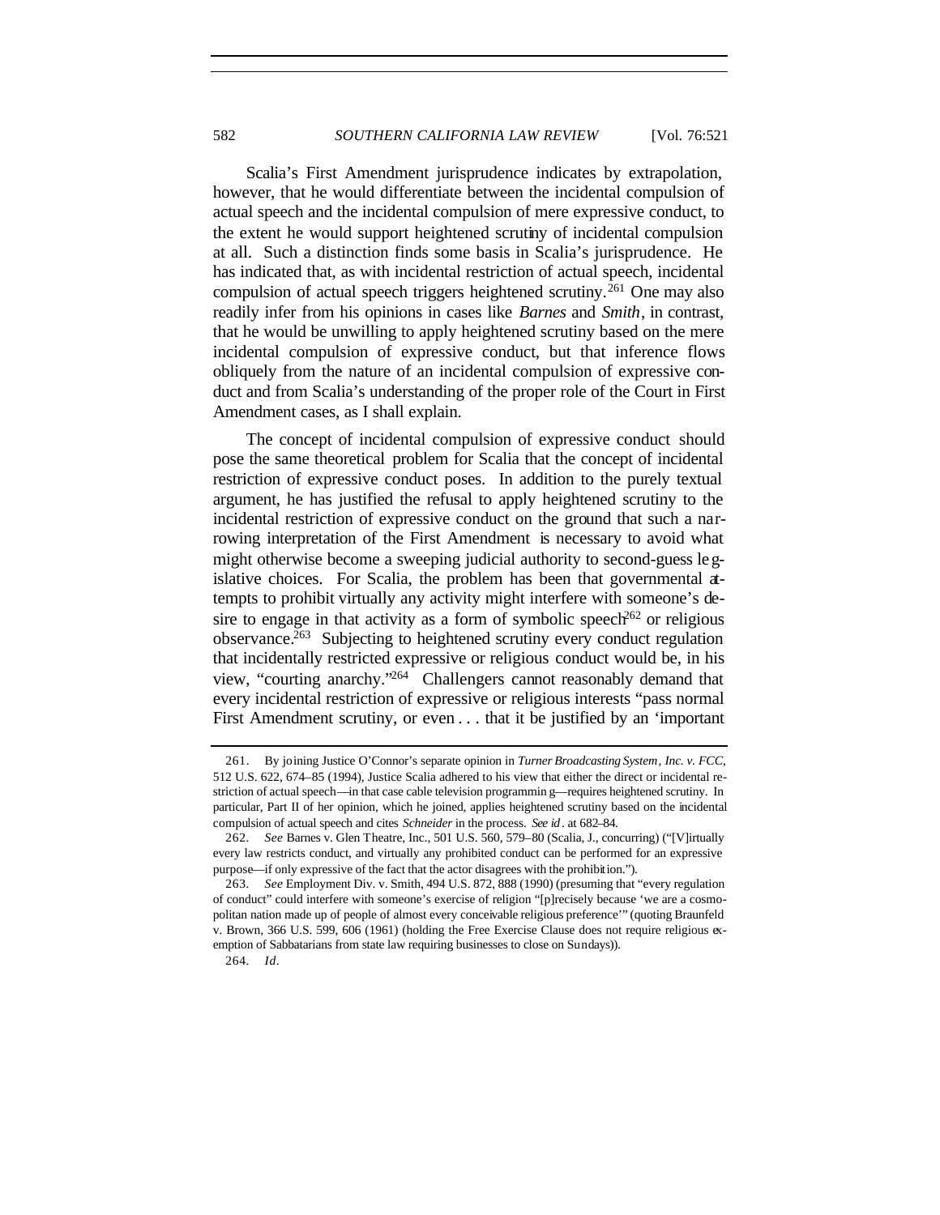Scalia's First Amendment jurisprudence indicates by extrapolation, however, that he would differentiate between the incidental compulsion of actual speech and the incidental compulsion of mere expressive conduct, to the extent he would support heightened scrutiny of incidental compulsion at all. Such a distinction finds some basis in Scalia's jurisprudence. He has indicated that, as with incidental restriction of actual speech, incidental compulsion of actual speech triggers heightened scrutiny.[261] One may also readily infer from his opinions in cases like *Barnes* and *Smith*, in contrast, that he would be unwilling to apply heightened scrutiny based on the mere incidental compulsion of expressive conduct, but that inference flows obliquely from the nature of an incidental compulsion of expressive conduct and from Scalia's understanding of the proper role of the Court in First Amendment cases, as I shall explain.

The concept of incidental compulsion of expressive conduct should pose the same theoretical problem for Scalia that the concept of incidental restriction of expressive conduct poses. In addition to the purely textual argument, he has justified the refusal to apply heightened scrutiny to the incidental restriction of expressive conduct on the ground that such a narrowing interpretation of the First Amendment is necessary to avoid what might otherwise become a sweeping judicial authority to second-guess legislative choices. For Scalia, the problem has been that governmental attempts to prohibit virtually any activity might interfere with someone's desire to engage in that activity as a form of symbolic speech[262] or religious observance.[263] Subjecting to heightened scrutiny every conduct regulation that incidentally restricted expressive or religious conduct would be, in his view, "courting anarchy."[264] Challengers cannot reasonably demand that every incidental restriction of expressive or religious interests "pass normal First Amendment scrutiny, or even . . . that it be justified by an 'important

---

261. By joining Justice O'Connor's separate opinion in *Turner Broadcasting System, Inc. v. FCC*, 512 U.S. 622, 674–85 (1994), Justice Scalia adhered to his view that either the direct or incidental restriction of actual speech—in that case cable television programming—requires heightened scrutiny. In particular, Part II of her opinion, which he joined, applies heightened scrutiny based on the incidental compulsion of actual speech and cites *Schneider* in the process. *See id.* at 682–84.

262. *See* Barnes v. Glen Theatre, Inc., 501 U.S. 560, 579–80 (Scalia, J., concurring) ("[V]irtually every law restricts conduct, and virtually any prohibited conduct can be performed for an expressive purpose—if only expressive of the fact that the actor disagrees with the prohibition.").

263. *See* Employment Div. v. Smith, 494 U.S. 872, 888 (1990) (presuming that "every regulation of conduct" could interfere with someone's exercise of religion "[p]recisely because 'we are a cosmopolitan nation made up of people of almost every conceivable religious preference'" (quoting Braunfeld v. Brown, 366 U.S. 599, 606 (1961) (holding the Free Exercise Clause does not require religious exemption of Sabbatarians from state law requiring businesses to close on Sundays)).

264. *Id.*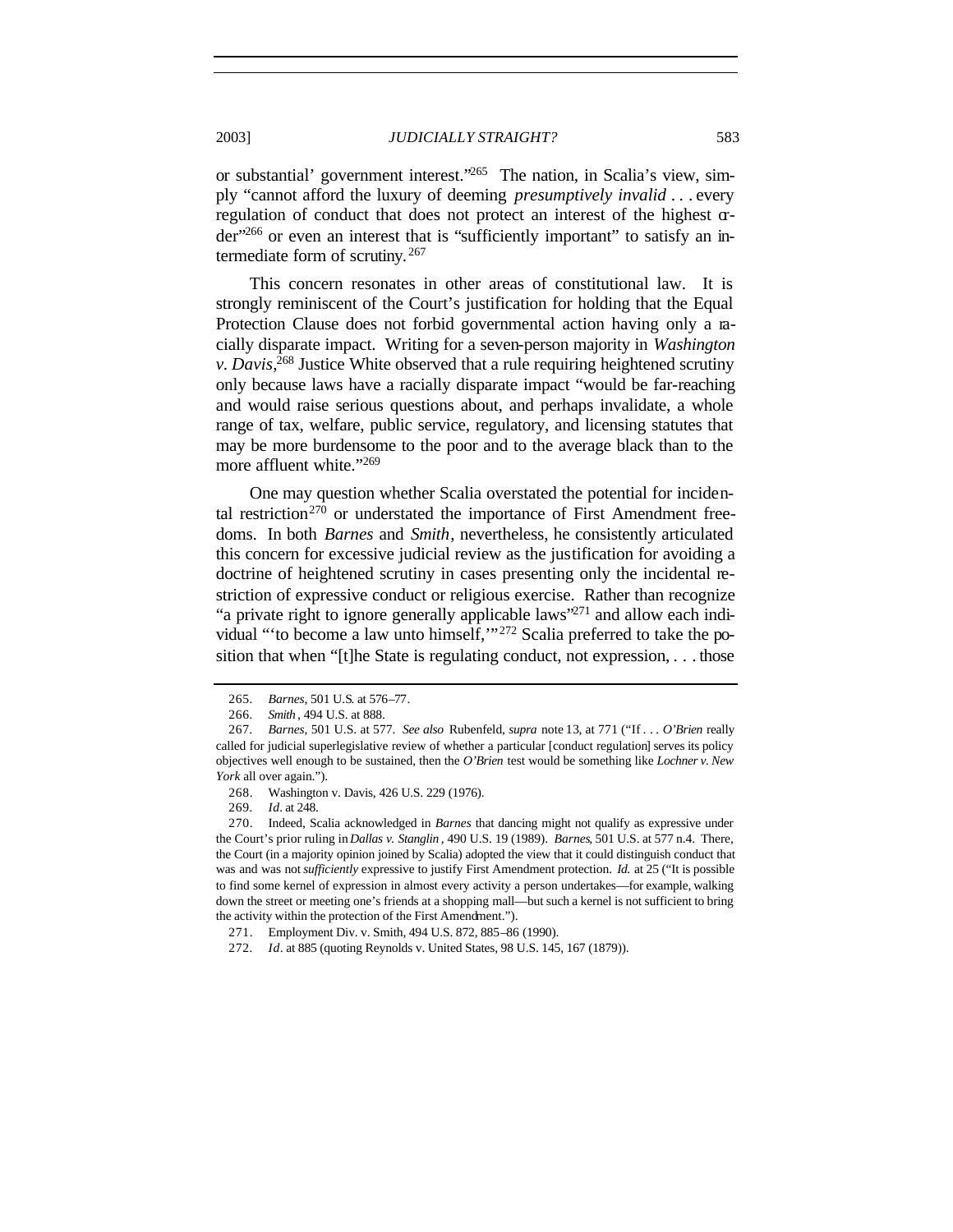or substantial' government interest."[265] The nation, in Scalia's view, simply "cannot afford the luxury of deeming *presumptively invalid* . . . every regulation of conduct that does not protect an interest of the highest order"[266] or even an interest that is "sufficiently important" to satisfy an intermediate form of scrutiny.[267]

This concern resonates in other areas of constitutional law. It is strongly reminiscent of the Court's justification for holding that the Equal Protection Clause does not forbid governmental action having only a racially disparate impact. Writing for a seven-person majority in *Washington v. Davis*,[268] Justice White observed that a rule requiring heightened scrutiny only because laws have a racially disparate impact "would be far-reaching and would raise serious questions about, and perhaps invalidate, a whole range of tax, welfare, public service, regulatory, and licensing statutes that may be more burdensome to the poor and to the average black than to the more affluent white."[269]

One may question whether Scalia overstated the potential for incidental restriction[270] or understated the importance of First Amendment freedoms. In both *Barnes* and *Smith*, nevertheless, he consistently articulated this concern for excessive judicial review as the justification for avoiding a doctrine of heightened scrutiny in cases presenting only the incidental restriction of expressive conduct or religious exercise. Rather than recognize "a private right to ignore generally applicable laws"[271] and allow each individual "'to become a law unto himself,'"[272] Scalia preferred to take the position that when "[t]he State is regulating conduct, not expression, . . . those

---

265. *Barnes*, 501 U.S. at 576–77.

266. *Smith*, 494 U.S. at 888.

267. *Barnes*, 501 U.S. at 577. *See also* Rubenfeld, *supra* note 13, at 771 ("If . . . *O'Brien* really called for judicial superlegislative review of whether a particular [conduct regulation] serves its policy objectives well enough to be sustained, then the *O'Brien* test would be something like *Lochner v. New York* all over again.").

268. Washington v. Davis, 426 U.S. 229 (1976).

269. *Id*. at 248.

270. Indeed, Scalia acknowledged in *Barnes* that dancing might not qualify as expressive under the Court's prior ruling in *Dallas v. Stanglin*, 490 U.S. 19 (1989). *Barnes*, 501 U.S. at 577 n.4. There, the Court (in a majority opinion joined by Scalia) adopted the view that it could distinguish conduct that was and was not *sufficiently* expressive to justify First Amendment protection. *Id.* at 25 ("It is possible to find some kernel of expression in almost every activity a person undertakes—for example, walking down the street or meeting one's friends at a shopping mall—but such a kernel is not sufficient to bring the activity within the protection of the First Amendment.").

271. Employment Div. v. Smith, 494 U.S. 872, 885–86 (1990).

272. *Id*. at 885 (quoting Reynolds v. United States, 98 U.S. 145, 167 (1879)).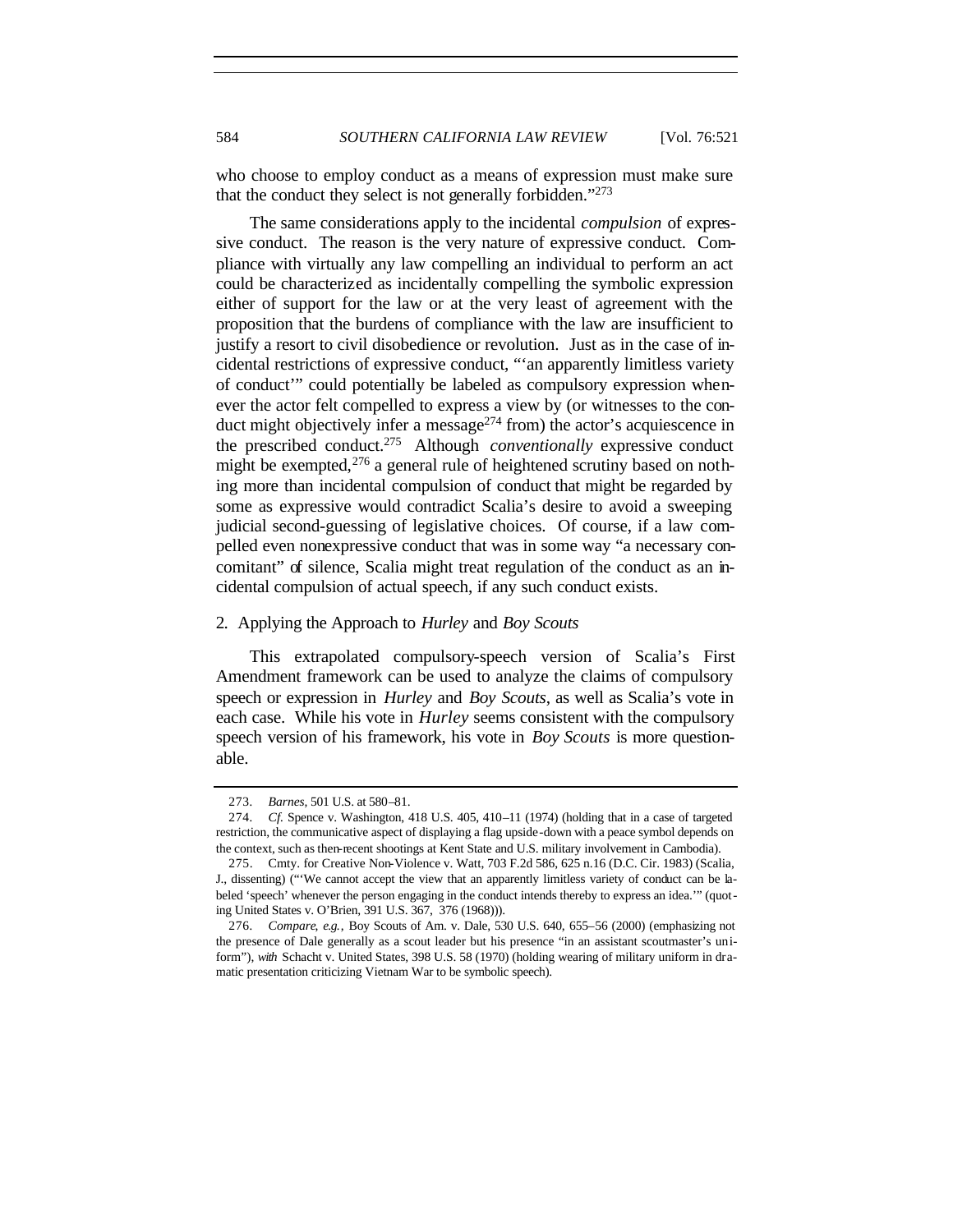who choose to employ conduct as a means of expression must make sure that the conduct they select is not generally forbidden."[273]

The same considerations apply to the incidental *compulsion* of expressive conduct. The reason is the very nature of expressive conduct. Compliance with virtually any law compelling an individual to perform an act could be characterized as incidentally compelling the symbolic expression either of support for the law or at the very least of agreement with the proposition that the burdens of compliance with the law are insufficient to justify a resort to civil disobedience or revolution. Just as in the case of incidental restrictions of expressive conduct, "'an apparently limitless variety of conduct'" could potentially be labeled as compulsory expression whenever the actor felt compelled to express a view by (or witnesses to the conduct might objectively infer a message[274] from) the actor's acquiescence in the prescribed conduct.[275] Although *conventionally* expressive conduct might be exempted,[276] a general rule of heightened scrutiny based on nothing more than incidental compulsion of conduct that might be regarded by some as expressive would contradict Scalia's desire to avoid a sweeping judicial second-guessing of legislative choices. Of course, if a law compelled even nonexpressive conduct that was in some way "a necessary concomitant" of silence, Scalia might treat regulation of the conduct as an incidental compulsion of actual speech, if any such conduct exists.

2. Applying the Approach to *Hurley* and *Boy Scouts*

This extrapolated compulsory-speech version of Scalia's First Amendment framework can be used to analyze the claims of compulsory speech or expression in *Hurley* and *Boy Scouts*, as well as Scalia's vote in each case. While his vote in *Hurley* seems consistent with the compulsory speech version of his framework, his vote in *Boy Scouts* is more questionable.

---

273. *Barnes*, 501 U.S. at 580–81.

274. *Cf.* Spence v. Washington, 418 U.S. 405, 410–11 (1974) (holding that in a case of targeted restriction, the communicative aspect of displaying a flag upside-down with a peace symbol depends on the context, such as then-recent shootings at Kent State and U.S. military involvement in Cambodia).

275. Cmty. for Creative Non-Violence v. Watt, 703 F.2d 586, 625 n.16 (D.C. Cir. 1983) (Scalia, J., dissenting) ("'We cannot accept the view that an apparently limitless variety of conduct can be labeled 'speech' whenever the person engaging in the conduct intends thereby to express an idea.'" (quoting United States v. O'Brien, 391 U.S. 367, 376 (1968))).

276. *Compare, e.g.*, Boy Scouts of Am. v. Dale, 530 U.S. 640, 655–56 (2000) (emphasizing not the presence of Dale generally as a scout leader but his presence "in an assistant scoutmaster's uniform"), *with* Schacht v. United States, 398 U.S. 58 (1970) (holding wearing of military uniform in dramatic presentation criticizing Vietnam War to be symbolic speech).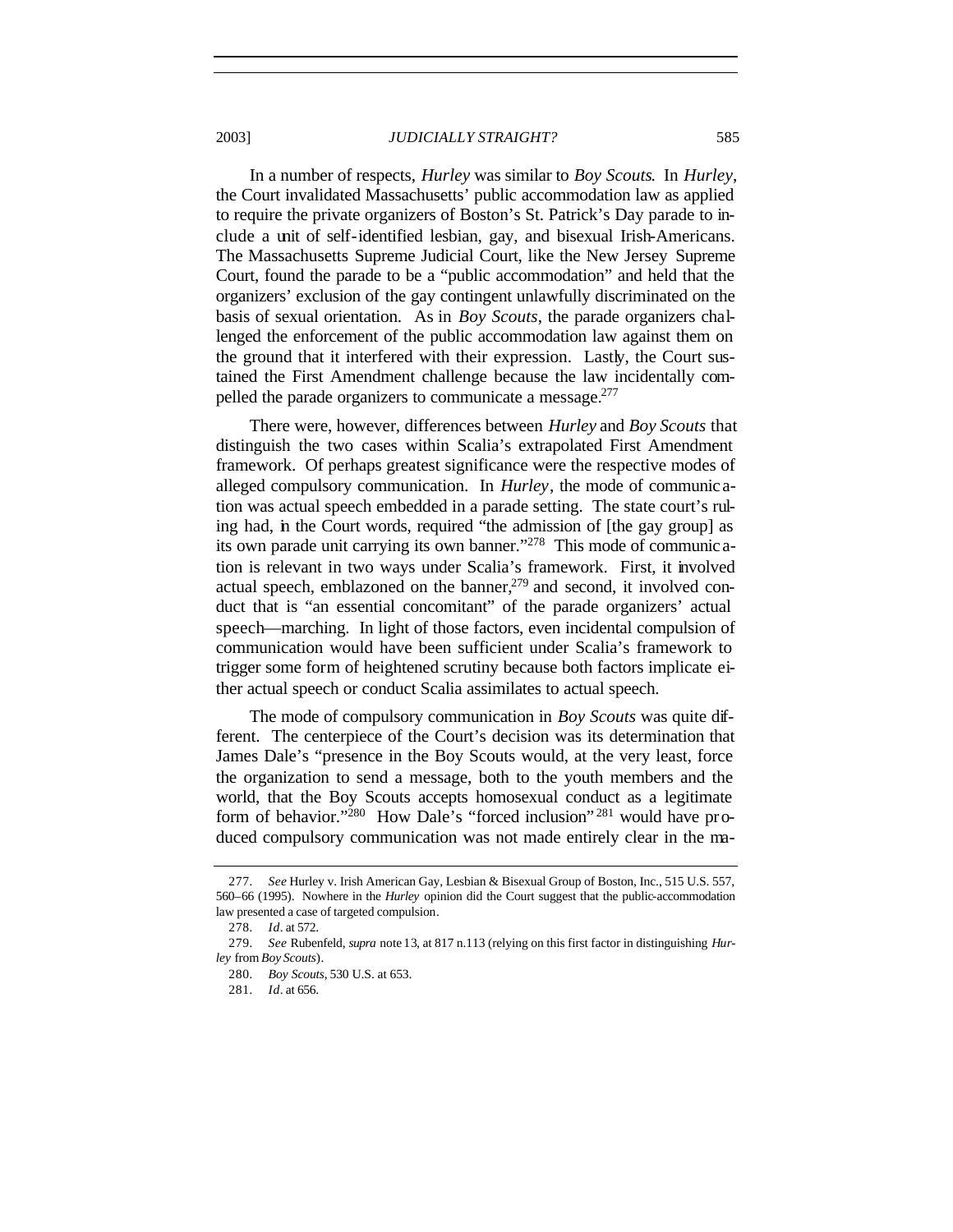In a number of respects, *Hurley* was similar to *Boy Scouts*. In *Hurley*, the Court invalidated Massachusetts' public accommodation law as applied to require the private organizers of Boston's St. Patrick's Day parade to include a unit of self-identified lesbian, gay, and bisexual Irish-Americans. The Massachusetts Supreme Judicial Court, like the New Jersey Supreme Court, found the parade to be a "public accommodation" and held that the organizers' exclusion of the gay contingent unlawfully discriminated on the basis of sexual orientation. As in *Boy Scouts*, the parade organizers challenged the enforcement of the public accommodation law against them on the ground that it interfered with their expression. Lastly, the Court sustained the First Amendment challenge because the law incidentally compelled the parade organizers to communicate a message.[277]

There were, however, differences between *Hurley* and *Boy Scouts* that distinguish the two cases within Scalia's extrapolated First Amendment framework. Of perhaps greatest significance were the respective modes of alleged compulsory communication. In *Hurley*, the mode of communication was actual speech embedded in a parade setting. The state court's ruling had, in the Court words, required "the admission of [the gay group] as its own parade unit carrying its own banner."[278] This mode of communication is relevant in two ways under Scalia's framework. First, it involved actual speech, emblazoned on the banner,[279] and second, it involved conduct that is "an essential concomitant" of the parade organizers' actual speech—marching. In light of those factors, even incidental compulsion of communication would have been sufficient under Scalia's framework to trigger some form of heightened scrutiny because both factors implicate either actual speech or conduct Scalia assimilates to actual speech.

The mode of compulsory communication in *Boy Scouts* was quite different. The centerpiece of the Court's decision was its determination that James Dale's "presence in the Boy Scouts would, at the very least, force the organization to send a message, both to the youth members and the world, that the Boy Scouts accepts homosexual conduct as a legitimate form of behavior."[280] How Dale's "forced inclusion"[281] would have produced compulsory communication was not made entirely clear in the ma-

---

277. *See* Hurley v. Irish American Gay, Lesbian & Bisexual Group of Boston, Inc., 515 U.S. 557, 560–66 (1995). Nowhere in the *Hurley* opinion did the Court suggest that the public-accommodation law presented a case of targeted compulsion.

278. *Id*. at 572.

279. *See* Rubenfeld, *supra* note 13, at 817 n.113 (relying on this first factor in distinguishing *Hurley* from *Boy Scouts*).

280. *Boy Scouts*, 530 U.S. at 653.

281. *Id*. at 656.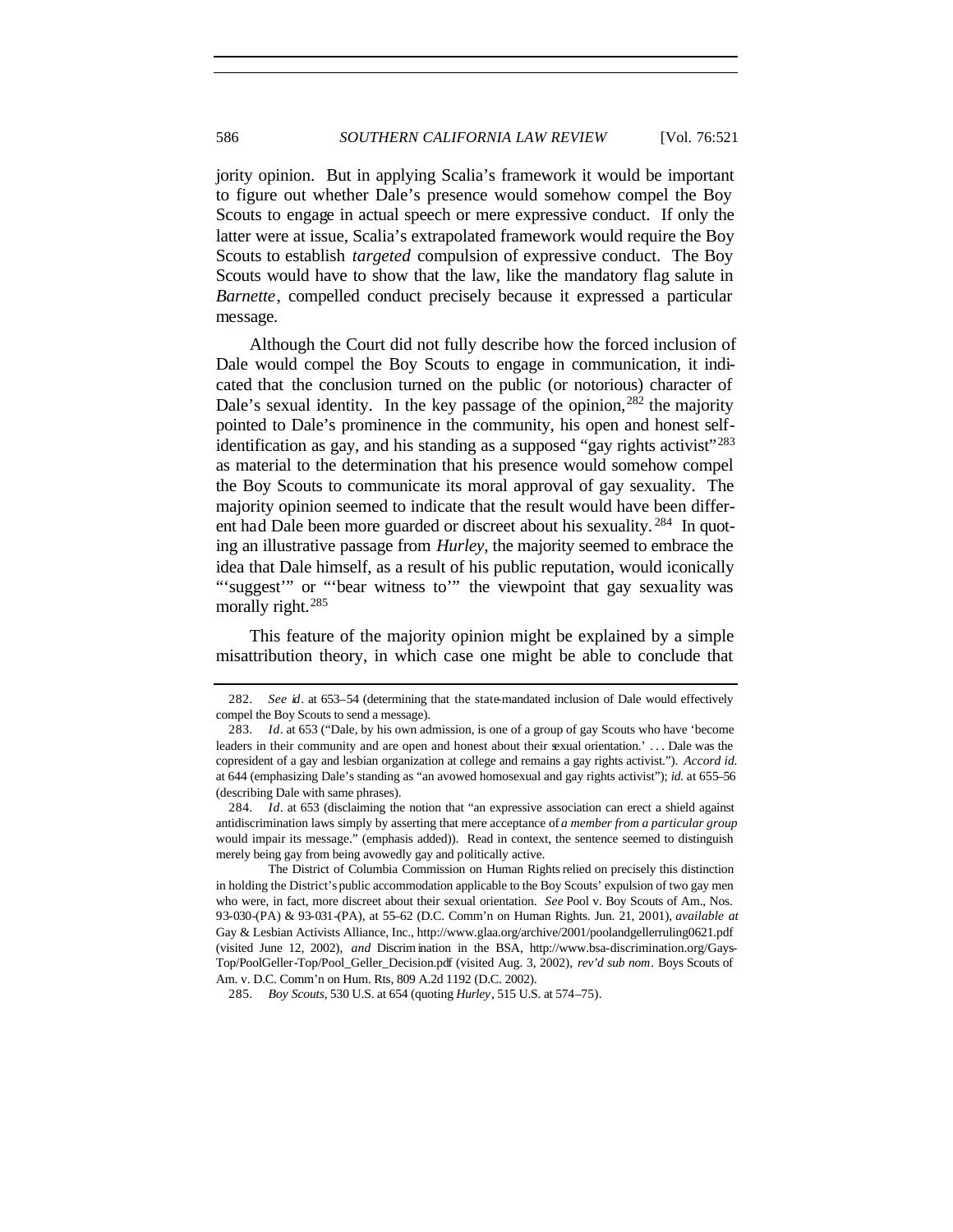jority opinion. But in applying Scalia's framework it would be important to figure out whether Dale's presence would somehow compel the Boy Scouts to engage in actual speech or mere expressive conduct. If only the latter were at issue, Scalia's extrapolated framework would require the Boy Scouts to establish *targeted* compulsion of expressive conduct. The Boy Scouts would have to show that the law, like the mandatory flag salute in *Barnette*, compelled conduct precisely because it expressed a particular message.

Although the Court did not fully describe how the forced inclusion of Dale would compel the Boy Scouts to engage in communication, it indicated that the conclusion turned on the public (or notorious) character of Dale's sexual identity. In the key passage of the opinion,[282] the majority pointed to Dale's prominence in the community, his open and honest self-identification as gay, and his standing as a supposed "gay rights activist"[283] as material to the determination that his presence would somehow compel the Boy Scouts to communicate its moral approval of gay sexuality. The majority opinion seemed to indicate that the result would have been different had Dale been more guarded or discreet about his sexuality.[284] In quoting an illustrative passage from *Hurley*, the majority seemed to embrace the idea that Dale himself, as a result of his public reputation, would iconically "'suggest'" or "'bear witness to'" the viewpoint that gay sexuality was morally right.[285]

This feature of the majority opinion might be explained by a simple misattribution theory, in which case one might be able to conclude that

---

282. *See id*. at 653–54 (determining that the state-mandated inclusion of Dale would effectively compel the Boy Scouts to send a message).

283. *Id*. at 653 ("Dale, by his own admission, is one of a group of gay Scouts who have 'become leaders in their community and are open and honest about their sexual orientation.' . . . Dale was the copresident of a gay and lesbian organization at college and remains a gay rights activist."). *Accord id.* at 644 (emphasizing Dale's standing as "an avowed homosexual and gay rights activist"); *id.* at 655–56 (describing Dale with same phrases).

284. *Id*. at 653 (disclaiming the notion that "an expressive association can erect a shield against antidiscrimination laws simply by asserting that mere acceptance of *a member from a particular group* would impair its message." (emphasis added)). Read in context, the sentence seemed to distinguish merely being gay from being avowedly gay and politically active.

The District of Columbia Commission on Human Rights relied on precisely this distinction in holding the District's public accommodation applicable to the Boy Scouts' expulsion of two gay men who were, in fact, more discreet about their sexual orientation. *See* Pool v. Boy Scouts of Am., Nos. 93-030-(PA) & 93-031-(PA), at 55–62 (D.C. Comm'n on Human Rights. Jun. 21, 2001), *available at* Gay & Lesbian Activists Alliance, Inc., http://www.glaa.org/archive/2001/poolandgellerruling0621.pdf (visited June 12, 2002), *and* Discrimination in the BSA, http://www.bsa-discrimination.org/Gays-Top/PoolGeller-Top/Pool_Geller_Decision.pdf (visited Aug. 3, 2002), *rev'd sub nom*. Boys Scouts of Am. v. D.C. Comm'n on Hum. Rts, 809 A.2d 1192 (D.C. 2002).

285. *Boy Scouts*, 530 U.S. at 654 (quoting *Hurley*, 515 U.S. at 574–75).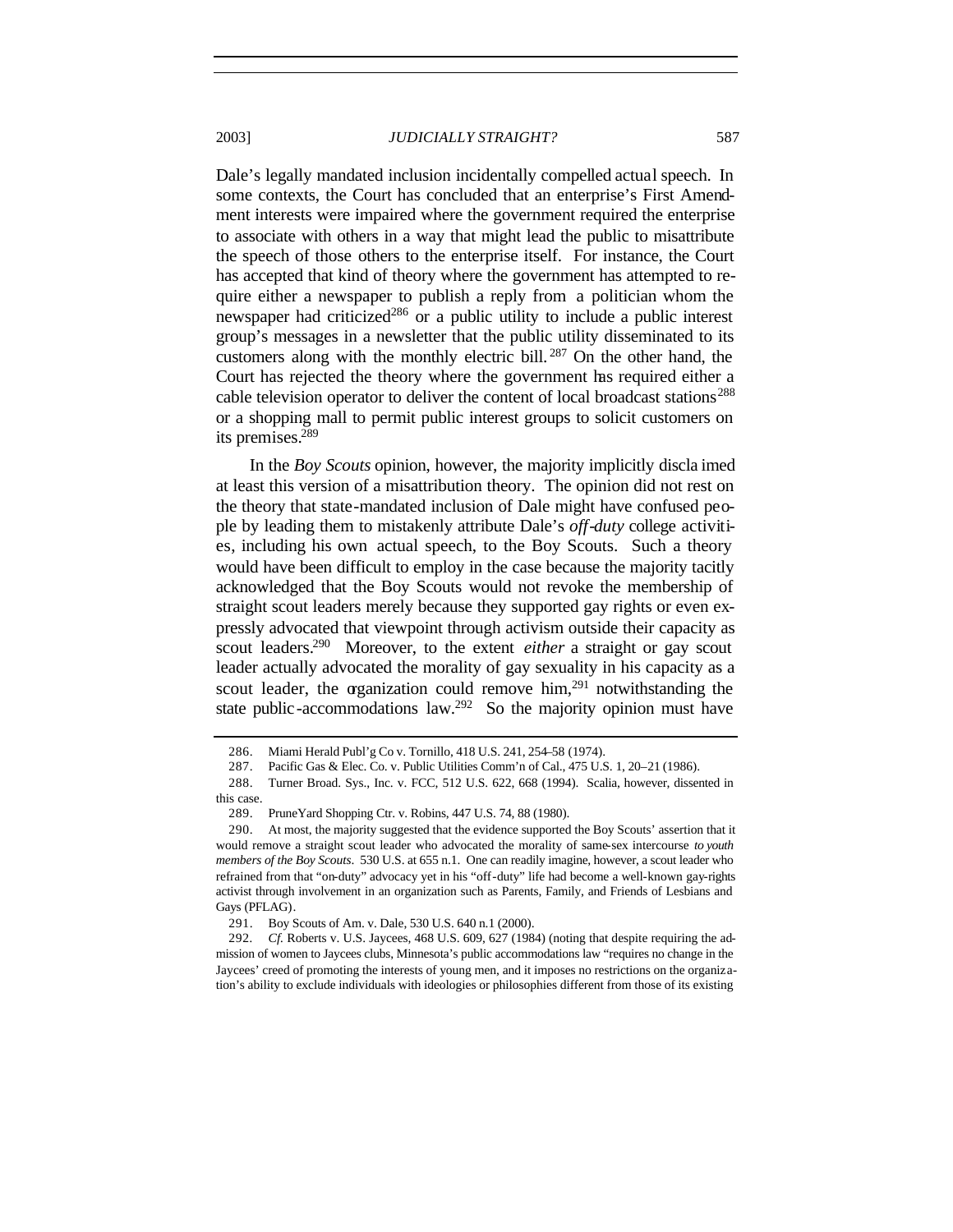Dale's legally mandated inclusion incidentally compelled actual speech. In some contexts, the Court has concluded that an enterprise's First Amendment interests were impaired where the government required the enterprise to associate with others in a way that might lead the public to misattribute the speech of those others to the enterprise itself. For instance, the Court has accepted that kind of theory where the government has attempted to require either a newspaper to publish a reply from a politician whom the newspaper had criticized[286] or a public utility to include a public interest group's messages in a newsletter that the public utility disseminated to its customers along with the monthly electric bill.[287] On the other hand, the Court has rejected the theory where the government has required either a cable television operator to deliver the content of local broadcast stations[288] or a shopping mall to permit public interest groups to solicit customers on its premises.[289]

In the *Boy Scouts* opinion, however, the majority implicitly disclaimed at least this version of a misattribution theory. The opinion did not rest on the theory that state-mandated inclusion of Dale might have confused people by leading them to mistakenly attribute Dale's *off-duty* college activities, including his own actual speech, to the Boy Scouts. Such a theory would have been difficult to employ in the case because the majority tacitly acknowledged that the Boy Scouts would not revoke the membership of straight scout leaders merely because they supported gay rights or even expressly advocated that viewpoint through activism outside their capacity as scout leaders.[290] Moreover, to the extent *either* a straight or gay scout leader actually advocated the morality of gay sexuality in his capacity as a scout leader, the organization could remove him,[291] notwithstanding the state public-accommodations law.[292] So the majority opinion must have

---

286. Miami Herald Publ'g Co v. Tornillo, 418 U.S. 241, 254–58 (1974).

287. Pacific Gas & Elec. Co. v. Public Utilities Comm'n of Cal., 475 U.S. 1, 20–21 (1986).

288. Turner Broad. Sys., Inc. v. FCC, 512 U.S. 622, 668 (1994). Scalia, however, dissented in this case.

289. PruneYard Shopping Ctr. v. Robins, 447 U.S. 74, 88 (1980).

290. At most, the majority suggested that the evidence supported the Boy Scouts' assertion that it would remove a straight scout leader who advocated the morality of same-sex intercourse *to youth members of the Boy Scouts*. 530 U.S. at 655 n.1. One can readily imagine, however, a scout leader who refrained from that "on-duty" advocacy yet in his "off-duty" life had become a well-known gay-rights activist through involvement in an organization such as Parents, Family, and Friends of Lesbians and Gays (PFLAG).

291. Boy Scouts of Am. v. Dale, 530 U.S. 640 n.1 (2000).

292. *Cf.* Roberts v. U.S. Jaycees, 468 U.S. 609, 627 (1984) (noting that despite requiring the admission of women to Jaycees clubs, Minnesota's public accommodations law "requires no change in the Jaycees' creed of promoting the interests of young men, and it imposes no restrictions on the organization's ability to exclude individuals with ideologies or philosophies different from those of its existing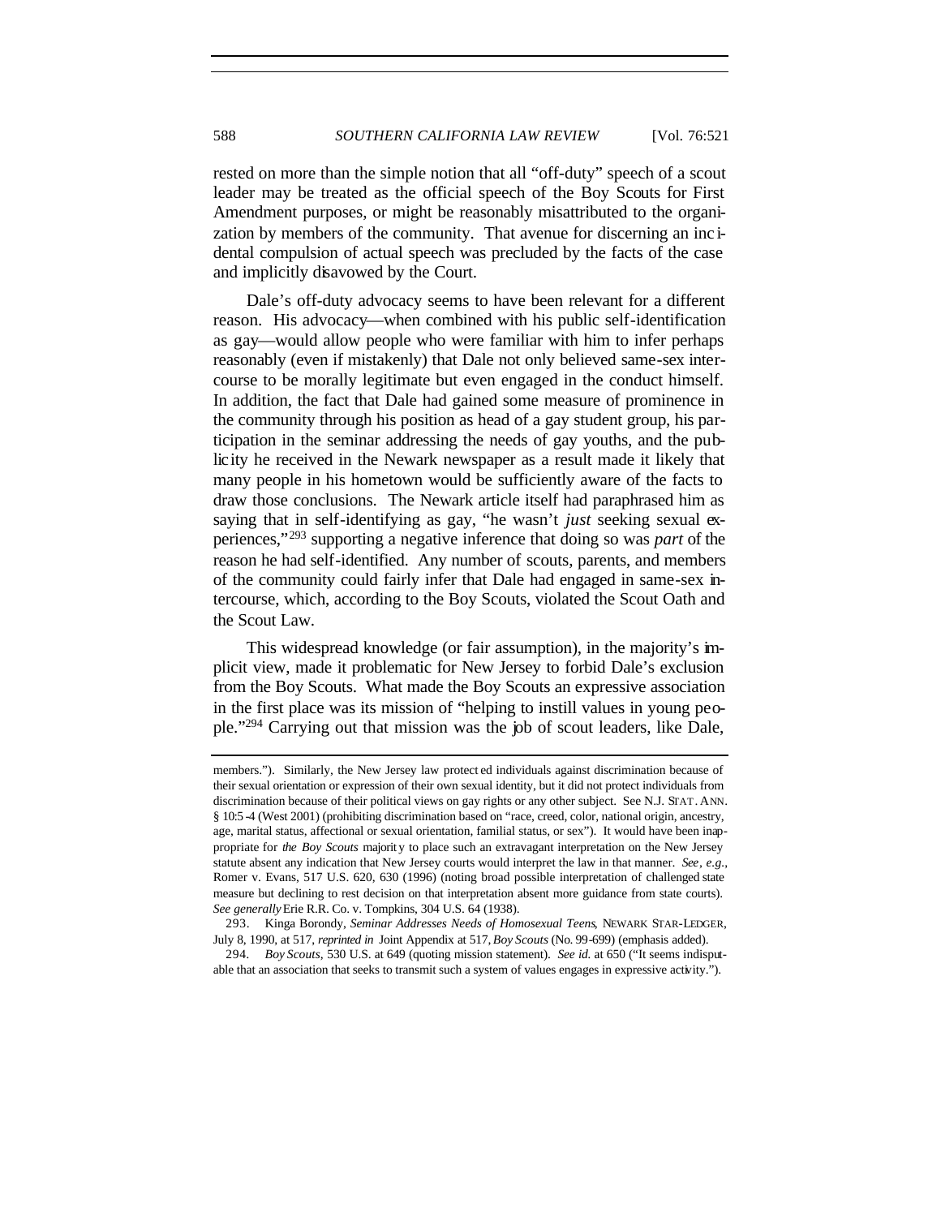rested on more than the simple notion that all "off-duty" speech of a scout leader may be treated as the official speech of the Boy Scouts for First Amendment purposes, or might be reasonably misattributed to the organization by members of the community. That avenue for discerning an incidental compulsion of actual speech was precluded by the facts of the case and implicitly disavowed by the Court.

Dale's off-duty advocacy seems to have been relevant for a different reason. His advocacy—when combined with his public self-identification as gay—would allow people who were familiar with him to infer perhaps reasonably (even if mistakenly) that Dale not only believed same-sex intercourse to be morally legitimate but even engaged in the conduct himself. In addition, the fact that Dale had gained some measure of prominence in the community through his position as head of a gay student group, his participation in the seminar addressing the needs of gay youths, and the publicity he received in the Newark newspaper as a result made it likely that many people in his hometown would be sufficiently aware of the facts to draw those conclusions. The Newark article itself had paraphrased him as saying that in self-identifying as gay, "he wasn't *just* seeking sexual experiences,"[293] supporting a negative inference that doing so was *part* of the reason he had self-identified. Any number of scouts, parents, and members of the community could fairly infer that Dale had engaged in same-sex intercourse, which, according to the Boy Scouts, violated the Scout Oath and the Scout Law.

This widespread knowledge (or fair assumption), in the majority's implicit view, made it problematic for New Jersey to forbid Dale's exclusion from the Boy Scouts. What made the Boy Scouts an expressive association in the first place was its mission of "helping to instill values in young people."[294] Carrying out that mission was the job of scout leaders, like Dale,

---

members."). Similarly, the New Jersey law protected individuals against discrimination because of their sexual orientation or expression of their own sexual identity, but it did not protect individuals from discrimination because of their political views on gay rights or any other subject. See N.J. STAT. ANN. § 10:5-4 (West 2001) (prohibiting discrimination based on "race, creed, color, national origin, ancestry, age, marital status, affectional or sexual orientation, familial status, or sex"). It would have been inappropriate for *the Boy Scouts* majority to place such an extravagant interpretation on the New Jersey statute absent any indication that New Jersey courts would interpret the law in that manner. *See, e.g.*, Romer v. Evans, 517 U.S. 620, 630 (1996) (noting broad possible interpretation of challenged state measure but declining to rest decision on that interpretation absent more guidance from state courts). *See generally* Erie R.R. Co. v. Tompkins, 304 U.S. 64 (1938).

293. Kinga Borondy, *Seminar Addresses Needs of Homosexual Teens*, NEWARK STAR-LEDGER, July 8, 1990, at 517, *reprinted in* Joint Appendix at 517, *Boy Scouts* (No. 99-699) (emphasis added).

294. *Boy Scouts*, 530 U.S. at 649 (quoting mission statement). *See id.* at 650 ("It seems indisputable that an association that seeks to transmit such a system of values engages in expressive activity.").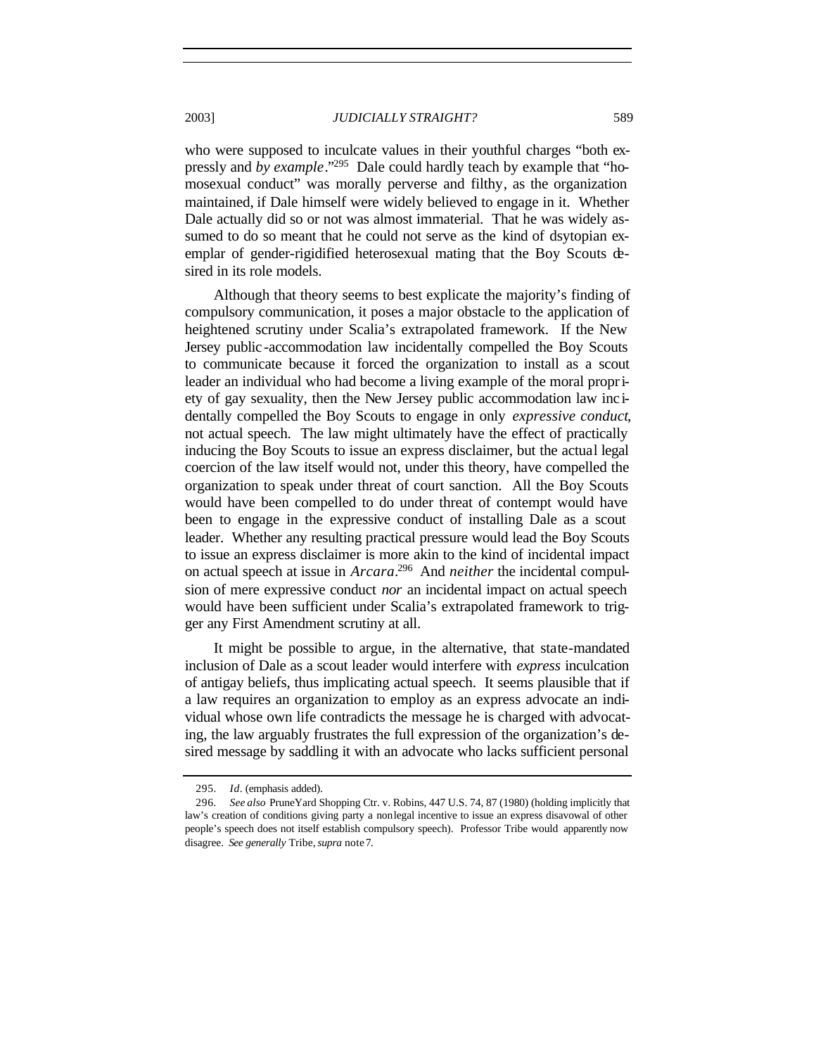who were supposed to inculcate values in their youthful charges "both expressly and *by example*."[295] Dale could hardly teach by example that "homosexual conduct" was morally perverse and filthy, as the organization maintained, if Dale himself were widely believed to engage in it. Whether Dale actually did so or not was almost immaterial. That he was widely assumed to do so meant that he could not serve as the kind of dsytopian exemplar of gender-rigidified heterosexual mating that the Boy Scouts desired in its role models.

Although that theory seems to best explicate the majority's finding of compulsory communication, it poses a major obstacle to the application of heightened scrutiny under Scalia's extrapolated framework. If the New Jersey public-accommodation law incidentally compelled the Boy Scouts to communicate because it forced the organization to install as a scout leader an individual who had become a living example of the moral propriety of gay sexuality, then the New Jersey public accommodation law incidentally compelled the Boy Scouts to engage in only *expressive conduct*, not actual speech. The law might ultimately have the effect of practically inducing the Boy Scouts to issue an express disclaimer, but the actual legal coercion of the law itself would not, under this theory, have compelled the organization to speak under threat of court sanction. All the Boy Scouts would have been compelled to do under threat of contempt would have been to engage in the expressive conduct of installing Dale as a scout leader. Whether any resulting practical pressure would lead the Boy Scouts to issue an express disclaimer is more akin to the kind of incidental impact on actual speech at issue in *Arcara*.[296] And *neither* the incidental compulsion of mere expressive conduct *nor* an incidental impact on actual speech would have been sufficient under Scalia's extrapolated framework to trigger any First Amendment scrutiny at all.

It might be possible to argue, in the alternative, that state-mandated inclusion of Dale as a scout leader would interfere with *express* inculcation of antigay beliefs, thus implicating actual speech. It seems plausible that if a law requires an organization to employ as an express advocate an individual whose own life contradicts the message he is charged with advocating, the law arguably frustrates the full expression of the organization's desired message by saddling it with an advocate who lacks sufficient personal

---

295. *Id*. (emphasis added).

296. *See also* PruneYard Shopping Ctr. v. Robins, 447 U.S. 74, 87 (1980) (holding implicitly that law's creation of conditions giving party a nonlegal incentive to issue an express disavowal of other people's speech does not itself establish compulsory speech). Professor Tribe would apparently now disagree. *See generally* Tribe, *supra* note 7.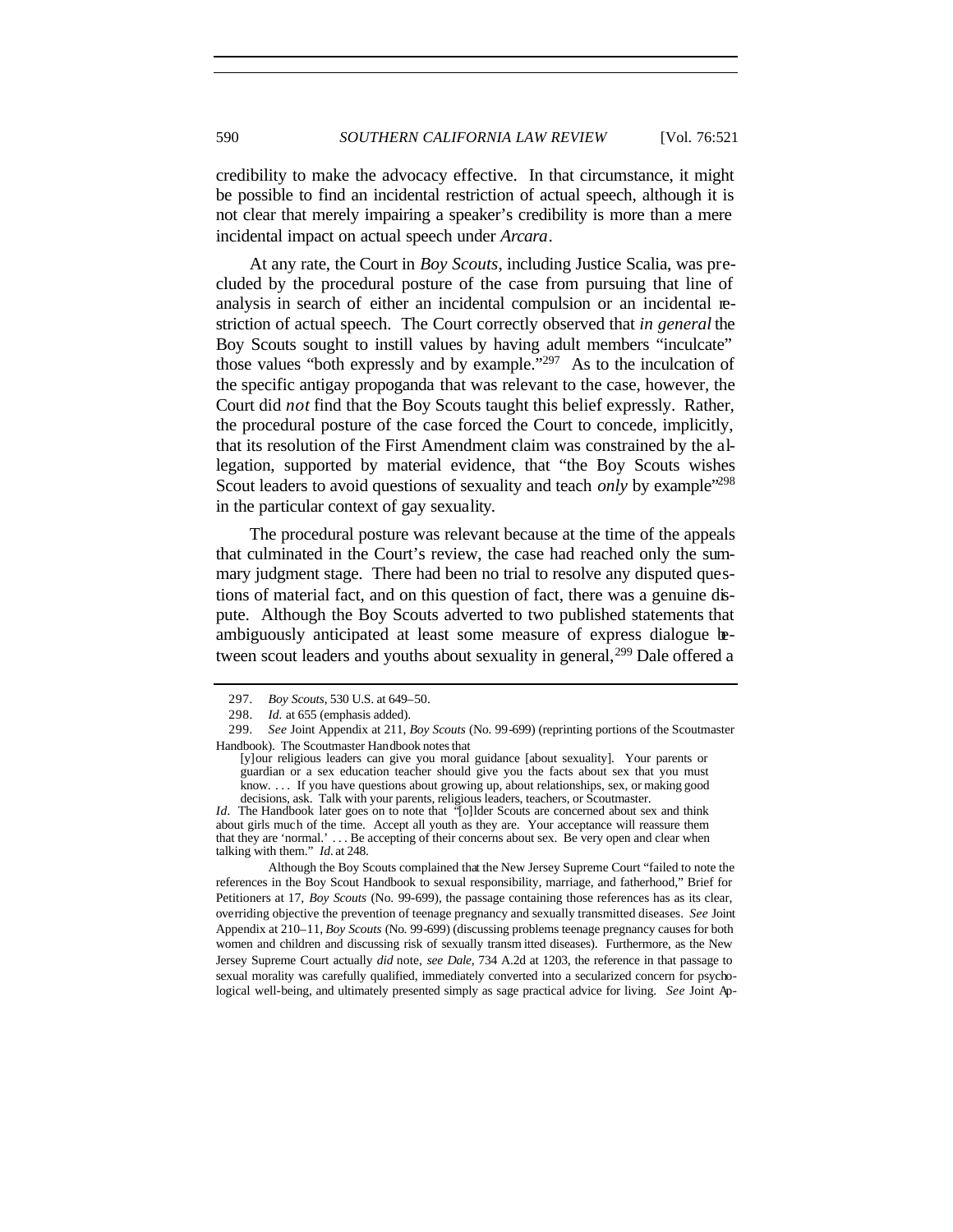credibility to make the advocacy effective. In that circumstance, it might be possible to find an incidental restriction of actual speech, although it is not clear that merely impairing a speaker's credibility is more than a mere incidental impact on actual speech under *Arcara*.

At any rate, the Court in *Boy Scouts*, including Justice Scalia, was precluded by the procedural posture of the case from pursuing that line of analysis in search of either an incidental compulsion or an incidental restriction of actual speech. The Court correctly observed that *in general* the Boy Scouts sought to instill values by having adult members "inculcate" those values "both expressly and by example."[297] As to the inculcation of the specific antigay propoganda that was relevant to the case, however, the Court did *not* find that the Boy Scouts taught this belief expressly. Rather, the procedural posture of the case forced the Court to concede, implicitly, that its resolution of the First Amendment claim was constrained by the allegation, supported by material evidence, that "the Boy Scouts wishes Scout leaders to avoid questions of sexuality and teach *only* by example"[298] in the particular context of gay sexuality.

The procedural posture was relevant because at the time of the appeals that culminated in the Court's review, the case had reached only the summary judgment stage. There had been no trial to resolve any disputed questions of material fact, and on this question of fact, there was a genuine dispute. Although the Boy Scouts adverted to two published statements that ambiguously anticipated at least some measure of express dialogue between scout leaders and youths about sexuality in general,[299] Dale offered a

---

297. *Boy Scouts*, 530 U.S. at 649–50.

298. *Id.* at 655 (emphasis added).

299. *See* Joint Appendix at 211, *Boy Scouts* (No. 99-699) (reprinting portions of the Scoutmaster Handbook). The Scoutmaster Handbook notes that

> [y]our religious leaders can give you moral guidance [about sexuality]. Your parents or guardian or a sex education teacher should give you the facts about sex that you must know. . . . If you have questions about growing up, about relationships, sex, or making good decisions, ask. Talk with your parents, religious leaders, teachers, or Scoutmaster.

*Id*. The Handbook later goes on to note that "[o]lder Scouts are concerned about sex and think about girls much of the time. Accept all youth as they are. Your acceptance will reassure them that they are 'normal.' . . . Be accepting of their concerns about sex. Be very open and clear when talking with them." *Id.* at 248.

Although the Boy Scouts complained that the New Jersey Supreme Court "failed to note the references in the Boy Scout Handbook to sexual responsibility, marriage, and fatherhood," Brief for Petitioners at 17, *Boy Scouts* (No. 99-699), the passage containing those references has as its clear, overriding objective the prevention of teenage pregnancy and sexually transmitted diseases. *See* Joint Appendix at 210–11, *Boy Scouts* (No. 99-699) (discussing problems teenage pregnancy causes for both women and children and discussing risk of sexually transmitted diseases). Furthermore, as the New Jersey Supreme Court actually *did* note, *see Dale*, 734 A.2d at 1203, the reference in that passage to sexual morality was carefully qualified, immediately converted into a secularized concern for psychological well-being, and ultimately presented simply as sage practical advice for living. *See* Joint Ap-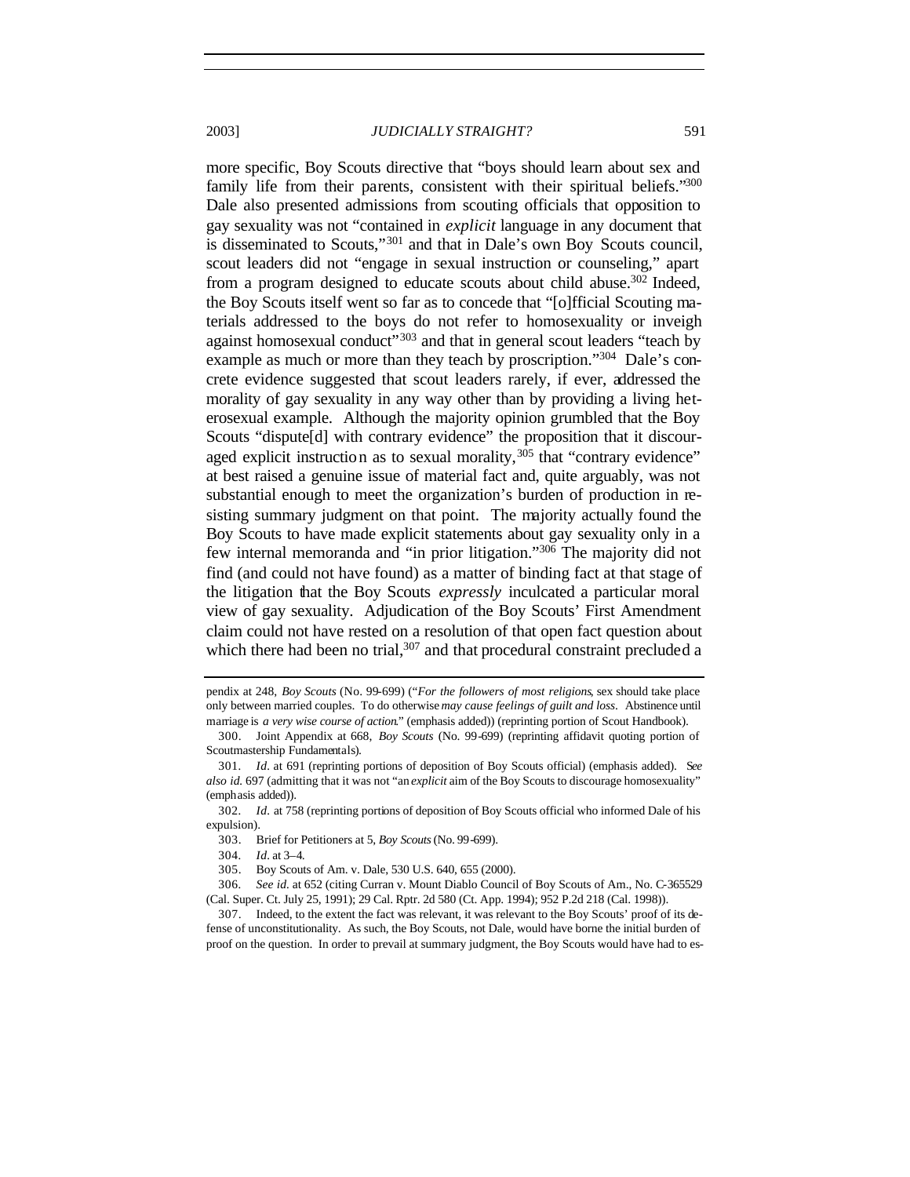more specific, Boy Scouts directive that "boys should learn about sex and family life from their parents, consistent with their spiritual beliefs."[300] Dale also presented admissions from scouting officials that opposition to gay sexuality was not "contained in *explicit* language in any document that is disseminated to Scouts,"[301] and that in Dale's own Boy Scouts council, scout leaders did not "engage in sexual instruction or counseling," apart from a program designed to educate scouts about child abuse.[302] Indeed, the Boy Scouts itself went so far as to concede that "[o]fficial Scouting materials addressed to the boys do not refer to homosexuality or inveigh against homosexual conduct"[303] and that in general scout leaders "teach by example as much or more than they teach by proscription."[304] Dale's concrete evidence suggested that scout leaders rarely, if ever, addressed the morality of gay sexuality in any way other than by providing a living heterosexual example. Although the majority opinion grumbled that the Boy Scouts "dispute[d] with contrary evidence" the proposition that it discouraged explicit instruction as to sexual morality,[305] that "contrary evidence" at best raised a genuine issue of material fact and, quite arguably, was not substantial enough to meet the organization's burden of production in resisting summary judgment on that point. The majority actually found the Boy Scouts to have made explicit statements about gay sexuality only in a few internal memoranda and "in prior litigation."[306] The majority did not find (and could not have found) as a matter of binding fact at that stage of the litigation that the Boy Scouts *expressly* inculcated a particular moral view of gay sexuality. Adjudication of the Boy Scouts' First Amendment claim could not have rested on a resolution of that open fact question about which there had been no trial,[307] and that procedural constraint precluded a

---

pendix at 248, *Boy Scouts* (No. 99-699) ("*For the followers of most religions*, sex should take place only between married couples. To do otherwise *may cause feelings of guilt and loss*. Abstinence until marriage is *a very wise course of action*." (emphasis added)) (reprinting portion of Scout Handbook).

300. Joint Appendix at 668, *Boy Scouts* (No. 99-699) (reprinting affidavit quoting portion of Scoutmastership Fundamentals).

301. *Id.* at 691 (reprinting portions of deposition of Boy Scouts official) (emphasis added). *See also id.* 697 (admitting that it was not "an *explicit* aim of the Boy Scouts to discourage homosexuality" (emphasis added)).

302. *Id.* at 758 (reprinting portions of deposition of Boy Scouts official who informed Dale of his expulsion).

303. Brief for Petitioners at 5, *Boy Scouts* (No. 99-699).

304. *Id.* at 3–4.

305. Boy Scouts of Am. v. Dale, 530 U.S. 640, 655 (2000).

306. *See id.* at 652 (citing Curran v. Mount Diablo Council of Boy Scouts of Am., No. C-365529 (Cal. Super. Ct. July 25, 1991); 29 Cal. Rptr. 2d 580 (Ct. App. 1994); 952 P.2d 218 (Cal. 1998)).

307. Indeed, to the extent the fact was relevant, it was relevant to the Boy Scouts' proof of its defense of unconstitutionality. As such, the Boy Scouts, not Dale, would have borne the initial burden of proof on the question. In order to prevail at summary judgment, the Boy Scouts would have had to es-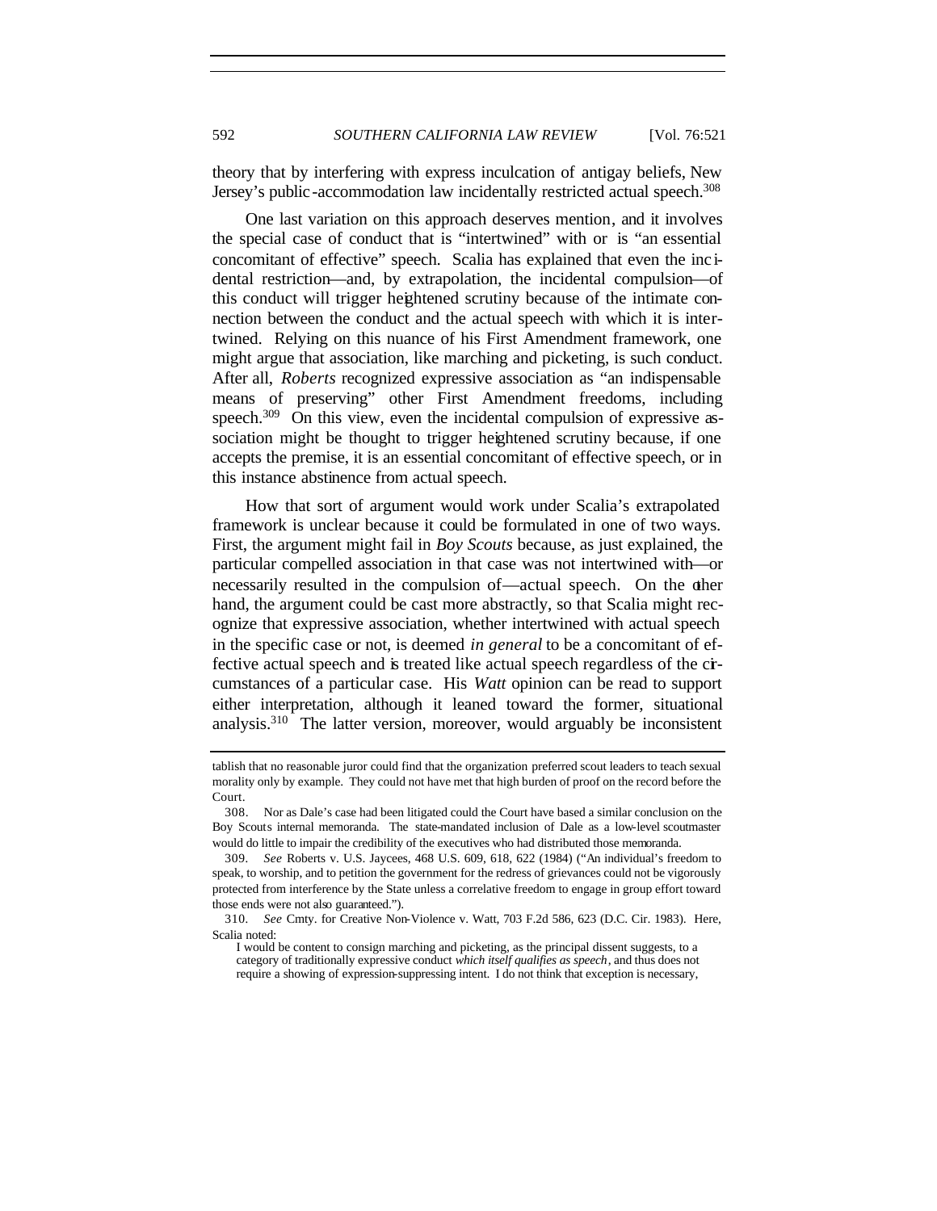theory that by interfering with express inculcation of antigay beliefs, New Jersey's public-accommodation law incidentally restricted actual speech.[308]

One last variation on this approach deserves mention, and it involves the special case of conduct that is "intertwined" with or is "an essential concomitant of effective" speech. Scalia has explained that even the incidental restriction—and, by extrapolation, the incidental compulsion—of this conduct will trigger heightened scrutiny because of the intimate connection between the conduct and the actual speech with which it is intertwined. Relying on this nuance of his First Amendment framework, one might argue that association, like marching and picketing, is such conduct. After all, *Roberts* recognized expressive association as "an indispensable means of preserving" other First Amendment freedoms, including speech.[309] On this view, even the incidental compulsion of expressive association might be thought to trigger heightened scrutiny because, if one accepts the premise, it is an essential concomitant of effective speech, or in this instance abstinence from actual speech.

How that sort of argument would work under Scalia's extrapolated framework is unclear because it could be formulated in one of two ways. First, the argument might fail in *Boy Scouts* because, as just explained, the particular compelled association in that case was not intertwined with—or necessarily resulted in the compulsion of—actual speech. On the other hand, the argument could be cast more abstractly, so that Scalia might recognize that expressive association, whether intertwined with actual speech in the specific case or not, is deemed *in general* to be a concomitant of effective actual speech and is treated like actual speech regardless of the circumstances of a particular case. His *Watt* opinion can be read to support either interpretation, although it leaned toward the former, situational analysis.[310] The latter version, moreover, would arguably be inconsistent

---

tablish that no reasonable juror could find that the organization preferred scout leaders to teach sexual morality only by example. They could not have met that high burden of proof on the record before the Court.

308. Nor as Dale's case had been litigated could the Court have based a similar conclusion on the Boy Scouts internal memoranda. The state-mandated inclusion of Dale as a low-level scoutmaster would do little to impair the credibility of the executives who had distributed those memoranda.

309. *See* Roberts v. U.S. Jaycees, 468 U.S. 609, 618, 622 (1984) ("An individual's freedom to speak, to worship, and to petition the government for the redress of grievances could not be vigorously protected from interference by the State unless a correlative freedom to engage in group effort toward those ends were not also guaranteed.").

310. *See* Cmty. for Creative Non-Violence v. Watt, 703 F.2d 586, 623 (D.C. Cir. 1983). Here, Scalia noted:

> I would be content to consign marching and picketing, as the principal dissent suggests, to a category of traditionally expressive conduct *which itself qualifies as speech*, and thus does not require a showing of expression-suppressing intent. I do not think that exception is necessary,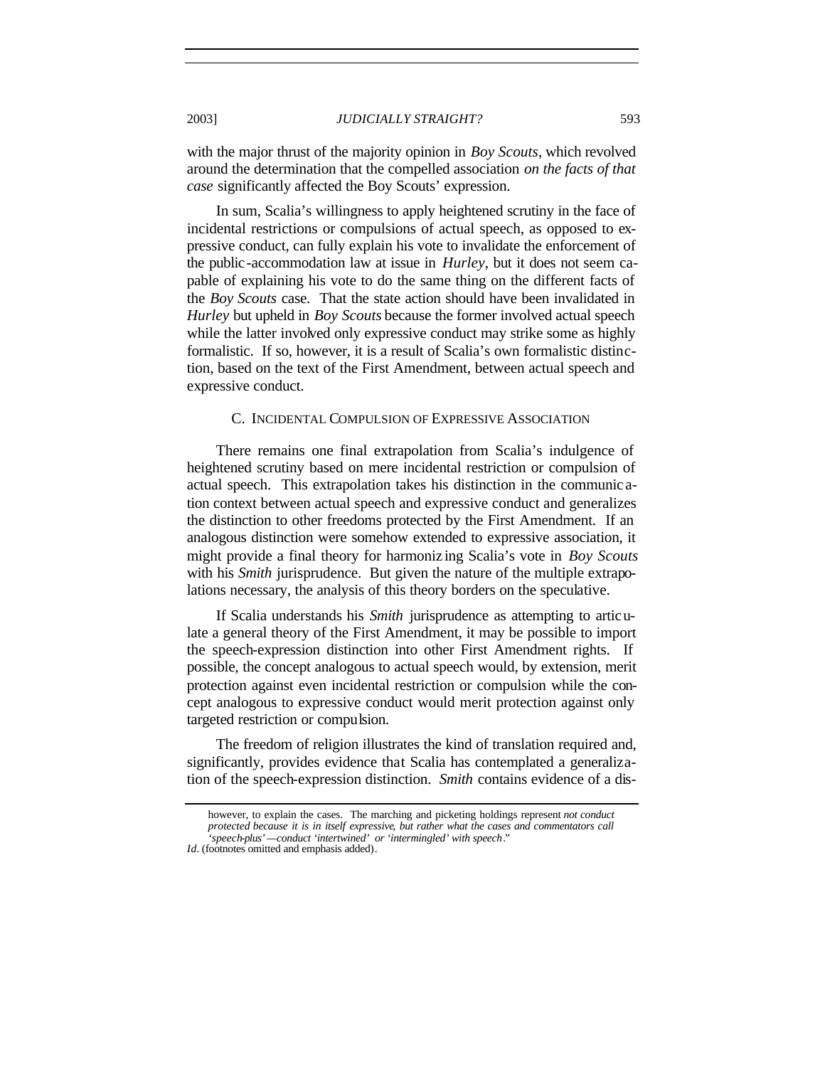with the major thrust of the majority opinion in *Boy Scouts*, which revolved around the determination that the compelled association *on the facts of that case* significantly affected the Boy Scouts' expression.

In sum, Scalia's willingness to apply heightened scrutiny in the face of incidental restrictions or compulsions of actual speech, as opposed to expressive conduct, can fully explain his vote to invalidate the enforcement of the public-accommodation law at issue in *Hurley*, but it does not seem capable of explaining his vote to do the same thing on the different facts of the *Boy Scouts* case. That the state action should have been invalidated in *Hurley* but upheld in *Boy Scouts* because the former involved actual speech while the latter involved only expressive conduct may strike some as highly formalistic. If so, however, it is a result of Scalia's own formalistic distinction, based on the text of the First Amendment, between actual speech and expressive conduct.

### C. Incidental Compulsion of Expressive Association

There remains one final extrapolation from Scalia's indulgence of heightened scrutiny based on mere incidental restriction or compulsion of actual speech. This extrapolation takes his distinction in the communication context between actual speech and expressive conduct and generalizes the distinction to other freedoms protected by the First Amendment. If an analogous distinction were somehow extended to expressive association, it might provide a final theory for harmonizing Scalia's vote in *Boy Scouts* with his *Smith* jurisprudence. But given the nature of the multiple extrapolations necessary, the analysis of this theory borders on the speculative.

If Scalia understands his *Smith* jurisprudence as attempting to articulate a general theory of the First Amendment, it may be possible to import the speech-expression distinction into other First Amendment rights. If possible, the concept analogous to actual speech would, by extension, merit protection against even incidental restriction or compulsion while the concept analogous to expressive conduct would merit protection against only targeted restriction or compulsion.

The freedom of religion illustrates the kind of translation required and, significantly, provides evidence that Scalia has contemplated a generalization of the speech-expression distinction. *Smith* contains evidence of a dis-

however, to explain the cases. The marching and picketing holdings represent *not conduct protected because it is in itself expressive, but rather what the cases and commentators call 'speech-plus'—conduct 'intertwined' or 'intermingled' with speech*."

*Id*. (footnotes omitted and emphasis added).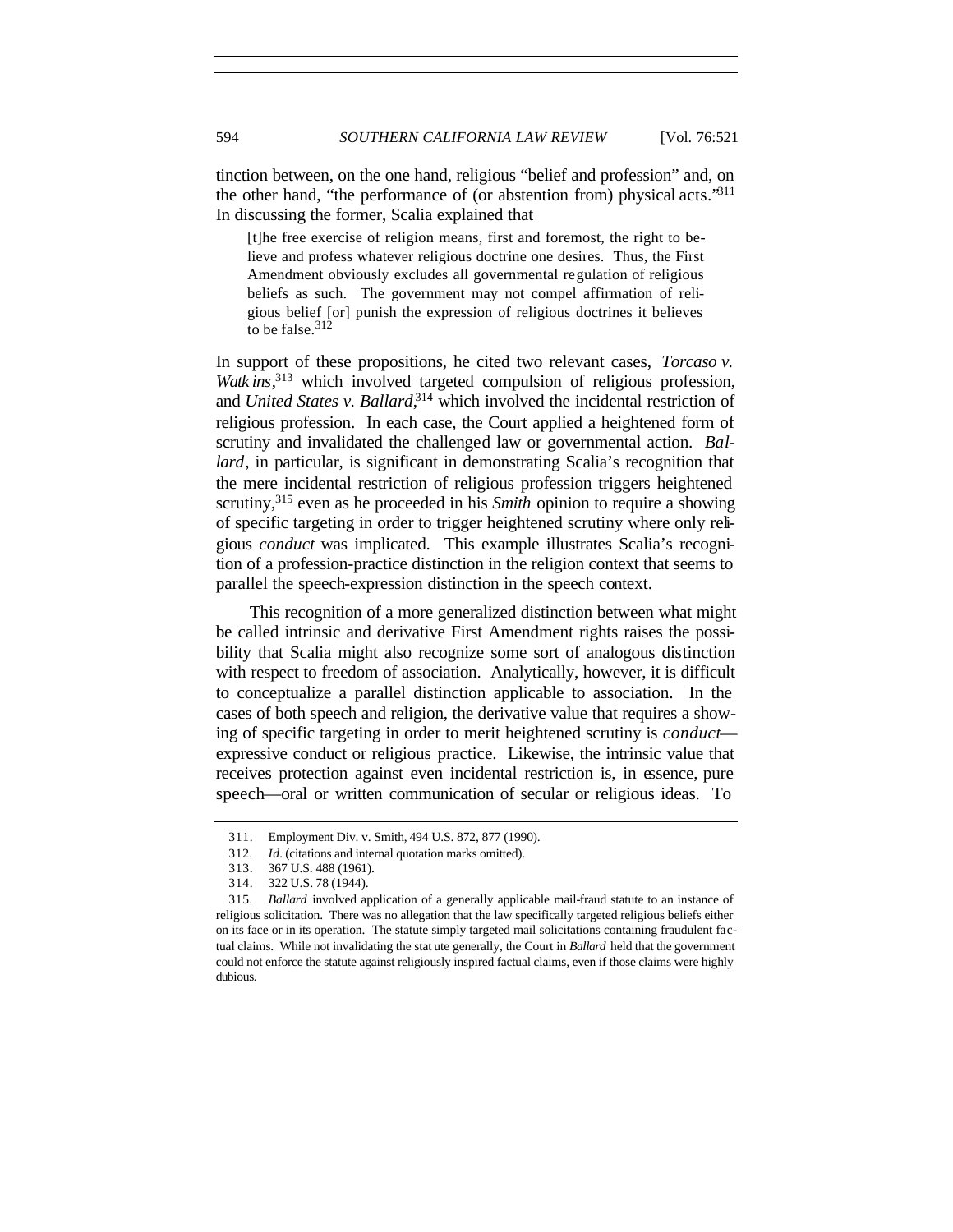tinction between, on the one hand, religious "belief and profession" and, on the other hand, "the performance of (or abstention from) physical acts."[311] In discussing the former, Scalia explained that

> [t]he free exercise of religion means, first and foremost, the right to believe and profess whatever religious doctrine one desires. Thus, the First Amendment obviously excludes all governmental regulation of religious beliefs as such. The government may not compel affirmation of religious belief [or] punish the expression of religious doctrines it believes to be false.[312]

In support of these propositions, he cited two relevant cases, *Torcaso v. Watkins*,[313] which involved targeted compulsion of religious profession, and *United States v. Ballard*,[314] which involved the incidental restriction of religious profession. In each case, the Court applied a heightened form of scrutiny and invalidated the challenged law or governmental action. *Ballard*, in particular, is significant in demonstrating Scalia's recognition that the mere incidental restriction of religious profession triggers heightened scrutiny,[315] even as he proceeded in his *Smith* opinion to require a showing of specific targeting in order to trigger heightened scrutiny where only religious *conduct* was implicated. This example illustrates Scalia's recognition of a profession-practice distinction in the religion context that seems to parallel the speech-expression distinction in the speech context.

This recognition of a more generalized distinction between what might be called intrinsic and derivative First Amendment rights raises the possibility that Scalia might also recognize some sort of analogous distinction with respect to freedom of association. Analytically, however, it is difficult to conceptualize a parallel distinction applicable to association. In the cases of both speech and religion, the derivative value that requires a showing of specific targeting in order to merit heightened scrutiny is *conduct*—expressive conduct or religious practice. Likewise, the intrinsic value that receives protection against even incidental restriction is, in essence, pure speech—oral or written communication of secular or religious ideas. To

---

311. Employment Div. v. Smith, 494 U.S. 872, 877 (1990).

312. *Id*. (citations and internal quotation marks omitted).

313. 367 U.S. 488 (1961).

314. 322 U.S. 78 (1944).

315. *Ballard* involved application of a generally applicable mail-fraud statute to an instance of religious solicitation. There was no allegation that the law specifically targeted religious beliefs either on its face or in its operation. The statute simply targeted mail solicitations containing fraudulent factual claims. While not invalidating the statute generally, the Court in *Ballard* held that the government could not enforce the statute against religiously inspired factual claims, even if those claims were highly dubious.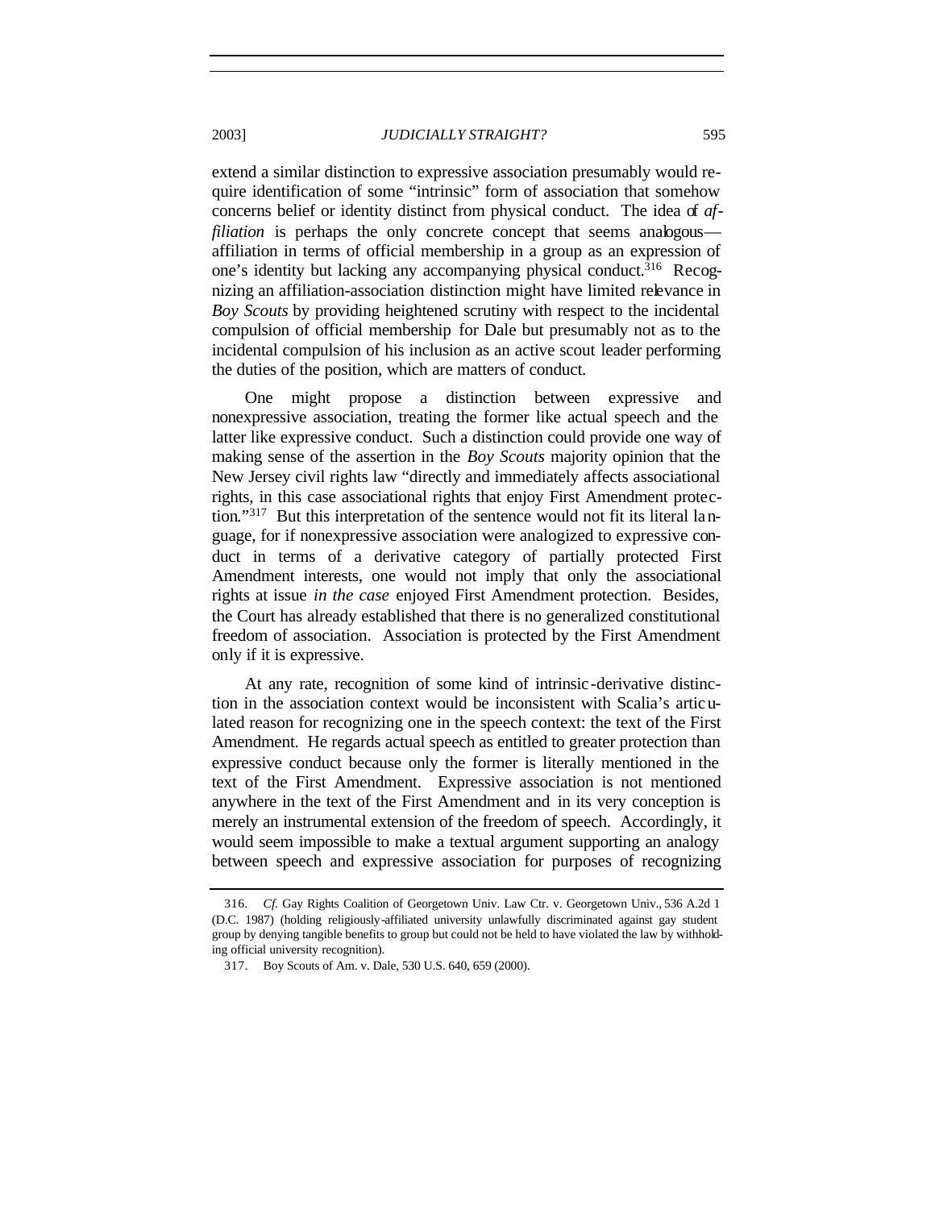extend a similar distinction to expressive association presumably would require identification of some "intrinsic" form of association that somehow concerns belief or identity distinct from physical conduct. The idea of *affiliation* is perhaps the only concrete concept that seems analogous—affiliation in terms of official membership in a group as an expression of one's identity but lacking any accompanying physical conduct.[316] Recognizing an affiliation-association distinction might have limited relevance in *Boy Scouts* by providing heightened scrutiny with respect to the incidental compulsion of official membership for Dale but presumably not as to the incidental compulsion of his inclusion as an active scout leader performing the duties of the position, which are matters of conduct.

One might propose a distinction between expressive and nonexpressive association, treating the former like actual speech and the latter like expressive conduct. Such a distinction could provide one way of making sense of the assertion in the *Boy Scouts* majority opinion that the New Jersey civil rights law "directly and immediately affects associational rights, in this case associational rights that enjoy First Amendment protection."[317] But this interpretation of the sentence would not fit its literal language, for if nonexpressive association were analogized to expressive conduct in terms of a derivative category of partially protected First Amendment interests, one would not imply that only the associational rights at issue *in the case* enjoyed First Amendment protection. Besides, the Court has already established that there is no generalized constitutional freedom of association. Association is protected by the First Amendment only if it is expressive.

At any rate, recognition of some kind of intrinsic-derivative distinction in the association context would be inconsistent with Scalia's articulated reason for recognizing one in the speech context: the text of the First Amendment. He regards actual speech as entitled to greater protection than expressive conduct because only the former is literally mentioned in the text of the First Amendment. Expressive association is not mentioned anywhere in the text of the First Amendment and in its very conception is merely an instrumental extension of the freedom of speech. Accordingly, it would seem impossible to make a textual argument supporting an analogy between speech and expressive association for purposes of recognizing

---

316. *Cf.* Gay Rights Coalition of Georgetown Univ. Law Ctr. v. Georgetown Univ., 536 A.2d 1 (D.C. 1987) (holding religiously-affiliated university unlawfully discriminated against gay student group by denying tangible benefits to group but could not be held to have violated the law by withholding official university recognition).

317. Boy Scouts of Am. v. Dale, 530 U.S. 640, 659 (2000).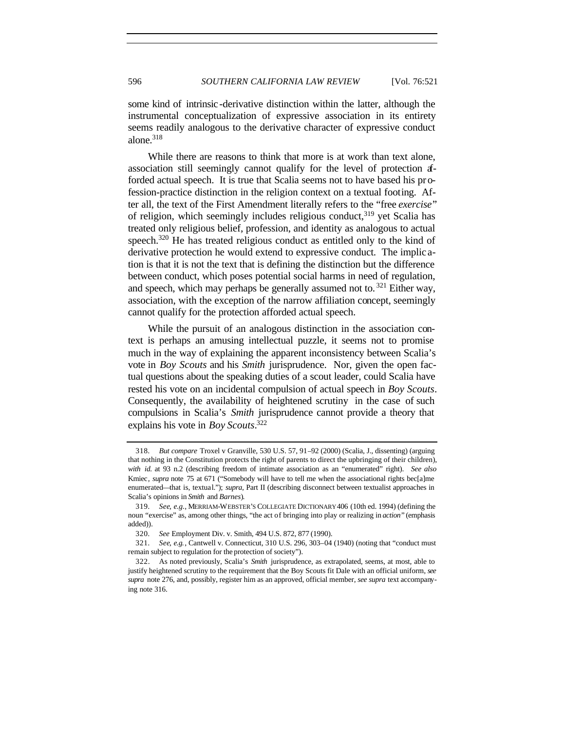some kind of intrinsic-derivative distinction within the latter, although the instrumental conceptualization of expressive association in its entirety seems readily analogous to the derivative character of expressive conduct alone.[318]

While there are reasons to think that more is at work than text alone, association still seemingly cannot qualify for the level of protection afforded actual speech. It is true that Scalia seems not to have based his profession-practice distinction in the religion context on a textual footing. After all, the text of the First Amendment literally refers to the "free *exercise*" of religion, which seemingly includes religious conduct,[319] yet Scalia has treated only religious belief, profession, and identity as analogous to actual speech.[320] He has treated religious conduct as entitled only to the kind of derivative protection he would extend to expressive conduct. The implication is that it is not the text that is defining the distinction but the difference between conduct, which poses potential social harms in need of regulation, and speech, which may perhaps be generally assumed not to.[321] Either way, association, with the exception of the narrow affiliation concept, seemingly cannot qualify for the protection afforded actual speech.

While the pursuit of an analogous distinction in the association context is perhaps an amusing intellectual puzzle, it seems not to promise much in the way of explaining the apparent inconsistency between Scalia's vote in *Boy Scouts* and his *Smith* jurisprudence. Nor, given the open factual questions about the speaking duties of a scout leader, could Scalia have rested his vote on an incidental compulsion of actual speech in *Boy Scouts*. Consequently, the availability of heightened scrutiny in the case of such compulsions in Scalia's *Smith* jurisprudence cannot provide a theory that explains his vote in *Boy Scouts*.[322]

---

318. *But compare* Troxel v Granville, 530 U.S. 57, 91–92 (2000) (Scalia, J., dissenting) (arguing that nothing in the Constitution protects the right of parents to direct the upbringing of their children), *with id.* at 93 n.2 (describing freedom of intimate association as an "enumerated" right). *See also* Kmiec, *supra* note 75 at 671 ("Somebody will have to tell me when the associational rights bec[a]me enumerated—that is, textual."); *supra*, Part II (describing disconnect between textualist approaches in Scalia's opinions in *Smith* and *Barnes*).

319. *See, e.g.*, MERRIAM-WEBSTER'S COLLEGIATE DICTIONARY 406 (10th ed. 1994) (defining the noun "exercise" as, among other things, "the act of bringing into play or realizing in *action*" (emphasis added)).

320. *See* Employment Div. v. Smith, 494 U.S. 872, 877 (1990).

321. *See, e.g.*, Cantwell v. Connecticut, 310 U.S. 296, 303–04 (1940) (noting that "conduct must remain subject to regulation for the protection of society").

322. As noted previously, Scalia's *Smith* jurisprudence, as extrapolated, seems, at most, able to justify heightened scrutiny to the requirement that the Boy Scouts fit Dale with an official uniform, *see supra* note 276, and, possibly, register him as an approved, official member, *see supra* text accompanying note 316.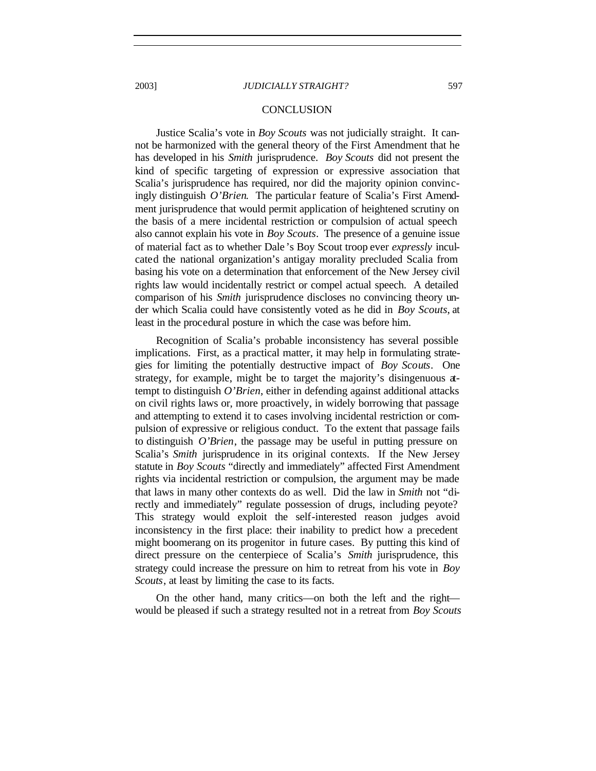## CONCLUSION

Justice Scalia's vote in *Boy Scouts* was not judicially straight. It cannot be harmonized with the general theory of the First Amendment that he has developed in his *Smith* jurisprudence. *Boy Scouts* did not present the kind of specific targeting of expression or expressive association that Scalia's jurisprudence has required, nor did the majority opinion convincingly distinguish *O'Brien*. The particular feature of Scalia's First Amendment jurisprudence that would permit application of heightened scrutiny on the basis of a mere incidental restriction or compulsion of actual speech also cannot explain his vote in *Boy Scouts*. The presence of a genuine issue of material fact as to whether Dale's Boy Scout troop ever *expressly* inculcated the national organization's antigay morality precluded Scalia from basing his vote on a determination that enforcement of the New Jersey civil rights law would incidentally restrict or compel actual speech. A detailed comparison of his *Smith* jurisprudence discloses no convincing theory under which Scalia could have consistently voted as he did in *Boy Scouts*, at least in the procedural posture in which the case was before him.

Recognition of Scalia's probable inconsistency has several possible implications. First, as a practical matter, it may help in formulating strategies for limiting the potentially destructive impact of *Boy Scouts*. One strategy, for example, might be to target the majority's disingenuous attempt to distinguish *O'Brien*, either in defending against additional attacks on civil rights laws or, more proactively, in widely borrowing that passage and attempting to extend it to cases involving incidental restriction or compulsion of expressive or religious conduct. To the extent that passage fails to distinguish *O'Brien*, the passage may be useful in putting pressure on Scalia's *Smith* jurisprudence in its original contexts. If the New Jersey statute in *Boy Scouts* "directly and immediately" affected First Amendment rights via incidental restriction or compulsion, the argument may be made that laws in many other contexts do as well. Did the law in *Smith* not "directly and immediately" regulate possession of drugs, including peyote? This strategy would exploit the self-interested reason judges avoid inconsistency in the first place: their inability to predict how a precedent might boomerang on its progenitor in future cases. By putting this kind of direct pressure on the centerpiece of Scalia's *Smith* jurisprudence, this strategy could increase the pressure on him to retreat from his vote in *Boy Scouts*, at least by limiting the case to its facts.

On the other hand, many critics—on both the left and the right—would be pleased if such a strategy resulted not in a retreat from *Boy Scouts*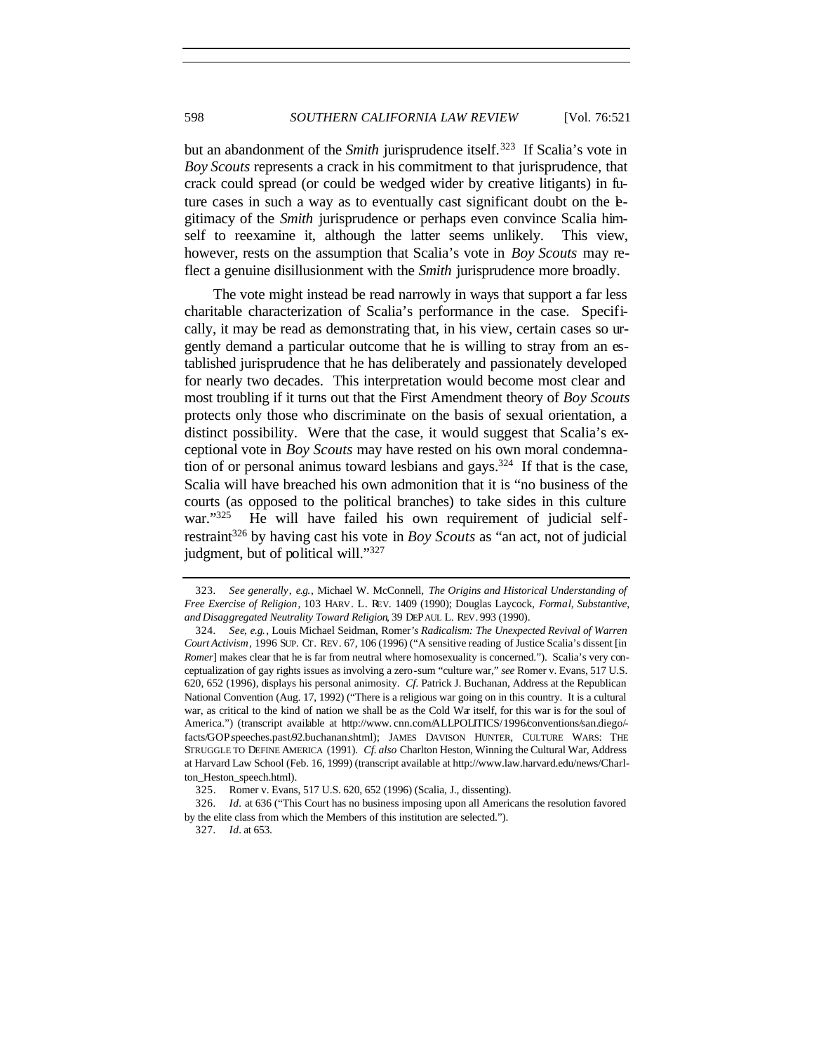but an abandonment of the *Smith* jurisprudence itself.[323] If Scalia's vote in *Boy Scouts* represents a crack in his commitment to that jurisprudence, that crack could spread (or could be wedged wider by creative litigants) in future cases in such a way as to eventually cast significant doubt on the legitimacy of the *Smith* jurisprudence or perhaps even convince Scalia himself to reexamine it, although the latter seems unlikely. This view, however, rests on the assumption that Scalia's vote in *Boy Scouts* may reflect a genuine disillusionment with the *Smith* jurisprudence more broadly.

The vote might instead be read narrowly in ways that support a far less charitable characterization of Scalia's performance in the case. Specifically, it may be read as demonstrating that, in his view, certain cases so urgently demand a particular outcome that he is willing to stray from an established jurisprudence that he has deliberately and passionately developed for nearly two decades. This interpretation would become most clear and most troubling if it turns out that the First Amendment theory of *Boy Scouts* protects only those who discriminate on the basis of sexual orientation, a distinct possibility. Were that the case, it would suggest that Scalia's exceptional vote in *Boy Scouts* may have rested on his own moral condemnation of or personal animus toward lesbians and gays.[324] If that is the case, Scalia will have breached his own admonition that it is "no business of the courts (as opposed to the political branches) to take sides in this culture war."[325] He will have failed his own requirement of judicial self-restraint[326] by having cast his vote in *Boy Scouts* as "an act, not of judicial judgment, but of political will."[327]

---

323. *See generally*, *e.g.*, Michael W. McConnell, *The Origins and Historical Understanding of Free Exercise of Religion*, 103 HARV. L. REV. 1409 (1990); Douglas Laycock, *Formal, Substantive, and Disaggregated Neutrality Toward Religion*, 39 DEPAUL L. REV. 993 (1990).

324. *See, e.g.*, Louis Michael Seidman, *Romer's Radicalism: The Unexpected Revival of Warren Court Activism*, 1996 SUP. CT. REV. 67, 106 (1996) ("A sensitive reading of Justice Scalia's dissent [in *Romer*] makes clear that he is far from neutral where homosexuality is concerned."). Scalia's very conceptualization of gay rights issues as involving a zero-sum "culture war," *see* Romer v. Evans, 517 U.S. 620, 652 (1996), displays his personal animosity. *Cf.* Patrick J. Buchanan, Address at the Republican National Convention (Aug. 17, 1992) ("There is a religious war going on in this country. It is a cultural war, as critical to the kind of nation we shall be as the Cold War itself, for this war is for the soul of America.") (transcript available at http://www.cnn.com/ALLPOLITICS/1996/conventions/san.diego/-facts/GOPspeeches.past/92.buchanan.shtml); JAMES DAVISON HUNTER, CULTURE WARS: THE STRUGGLE TO DEFINE AMERICA (1991). *Cf. also* Charlton Heston, Winning the Cultural War, Address at Harvard Law School (Feb. 16, 1999) (transcript available at http://www.law.harvard.edu/news/Charlton_Heston_speech.html).

325. Romer v. Evans, 517 U.S. 620, 652 (1996) (Scalia, J., dissenting).

326. *Id.* at 636 ("This Court has no business imposing upon all Americans the resolution favored by the elite class from which the Members of this institution are selected.").

327. *Id.* at 653.